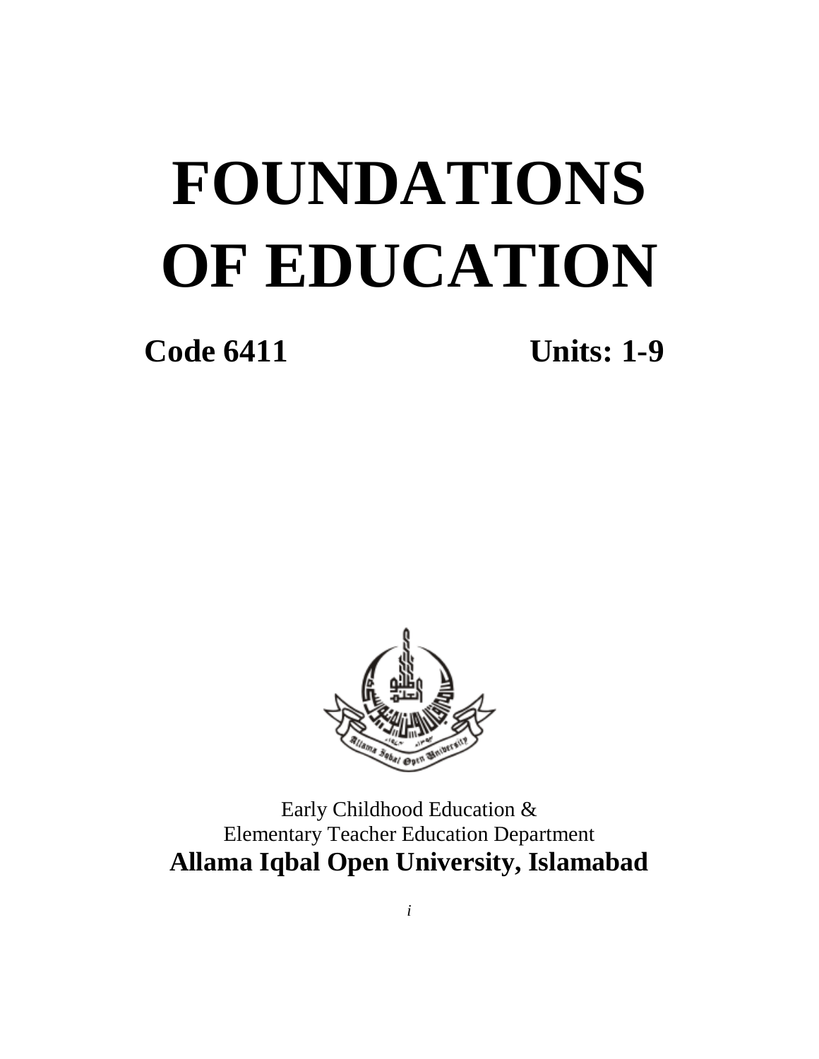# FOUNDATIONS OF EDUCATION

**Code 6411** **Units: 1-9**

Early Childhood Education &
Elementary Teacher Education Department
**Allama Iqbal Open University, Islamabad**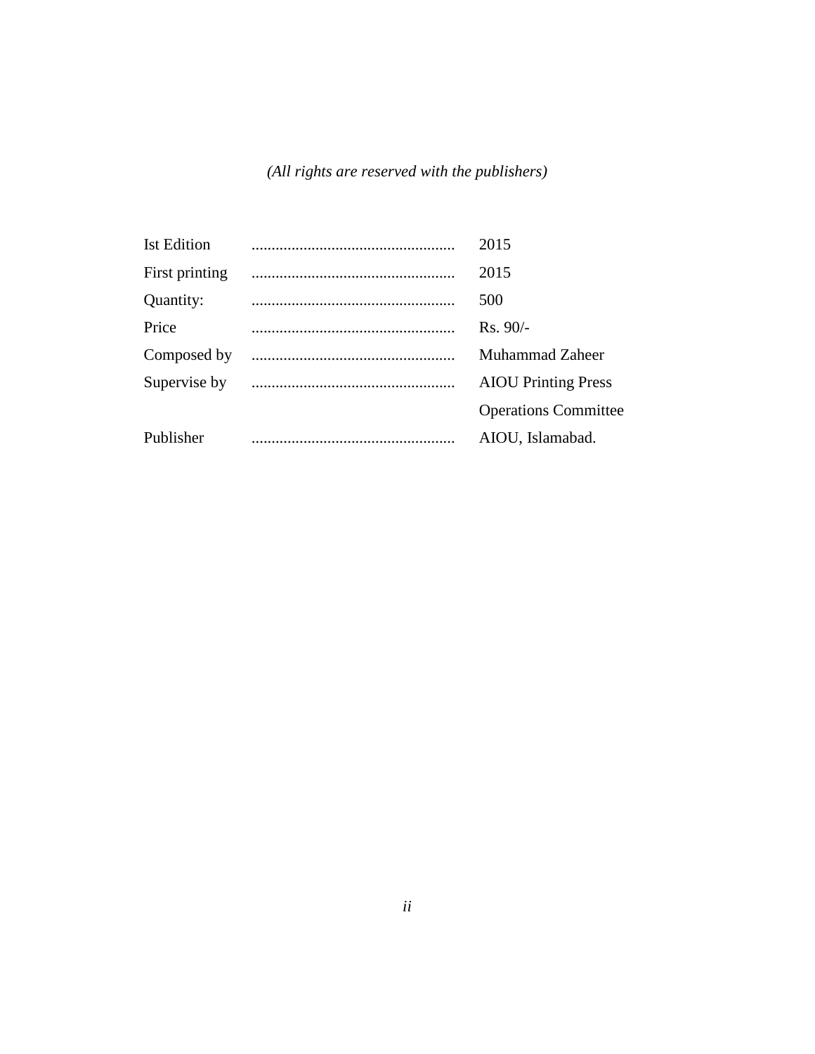*(All rights are reserved with the publishers)*

| | | |
|---|---|---|
| Ist Edition | .................................................. | 2015 |
| First printing | .................................................. | 2015 |
| Quantity: | .................................................. | 500 |
| Price | .................................................. | Rs. 90/- |
| Composed by | .................................................. | Muhammad Zaheer |
| Supervise by | .................................................. | AIOU Printing Press |
| | | Operations Committee |
| Publisher | .................................................. | AIOU, Islamabad. |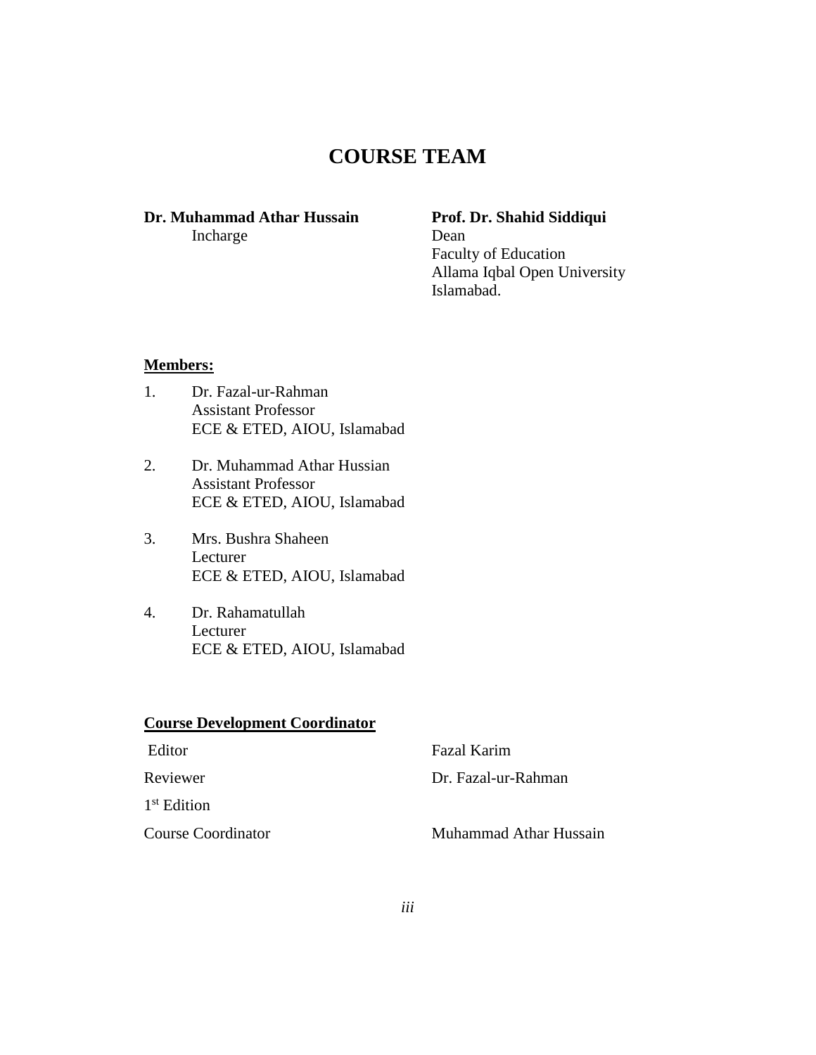# COURSE TEAM

**Dr. Muhammad Athar Hussain**
Incharge

**Prof. Dr. Shahid Siddiqui**
Dean
Faculty of Education
Allama Iqbal Open University
Islamabad.

**Members:**

1. Dr. Fazal-ur-Rahman
   Assistant Professor
   ECE & ETED, AIOU, Islamabad

2. Dr. Muhammad Athar Hussian
   Assistant Professor
   ECE & ETED, AIOU, Islamabad

3. Mrs. Bushra Shaheen
   Lecturer
   ECE & ETED, AIOU, Islamabad

4. Dr. Rahamatullah
   Lecturer
   ECE & ETED, AIOU, Islamabad

**Course Development Coordinator**

Editor — Fazal Karim

Reviewer — Dr. Fazal-ur-Rahman

1st Edition

Course Coordinator — Muhammad Athar Hussain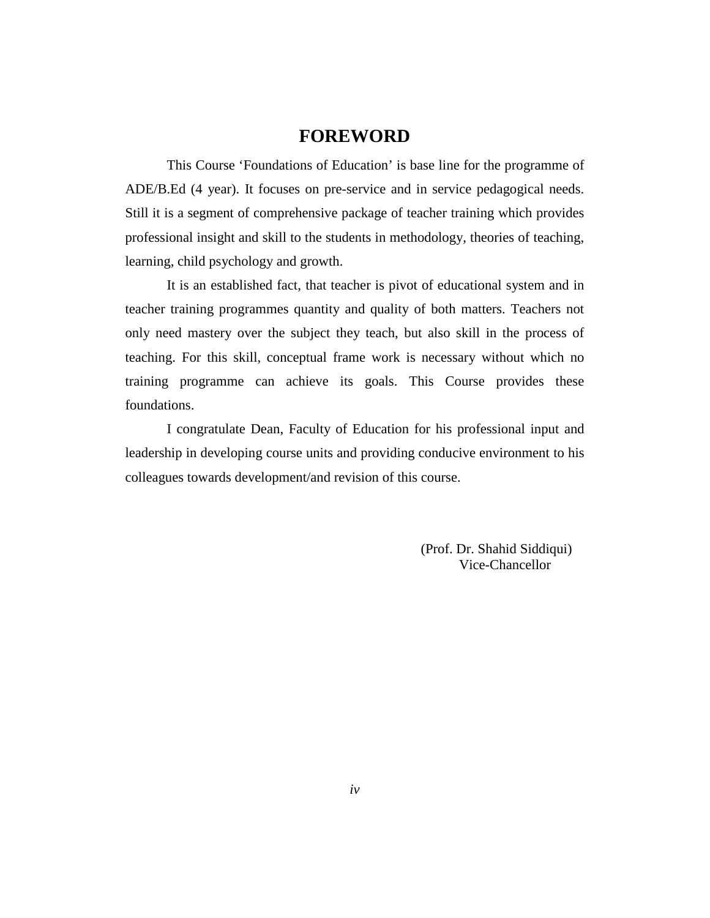# FOREWORD

This Course 'Foundations of Education' is base line for the programme of ADE/B.Ed (4 year). It focuses on pre-service and in service pedagogical needs. Still it is a segment of comprehensive package of teacher training which provides professional insight and skill to the students in methodology, theories of teaching, learning, child psychology and growth.

It is an established fact, that teacher is pivot of educational system and in teacher training programmes quantity and quality of both matters. Teachers not only need mastery over the subject they teach, but also skill in the process of teaching. For this skill, conceptual frame work is necessary without which no training programme can achieve its goals. This Course provides these foundations.

I congratulate Dean, Faculty of Education for his professional input and leadership in developing course units and providing conducive environment to his colleagues towards development/and revision of this course.

(Prof. Dr. Shahid Siddiqui)
Vice-Chancellor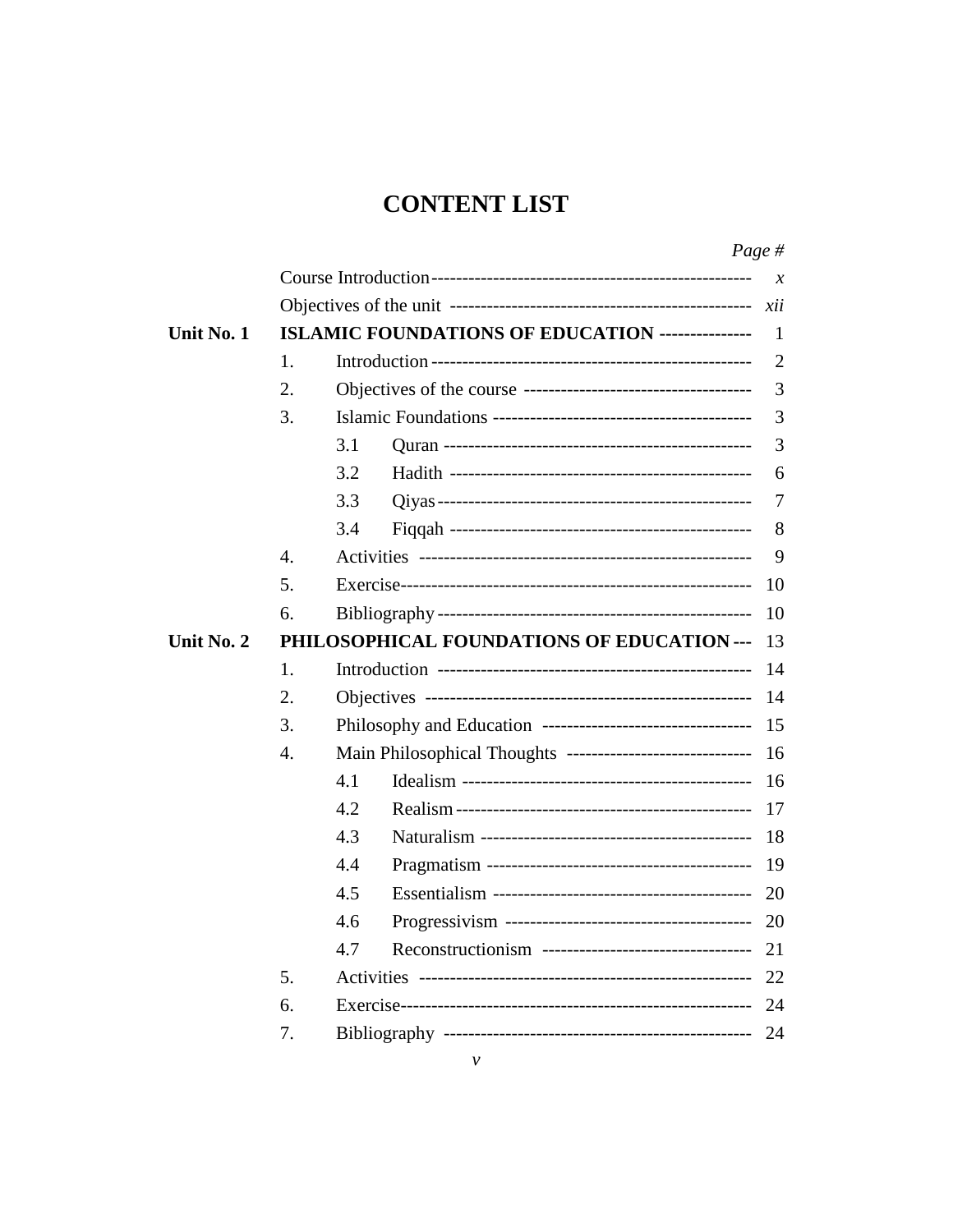# CONTENT LIST

| | | Page # |
|---|---|---|
| | Course Introduction | *x* |
| | Objectives of the unit | *xii* |
| **Unit No. 1** | **ISLAMIC FOUNDATIONS OF EDUCATION** | 1 |
| | 1. Introduction | 2 |
| | 2. Objectives of the course | 3 |
| | 3. Islamic Foundations | 3 |
| | 3.1 Quran | 3 |
| | 3.2 Hadith | 6 |
| | 3.3 Qiyas | 7 |
| | 3.4 Fiqqah | 8 |
| | 4. Activities | 9 |
| | 5. Exercise | 10 |
| | 6. Bibliography | 10 |
| **Unit No. 2** | **PHILOSOPHICAL FOUNDATIONS OF EDUCATION** | 13 |
| | 1. Introduction | 14 |
| | 2. Objectives | 14 |
| | 3. Philosophy and Education | 15 |
| | 4. Main Philosophical Thoughts | 16 |
| | 4.1 Idealism | 16 |
| | 4.2 Realism | 17 |
| | 4.3 Naturalism | 18 |
| | 4.4 Pragmatism | 19 |
| | 4.5 Essentialism | 20 |
| | 4.6 Progressivism | 20 |
| | 4.7 Reconstructionism | 21 |
| | 5. Activities | 22 |
| | 6. Exercise | 24 |
| | 7. Bibliography | 24 |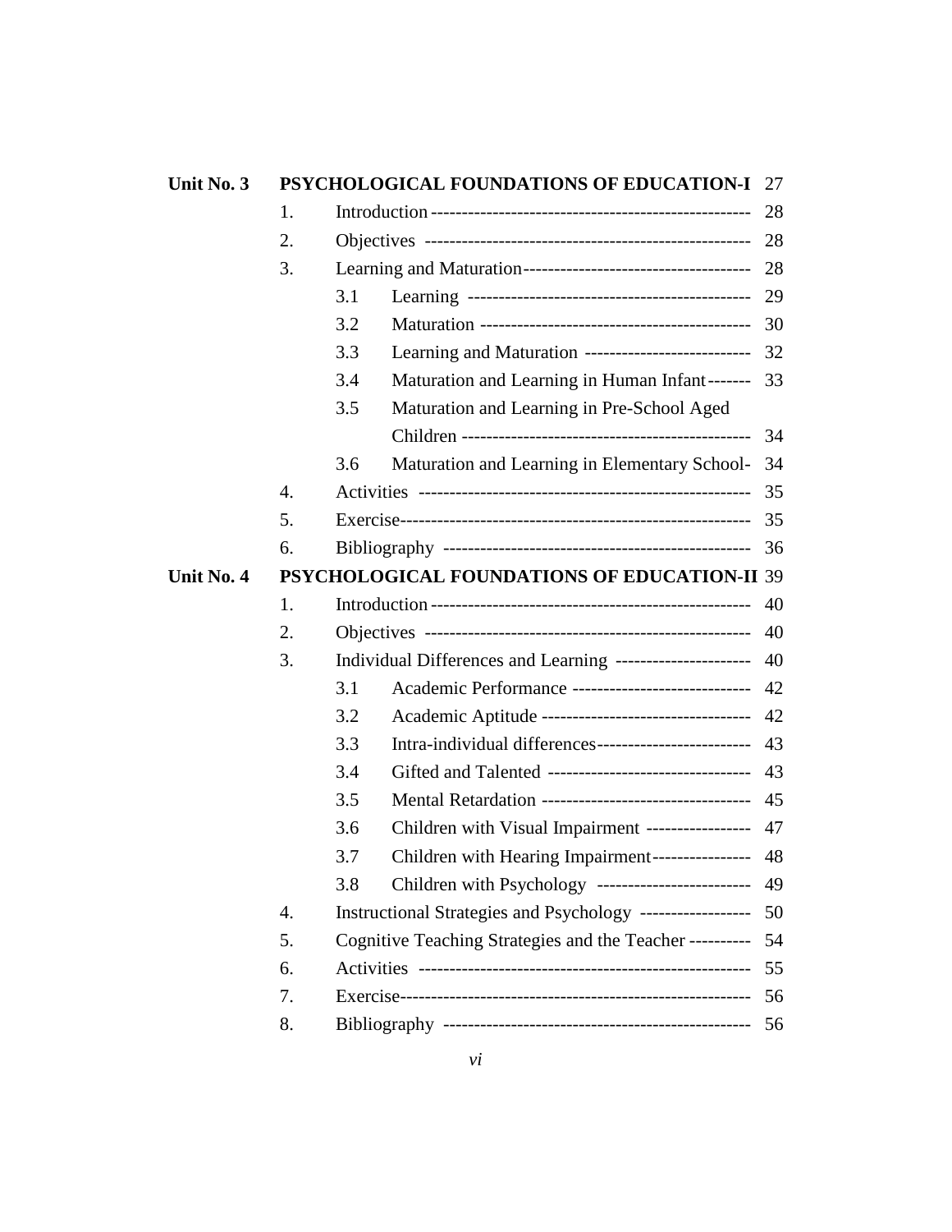| | | | | |
|---|---|---|---|---|
| **Unit No. 3** | **PSYCHOLOGICAL FOUNDATIONS OF EDUCATION-I** | | | 27 |
| | 1. | Introduction | | 28 |
| | 2. | Objectives | | 28 |
| | 3. | Learning and Maturation | | 28 |
| | | 3.1 | Learning | 29 |
| | | 3.2 | Maturation | 30 |
| | | 3.3 | Learning and Maturation | 32 |
| | | 3.4 | Maturation and Learning in Human Infant | 33 |
| | | 3.5 | Maturation and Learning in Pre-School Aged Children | 34 |
| | | 3.6 | Maturation and Learning in Elementary School | 34 |
| | 4. | Activities | | 35 |
| | 5. | Exercise | | 35 |
| | 6. | Bibliography | | 36 |
| **Unit No. 4** | **PSYCHOLOGICAL FOUNDATIONS OF EDUCATION-II** | | | 39 |
| | 1. | Introduction | | 40 |
| | 2. | Objectives | | 40 |
| | 3. | Individual Differences and Learning | | 40 |
| | | 3.1 | Academic Performance | 42 |
| | | 3.2 | Academic Aptitude | 42 |
| | | 3.3 | Intra-individual differences | 43 |
| | | 3.4 | Gifted and Talented | 43 |
| | | 3.5 | Mental Retardation | 45 |
| | | 3.6 | Children with Visual Impairment | 47 |
| | | 3.7 | Children with Hearing Impairment | 48 |
| | | 3.8 | Children with Psychology | 49 |
| | 4. | Instructional Strategies and Psychology | | 50 |
| | 5. | Cognitive Teaching Strategies and the Teacher | | 54 |
| | 6. | Activities | | 55 |
| | 7. | Exercise | | 56 |
| | 8. | Bibliography | | 56 |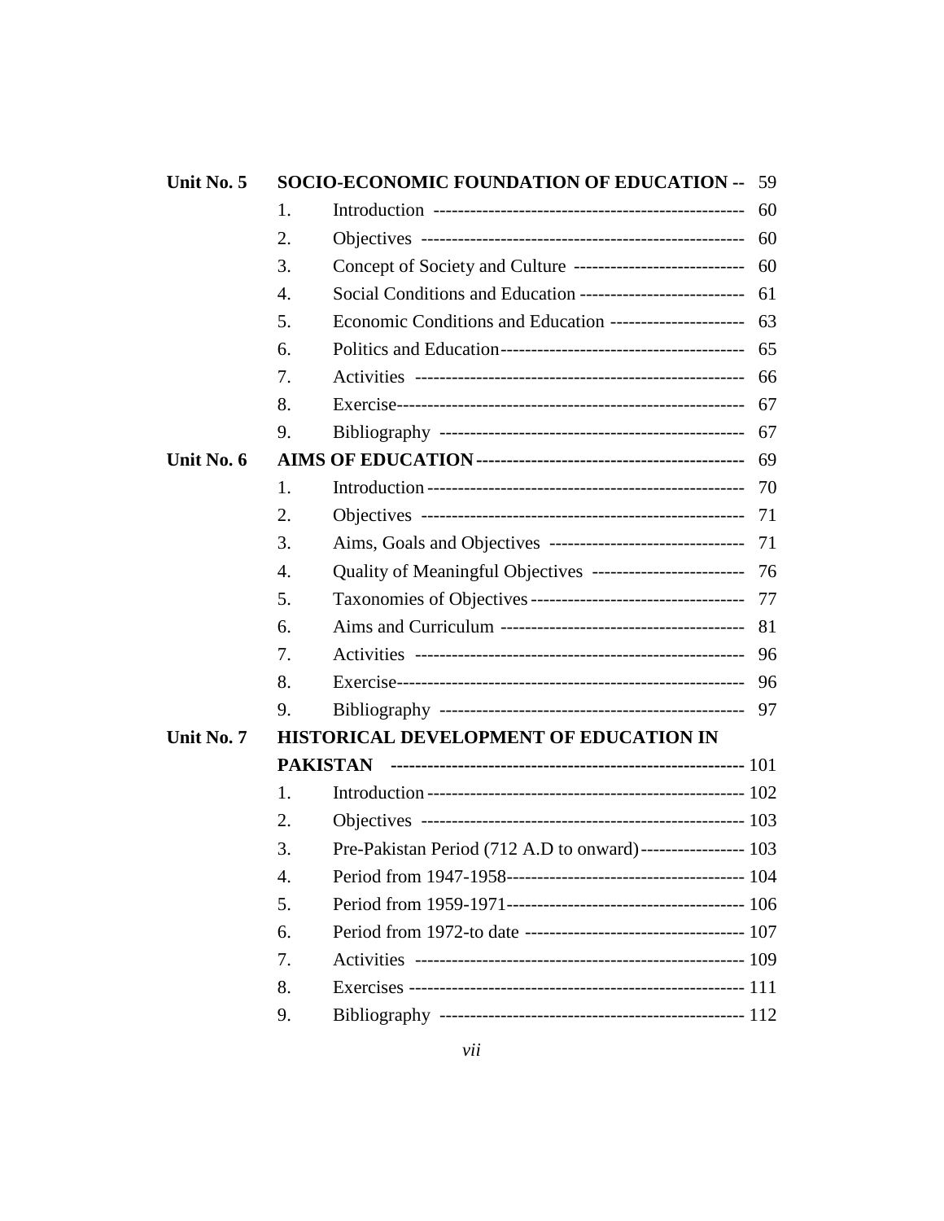| | | | |
|---|---|---|---|
| **Unit No. 5** | **SOCIO-ECONOMIC FOUNDATION OF EDUCATION** | | 59 |
| | 1. | Introduction | 60 |
| | 2. | Objectives | 60 |
| | 3. | Concept of Society and Culture | 60 |
| | 4. | Social Conditions and Education | 61 |
| | 5. | Economic Conditions and Education | 63 |
| | 6. | Politics and Education | 65 |
| | 7. | Activities | 66 |
| | 8. | Exercise | 67 |
| | 9. | Bibliography | 67 |
| **Unit No. 6** | **AIMS OF EDUCATION** | | 69 |
| | 1. | Introduction | 70 |
| | 2. | Objectives | 71 |
| | 3. | Aims, Goals and Objectives | 71 |
| | 4. | Quality of Meaningful Objectives | 76 |
| | 5. | Taxonomies of Objectives | 77 |
| | 6. | Aims and Curriculum | 81 |
| | 7. | Activities | 96 |
| | 8. | Exercise | 96 |
| | 9. | Bibliography | 97 |
| **Unit No. 7** | **HISTORICAL DEVELOPMENT OF EDUCATION IN PAKISTAN** | | 101 |
| | 1. | Introduction | 102 |
| | 2. | Objectives | 103 |
| | 3. | Pre-Pakistan Period (712 A.D to onward) | 103 |
| | 4. | Period from 1947-1958 | 104 |
| | 5. | Period from 1959-1971 | 106 |
| | 6. | Period from 1972-to date | 107 |
| | 7. | Activities | 109 |
| | 8. | Exercises | 111 |
| | 9. | Bibliography | 112 |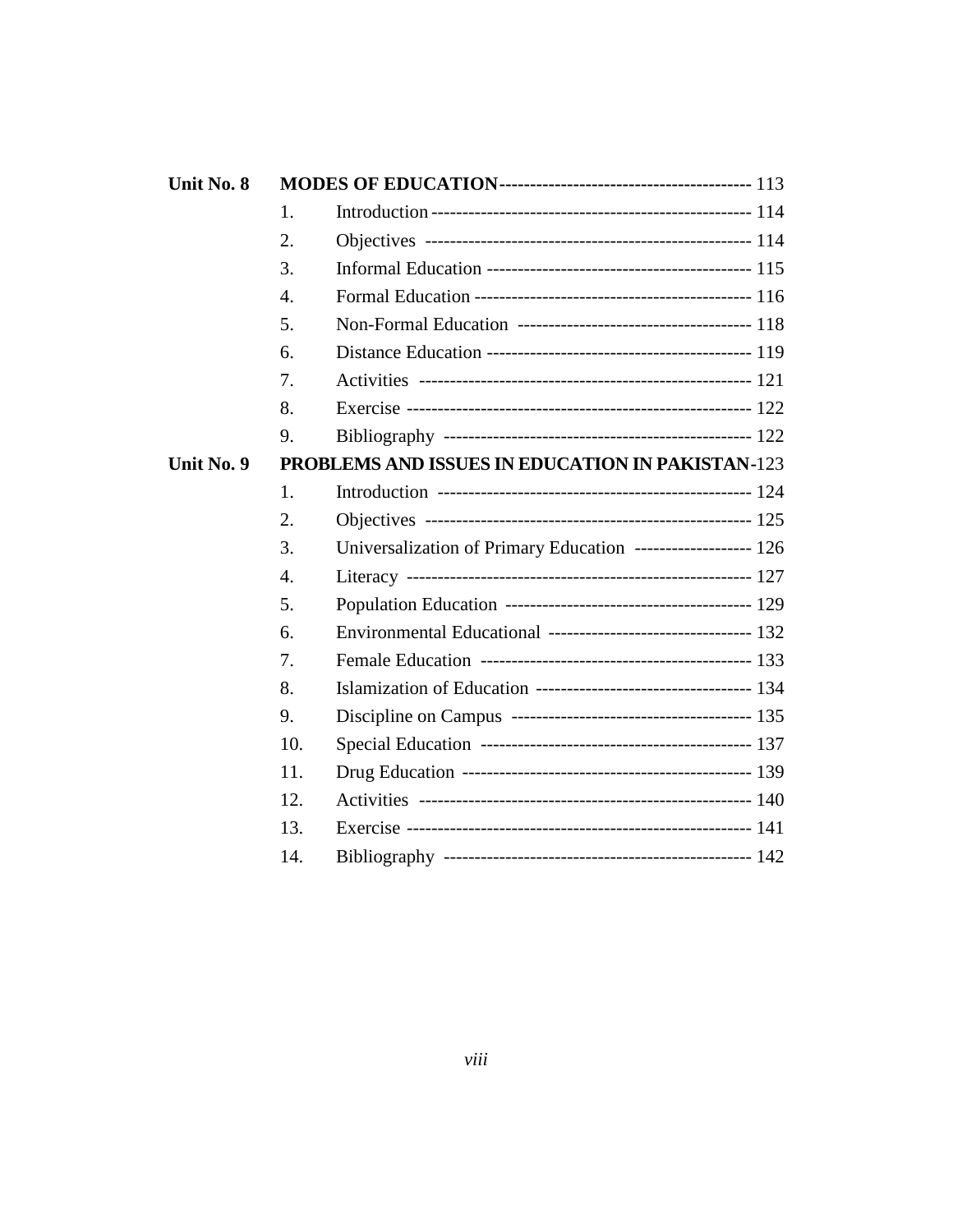| | | | |
|---|---|---|---|
| **Unit No. 8** | **MODES OF EDUCATION** | | 113 |
| | 1. | Introduction | 114 |
| | 2. | Objectives | 114 |
| | 3. | Informal Education | 115 |
| | 4. | Formal Education | 116 |
| | 5. | Non-Formal Education | 118 |
| | 6. | Distance Education | 119 |
| | 7. | Activities | 121 |
| | 8. | Exercise | 122 |
| | 9. | Bibliography | 122 |
| **Unit No. 9** | **PROBLEMS AND ISSUES IN EDUCATION IN PAKISTAN** | | 123 |
| | 1. | Introduction | 124 |
| | 2. | Objectives | 125 |
| | 3. | Universalization of Primary Education | 126 |
| | 4. | Literacy | 127 |
| | 5. | Population Education | 129 |
| | 6. | Environmental Educational | 132 |
| | 7. | Female Education | 133 |
| | 8. | Islamization of Education | 134 |
| | 9. | Discipline on Campus | 135 |
| | 10. | Special Education | 137 |
| | 11. | Drug Education | 139 |
| | 12. | Activities | 140 |
| | 13. | Exercise | 141 |
| | 14. | Bibliography | 142 |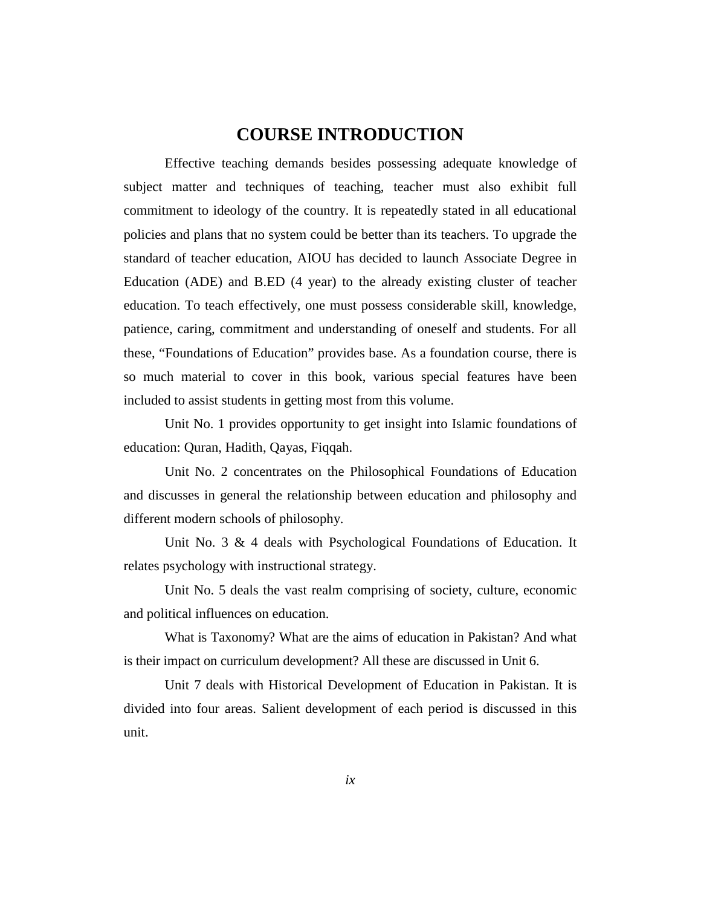# COURSE INTRODUCTION

Effective teaching demands besides possessing adequate knowledge of subject matter and techniques of teaching, teacher must also exhibit full commitment to ideology of the country. It is repeatedly stated in all educational policies and plans that no system could be better than its teachers. To upgrade the standard of teacher education, AIOU has decided to launch Associate Degree in Education (ADE) and B.ED (4 year) to the already existing cluster of teacher education. To teach effectively, one must possess considerable skill, knowledge, patience, caring, commitment and understanding of oneself and students. For all these, "Foundations of Education" provides base. As a foundation course, there is so much material to cover in this book, various special features have been included to assist students in getting most from this volume.

Unit No. 1 provides opportunity to get insight into Islamic foundations of education: Quran, Hadith, Qayas, Fiqqah.

Unit No. 2 concentrates on the Philosophical Foundations of Education and discusses in general the relationship between education and philosophy and different modern schools of philosophy.

Unit No. 3 & 4 deals with Psychological Foundations of Education. It relates psychology with instructional strategy.

Unit No. 5 deals the vast realm comprising of society, culture, economic and political influences on education.

What is Taxonomy? What are the aims of education in Pakistan? And what is their impact on curriculum development? All these are discussed in Unit 6.

Unit 7 deals with Historical Development of Education in Pakistan. It is divided into four areas. Salient development of each period is discussed in this unit.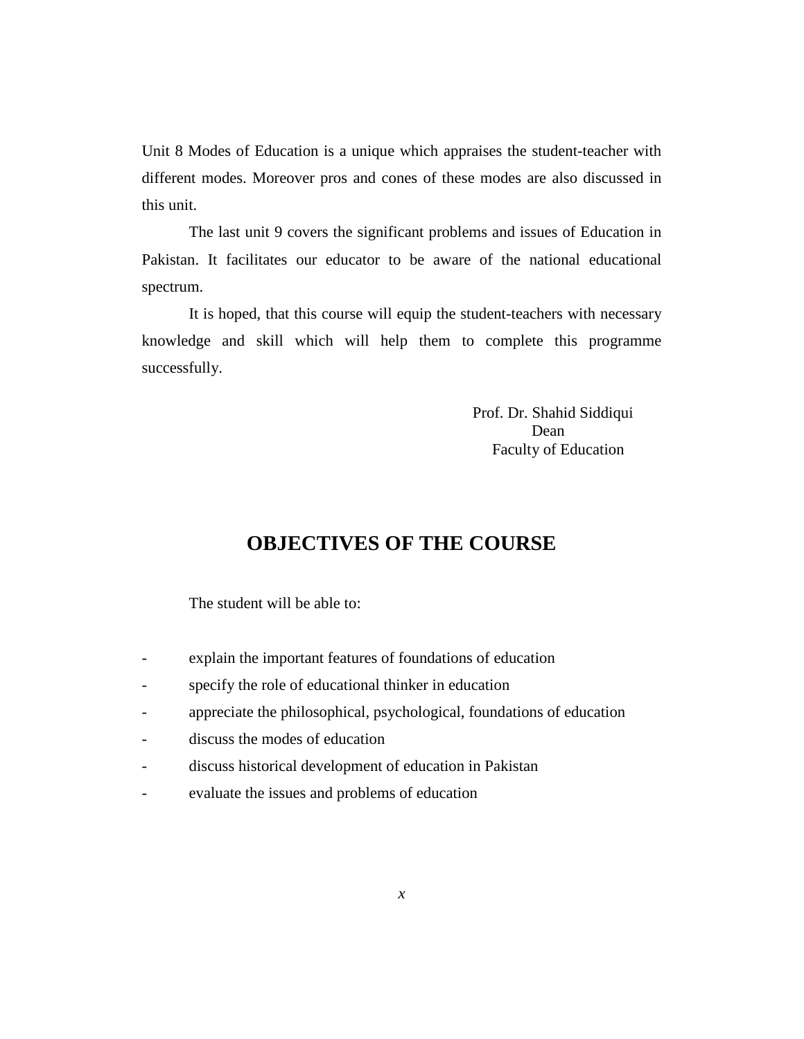Unit 8 Modes of Education is a unique which appraises the student-teacher with different modes. Moreover pros and cones of these modes are also discussed in this unit.

The last unit 9 covers the significant problems and issues of Education in Pakistan. It facilitates our educator to be aware of the national educational spectrum.

It is hoped, that this course will equip the student-teachers with necessary knowledge and skill which will help them to complete this programme successfully.

Prof. Dr. Shahid Siddiqui
Dean
Faculty of Education

## OBJECTIVES OF THE COURSE

The student will be able to:

- explain the important features of foundations of education
- specify the role of educational thinker in education
- appreciate the philosophical, psychological, foundations of education
- discuss the modes of education
- discuss historical development of education in Pakistan
- evaluate the issues and problems of education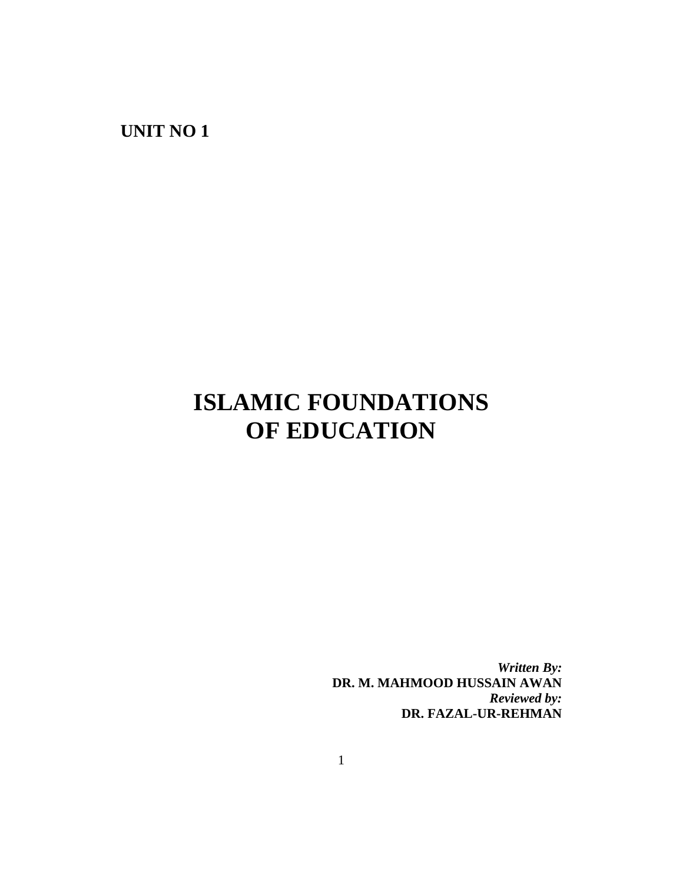**UNIT NO 1**

# ISLAMIC FOUNDATIONS OF EDUCATION

***Written By:***
**DR. M. MAHMOOD HUSSAIN AWAN**
***Reviewed by:***
**DR. FAZAL-UR-REHMAN**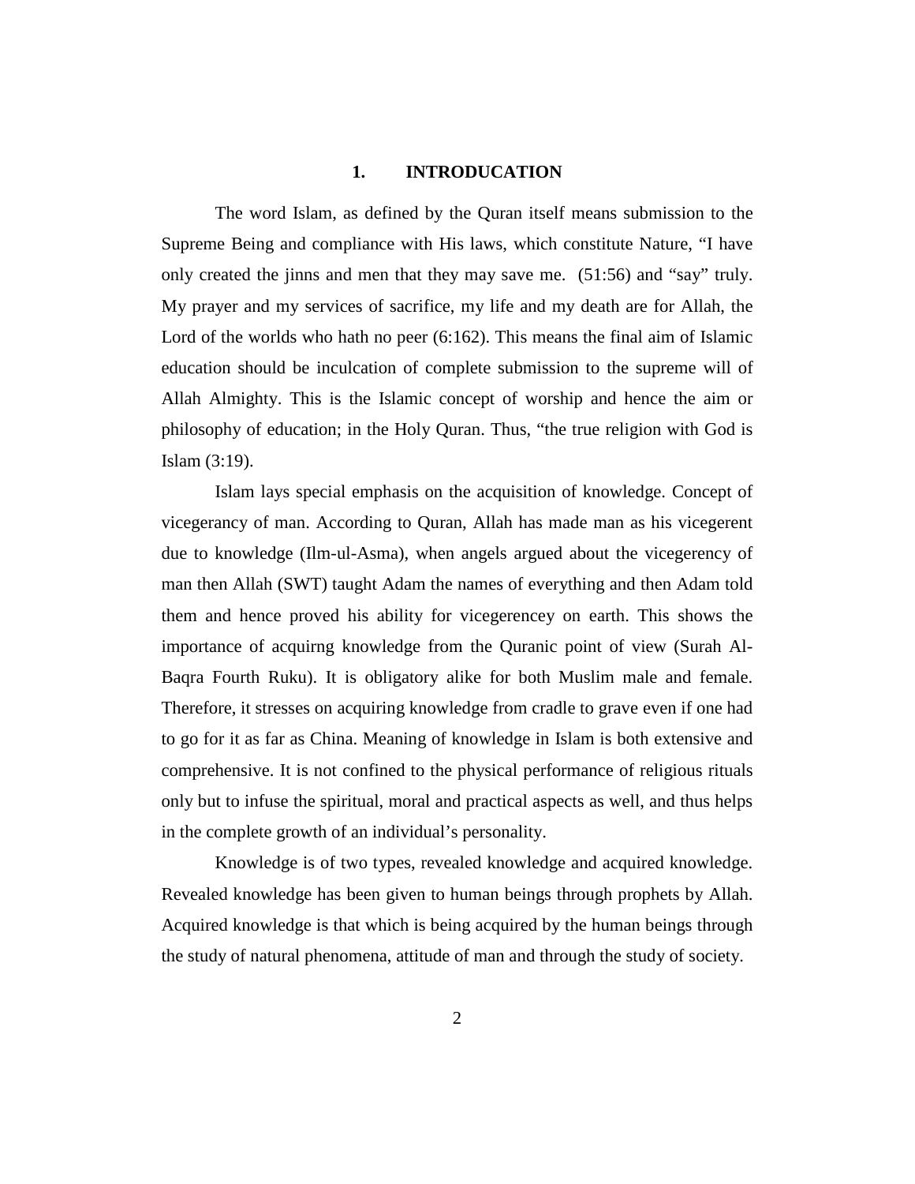# 1. INTRODUCATION

The word Islam, as defined by the Quran itself means submission to the Supreme Being and compliance with His laws, which constitute Nature, "I have only created the jinns and men that they may save me. (51:56) and "say" truly. My prayer and my services of sacrifice, my life and my death are for Allah, the Lord of the worlds who hath no peer (6:162). This means the final aim of Islamic education should be inculcation of complete submission to the supreme will of Allah Almighty. This is the Islamic concept of worship and hence the aim or philosophy of education; in the Holy Quran. Thus, "the true religion with God is Islam (3:19).

Islam lays special emphasis on the acquisition of knowledge. Concept of vicegerancy of man. According to Quran, Allah has made man as his vicegerent due to knowledge (Ilm-ul-Asma), when angels argued about the vicegerency of man then Allah (SWT) taught Adam the names of everything and then Adam told them and hence proved his ability for vicegerencey on earth. This shows the importance of acquirng knowledge from the Quranic point of view (Surah Al-Baqra Fourth Ruku). It is obligatory alike for both Muslim male and female. Therefore, it stresses on acquiring knowledge from cradle to grave even if one had to go for it as far as China. Meaning of knowledge in Islam is both extensive and comprehensive. It is not confined to the physical performance of religious rituals only but to infuse the spiritual, moral and practical aspects as well, and thus helps in the complete growth of an individual's personality.

Knowledge is of two types, revealed knowledge and acquired knowledge. Revealed knowledge has been given to human beings through prophets by Allah. Acquired knowledge is that which is being acquired by the human beings through the study of natural phenomena, attitude of man and through the study of society.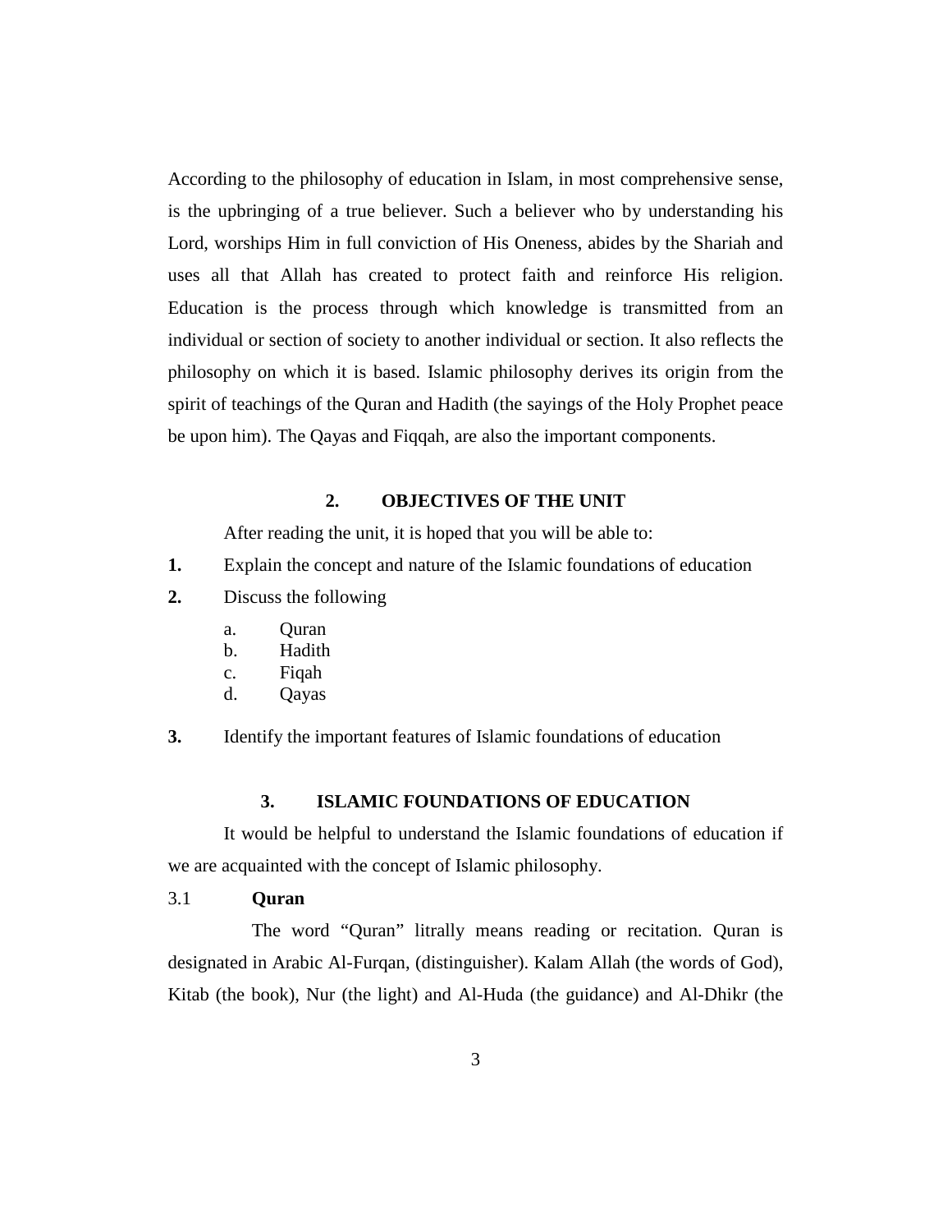According to the philosophy of education in Islam, in most comprehensive sense, is the upbringing of a true believer. Such a believer who by understanding his Lord, worships Him in full conviction of His Oneness, abides by the Shariah and uses all that Allah has created to protect faith and reinforce His religion. Education is the process through which knowledge is transmitted from an individual or section of society to another individual or section. It also reflects the philosophy on which it is based. Islamic philosophy derives its origin from the spirit of teachings of the Quran and Hadith (the sayings of the Holy Prophet peace be upon him). The Qayas and Fiqqah, are also the important components.

## 2. OBJECTIVES OF THE UNIT

After reading the unit, it is hoped that you will be able to:

**1.** Explain the concept and nature of the Islamic foundations of education

**2.** Discuss the following

   a. Quran
   b. Hadith
   c. Fiqah
   d. Qayas

**3.** Identify the important features of Islamic foundations of education

## 3. ISLAMIC FOUNDATIONS OF EDUCATION

It would be helpful to understand the Islamic foundations of education if we are acquainted with the concept of Islamic philosophy.

### 3.1 Quran

The word "Quran" litrally means reading or recitation. Quran is designated in Arabic Al-Furqan, (distinguisher). Kalam Allah (the words of God), Kitab (the book), Nur (the light) and Al-Huda (the guidance) and Al-Dhikr (the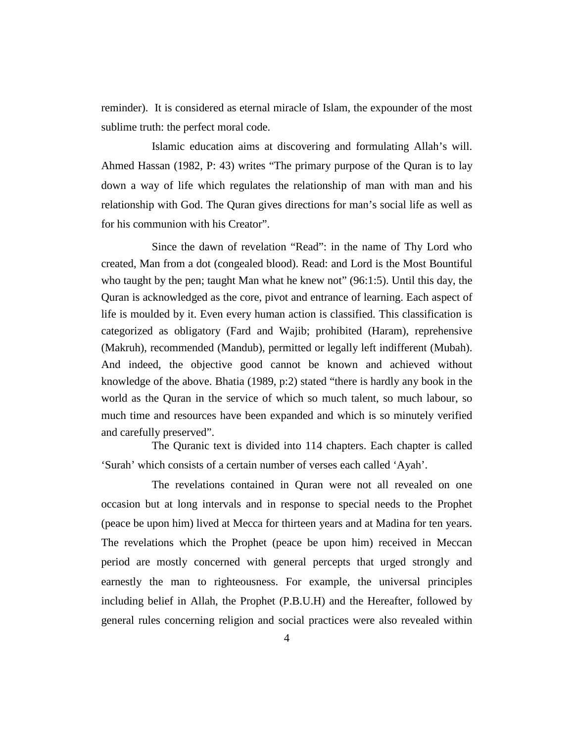reminder). It is considered as eternal miracle of Islam, the expounder of the most sublime truth: the perfect moral code.

Islamic education aims at discovering and formulating Allah's will. Ahmed Hassan (1982, P: 43) writes "The primary purpose of the Quran is to lay down a way of life which regulates the relationship of man with man and his relationship with God. The Quran gives directions for man's social life as well as for his communion with his Creator".

Since the dawn of revelation "Read": in the name of Thy Lord who created, Man from a dot (congealed blood). Read: and Lord is the Most Bountiful who taught by the pen; taught Man what he knew not" (96:1:5). Until this day, the Quran is acknowledged as the core, pivot and entrance of learning. Each aspect of life is moulded by it. Even every human action is classified. This classification is categorized as obligatory (Fard and Wajib; prohibited (Haram), reprehensive (Makruh), recommended (Mandub), permitted or legally left indifferent (Mubah). And indeed, the objective good cannot be known and achieved without knowledge of the above. Bhatia (1989, p:2) stated "there is hardly any book in the world as the Quran in the service of which so much talent, so much labour, so much time and resources have been expanded and which is so minutely verified and carefully preserved".

The Quranic text is divided into 114 chapters. Each chapter is called 'Surah' which consists of a certain number of verses each called 'Ayah'.

The revelations contained in Quran were not all revealed on one occasion but at long intervals and in response to special needs to the Prophet (peace be upon him) lived at Mecca for thirteen years and at Madina for ten years. The revelations which the Prophet (peace be upon him) received in Meccan period are mostly concerned with general percepts that urged strongly and earnestly the man to righteousness. For example, the universal principles including belief in Allah, the Prophet (P.B.U.H) and the Hereafter, followed by general rules concerning religion and social practices were also revealed within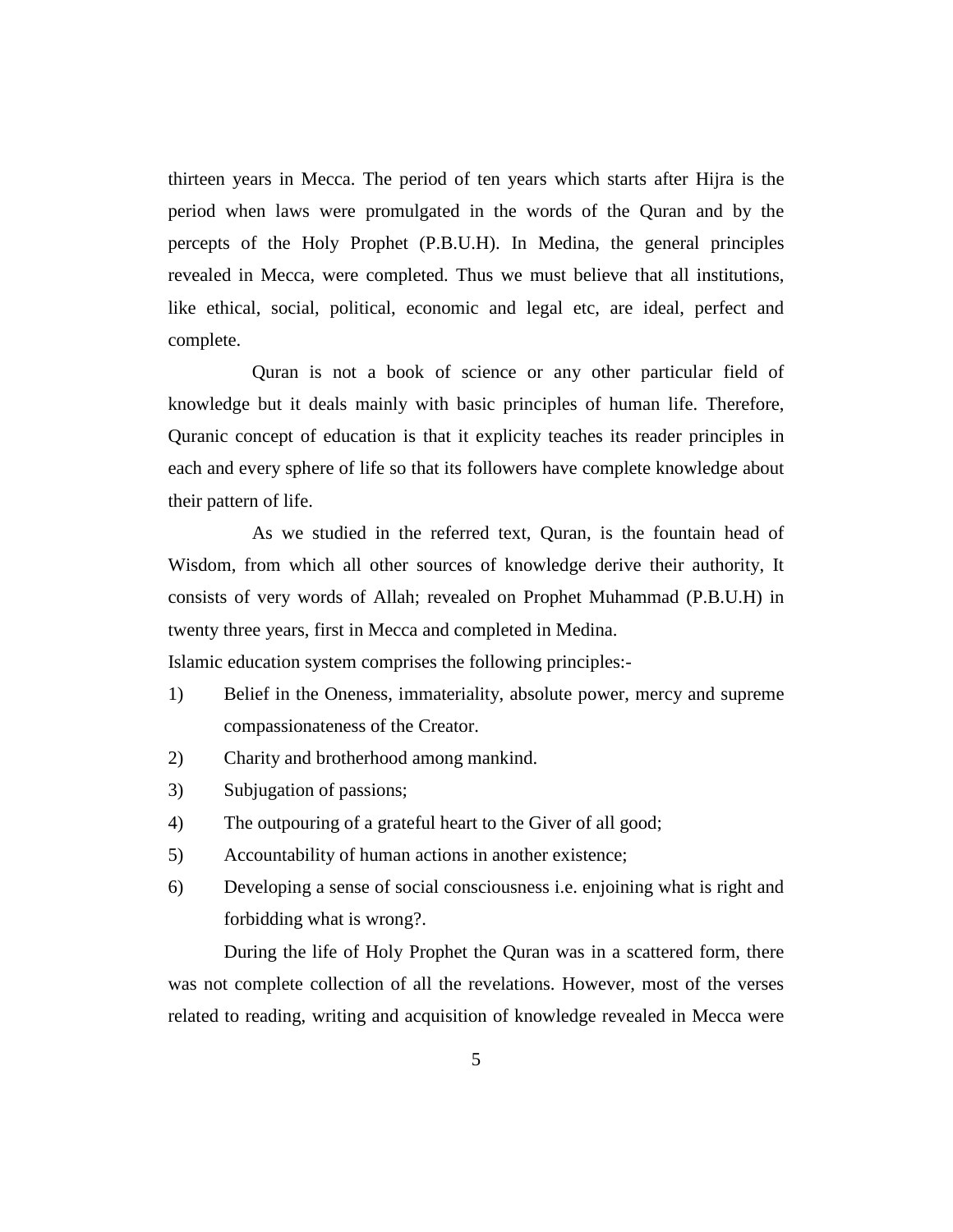thirteen years in Mecca. The period of ten years which starts after Hijra is the period when laws were promulgated in the words of the Quran and by the percepts of the Holy Prophet (P.B.U.H). In Medina, the general principles revealed in Mecca, were completed. Thus we must believe that all institutions, like ethical, social, political, economic and legal etc, are ideal, perfect and complete.

Quran is not a book of science or any other particular field of knowledge but it deals mainly with basic principles of human life. Therefore, Quranic concept of education is that it explicity teaches its reader principles in each and every sphere of life so that its followers have complete knowledge about their pattern of life.

As we studied in the referred text, Quran, is the fountain head of Wisdom, from which all other sources of knowledge derive their authority, It consists of very words of Allah; revealed on Prophet Muhammad (P.B.U.H) in twenty three years, first in Mecca and completed in Medina.

Islamic education system comprises the following principles:-

1) Belief in the Oneness, immateriality, absolute power, mercy and supreme compassionateness of the Creator.
2) Charity and brotherhood among mankind.
3) Subjugation of passions;
4) The outpouring of a grateful heart to the Giver of all good;
5) Accountability of human actions in another existence;
6) Developing a sense of social consciousness i.e. enjoining what is right and forbidding what is wrong?.

During the life of Holy Prophet the Quran was in a scattered form, there was not complete collection of all the revelations. However, most of the verses related to reading, writing and acquisition of knowledge revealed in Mecca were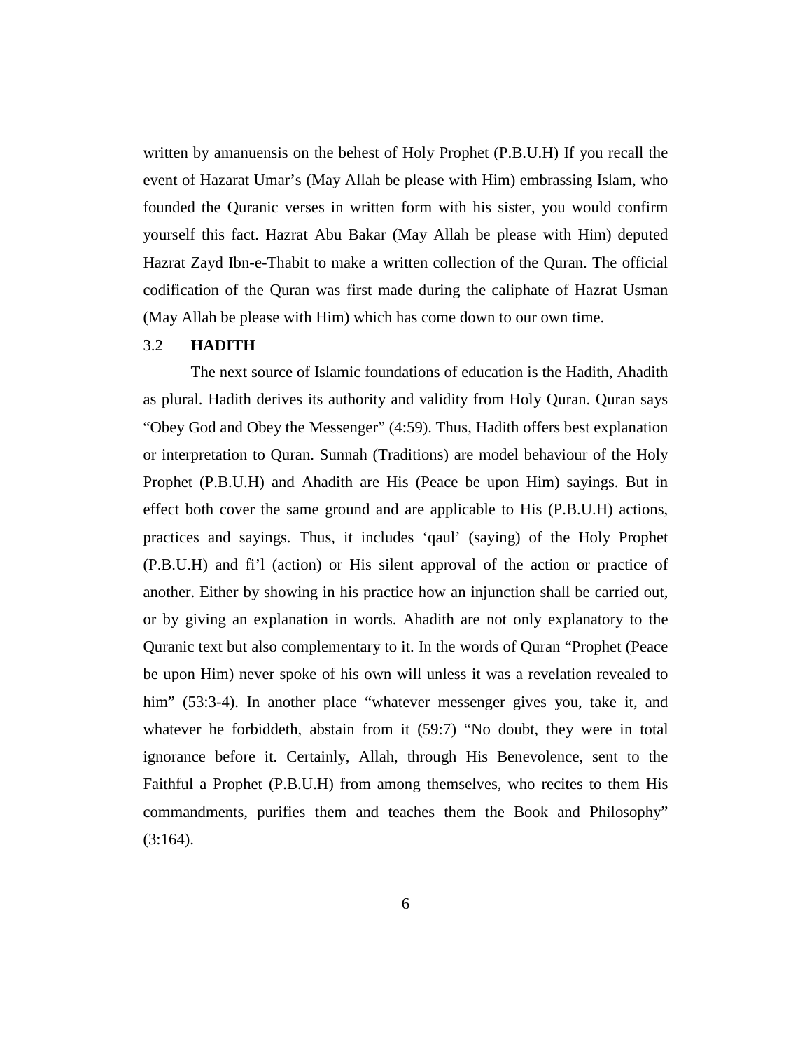written by amanuensis on the behest of Holy Prophet (P.B.U.H) If you recall the event of Hazarat Umar's (May Allah be please with Him) embrassing Islam, who founded the Quranic verses in written form with his sister, you would confirm yourself this fact. Hazrat Abu Bakar (May Allah be please with Him) deputed Hazrat Zayd Ibn-e-Thabit to make a written collection of the Quran. The official codification of the Quran was first made during the caliphate of Hazrat Usman (May Allah be please with Him) which has come down to our own time.

### 3.2 HADITH

The next source of Islamic foundations of education is the Hadith, Ahadith as plural. Hadith derives its authority and validity from Holy Quran. Quran says "Obey God and Obey the Messenger" (4:59). Thus, Hadith offers best explanation or interpretation to Quran. Sunnah (Traditions) are model behaviour of the Holy Prophet (P.B.U.H) and Ahadith are His (Peace be upon Him) sayings. But in effect both cover the same ground and are applicable to His (P.B.U.H) actions, practices and sayings. Thus, it includes 'qaul' (saying) of the Holy Prophet (P.B.U.H) and fi'l (action) or His silent approval of the action or practice of another. Either by showing in his practice how an injunction shall be carried out, or by giving an explanation in words. Ahadith are not only explanatory to the Quranic text but also complementary to it. In the words of Quran "Prophet (Peace be upon Him) never spoke of his own will unless it was a revelation revealed to him" (53:3-4). In another place "whatever messenger gives you, take it, and whatever he forbiddeth, abstain from it (59:7) "No doubt, they were in total ignorance before it. Certainly, Allah, through His Benevolence, sent to the Faithful a Prophet (P.B.U.H) from among themselves, who recites to them His commandments, purifies them and teaches them the Book and Philosophy" (3:164).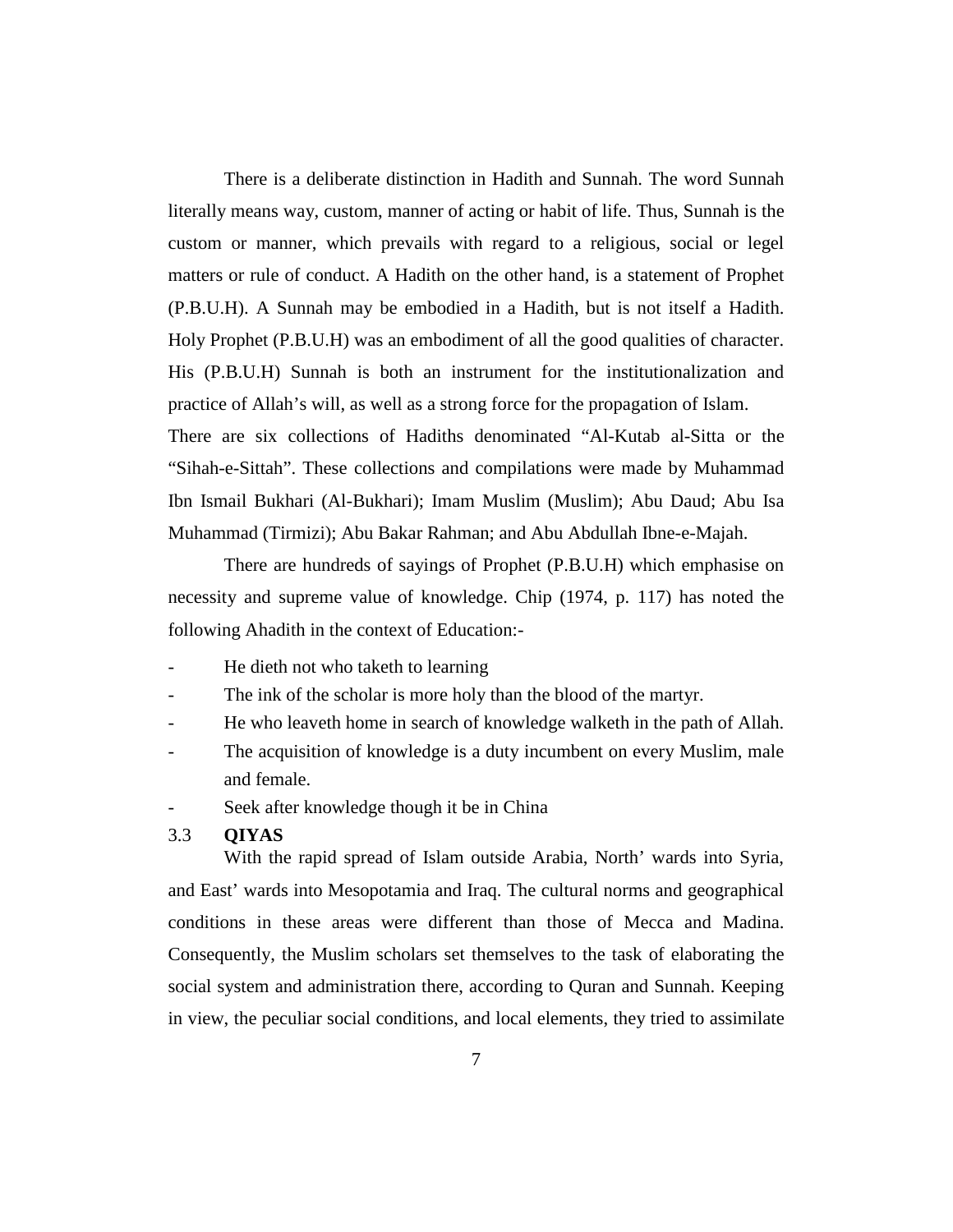There is a deliberate distinction in Hadith and Sunnah. The word Sunnah literally means way, custom, manner of acting or habit of life. Thus, Sunnah is the custom or manner, which prevails with regard to a religious, social or legel matters or rule of conduct. A Hadith on the other hand, is a statement of Prophet (P.B.U.H). A Sunnah may be embodied in a Hadith, but is not itself a Hadith. Holy Prophet (P.B.U.H) was an embodiment of all the good qualities of character. His (P.B.U.H) Sunnah is both an instrument for the institutionalization and practice of Allah's will, as well as a strong force for the propagation of Islam.

There are six collections of Hadiths denominated "Al-Kutab al-Sitta or the "Sihah-e-Sittah". These collections and compilations were made by Muhammad Ibn Ismail Bukhari (Al-Bukhari); Imam Muslim (Muslim); Abu Daud; Abu Isa Muhammad (Tirmizi); Abu Bakar Rahman; and Abu Abdullah Ibne-e-Majah.

There are hundreds of sayings of Prophet (P.B.U.H) which emphasise on necessity and supreme value of knowledge. Chip (1974, p. 117) has noted the following Ahadith in the context of Education:-

- He dieth not who taketh to learning
- The ink of the scholar is more holy than the blood of the martyr.
- He who leaveth home in search of knowledge walketh in the path of Allah.
- The acquisition of knowledge is a duty incumbent on every Muslim, male and female.
- Seek after knowledge though it be in China

### 3.3 **QIYAS**

With the rapid spread of Islam outside Arabia, North' wards into Syria, and East' wards into Mesopotamia and Iraq. The cultural norms and geographical conditions in these areas were different than those of Mecca and Madina. Consequently, the Muslim scholars set themselves to the task of elaborating the social system and administration there, according to Quran and Sunnah. Keeping in view, the peculiar social conditions, and local elements, they tried to assimilate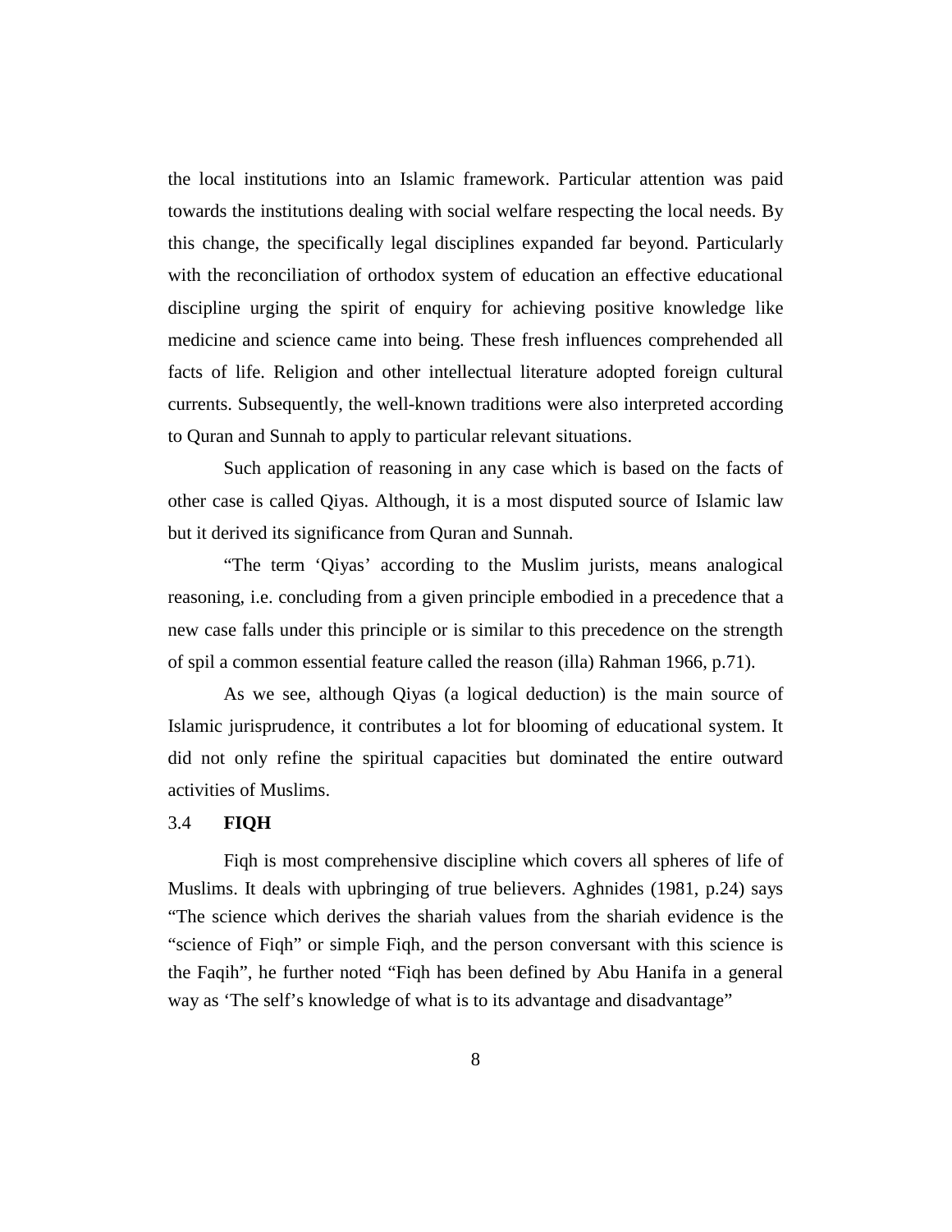the local institutions into an Islamic framework. Particular attention was paid towards the institutions dealing with social welfare respecting the local needs. By this change, the specifically legal disciplines expanded far beyond. Particularly with the reconciliation of orthodox system of education an effective educational discipline urging the spirit of enquiry for achieving positive knowledge like medicine and science came into being. These fresh influences comprehended all facts of life. Religion and other intellectual literature adopted foreign cultural currents. Subsequently, the well-known traditions were also interpreted according to Quran and Sunnah to apply to particular relevant situations.

Such application of reasoning in any case which is based on the facts of other case is called Qiyas. Although, it is a most disputed source of Islamic law but it derived its significance from Quran and Sunnah.

"The term 'Qiyas' according to the Muslim jurists, means analogical reasoning, i.e. concluding from a given principle embodied in a precedence that a new case falls under this principle or is similar to this precedence on the strength of spil a common essential feature called the reason (illa) Rahman 1966, p.71).

As we see, although Qiyas (a logical deduction) is the main source of Islamic jurisprudence, it contributes a lot for blooming of educational system. It did not only refine the spiritual capacities but dominated the entire outward activities of Muslims.

## 3.4 **FIQH**

Fiqh is most comprehensive discipline which covers all spheres of life of Muslims. It deals with upbringing of true believers. Aghnides (1981, p.24) says "The science which derives the shariah values from the shariah evidence is the "science of Fiqh" or simple Fiqh, and the person conversant with this science is the Faqih", he further noted "Fiqh has been defined by Abu Hanifa in a general way as 'The self's knowledge of what is to its advantage and disadvantage"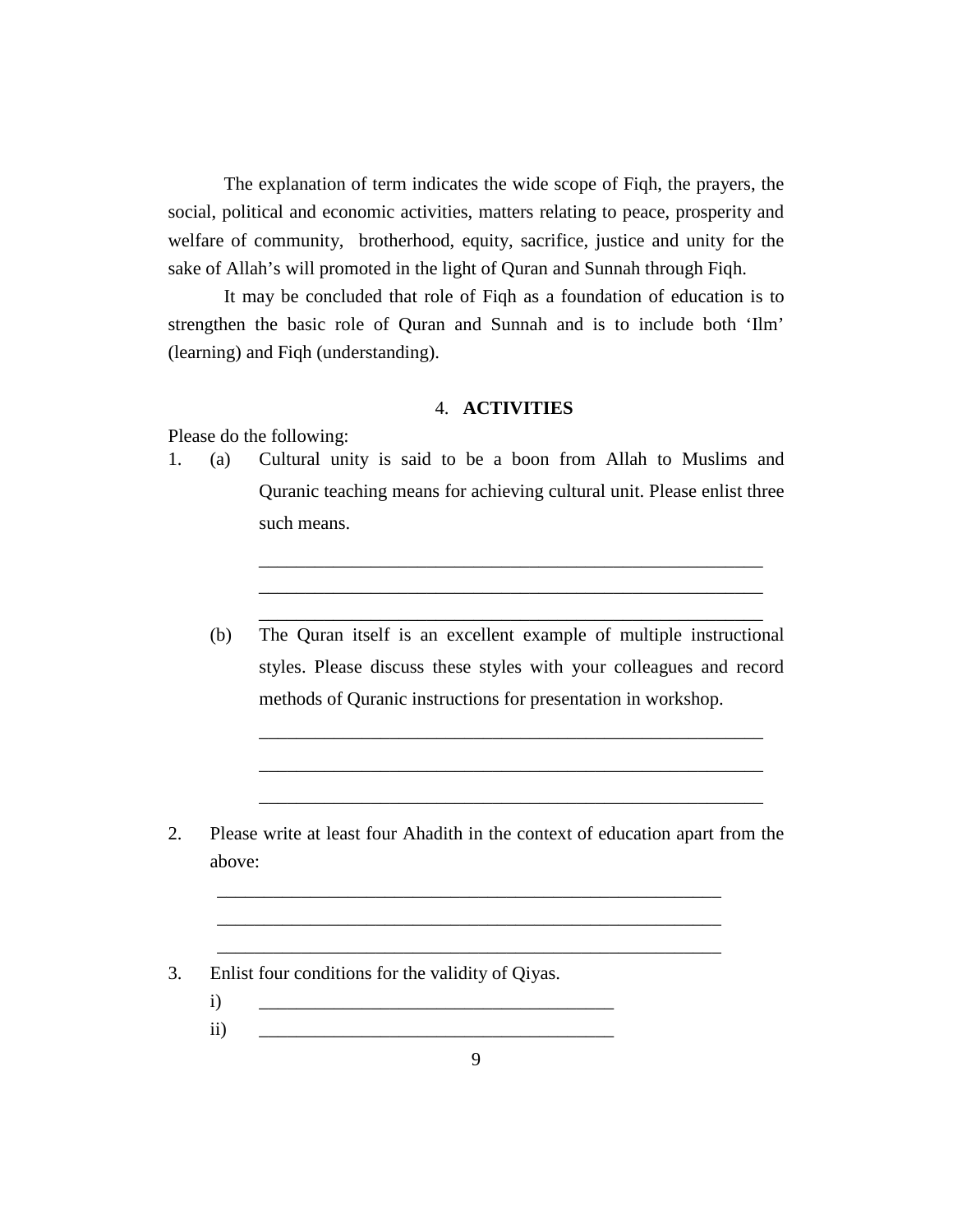The explanation of term indicates the wide scope of Fiqh, the prayers, the social, political and economic activities, matters relating to peace, prosperity and welfare of community, brotherhood, equity, sacrifice, justice and unity for the sake of Allah's will promoted in the light of Quran and Sunnah through Fiqh.

It may be concluded that role of Fiqh as a foundation of education is to strengthen the basic role of Quran and Sunnah and is to include both 'Ilm' (learning) and Fiqh (understanding).

## 4. ACTIVITIES

Please do the following:

1. (a) Cultural unity is said to be a boon from Allah to Muslims and Quranic teaching means for achieving cultural unit. Please enlist three such means.

   ________________________________________________________
   ________________________________________________________
   ________________________________________________________

   (b) The Quran itself is an excellent example of multiple instructional styles. Please discuss these styles with your colleagues and record methods of Quranic instructions for presentation in workshop.

   ________________________________________________________
   ________________________________________________________
   ________________________________________________________

2. Please write at least four Ahadith in the context of education apart from the above:

   ________________________________________________________
   ________________________________________________________
   ________________________________________________________

3. Enlist four conditions for the validity of Qiyas.

   i) ______________________________________
   ii) ______________________________________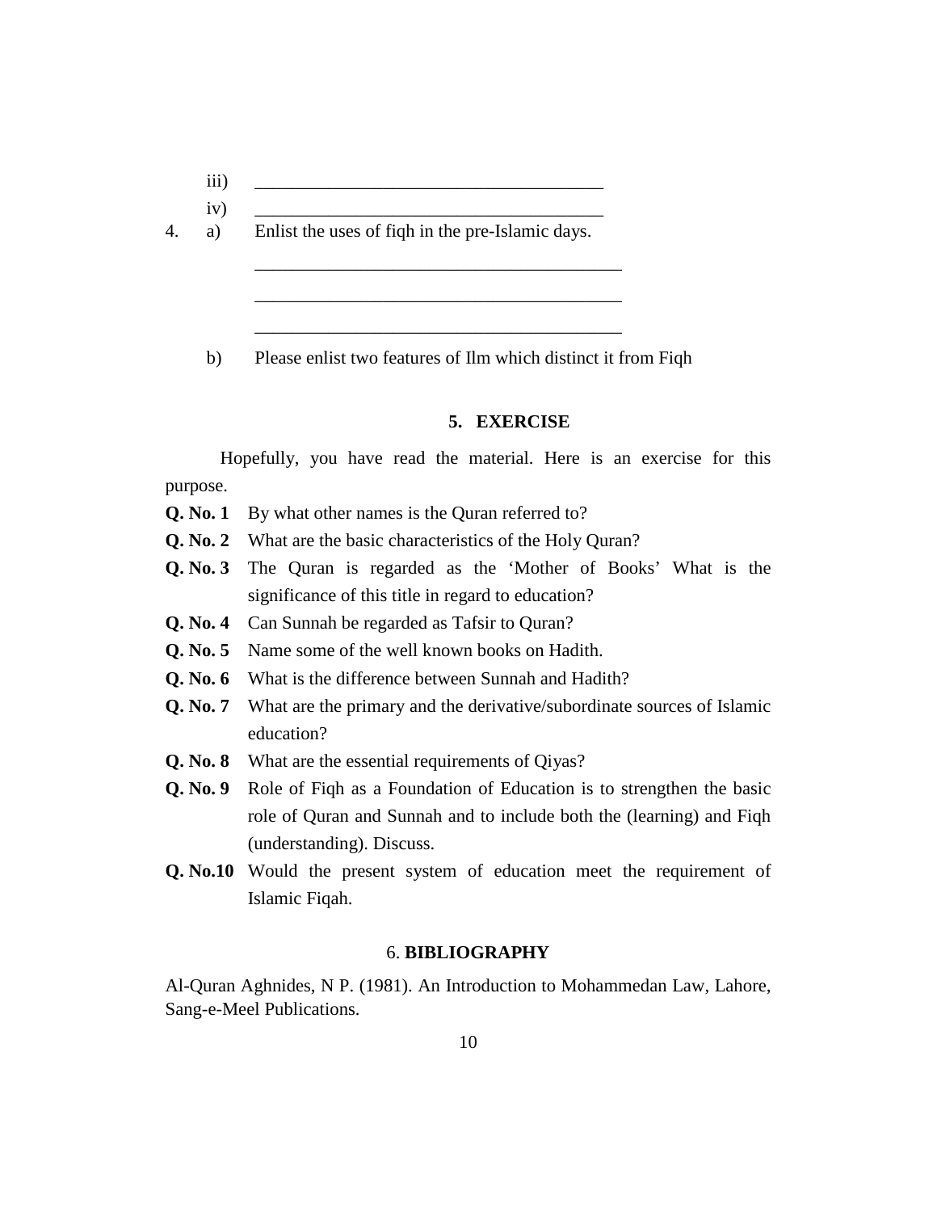iii) ______________________________________

iv) ______________________________________

4. a) Enlist the uses of fiqh in the pre-Islamic days.

   ________________________________________

   ________________________________________

   ________________________________________

   b) Please enlist two features of Ilm which distinct it from Fiqh

## 5. EXERCISE

Hopefully, you have read the material. Here is an exercise for this purpose.

**Q. No. 1** By what other names is the Quran referred to?

**Q. No. 2** What are the basic characteristics of the Holy Quran?

**Q. No. 3** The Quran is regarded as the 'Mother of Books' What is the significance of this title in regard to education?

**Q. No. 4** Can Sunnah be regarded as Tafsir to Quran?

**Q. No. 5** Name some of the well known books on Hadith.

**Q. No. 6** What is the difference between Sunnah and Hadith?

**Q. No. 7** What are the primary and the derivative/subordinate sources of Islamic education?

**Q. No. 8** What are the essential requirements of Qiyas?

**Q. No. 9** Role of Fiqh as a Foundation of Education is to strengthen the basic role of Quran and Sunnah and to include both the (learning) and Fiqh (understanding). Discuss.

**Q. No.10** Would the present system of education meet the requirement of Islamic Fiqah.

## 6. BIBLIOGRAPHY

Al-Quran Aghnides, N P. (1981). An Introduction to Mohammedan Law, Lahore, Sang-e-Meel Publications.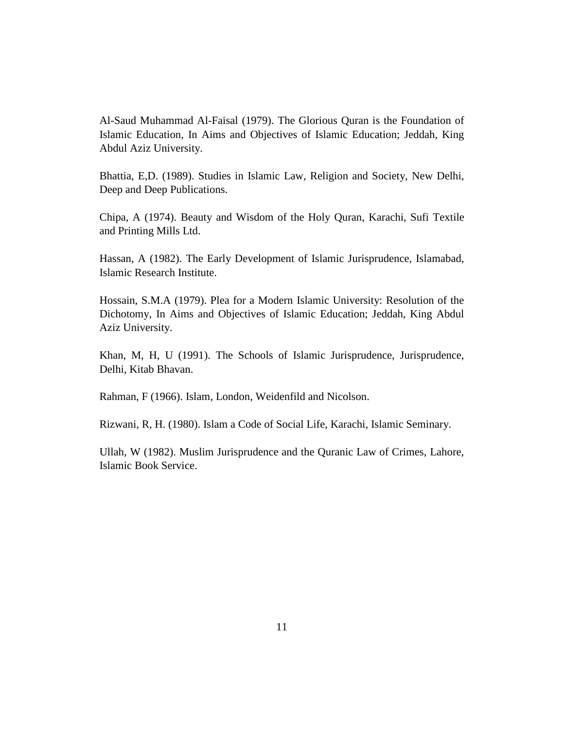Al-Saud Muhammad Al-Faisal (1979). The Glorious Quran is the Foundation of Islamic Education, In Aims and Objectives of Islamic Education; Jeddah, King Abdul Aziz University.

Bhattia, E,D. (1989). Studies in Islamic Law, Religion and Society, New Delhi, Deep and Deep Publications.

Chipa, A (1974). Beauty and Wisdom of the Holy Quran, Karachi, Sufi Textile and Printing Mills Ltd.

Hassan, A (1982). The Early Development of Islamic Jurisprudence, Islamabad, Islamic Research Institute.

Hossain, S.M.A (1979). Plea for a Modern Islamic University: Resolution of the Dichotomy, In Aims and Objectives of Islamic Education; Jeddah, King Abdul Aziz University.

Khan, M, H, U (1991). The Schools of Islamic Jurisprudence, Jurisprudence, Delhi, Kitab Bhavan.

Rahman, F (1966). Islam, London, Weidenfild and Nicolson.

Rizwani, R, H. (1980). Islam a Code of Social Life, Karachi, Islamic Seminary.

Ullah, W (1982). Muslim Jurisprudence and the Quranic Law of Crimes, Lahore, Islamic Book Service.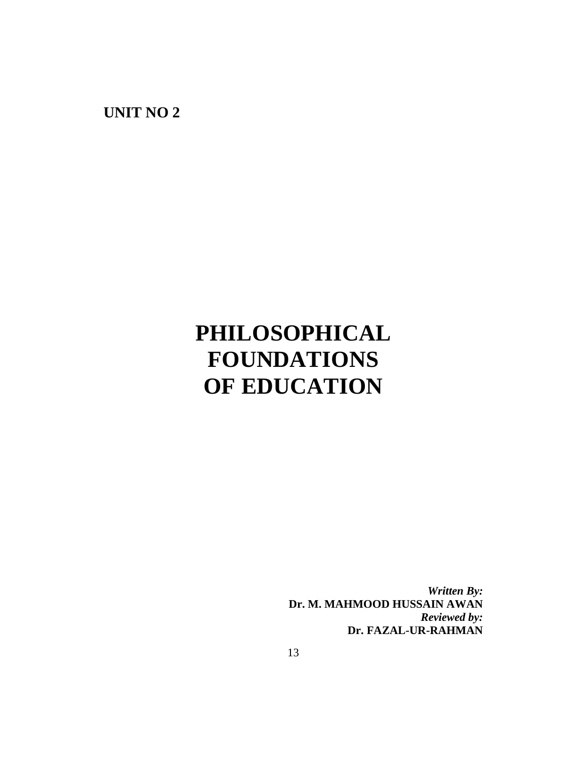**UNIT NO 2**

# PHILOSOPHICAL FOUNDATIONS OF EDUCATION

***Written By:***
**Dr. M. MAHMOOD HUSSAIN AWAN**
***Reviewed by:***
**Dr. FAZAL-UR-RAHMAN**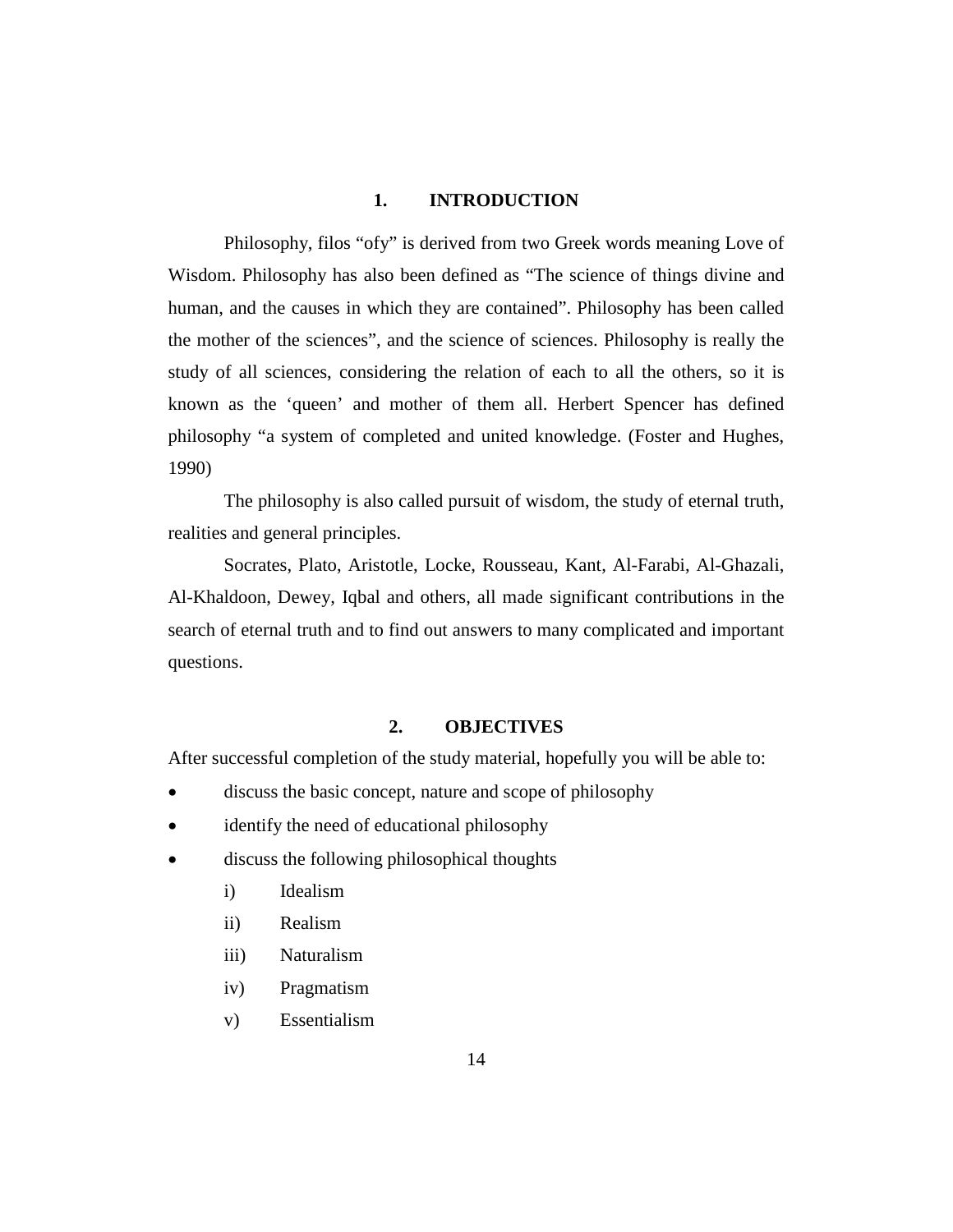## 1. INTRODUCTION

Philosophy, filos "ofy" is derived from two Greek words meaning Love of Wisdom. Philosophy has also been defined as "The science of things divine and human, and the causes in which they are contained". Philosophy has been called the mother of the sciences", and the science of sciences. Philosophy is really the study of all sciences, considering the relation of each to all the others, so it is known as the 'queen' and mother of them all. Herbert Spencer has defined philosophy "a system of completed and united knowledge. (Foster and Hughes, 1990)

The philosophy is also called pursuit of wisdom, the study of eternal truth, realities and general principles.

Socrates, Plato, Aristotle, Locke, Rousseau, Kant, Al-Farabi, Al-Ghazali, Al-Khaldoon, Dewey, Iqbal and others, all made significant contributions in the search of eternal truth and to find out answers to many complicated and important questions.

## 2. OBJECTIVES

After successful completion of the study material, hopefully you will be able to:

- discuss the basic concept, nature and scope of philosophy
- identify the need of educational philosophy
- discuss the following philosophical thoughts
    - i) Idealism
    - ii) Realism
    - iii) Naturalism
    - iv) Pragmatism
    - v) Essentialism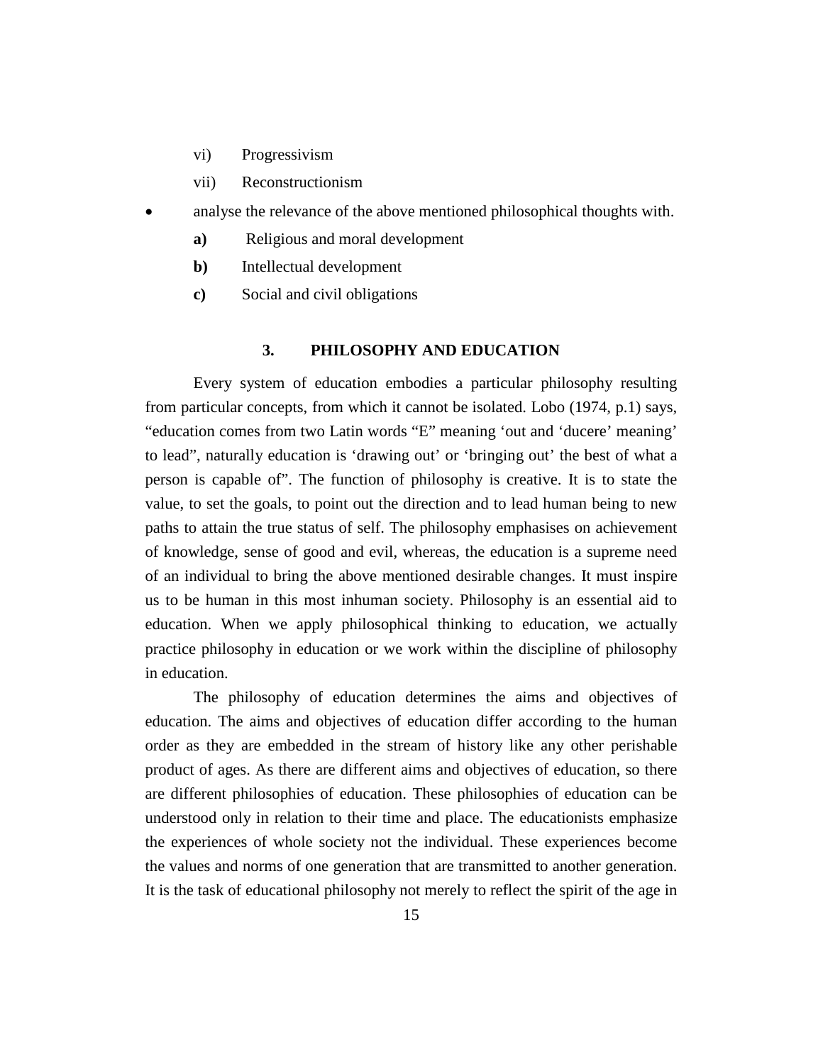vi) Progressivism

vii) Reconstructionism

- analyse the relevance of the above mentioned philosophical thoughts with.

  **a)** Religious and moral development

  **b)** Intellectual development

  **c)** Social and civil obligations

## 3. PHILOSOPHY AND EDUCATION

Every system of education embodies a particular philosophy resulting from particular concepts, from which it cannot be isolated. Lobo (1974, p.1) says, "education comes from two Latin words "E" meaning 'out and 'ducere' meaning' to lead", naturally education is 'drawing out' or 'bringing out' the best of what a person is capable of". The function of philosophy is creative. It is to state the value, to set the goals, to point out the direction and to lead human being to new paths to attain the true status of self. The philosophy emphasises on achievement of knowledge, sense of good and evil, whereas, the education is a supreme need of an individual to bring the above mentioned desirable changes. It must inspire us to be human in this most inhuman society. Philosophy is an essential aid to education. When we apply philosophical thinking to education, we actually practice philosophy in education or we work within the discipline of philosophy in education.

The philosophy of education determines the aims and objectives of education. The aims and objectives of education differ according to the human order as they are embedded in the stream of history like any other perishable product of ages. As there are different aims and objectives of education, so there are different philosophies of education. These philosophies of education can be understood only in relation to their time and place. The educationists emphasize the experiences of whole society not the individual. These experiences become the values and norms of one generation that are transmitted to another generation. It is the task of educational philosophy not merely to reflect the spirit of the age in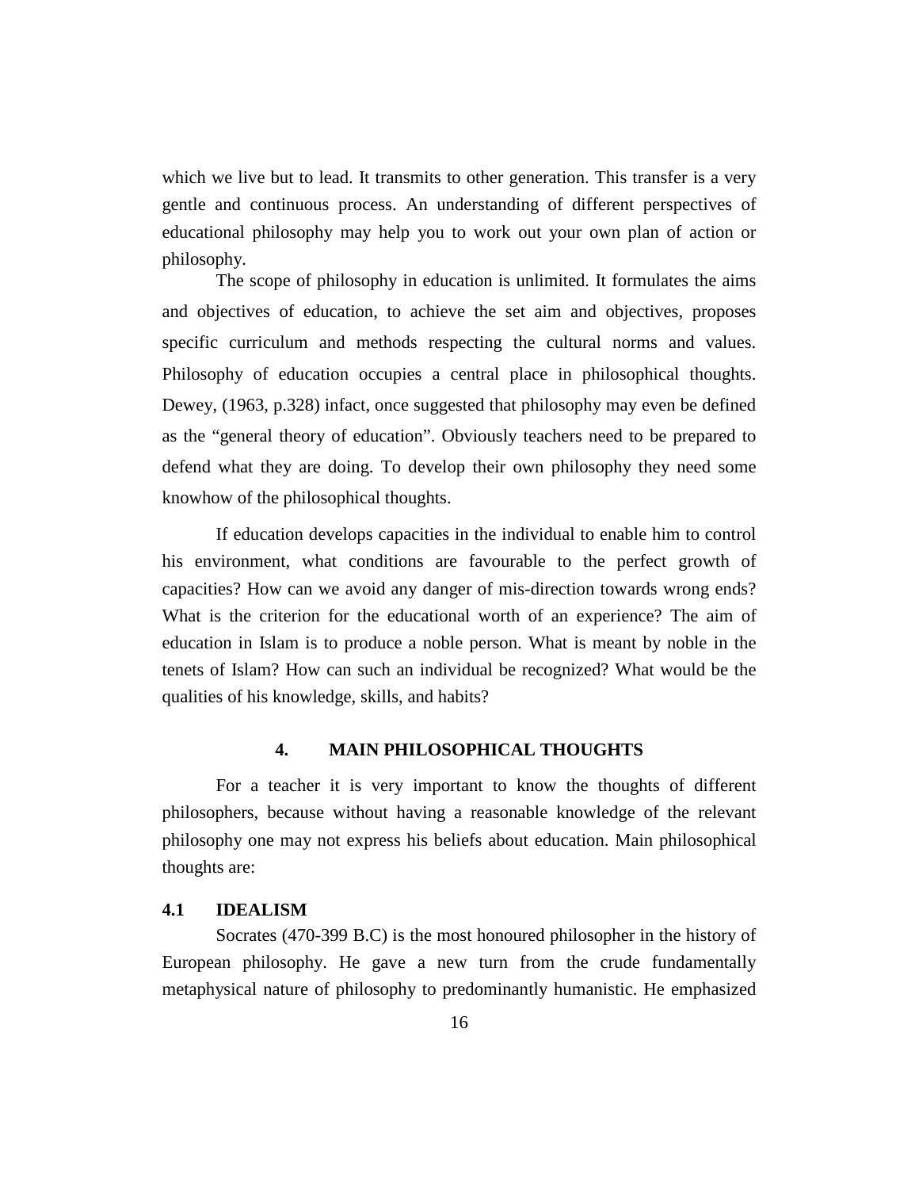which we live but to lead. It transmits to other generation. This transfer is a very gentle and continuous process. An understanding of different perspectives of educational philosophy may help you to work out your own plan of action or philosophy.

The scope of philosophy in education is unlimited. It formulates the aims and objectives of education, to achieve the set aim and objectives, proposes specific curriculum and methods respecting the cultural norms and values. Philosophy of education occupies a central place in philosophical thoughts. Dewey, (1963, p.328) infact, once suggested that philosophy may even be defined as the "general theory of education". Obviously teachers need to be prepared to defend what they are doing. To develop their own philosophy they need some knowhow of the philosophical thoughts.

If education develops capacities in the individual to enable him to control his environment, what conditions are favourable to the perfect growth of capacities? How can we avoid any danger of mis-direction towards wrong ends? What is the criterion for the educational worth of an experience? The aim of education in Islam is to produce a noble person. What is meant by noble in the tenets of Islam? How can such an individual be recognized? What would be the qualities of his knowledge, skills, and habits?

## 4. MAIN PHILOSOPHICAL THOUGHTS

For a teacher it is very important to know the thoughts of different philosophers, because without having a reasonable knowledge of the relevant philosophy one may not express his beliefs about education. Main philosophical thoughts are:

### 4.1 IDEALISM

Socrates (470-399 B.C) is the most honoured philosopher in the history of European philosophy. He gave a new turn from the crude fundamentally metaphysical nature of philosophy to predominantly humanistic. He emphasized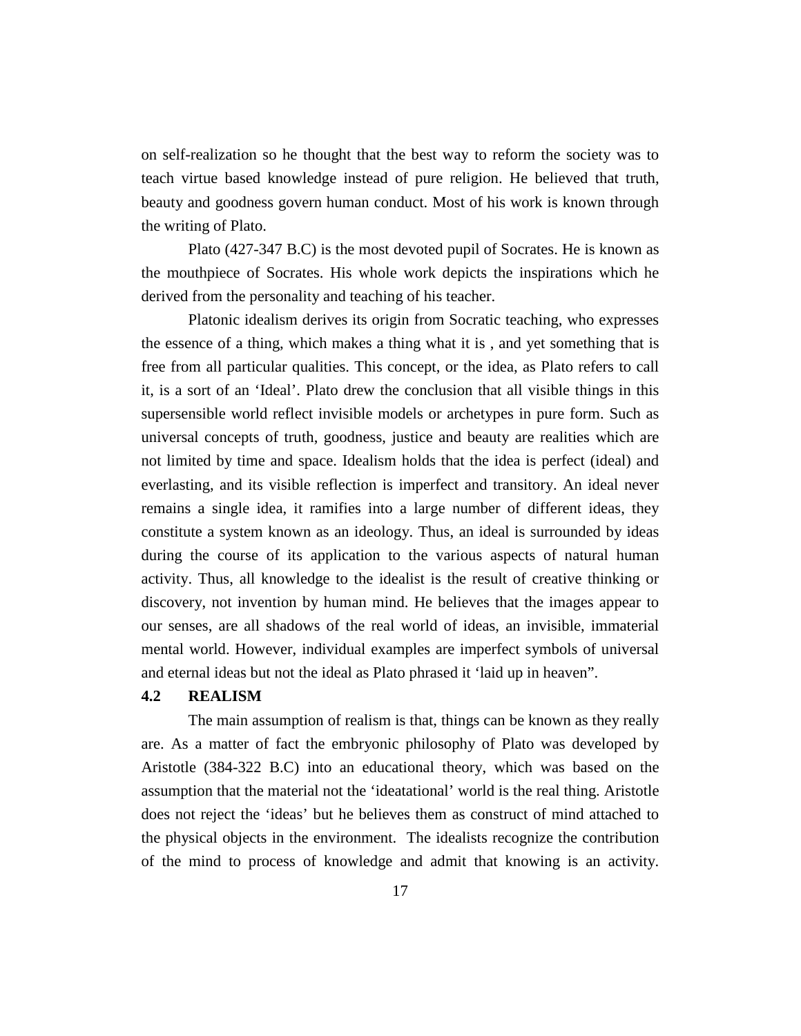on self-realization so he thought that the best way to reform the society was to teach virtue based knowledge instead of pure religion. He believed that truth, beauty and goodness govern human conduct. Most of his work is known through the writing of Plato.

Plato (427-347 B.C) is the most devoted pupil of Socrates. He is known as the mouthpiece of Socrates. His whole work depicts the inspirations which he derived from the personality and teaching of his teacher.

Platonic idealism derives its origin from Socratic teaching, who expresses the essence of a thing, which makes a thing what it is , and yet something that is free from all particular qualities. This concept, or the idea, as Plato refers to call it, is a sort of an 'Ideal'. Plato drew the conclusion that all visible things in this supersensible world reflect invisible models or archetypes in pure form. Such as universal concepts of truth, goodness, justice and beauty are realities which are not limited by time and space. Idealism holds that the idea is perfect (ideal) and everlasting, and its visible reflection is imperfect and transitory. An ideal never remains a single idea, it ramifies into a large number of different ideas, they constitute a system known as an ideology. Thus, an ideal is surrounded by ideas during the course of its application to the various aspects of natural human activity. Thus, all knowledge to the idealist is the result of creative thinking or discovery, not invention by human mind. He believes that the images appear to our senses, are all shadows of the real world of ideas, an invisible, immaterial mental world. However, individual examples are imperfect symbols of universal and eternal ideas but not the ideal as Plato phrased it 'laid up in heaven".

## 4.2 REALISM

The main assumption of realism is that, things can be known as they really are. As a matter of fact the embryonic philosophy of Plato was developed by Aristotle (384-322 B.C) into an educational theory, which was based on the assumption that the material not the 'ideatational' world is the real thing. Aristotle does not reject the 'ideas' but he believes them as construct of mind attached to the physical objects in the environment. The idealists recognize the contribution of the mind to process of knowledge and admit that knowing is an activity.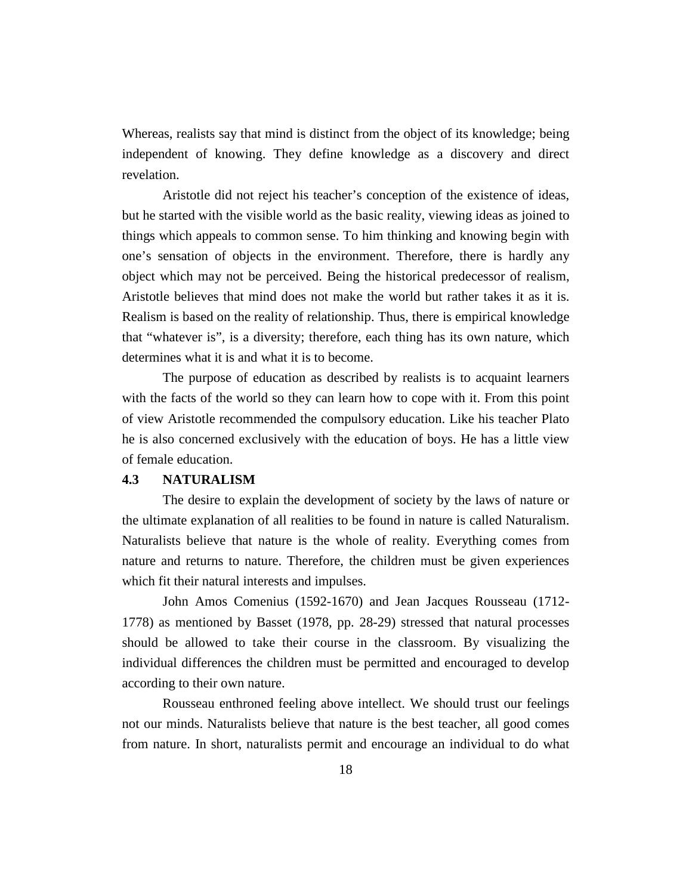Whereas, realists say that mind is distinct from the object of its knowledge; being independent of knowing. They define knowledge as a discovery and direct revelation.

Aristotle did not reject his teacher's conception of the existence of ideas, but he started with the visible world as the basic reality, viewing ideas as joined to things which appeals to common sense. To him thinking and knowing begin with one's sensation of objects in the environment. Therefore, there is hardly any object which may not be perceived. Being the historical predecessor of realism, Aristotle believes that mind does not make the world but rather takes it as it is. Realism is based on the reality of relationship. Thus, there is empirical knowledge that "whatever is", is a diversity; therefore, each thing has its own nature, which determines what it is and what it is to become.

The purpose of education as described by realists is to acquaint learners with the facts of the world so they can learn how to cope with it. From this point of view Aristotle recommended the compulsory education. Like his teacher Plato he is also concerned exclusively with the education of boys. He has a little view of female education.

### 4.3 NATURALISM

The desire to explain the development of society by the laws of nature or the ultimate explanation of all realities to be found in nature is called Naturalism. Naturalists believe that nature is the whole of reality. Everything comes from nature and returns to nature. Therefore, the children must be given experiences which fit their natural interests and impulses.

John Amos Comenius (1592-1670) and Jean Jacques Rousseau (1712-1778) as mentioned by Basset (1978, pp. 28-29) stressed that natural processes should be allowed to take their course in the classroom. By visualizing the individual differences the children must be permitted and encouraged to develop according to their own nature.

Rousseau enthroned feeling above intellect. We should trust our feelings not our minds. Naturalists believe that nature is the best teacher, all good comes from nature. In short, naturalists permit and encourage an individual to do what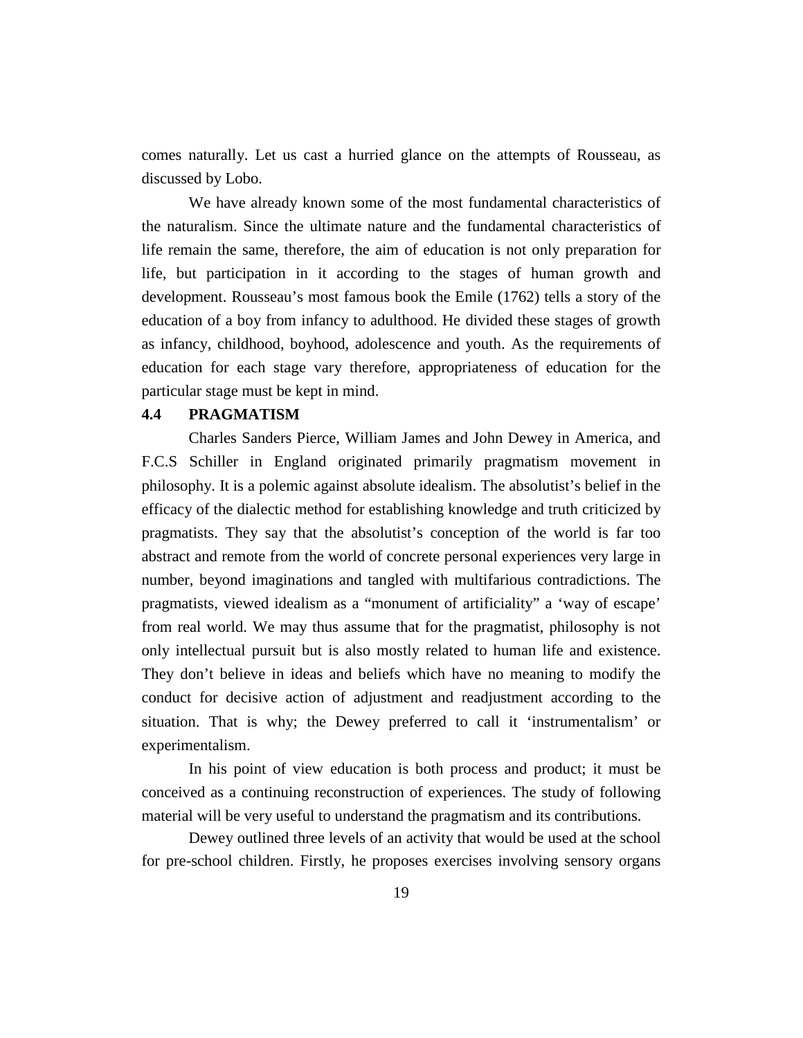comes naturally. Let us cast a hurried glance on the attempts of Rousseau, as discussed by Lobo.

We have already known some of the most fundamental characteristics of the naturalism. Since the ultimate nature and the fundamental characteristics of life remain the same, therefore, the aim of education is not only preparation for life, but participation in it according to the stages of human growth and development. Rousseau's most famous book the Emile (1762) tells a story of the education of a boy from infancy to adulthood. He divided these stages of growth as infancy, childhood, boyhood, adolescence and youth. As the requirements of education for each stage vary therefore, appropriateness of education for the particular stage must be kept in mind.

## 4.4 PRAGMATISM

Charles Sanders Pierce, William James and John Dewey in America, and F.C.S Schiller in England originated primarily pragmatism movement in philosophy. It is a polemic against absolute idealism. The absolutist's belief in the efficacy of the dialectic method for establishing knowledge and truth criticized by pragmatists. They say that the absolutist's conception of the world is far too abstract and remote from the world of concrete personal experiences very large in number, beyond imaginations and tangled with multifarious contradictions. The pragmatists, viewed idealism as a "monument of artificiality" a 'way of escape' from real world. We may thus assume that for the pragmatist, philosophy is not only intellectual pursuit but is also mostly related to human life and existence. They don't believe in ideas and beliefs which have no meaning to modify the conduct for decisive action of adjustment and readjustment according to the situation. That is why; the Dewey preferred to call it 'instrumentalism' or experimentalism.

In his point of view education is both process and product; it must be conceived as a continuing reconstruction of experiences. The study of following material will be very useful to understand the pragmatism and its contributions.

Dewey outlined three levels of an activity that would be used at the school for pre-school children. Firstly, he proposes exercises involving sensory organs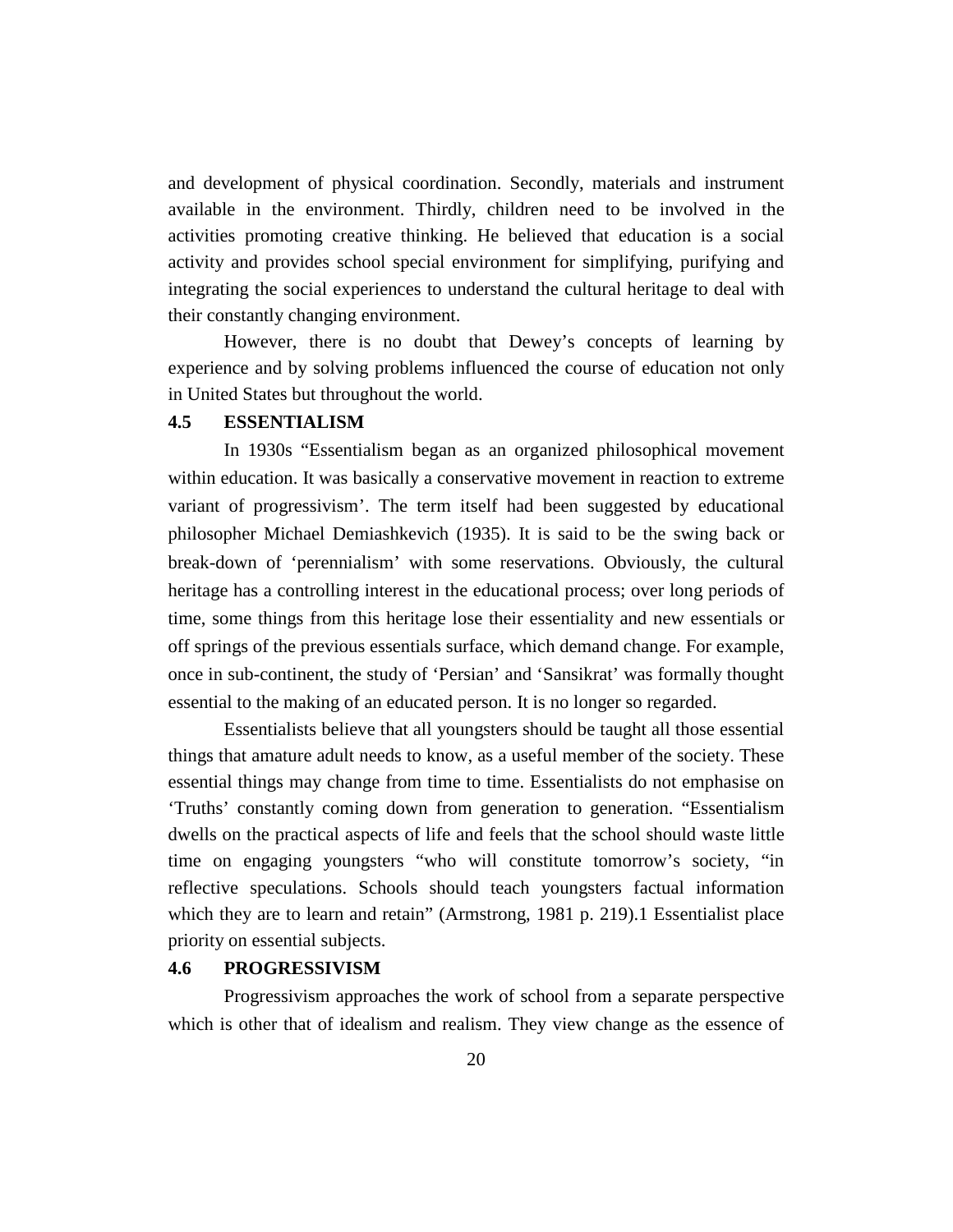and development of physical coordination. Secondly, materials and instrument available in the environment. Thirdly, children need to be involved in the activities promoting creative thinking. He believed that education is a social activity and provides school special environment for simplifying, purifying and integrating the social experiences to understand the cultural heritage to deal with their constantly changing environment.

However, there is no doubt that Dewey's concepts of learning by experience and by solving problems influenced the course of education not only in United States but throughout the world.

## 4.5 ESSENTIALISM

In 1930s "Essentialism began as an organized philosophical movement within education. It was basically a conservative movement in reaction to extreme variant of progressivism'. The term itself had been suggested by educational philosopher Michael Demiashkevich (1935). It is said to be the swing back or break-down of 'perennialism' with some reservations. Obviously, the cultural heritage has a controlling interest in the educational process; over long periods of time, some things from this heritage lose their essentiality and new essentials or off springs of the previous essentials surface, which demand change. For example, once in sub-continent, the study of 'Persian' and 'Sansikrat' was formally thought essential to the making of an educated person. It is no longer so regarded.

Essentialists believe that all youngsters should be taught all those essential things that amature adult needs to know, as a useful member of the society. These essential things may change from time to time. Essentialists do not emphasise on 'Truths' constantly coming down from generation to generation. "Essentialism dwells on the practical aspects of life and feels that the school should waste little time on engaging youngsters "who will constitute tomorrow's society, "in reflective speculations. Schools should teach youngsters factual information which they are to learn and retain" (Armstrong, 1981 p. 219).1 Essentialist place priority on essential subjects.

## 4.6 PROGRESSIVISM

Progressivism approaches the work of school from a separate perspective which is other that of idealism and realism. They view change as the essence of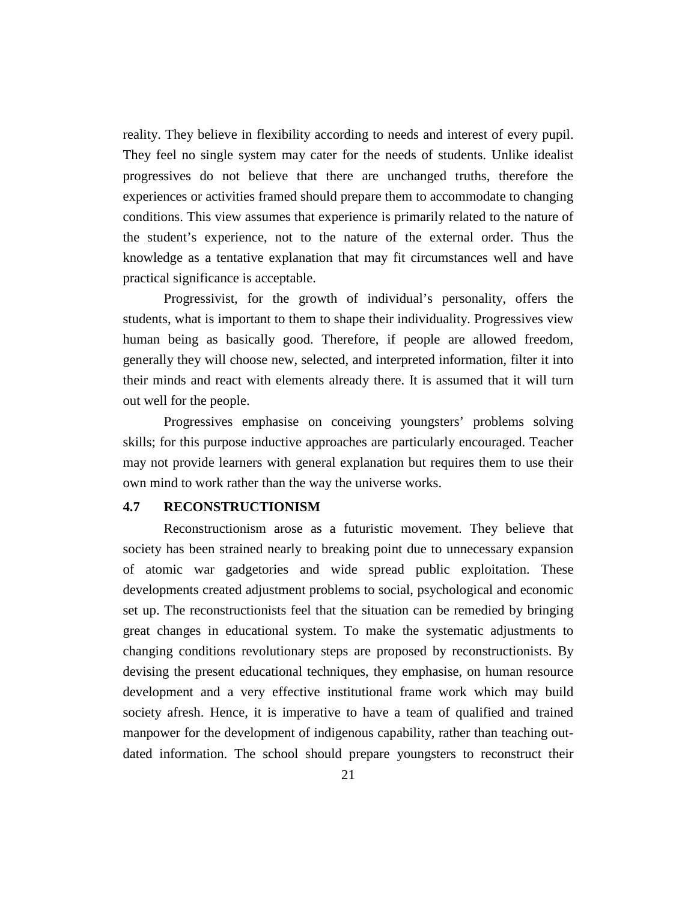reality. They believe in flexibility according to needs and interest of every pupil. They feel no single system may cater for the needs of students. Unlike idealist progressives do not believe that there are unchanged truths, therefore the experiences or activities framed should prepare them to accommodate to changing conditions. This view assumes that experience is primarily related to the nature of the student's experience, not to the nature of the external order. Thus the knowledge as a tentative explanation that may fit circumstances well and have practical significance is acceptable.

Progressivist, for the growth of individual's personality, offers the students, what is important to them to shape their individuality. Progressives view human being as basically good. Therefore, if people are allowed freedom, generally they will choose new, selected, and interpreted information, filter it into their minds and react with elements already there. It is assumed that it will turn out well for the people.

Progressives emphasise on conceiving youngsters' problems solving skills; for this purpose inductive approaches are particularly encouraged. Teacher may not provide learners with general explanation but requires them to use their own mind to work rather than the way the universe works.

## 4.7 RECONSTRUCTIONISM

Reconstructionism arose as a futuristic movement. They believe that society has been strained nearly to breaking point due to unnecessary expansion of atomic war gadgetories and wide spread public exploitation. These developments created adjustment problems to social, psychological and economic set up. The reconstructionists feel that the situation can be remedied by bringing great changes in educational system. To make the systematic adjustments to changing conditions revolutionary steps are proposed by reconstructionists. By devising the present educational techniques, they emphasise, on human resource development and a very effective institutional frame work which may build society afresh. Hence, it is imperative to have a team of qualified and trained manpower for the development of indigenous capability, rather than teaching out-dated information. The school should prepare youngsters to reconstruct their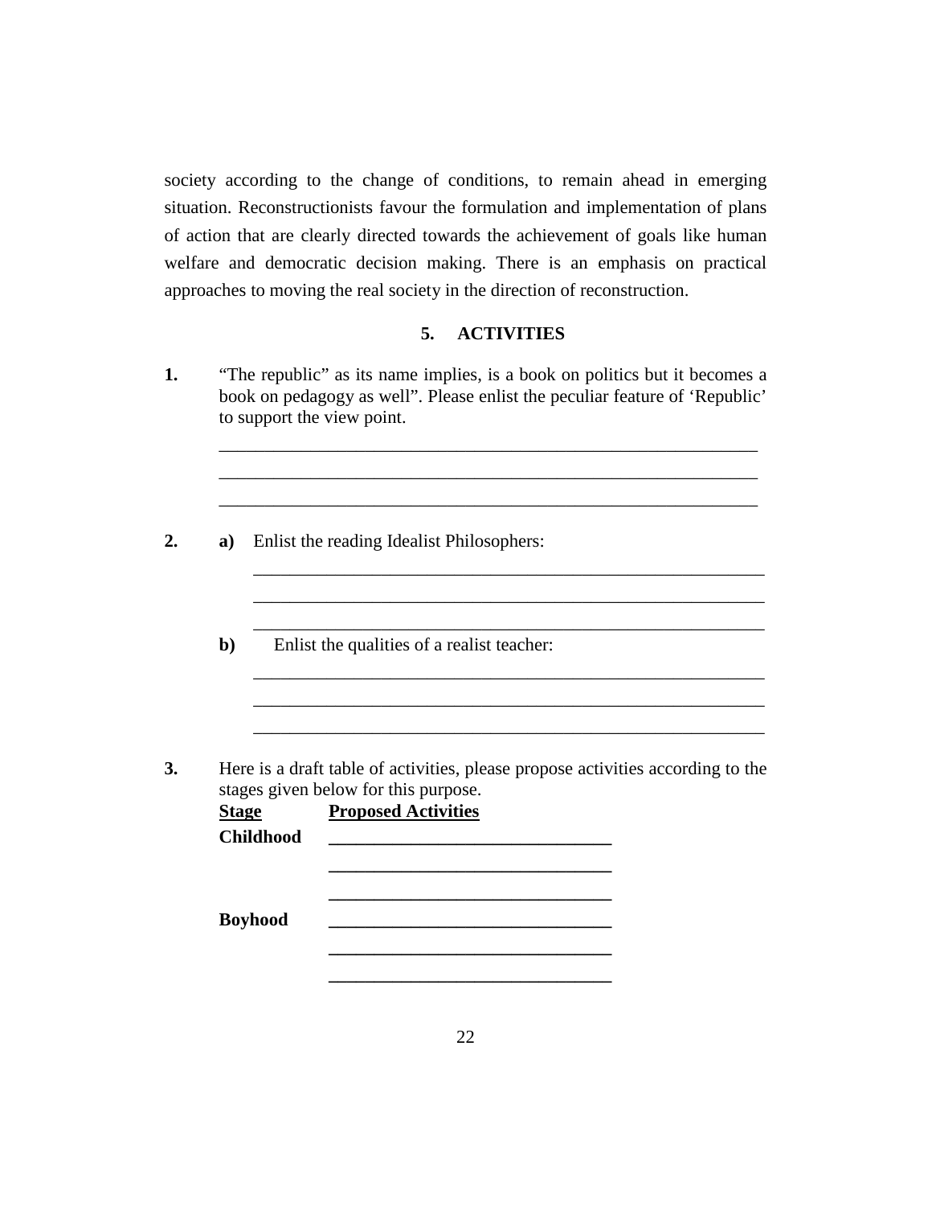society according to the change of conditions, to remain ahead in emerging situation. Reconstructionists favour the formulation and implementation of plans of action that are clearly directed towards the achievement of goals like human welfare and democratic decision making. There is an emphasis on practical approaches to moving the real society in the direction of reconstruction.

## 5. ACTIVITIES

**1.** "The republic" as its name implies, is a book on politics but it becomes a book on pedagogy as well". Please enlist the peculiar feature of 'Republic' to support the view point.

_______________________________________________________________

_______________________________________________________________

_______________________________________________________________

**2.** **a)** Enlist the reading Idealist Philosophers:

_______________________________________________________________

_______________________________________________________________

_______________________________________________________________

**b)** Enlist the qualities of a realist teacher:

_______________________________________________________________

_______________________________________________________________

_______________________________________________________________

**3.** Here is a draft table of activities, please propose activities according to the stages given below for this purpose.

| **Stage** | **Proposed Activities** |
|---|---|
| **Childhood** | ______________________________ |
| | ______________________________ |
| | ______________________________ |
| **Boyhood** | ______________________________ |
| | ______________________________ |
| | ______________________________ |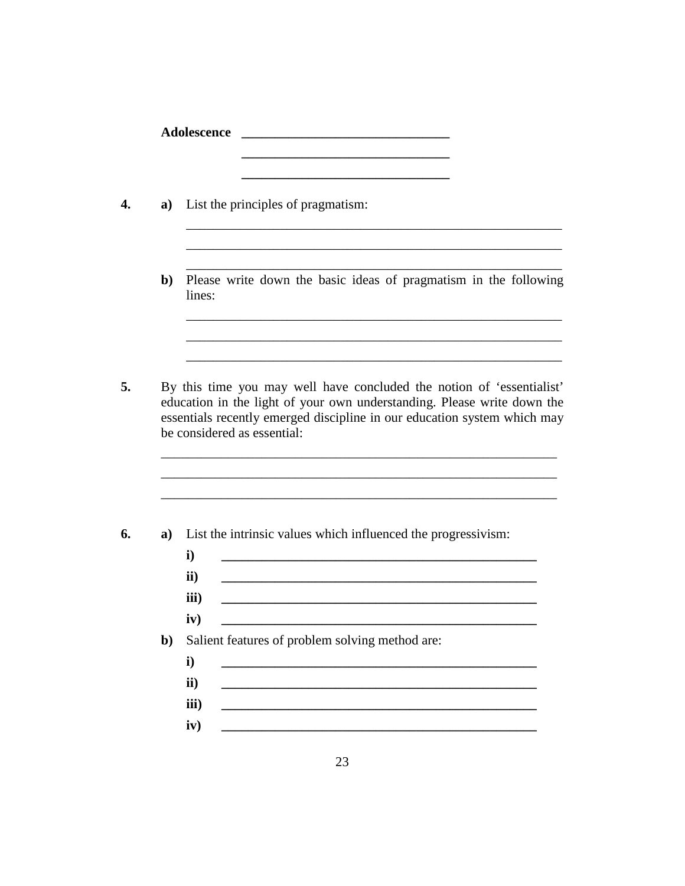**Adolescence** _______________________________

_______________________________

_______________________________

**4.** **a)** List the principles of pragmatism:

_______________________________________________________

_______________________________________________________

_______________________________________________________

**b)** Please write down the basic ideas of pragmatism in the following lines:

_______________________________________________________

_______________________________________________________

_______________________________________________________

**5.** By this time you may well have concluded the notion of 'essentialist' education in the light of your own understanding. Please write down the essentials recently emerged discipline in our education system which may be considered as essential:

_______________________________________________________

_______________________________________________________

_______________________________________________________

**6.** **a)** List the intrinsic values which influenced the progressivism:

**i)** _______________________________________________

**ii)** _______________________________________________

**iii)** _______________________________________________

**iv)** _______________________________________________

**b)** Salient features of problem solving method are:

**i)** _______________________________________________

**ii)** _______________________________________________

**iii)** _______________________________________________

**iv)** _______________________________________________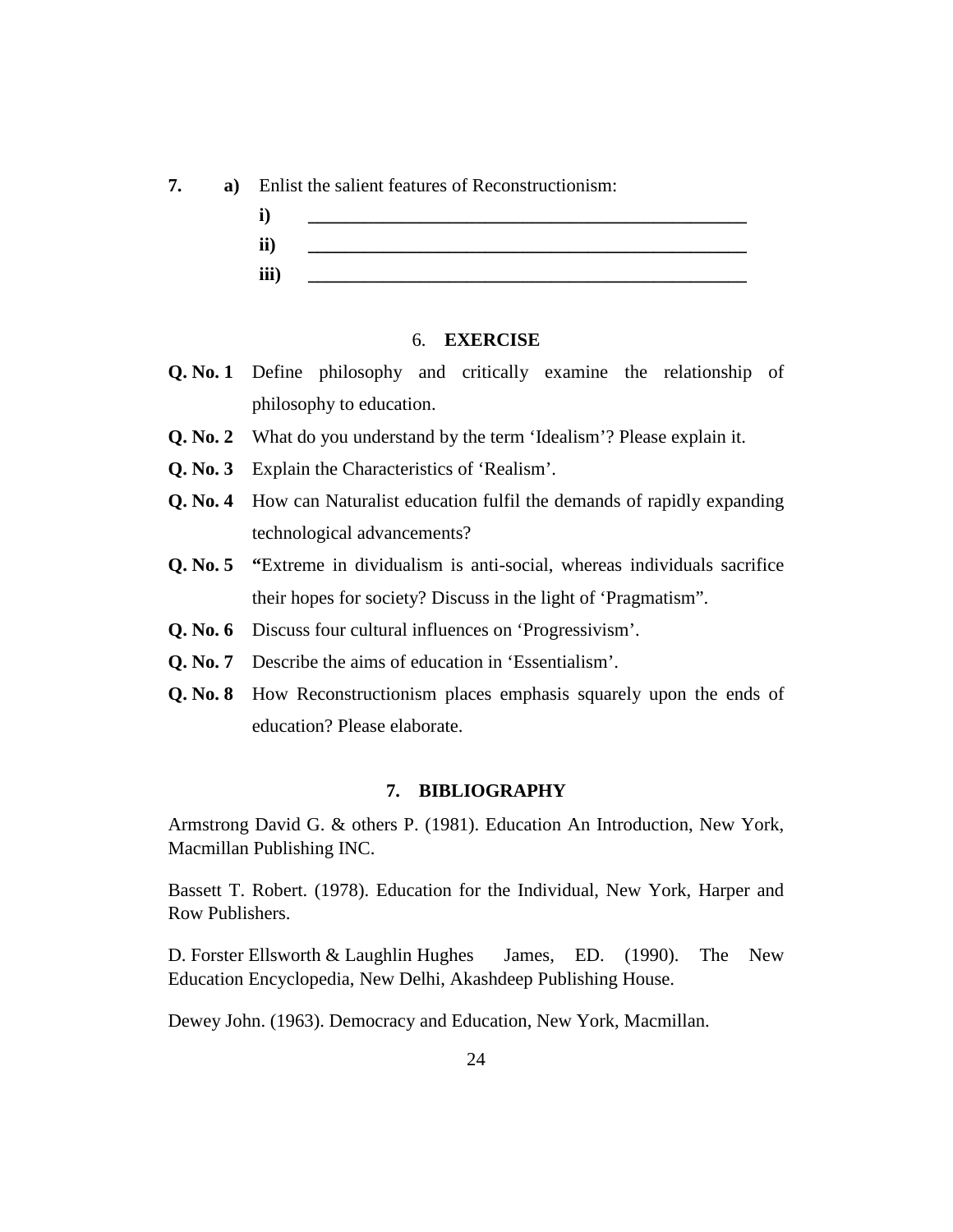**7.** **a)** Enlist the salient features of Reconstructionism:

**i)** __________________________________________________

**ii)** __________________________________________________

**iii)** __________________________________________________

## 6. EXERCISE

**Q. No. 1** Define philosophy and critically examine the relationship of philosophy to education.

**Q. No. 2** What do you understand by the term 'Idealism'? Please explain it.

**Q. No. 3** Explain the Characteristics of 'Realism'.

**Q. No. 4** How can Naturalist education fulfil the demands of rapidly expanding technological advancements?

**Q. No. 5** **"**Extreme in dividualism is anti-social, whereas individuals sacrifice their hopes for society? Discuss in the light of 'Pragmatism".

**Q. No. 6** Discuss four cultural influences on 'Progressivism'.

**Q. No. 7** Describe the aims of education in 'Essentialism'.

**Q. No. 8** How Reconstructionism places emphasis squarely upon the ends of education? Please elaborate.

## 7. BIBLIOGRAPHY

Armstrong David G. & others P. (1981). Education An Introduction, New York, Macmillan Publishing INC.

Bassett T. Robert. (1978). Education for the Individual, New York, Harper and Row Publishers.

D. Forster Ellsworth & Laughlin Hughes James, ED. (1990). The New Education Encyclopedia, New Delhi, Akashdeep Publishing House.

Dewey John. (1963). Democracy and Education, New York, Macmillan.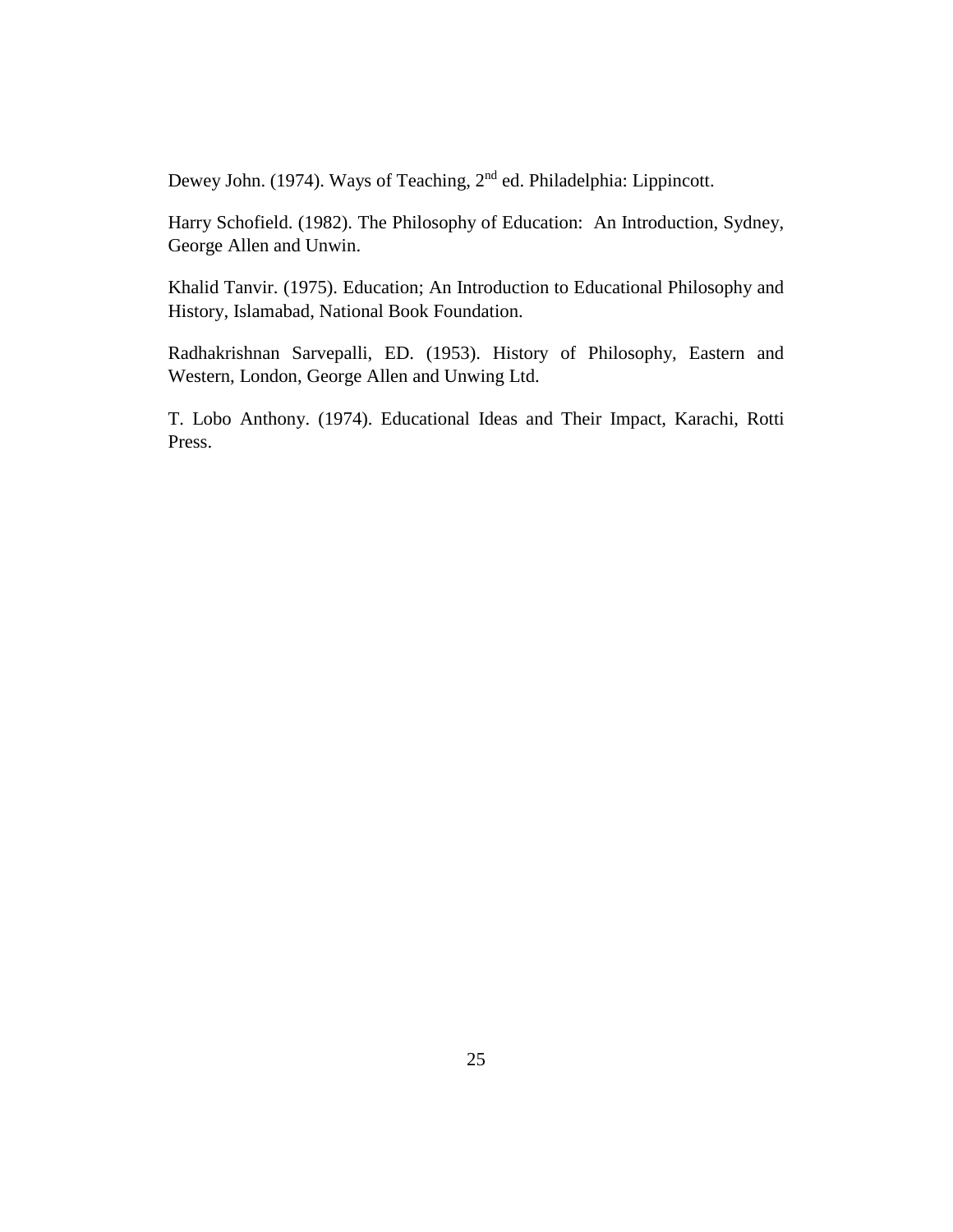Dewey John. (1974). Ways of Teaching, 2nd ed. Philadelphia: Lippincott.

Harry Schofield. (1982). The Philosophy of Education: An Introduction, Sydney, George Allen and Unwin.

Khalid Tanvir. (1975). Education; An Introduction to Educational Philosophy and History, Islamabad, National Book Foundation.

Radhakrishnan Sarvepalli, ED. (1953). History of Philosophy, Eastern and Western, London, George Allen and Unwing Ltd.

T. Lobo Anthony. (1974). Educational Ideas and Their Impact, Karachi, Rotti Press.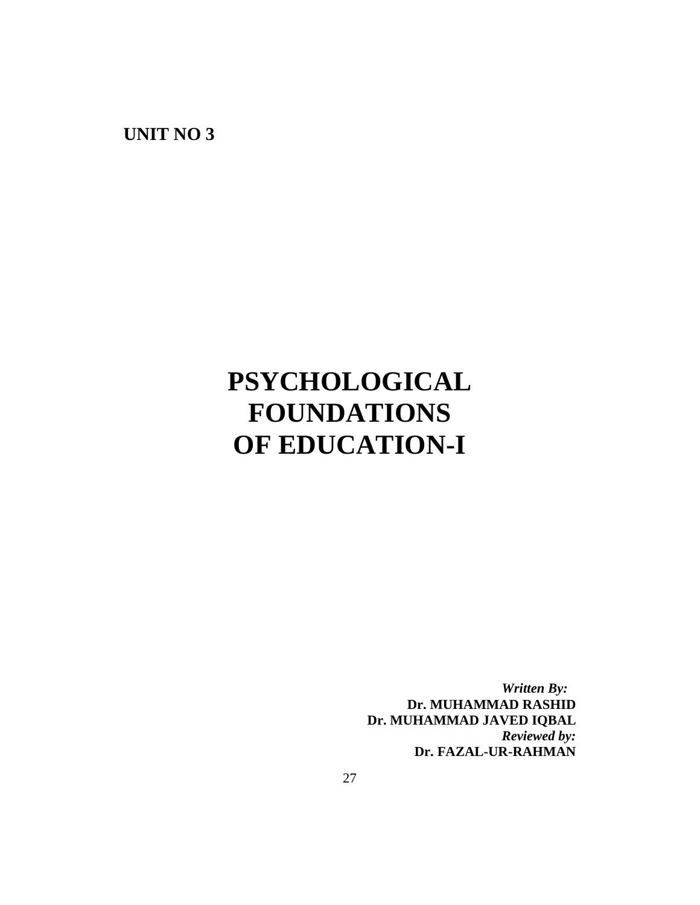**UNIT NO 3**

# PSYCHOLOGICAL FOUNDATIONS OF EDUCATION-I

***Written By:***
**Dr. MUHAMMAD RASHID**
**Dr. MUHAMMAD JAVED IQBAL**
***Reviewed by:***
**Dr. FAZAL-UR-RAHMAN**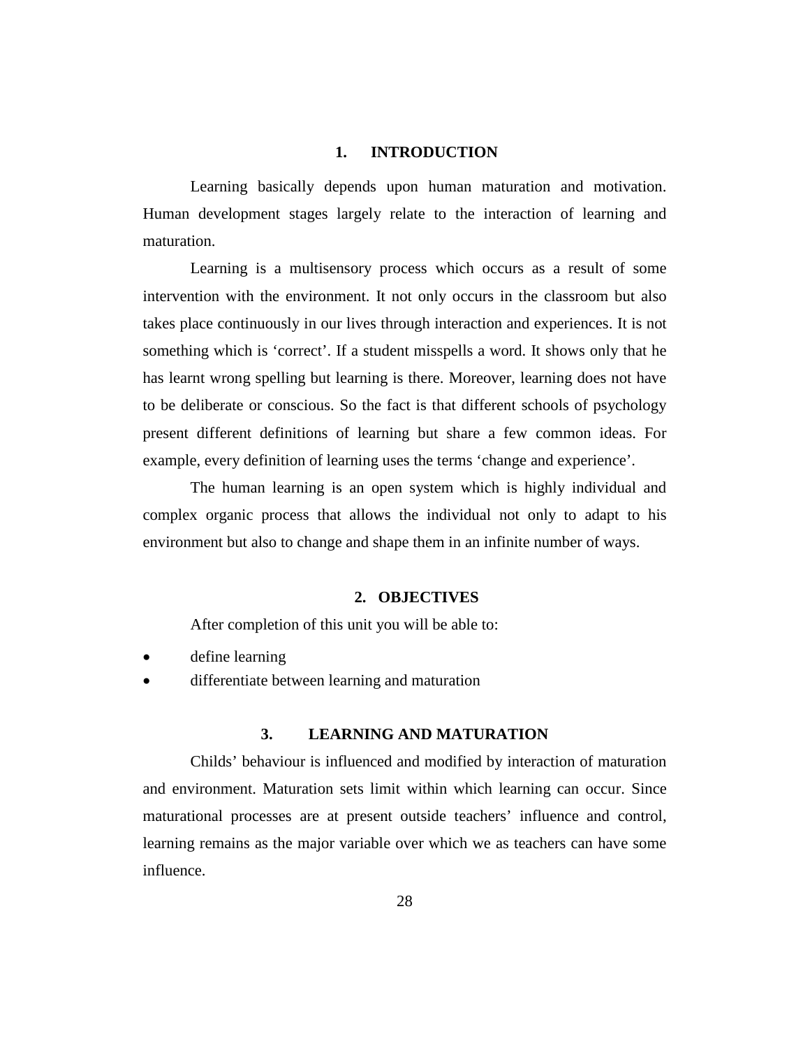## 1. INTRODUCTION

Learning basically depends upon human maturation and motivation. Human development stages largely relate to the interaction of learning and maturation.

Learning is a multisensory process which occurs as a result of some intervention with the environment. It not only occurs in the classroom but also takes place continuously in our lives through interaction and experiences. It is not something which is 'correct'. If a student misspells a word. It shows only that he has learnt wrong spelling but learning is there. Moreover, learning does not have to be deliberate or conscious. So the fact is that different schools of psychology present different definitions of learning but share a few common ideas. For example, every definition of learning uses the terms 'change and experience'.

The human learning is an open system which is highly individual and complex organic process that allows the individual not only to adapt to his environment but also to change and shape them in an infinite number of ways.

## 2. OBJECTIVES

After completion of this unit you will be able to:

- define learning
- differentiate between learning and maturation

## 3. LEARNING AND MATURATION

Childs' behaviour is influenced and modified by interaction of maturation and environment. Maturation sets limit within which learning can occur. Since maturational processes are at present outside teachers' influence and control, learning remains as the major variable over which we as teachers can have some influence.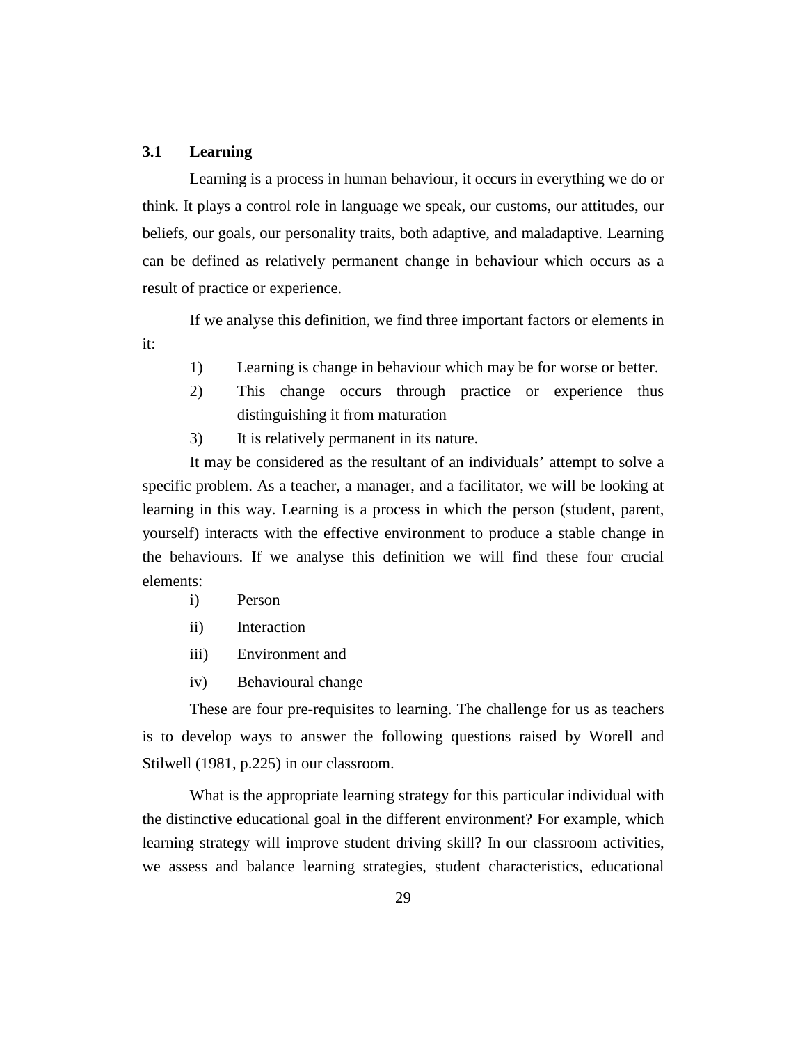## 3.1 Learning

Learning is a process in human behaviour, it occurs in everything we do or think. It plays a control role in language we speak, our customs, our attitudes, our beliefs, our goals, our personality traits, both adaptive, and maladaptive. Learning can be defined as relatively permanent change in behaviour which occurs as a result of practice or experience.

If we analyse this definition, we find three important factors or elements in it:

1) Learning is change in behaviour which may be for worse or better.
2) This change occurs through practice or experience thus distinguishing it from maturation
3) It is relatively permanent in its nature.

It may be considered as the resultant of an individuals' attempt to solve a specific problem. As a teacher, a manager, and a facilitator, we will be looking at learning in this way. Learning is a process in which the person (student, parent, yourself) interacts with the effective environment to produce a stable change in the behaviours. If we analyse this definition we will find these four crucial elements:

i) Person
ii) Interaction
iii) Environment and
iv) Behavioural change

These are four pre-requisites to learning. The challenge for us as teachers is to develop ways to answer the following questions raised by Worell and Stilwell (1981, p.225) in our classroom.

What is the appropriate learning strategy for this particular individual with the distinctive educational goal in the different environment? For example, which learning strategy will improve student driving skill? In our classroom activities, we assess and balance learning strategies, student characteristics, educational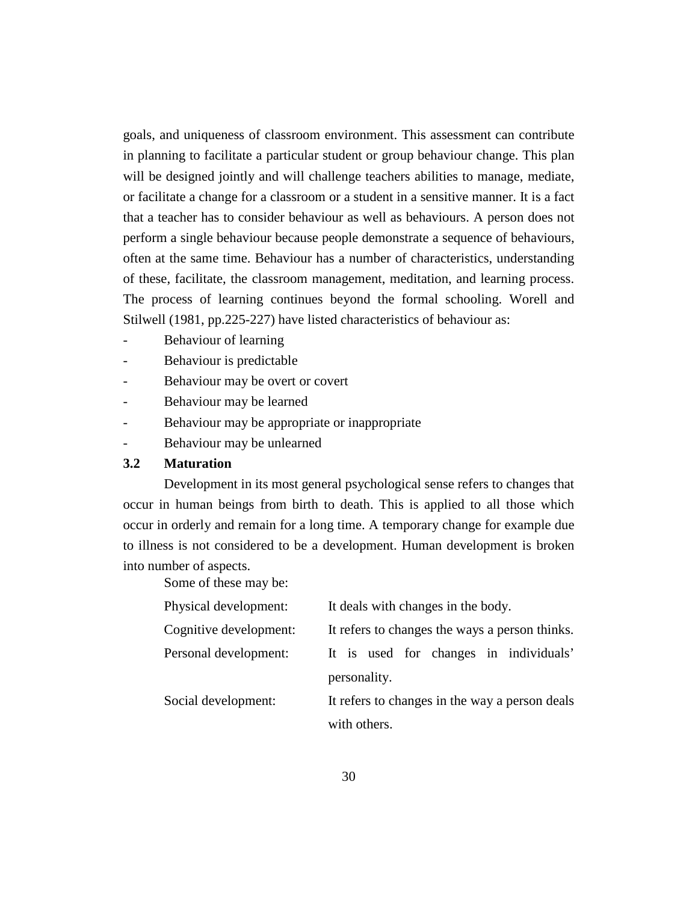goals, and uniqueness of classroom environment. This assessment can contribute in planning to facilitate a particular student or group behaviour change. This plan will be designed jointly and will challenge teachers abilities to manage, mediate, or facilitate a change for a classroom or a student in a sensitive manner. It is a fact that a teacher has to consider behaviour as well as behaviours. A person does not perform a single behaviour because people demonstrate a sequence of behaviours, often at the same time. Behaviour has a number of characteristics, understanding of these, facilitate, the classroom management, meditation, and learning process. The process of learning continues beyond the formal schooling. Worell and Stilwell (1981, pp.225-227) have listed characteristics of behaviour as:

- Behaviour of learning
- Behaviour is predictable
- Behaviour may be overt or covert
- Behaviour may be learned
- Behaviour may be appropriate or inappropriate
- Behaviour may be unlearned

### 3.2 Maturation

Development in its most general psychological sense refers to changes that occur in human beings from birth to death. This is applied to all those which occur in orderly and remain for a long time. A temporary change for example due to illness is not considered to be a development. Human development is broken into number of aspects.

Some of these may be:

| | |
|---|---|
| Physical development: | It deals with changes in the body. |
| Cognitive development: | It refers to changes the ways a person thinks. |
| Personal development: | It is used for changes in individuals' personality. |
| Social development: | It refers to changes in the way a person deals with others. |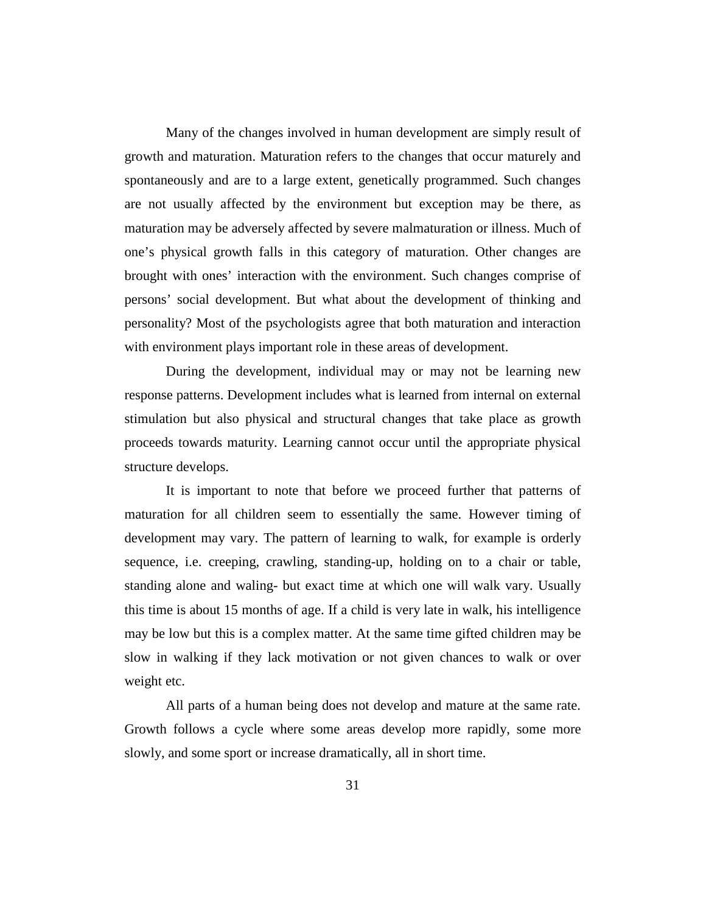Many of the changes involved in human development are simply result of growth and maturation. Maturation refers to the changes that occur maturely and spontaneously and are to a large extent, genetically programmed. Such changes are not usually affected by the environment but exception may be there, as maturation may be adversely affected by severe malmaturation or illness. Much of one's physical growth falls in this category of maturation. Other changes are brought with ones' interaction with the environment. Such changes comprise of persons' social development. But what about the development of thinking and personality? Most of the psychologists agree that both maturation and interaction with environment plays important role in these areas of development.

During the development, individual may or may not be learning new response patterns. Development includes what is learned from internal on external stimulation but also physical and structural changes that take place as growth proceeds towards maturity. Learning cannot occur until the appropriate physical structure develops.

It is important to note that before we proceed further that patterns of maturation for all children seem to essentially the same. However timing of development may vary. The pattern of learning to walk, for example is orderly sequence, i.e. creeping, crawling, standing-up, holding on to a chair or table, standing alone and waling- but exact time at which one will walk vary. Usually this time is about 15 months of age. If a child is very late in walk, his intelligence may be low but this is a complex matter. At the same time gifted children may be slow in walking if they lack motivation or not given chances to walk or over weight etc.

All parts of a human being does not develop and mature at the same rate. Growth follows a cycle where some areas develop more rapidly, some more slowly, and some sport or increase dramatically, all in short time.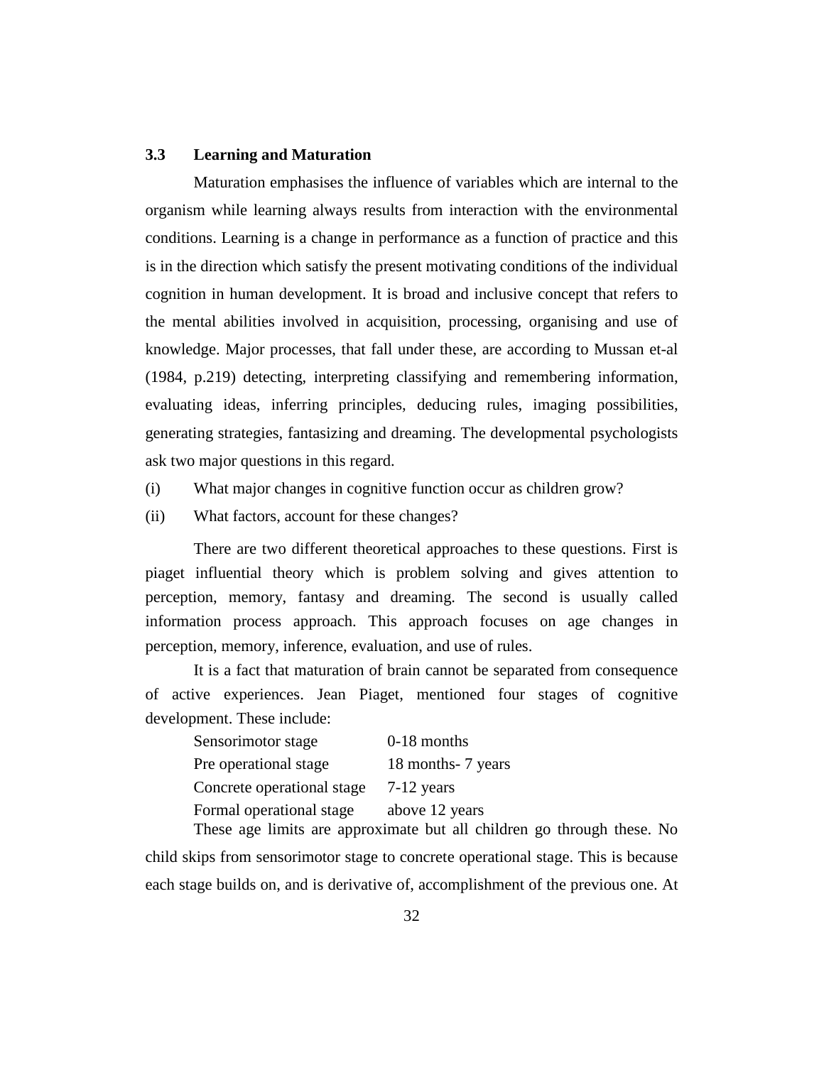### 3.3 Learning and Maturation

Maturation emphasises the influence of variables which are internal to the organism while learning always results from interaction with the environmental conditions. Learning is a change in performance as a function of practice and this is in the direction which satisfy the present motivating conditions of the individual cognition in human development. It is broad and inclusive concept that refers to the mental abilities involved in acquisition, processing, organising and use of knowledge. Major processes, that fall under these, are according to Mussan et-al (1984, p.219) detecting, interpreting classifying and remembering information, evaluating ideas, inferring principles, deducing rules, imaging possibilities, generating strategies, fantasizing and dreaming. The developmental psychologists ask two major questions in this regard.

(i) What major changes in cognitive function occur as children grow?

(ii) What factors, account for these changes?

There are two different theoretical approaches to these questions. First is piaget influential theory which is problem solving and gives attention to perception, memory, fantasy and dreaming. The second is usually called information process approach. This approach focuses on age changes in perception, memory, inference, evaluation, and use of rules.

It is a fact that maturation of brain cannot be separated from consequence of active experiences. Jean Piaget, mentioned four stages of cognitive development. These include:

| | |
|---|---|
| Sensorimotor stage | 0-18 months |
| Pre operational stage | 18 months- 7 years |
| Concrete operational stage | 7-12 years |
| Formal operational stage | above 12 years |

These age limits are approximate but all children go through these. No child skips from sensorimotor stage to concrete operational stage. This is because each stage builds on, and is derivative of, accomplishment of the previous one. At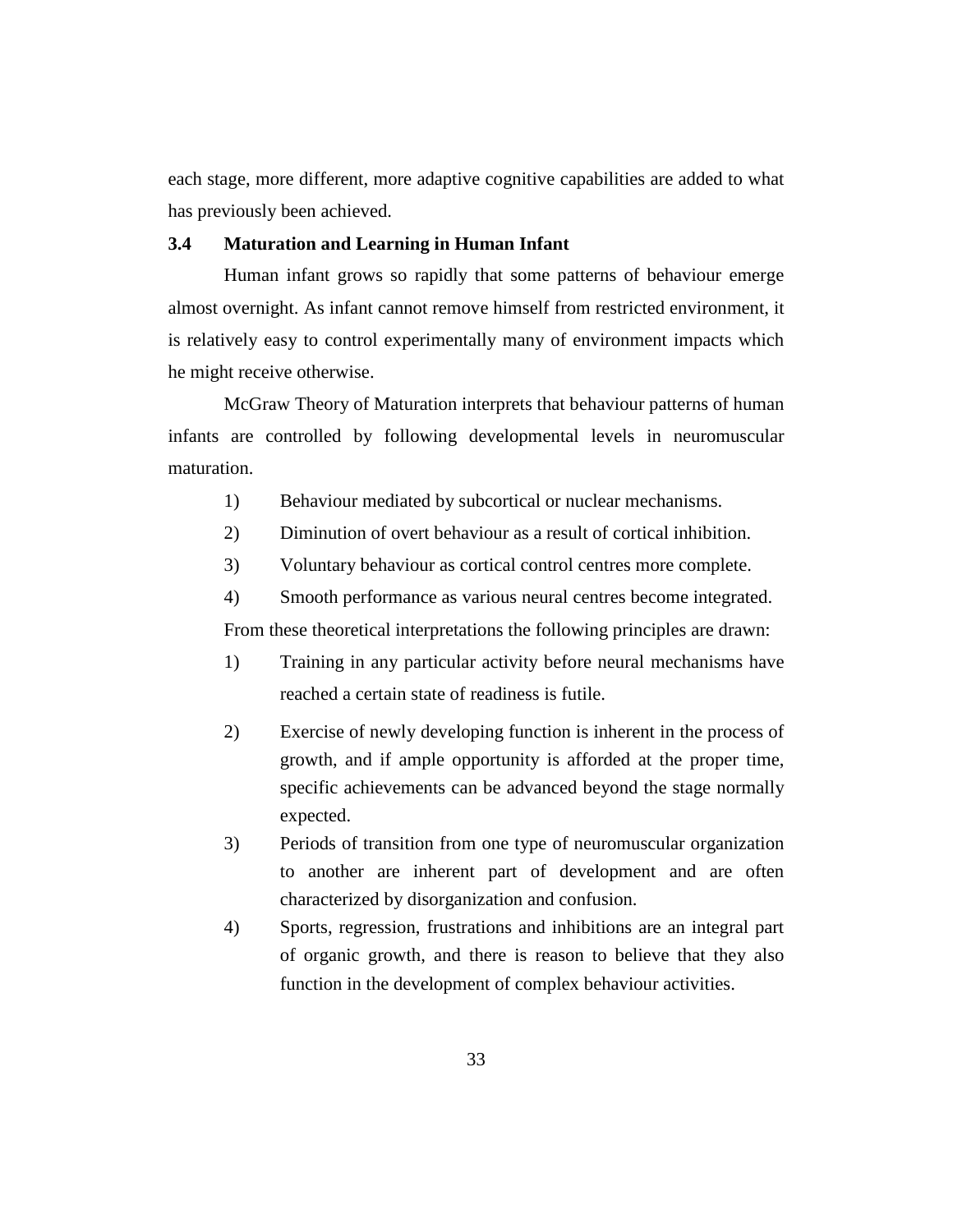each stage, more different, more adaptive cognitive capabilities are added to what has previously been achieved.

### 3.4 Maturation and Learning in Human Infant

Human infant grows so rapidly that some patterns of behaviour emerge almost overnight. As infant cannot remove himself from restricted environment, it is relatively easy to control experimentally many of environment impacts which he might receive otherwise.

McGraw Theory of Maturation interprets that behaviour patterns of human infants are controlled by following developmental levels in neuromuscular maturation.

1) Behaviour mediated by subcortical or nuclear mechanisms.
2) Diminution of overt behaviour as a result of cortical inhibition.
3) Voluntary behaviour as cortical control centres more complete.
4) Smooth performance as various neural centres become integrated.

From these theoretical interpretations the following principles are drawn:

1) Training in any particular activity before neural mechanisms have reached a certain state of readiness is futile.
2) Exercise of newly developing function is inherent in the process of growth, and if ample opportunity is afforded at the proper time, specific achievements can be advanced beyond the stage normally expected.
3) Periods of transition from one type of neuromuscular organization to another are inherent part of development and are often characterized by disorganization and confusion.
4) Sports, regression, frustrations and inhibitions are an integral part of organic growth, and there is reason to believe that they also function in the development of complex behaviour activities.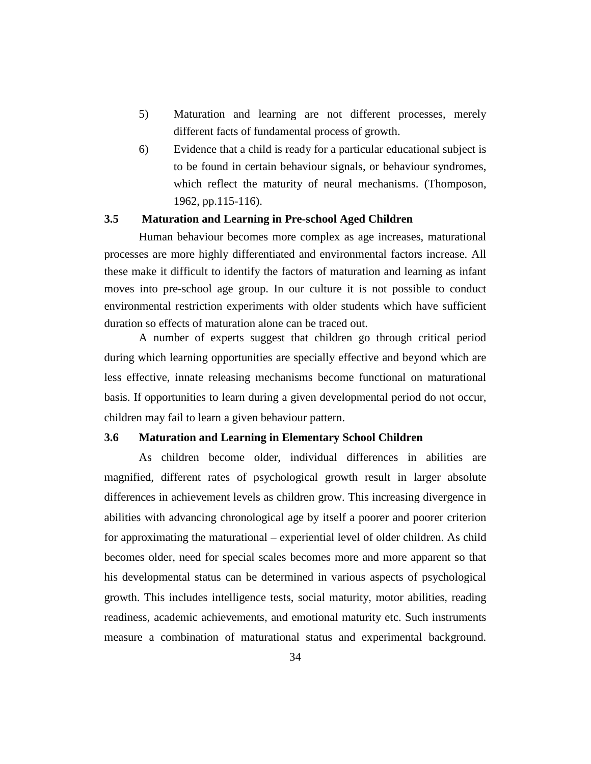5) Maturation and learning are not different processes, merely different facts of fundamental process of growth.

6) Evidence that a child is ready for a particular educational subject is to be found in certain behaviour signals, or behaviour syndromes, which reflect the maturity of neural mechanisms. (Thomposon, 1962, pp.115-116).

### 3.5 Maturation and Learning in Pre-school Aged Children

Human behaviour becomes more complex as age increases, maturational processes are more highly differentiated and environmental factors increase. All these make it difficult to identify the factors of maturation and learning as infant moves into pre-school age group. In our culture it is not possible to conduct environmental restriction experiments with older students which have sufficient duration so effects of maturation alone can be traced out.

A number of experts suggest that children go through critical period during which learning opportunities are specially effective and beyond which are less effective, innate releasing mechanisms become functional on maturational basis. If opportunities to learn during a given developmental period do not occur, children may fail to learn a given behaviour pattern.

### 3.6 Maturation and Learning in Elementary School Children

As children become older, individual differences in abilities are magnified, different rates of psychological growth result in larger absolute differences in achievement levels as children grow. This increasing divergence in abilities with advancing chronological age by itself a poorer and poorer criterion for approximating the maturational – experiential level of older children. As child becomes older, need for special scales becomes more and more apparent so that his developmental status can be determined in various aspects of psychological growth. This includes intelligence tests, social maturity, motor abilities, reading readiness, academic achievements, and emotional maturity etc. Such instruments measure a combination of maturational status and experimental background.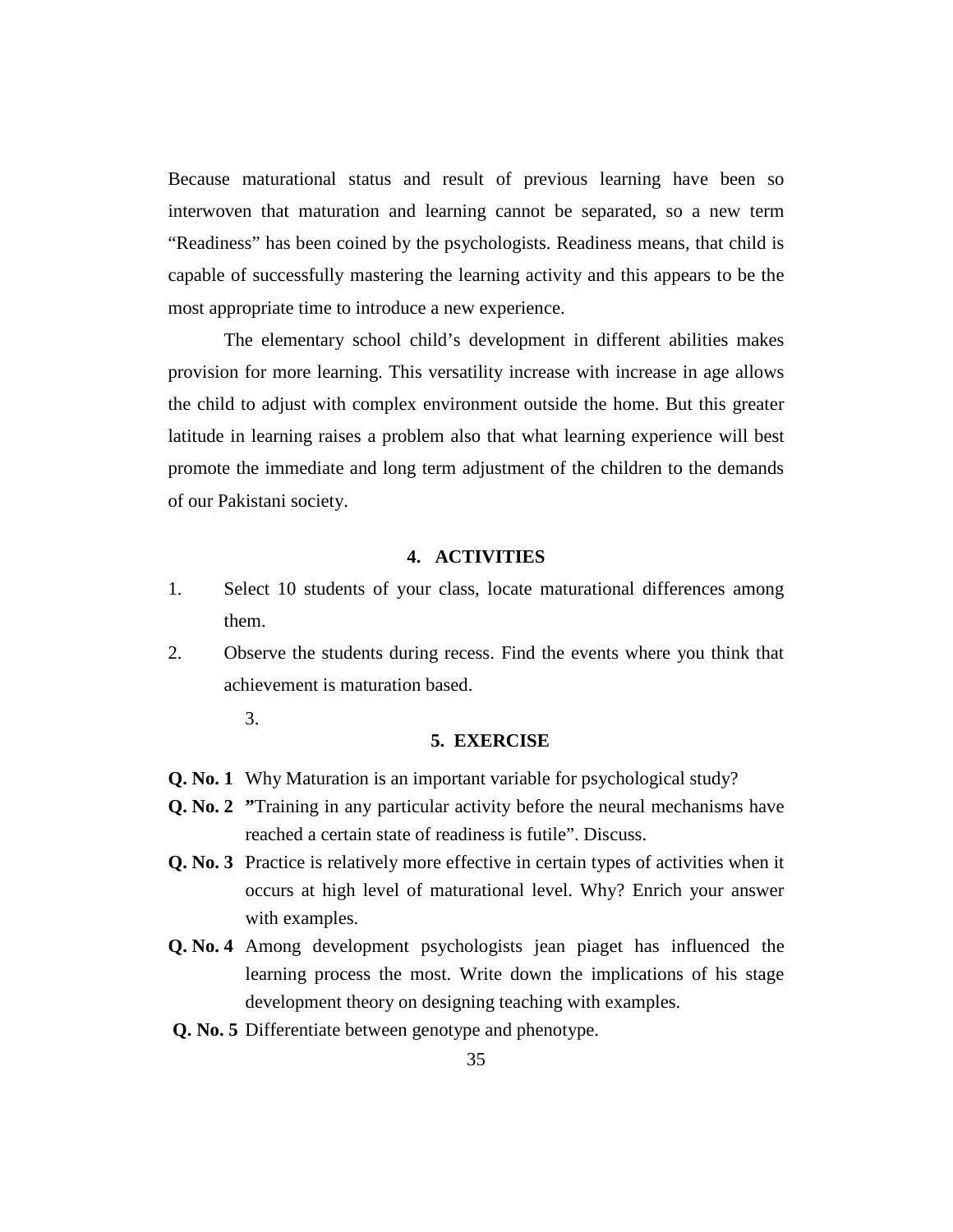Because maturational status and result of previous learning have been so interwoven that maturation and learning cannot be separated, so a new term "Readiness" has been coined by the psychologists. Readiness means, that child is capable of successfully mastering the learning activity and this appears to be the most appropriate time to introduce a new experience.

The elementary school child's development in different abilities makes provision for more learning. This versatility increase with increase in age allows the child to adjust with complex environment outside the home. But this greater latitude in learning raises a problem also that what learning experience will best promote the immediate and long term adjustment of the children to the demands of our Pakistani society.

## 4. ACTIVITIES

1. Select 10 students of your class, locate maturational differences among them.
2. Observe the students during recess. Find the events where you think that achievement is maturation based.
3.

## 5. EXERCISE

**Q. No. 1** Why Maturation is an important variable for psychological study?

**Q. No. 2** "Training in any particular activity before the neural mechanisms have reached a certain state of readiness is futile". Discuss.

**Q. No. 3** Practice is relatively more effective in certain types of activities when it occurs at high level of maturational level. Why? Enrich your answer with examples.

**Q. No. 4** Among development psychologists jean piaget has influenced the learning process the most. Write down the implications of his stage development theory on designing teaching with examples.

**Q. No. 5** Differentiate between genotype and phenotype.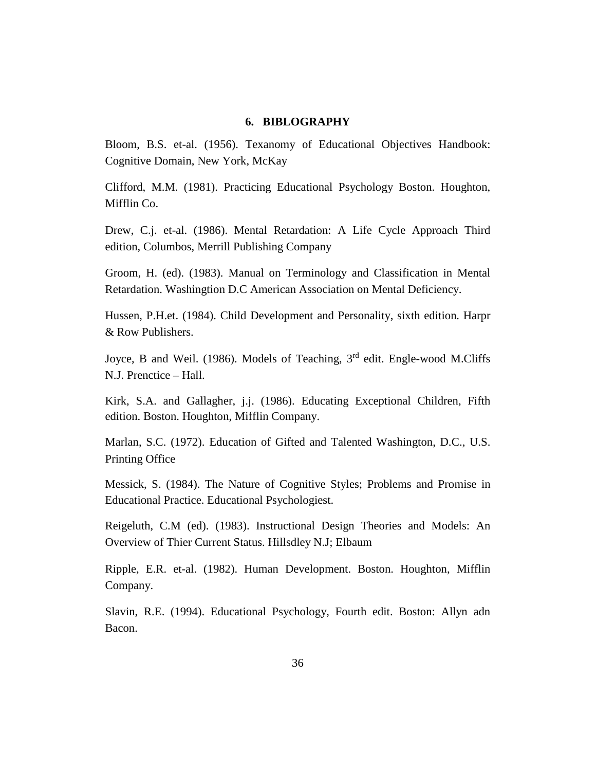## 6. BIBLOGRAPHY

Bloom, B.S. et-al. (1956). Texanomy of Educational Objectives Handbook: Cognitive Domain, New York, McKay

Clifford, M.M. (1981). Practicing Educational Psychology Boston. Houghton, Mifflin Co.

Drew, C.j. et-al. (1986). Mental Retardation: A Life Cycle Approach Third edition, Columbos, Merrill Publishing Company

Groom, H. (ed). (1983). Manual on Terminology and Classification in Mental Retardation. Washingtion D.C American Association on Mental Deficiency.

Hussen, P.H.et. (1984). Child Development and Personality, sixth edition. Harpr & Row Publishers.

Joyce, B and Weil. (1986). Models of Teaching, 3rd edit. Engle-wood M.Cliffs N.J. Prenctice – Hall.

Kirk, S.A. and Gallagher, j.j. (1986). Educating Exceptional Children, Fifth edition. Boston. Houghton, Mifflin Company.

Marlan, S.C. (1972). Education of Gifted and Talented Washington, D.C., U.S. Printing Office

Messick, S. (1984). The Nature of Cognitive Styles; Problems and Promise in Educational Practice. Educational Psychologiest.

Reigeluth, C.M (ed). (1983). Instructional Design Theories and Models: An Overview of Thier Current Status. Hillsdley N.J; Elbaum

Ripple, E.R. et-al. (1982). Human Development. Boston. Houghton, Mifflin Company.

Slavin, R.E. (1994). Educational Psychology, Fourth edit. Boston: Allyn adn Bacon.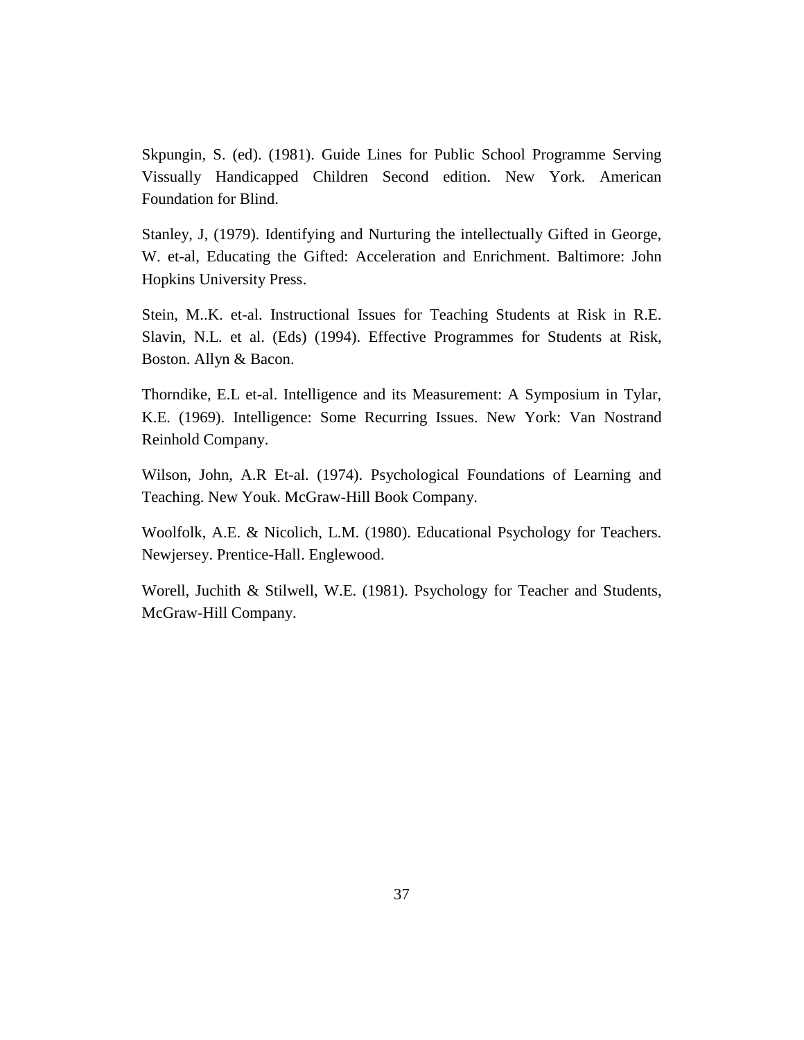Skpungin, S. (ed). (1981). Guide Lines for Public School Programme Serving Vissually Handicapped Children Second edition. New York. American Foundation for Blind.

Stanley, J, (1979). Identifying and Nurturing the intellectually Gifted in George, W. et-al, Educating the Gifted: Acceleration and Enrichment. Baltimore: John Hopkins University Press.

Stein, M..K. et-al. Instructional Issues for Teaching Students at Risk in R.E. Slavin, N.L. et al. (Eds) (1994). Effective Programmes for Students at Risk, Boston. Allyn & Bacon.

Thorndike, E.L et-al. Intelligence and its Measurement: A Symposium in Tylar, K.E. (1969). Intelligence: Some Recurring Issues. New York: Van Nostrand Reinhold Company.

Wilson, John, A.R Et-al. (1974). Psychological Foundations of Learning and Teaching. New Youk. McGraw-Hill Book Company.

Woolfolk, A.E. & Nicolich, L.M. (1980). Educational Psychology for Teachers. Newjersey. Prentice-Hall. Englewood.

Worell, Juchith & Stilwell, W.E. (1981). Psychology for Teacher and Students, McGraw-Hill Company.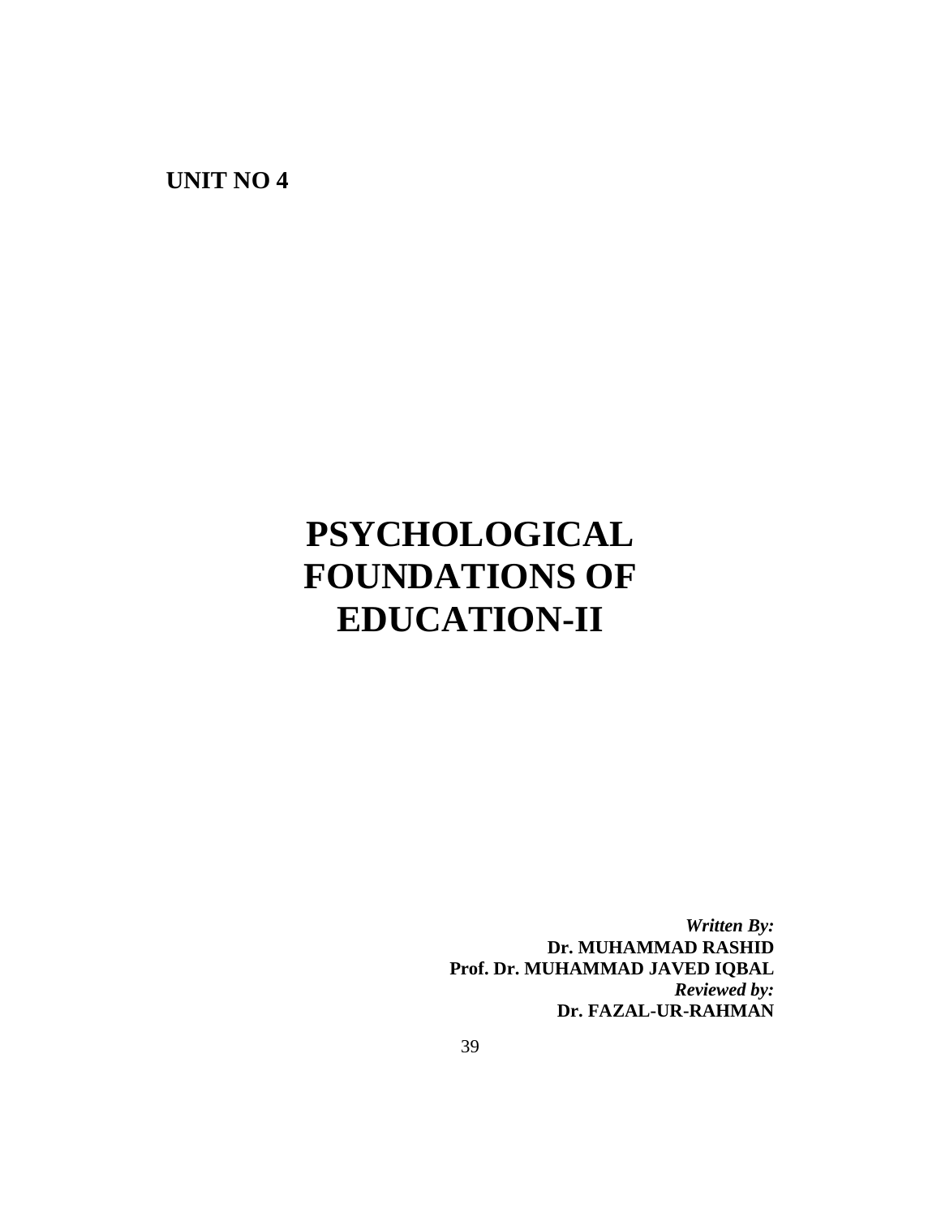**UNIT NO 4**

# PSYCHOLOGICAL FOUNDATIONS OF EDUCATION-II

***Written By:***
**Dr. MUHAMMAD RASHID**
**Prof. Dr. MUHAMMAD JAVED IQBAL**
***Reviewed by:***
**Dr. FAZAL-UR-RAHMAN**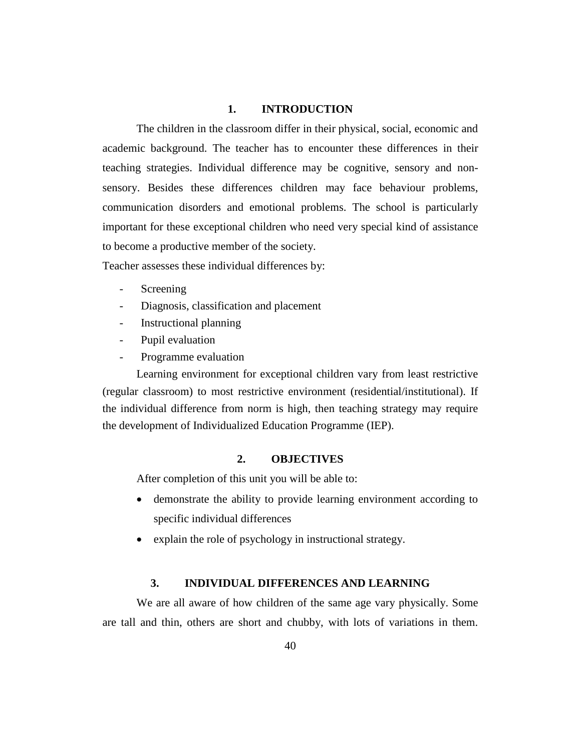## 1. INTRODUCTION

The children in the classroom differ in their physical, social, economic and academic background. The teacher has to encounter these differences in their teaching strategies. Individual difference may be cognitive, sensory and non-sensory. Besides these differences children may face behaviour problems, communication disorders and emotional problems. The school is particularly important for these exceptional children who need very special kind of assistance to become a productive member of the society.

Teacher assesses these individual differences by:

- Screening
- Diagnosis, classification and placement
- Instructional planning
- Pupil evaluation
- Programme evaluation

Learning environment for exceptional children vary from least restrictive (regular classroom) to most restrictive environment (residential/institutional). If the individual difference from norm is high, then teaching strategy may require the development of Individualized Education Programme (IEP).

## 2. OBJECTIVES

After completion of this unit you will be able to:

- demonstrate the ability to provide learning environment according to specific individual differences
- explain the role of psychology in instructional strategy.

## 3. INDIVIDUAL DIFFERENCES AND LEARNING

We are all aware of how children of the same age vary physically. Some are tall and thin, others are short and chubby, with lots of variations in them.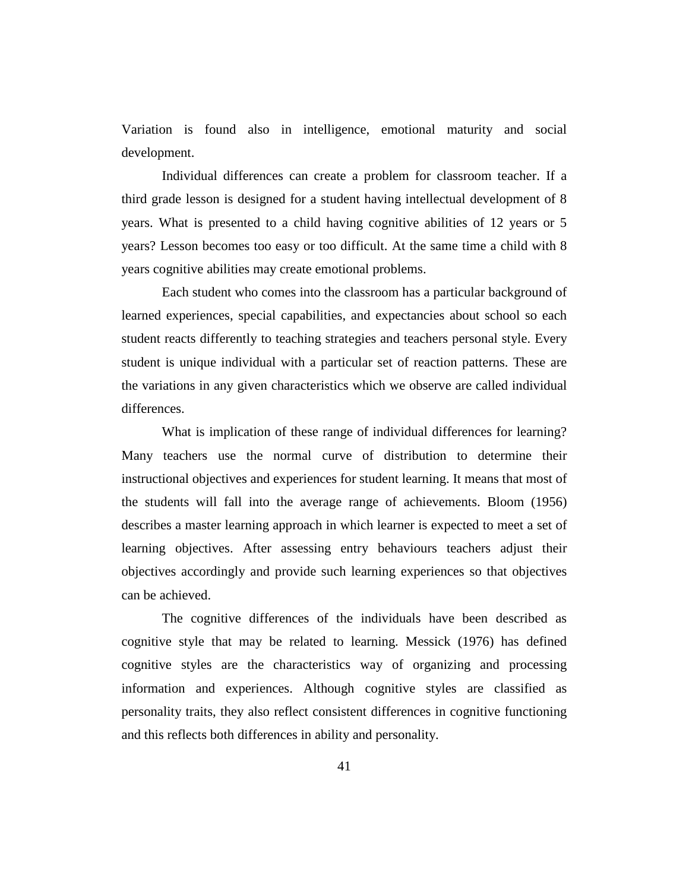Variation is found also in intelligence, emotional maturity and social development.

Individual differences can create a problem for classroom teacher. If a third grade lesson is designed for a student having intellectual development of 8 years. What is presented to a child having cognitive abilities of 12 years or 5 years? Lesson becomes too easy or too difficult. At the same time a child with 8 years cognitive abilities may create emotional problems.

Each student who comes into the classroom has a particular background of learned experiences, special capabilities, and expectancies about school so each student reacts differently to teaching strategies and teachers personal style. Every student is unique individual with a particular set of reaction patterns. These are the variations in any given characteristics which we observe are called individual differences.

What is implication of these range of individual differences for learning? Many teachers use the normal curve of distribution to determine their instructional objectives and experiences for student learning. It means that most of the students will fall into the average range of achievements. Bloom (1956) describes a master learning approach in which learner is expected to meet a set of learning objectives. After assessing entry behaviours teachers adjust their objectives accordingly and provide such learning experiences so that objectives can be achieved.

The cognitive differences of the individuals have been described as cognitive style that may be related to learning. Messick (1976) has defined cognitive styles are the characteristics way of organizing and processing information and experiences. Although cognitive styles are classified as personality traits, they also reflect consistent differences in cognitive functioning and this reflects both differences in ability and personality.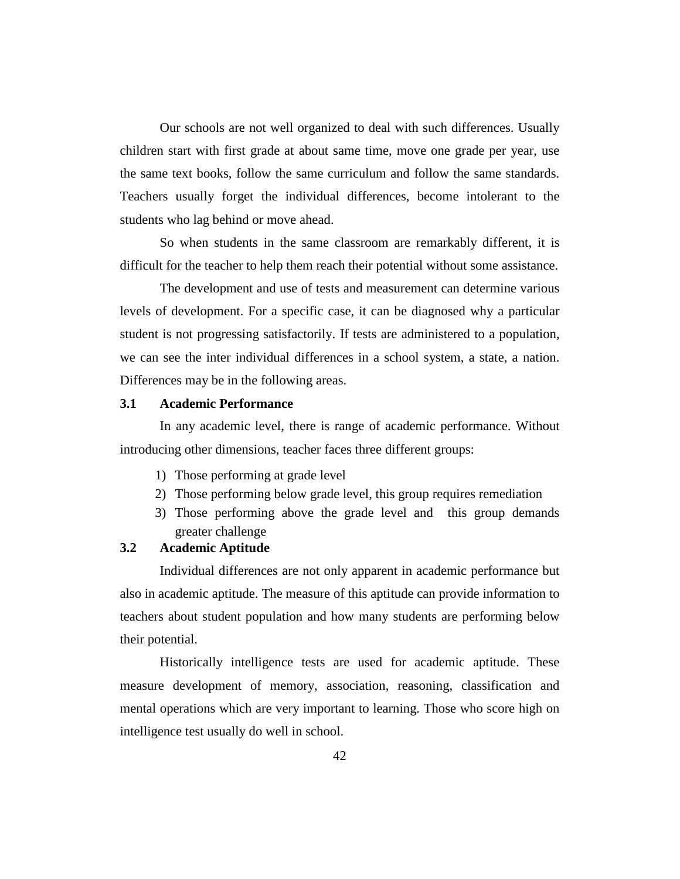Our schools are not well organized to deal with such differences. Usually children start with first grade at about same time, move one grade per year, use the same text books, follow the same curriculum and follow the same standards. Teachers usually forget the individual differences, become intolerant to the students who lag behind or move ahead.

So when students in the same classroom are remarkably different, it is difficult for the teacher to help them reach their potential without some assistance.

The development and use of tests and measurement can determine various levels of development. For a specific case, it can be diagnosed why a particular student is not progressing satisfactorily. If tests are administered to a population, we can see the inter individual differences in a school system, a state, a nation. Differences may be in the following areas.

### 3.1 Academic Performance

In any academic level, there is range of academic performance. Without introducing other dimensions, teacher faces three different groups:

1) Those performing at grade level
2) Those performing below grade level, this group requires remediation
3) Those performing above the grade level and this group demands greater challenge

### 3.2 Academic Aptitude

Individual differences are not only apparent in academic performance but also in academic aptitude. The measure of this aptitude can provide information to teachers about student population and how many students are performing below their potential.

Historically intelligence tests are used for academic aptitude. These measure development of memory, association, reasoning, classification and mental operations which are very important to learning. Those who score high on intelligence test usually do well in school.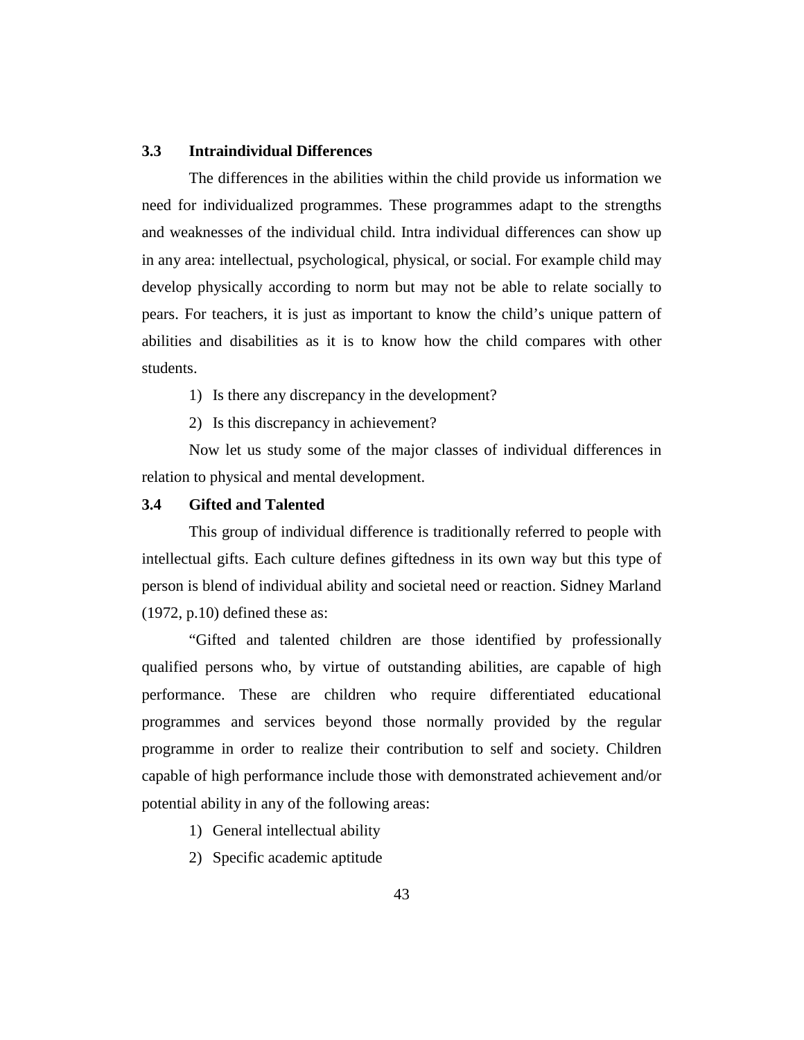### 3.3 Intraindividual Differences

The differences in the abilities within the child provide us information we need for individualized programmes. These programmes adapt to the strengths and weaknesses of the individual child. Intra individual differences can show up in any area: intellectual, psychological, physical, or social. For example child may develop physically according to norm but may not be able to relate socially to pears. For teachers, it is just as important to know the child's unique pattern of abilities and disabilities as it is to know how the child compares with other students.

1) Is there any discrepancy in the development?
2) Is this discrepancy in achievement?

Now let us study some of the major classes of individual differences in relation to physical and mental development.

### 3.4 Gifted and Talented

This group of individual difference is traditionally referred to people with intellectual gifts. Each culture defines giftedness in its own way but this type of person is blend of individual ability and societal need or reaction. Sidney Marland (1972, p.10) defined these as:

"Gifted and talented children are those identified by professionally qualified persons who, by virtue of outstanding abilities, are capable of high performance. These are children who require differentiated educational programmes and services beyond those normally provided by the regular programme in order to realize their contribution to self and society. Children capable of high performance include those with demonstrated achievement and/or potential ability in any of the following areas:

1) General intellectual ability
2) Specific academic aptitude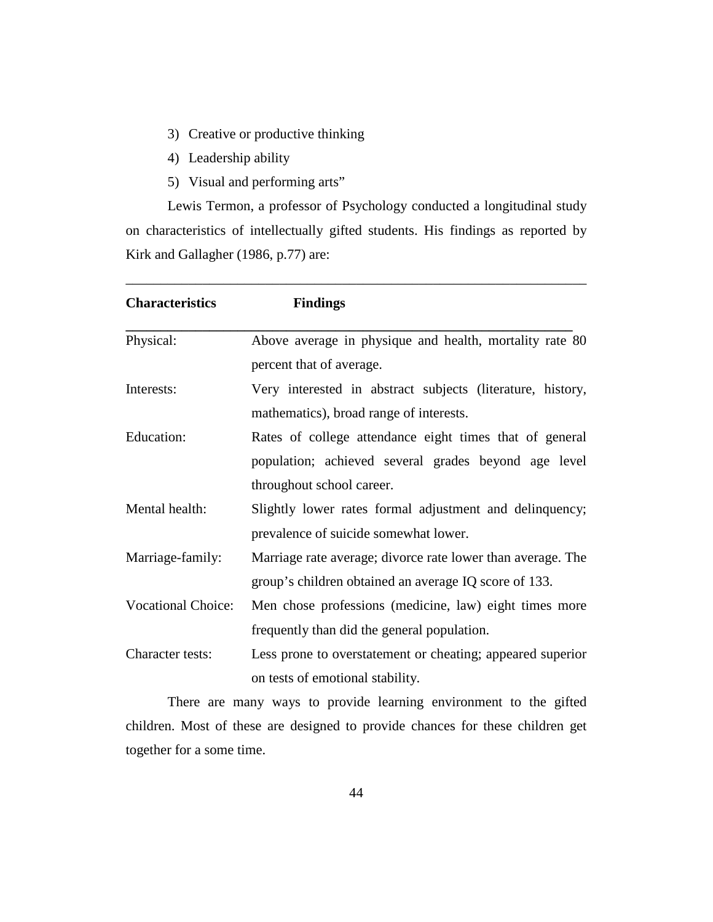3) Creative or productive thinking
4) Leadership ability
5) Visual and performing arts"

Lewis Termon, a professor of Psychology conducted a longitudinal study on characteristics of intellectually gifted students. His findings as reported by Kirk and Gallagher (1986, p.77) are:

| Characteristics | Findings |
| --- | --- |
| Physical: | Above average in physique and health, mortality rate 80 percent that of average. |
| Interests: | Very interested in abstract subjects (literature, history, mathematics), broad range of interests. |
| Education: | Rates of college attendance eight times that of general population; achieved several grades beyond age level throughout school career. |
| Mental health: | Slightly lower rates formal adjustment and delinquency; prevalence of suicide somewhat lower. |
| Marriage-family: | Marriage rate average; divorce rate lower than average. The group's children obtained an average IQ score of 133. |
| Vocational Choice: | Men chose professions (medicine, law) eight times more frequently than did the general population. |
| Character tests: | Less prone to overstatement or cheating; appeared superior on tests of emotional stability. |

There are many ways to provide learning environment to the gifted children. Most of these are designed to provide chances for these children get together for a some time.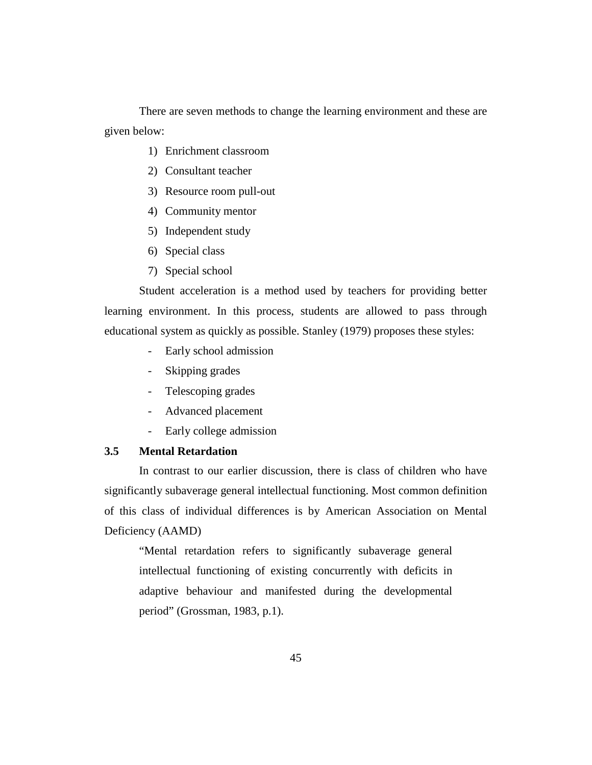There are seven methods to change the learning environment and these are given below:

1) Enrichment classroom
2) Consultant teacher
3) Resource room pull-out
4) Community mentor
5) Independent study
6) Special class
7) Special school

Student acceleration is a method used by teachers for providing better learning environment. In this process, students are allowed to pass through educational system as quickly as possible. Stanley (1979) proposes these styles:

- Early school admission
- Skipping grades
- Telescoping grades
- Advanced placement
- Early college admission

### 3.5 Mental Retardation

In contrast to our earlier discussion, there is class of children who have significantly subaverage general intellectual functioning. Most common definition of this class of individual differences is by American Association on Mental Deficiency (AAMD)

> "Mental retardation refers to significantly subaverage general intellectual functioning of existing concurrently with deficits in adaptive behaviour and manifested during the developmental period" (Grossman, 1983, p.1).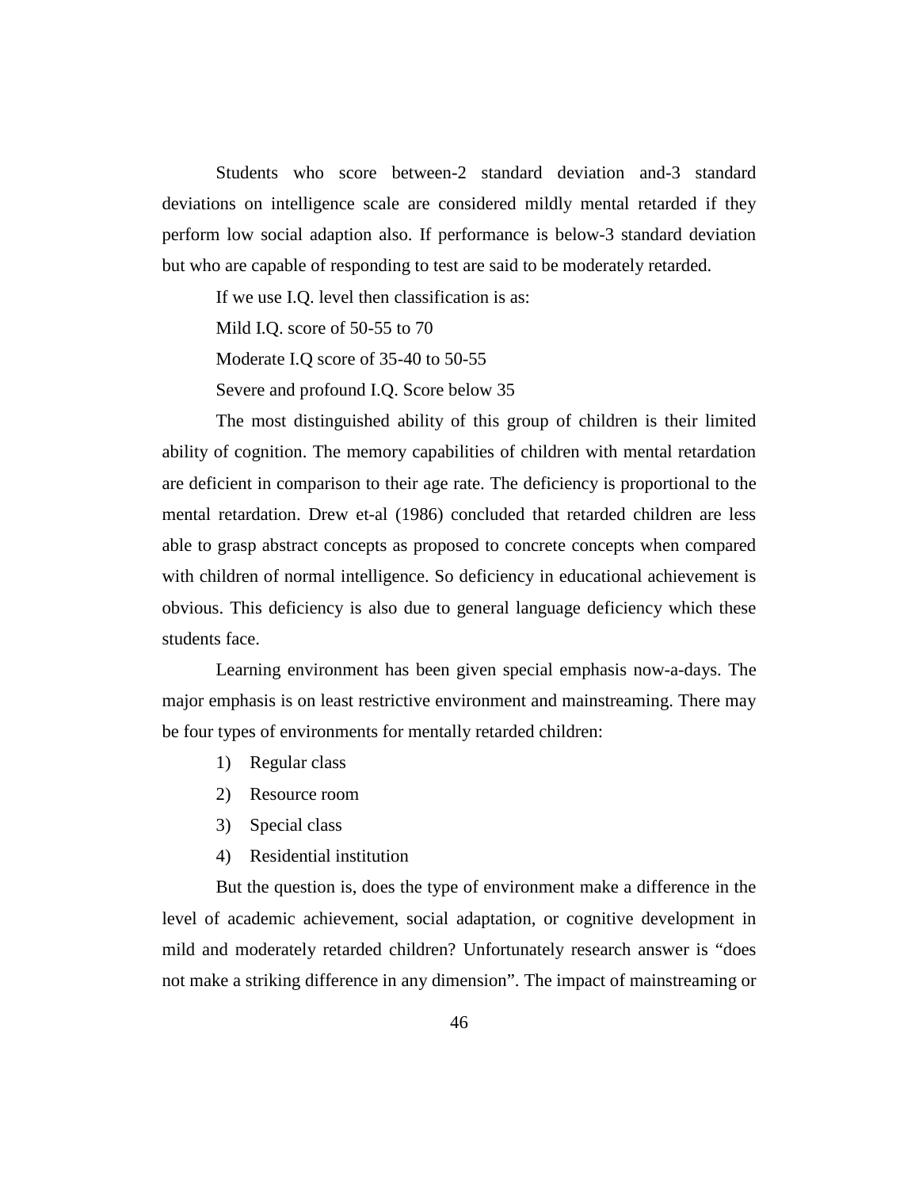Students who score between-2 standard deviation and-3 standard deviations on intelligence scale are considered mildly mental retarded if they perform low social adaption also. If performance is below-3 standard deviation but who are capable of responding to test are said to be moderately retarded.

If we use I.Q. level then classification is as:

Mild I.Q. score of 50-55 to 70

Moderate I.Q score of 35-40 to 50-55

Severe and profound I.Q. Score below 35

The most distinguished ability of this group of children is their limited ability of cognition. The memory capabilities of children with mental retardation are deficient in comparison to their age rate. The deficiency is proportional to the mental retardation. Drew et-al (1986) concluded that retarded children are less able to grasp abstract concepts as proposed to concrete concepts when compared with children of normal intelligence. So deficiency in educational achievement is obvious. This deficiency is also due to general language deficiency which these students face.

Learning environment has been given special emphasis now-a-days. The major emphasis is on least restrictive environment and mainstreaming. There may be four types of environments for mentally retarded children:

1) Regular class
2) Resource room
3) Special class
4) Residential institution

But the question is, does the type of environment make a difference in the level of academic achievement, social adaptation, or cognitive development in mild and moderately retarded children? Unfortunately research answer is "does not make a striking difference in any dimension". The impact of mainstreaming or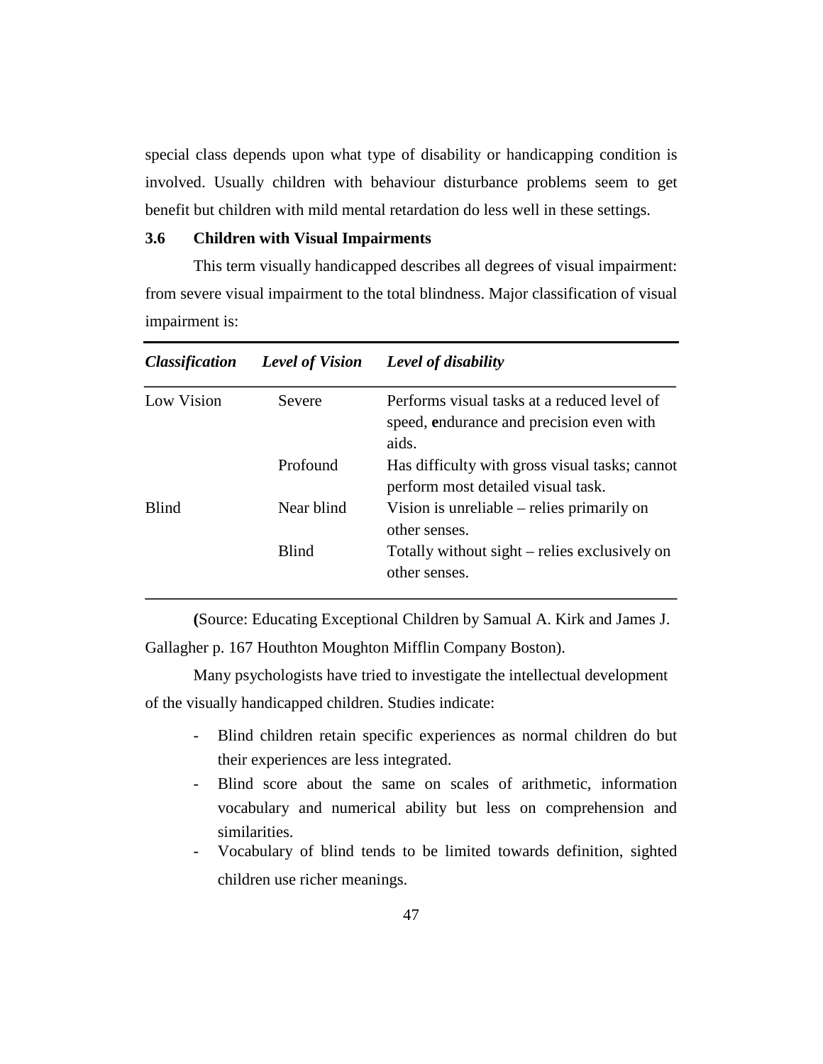special class depends upon what type of disability or handicapping condition is involved. Usually children with behaviour disturbance problems seem to get benefit but children with mild mental retardation do less well in these settings.

### 3.6 Children with Visual Impairments

This term visually handicapped describes all degrees of visual impairment: from severe visual impairment to the total blindness. Major classification of visual impairment is:

| *Classification* | *Level of Vision* | *Level of disability* |
|---|---|---|
| Low Vision | Severe | Performs visual tasks at a reduced level of speed, endurance and precision even with aids. |
| | Profound | Has difficulty with gross visual tasks; cannot perform most detailed visual task. |
| Blind | Near blind | Vision is unreliable – relies primarily on other senses. |
| | Blind | Totally without sight – relies exclusively on other senses. |

(Source: Educating Exceptional Children by Samual A. Kirk and James J. Gallagher p. 167 Houthton Moughton Mifflin Company Boston).

Many psychologists have tried to investigate the intellectual development of the visually handicapped children. Studies indicate:

- Blind children retain specific experiences as normal children do but their experiences are less integrated.
- Blind score about the same on scales of arithmetic, information vocabulary and numerical ability but less on comprehension and similarities.
- Vocabulary of blind tends to be limited towards definition, sighted children use richer meanings.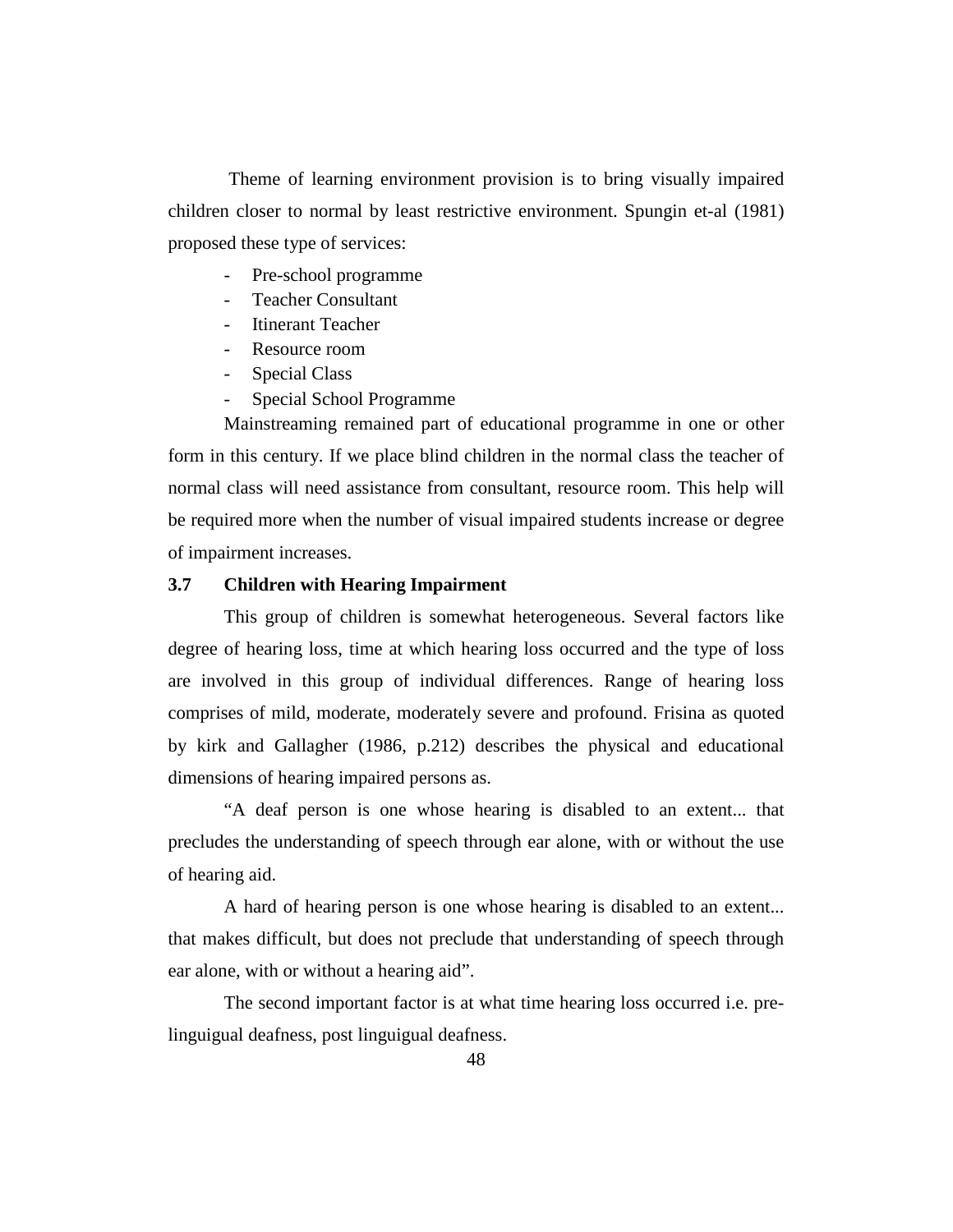Theme of learning environment provision is to bring visually impaired children closer to normal by least restrictive environment. Spungin et-al (1981) proposed these type of services:

- Pre-school programme
- Teacher Consultant
- Itinerant Teacher
- Resource room
- Special Class
- Special School Programme

Mainstreaming remained part of educational programme in one or other form in this century. If we place blind children in the normal class the teacher of normal class will need assistance from consultant, resource room. This help will be required more when the number of visual impaired students increase or degree of impairment increases.

### 3.7 Children with Hearing Impairment

This group of children is somewhat heterogeneous. Several factors like degree of hearing loss, time at which hearing loss occurred and the type of loss are involved in this group of individual differences. Range of hearing loss comprises of mild, moderate, moderately severe and profound. Frisina as quoted by kirk and Gallagher (1986, p.212) describes the physical and educational dimensions of hearing impaired persons as.

"A deaf person is one whose hearing is disabled to an extent... that precludes the understanding of speech through ear alone, with or without the use of hearing aid.

A hard of hearing person is one whose hearing is disabled to an extent... that makes difficult, but does not preclude that understanding of speech through ear alone, with or without a hearing aid".

The second important factor is at what time hearing loss occurred i.e. pre-linguigual deafness, post linguigual deafness.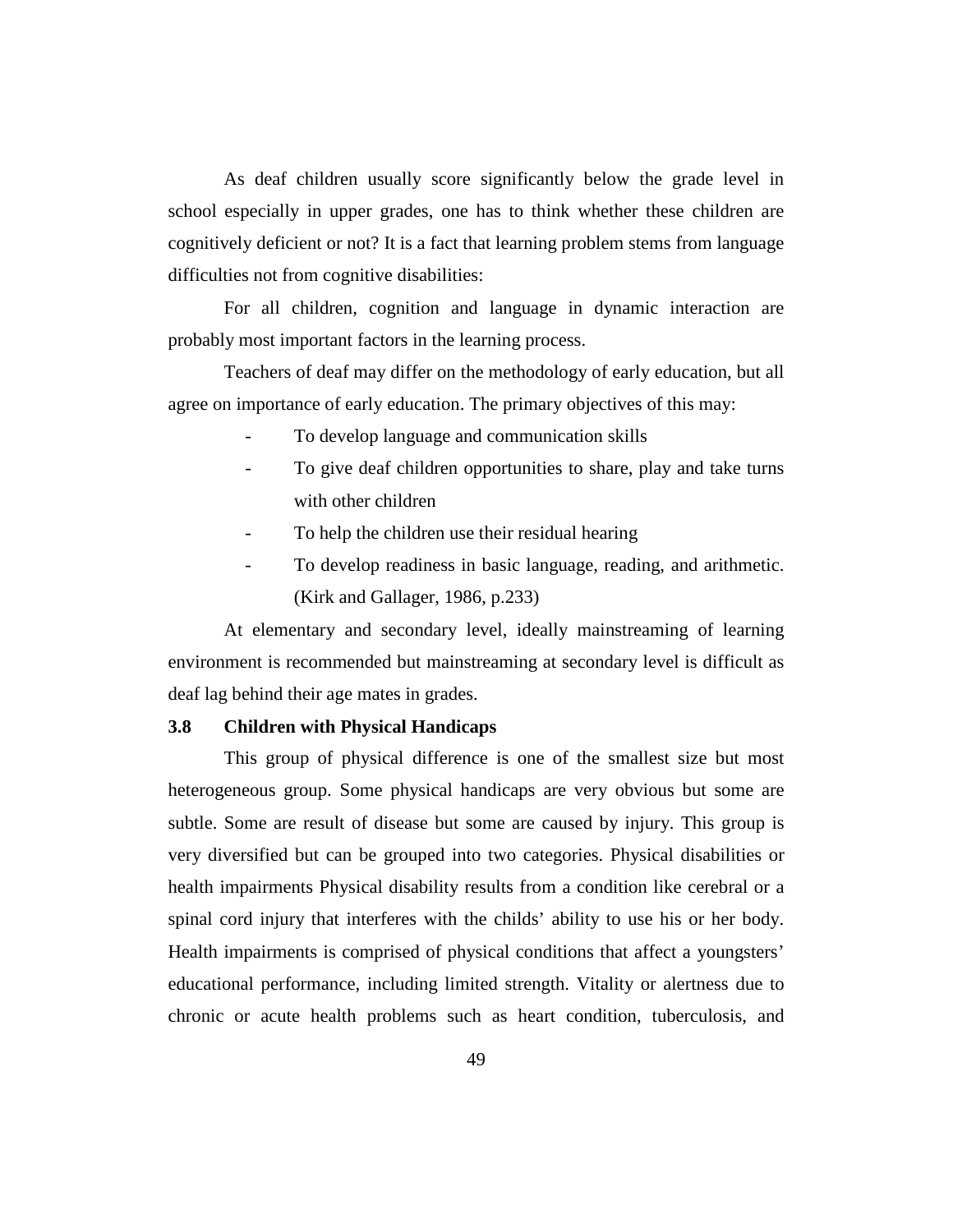As deaf children usually score significantly below the grade level in school especially in upper grades, one has to think whether these children are cognitively deficient or not? It is a fact that learning problem stems from language difficulties not from cognitive disabilities:

For all children, cognition and language in dynamic interaction are probably most important factors in the learning process.

Teachers of deaf may differ on the methodology of early education, but all agree on importance of early education. The primary objectives of this may:

- To develop language and communication skills
- To give deaf children opportunities to share, play and take turns with other children
- To help the children use their residual hearing
- To develop readiness in basic language, reading, and arithmetic. (Kirk and Gallager, 1986, p.233)

At elementary and secondary level, ideally mainstreaming of learning environment is recommended but mainstreaming at secondary level is difficult as deaf lag behind their age mates in grades.

### 3.8 Children with Physical Handicaps

This group of physical difference is one of the smallest size but most heterogeneous group. Some physical handicaps are very obvious but some are subtle. Some are result of disease but some are caused by injury. This group is very diversified but can be grouped into two categories. Physical disabilities or health impairments Physical disability results from a condition like cerebral or a spinal cord injury that interferes with the childs' ability to use his or her body. Health impairments is comprised of physical conditions that affect a youngsters' educational performance, including limited strength. Vitality or alertness due to chronic or acute health problems such as heart condition, tuberculosis, and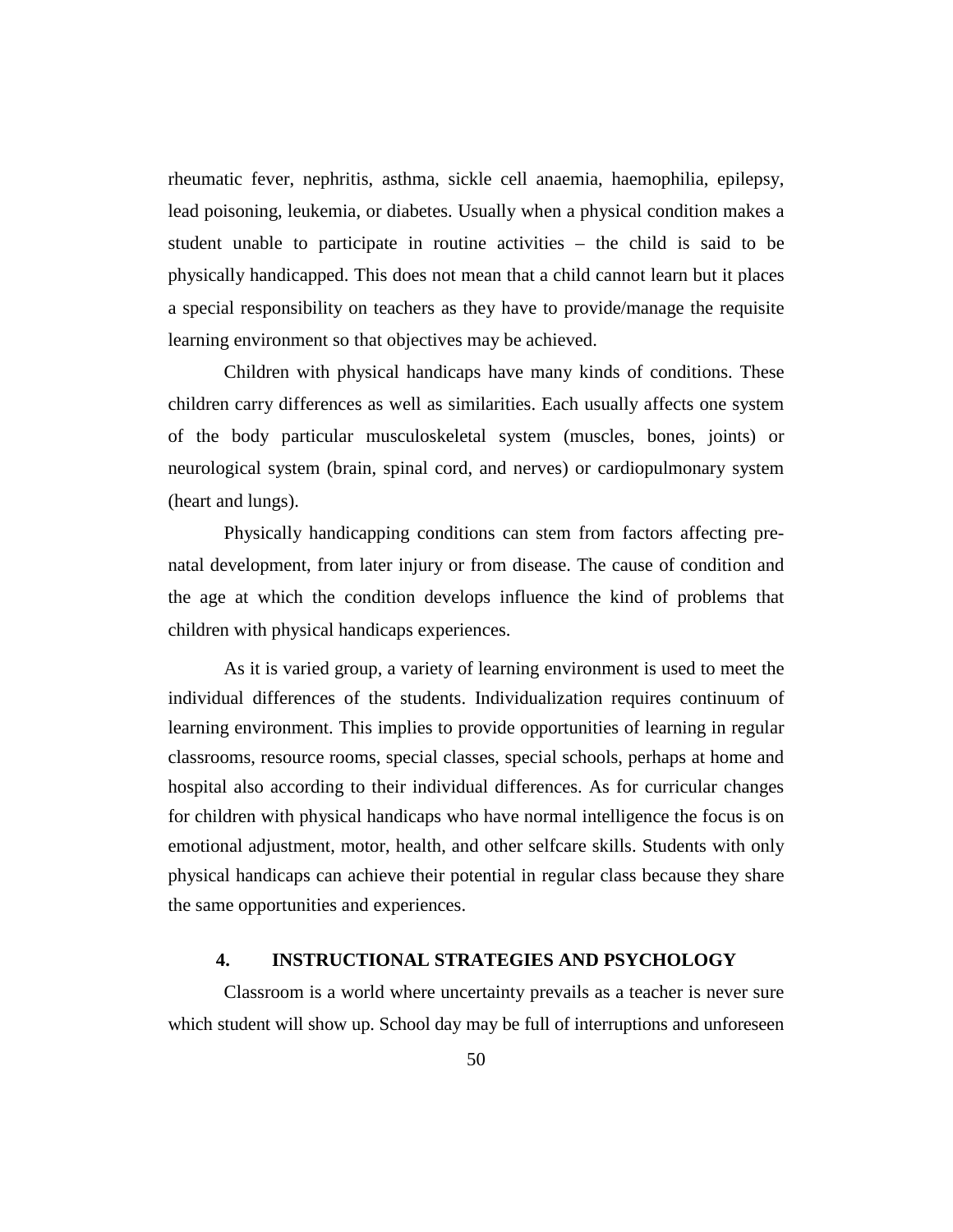rheumatic fever, nephritis, asthma, sickle cell anaemia, haemophilia, epilepsy, lead poisoning, leukemia, or diabetes. Usually when a physical condition makes a student unable to participate in routine activities – the child is said to be physically handicapped. This does not mean that a child cannot learn but it places a special responsibility on teachers as they have to provide/manage the requisite learning environment so that objectives may be achieved.

Children with physical handicaps have many kinds of conditions. These children carry differences as well as similarities. Each usually affects one system of the body particular musculoskeletal system (muscles, bones, joints) or neurological system (brain, spinal cord, and nerves) or cardiopulmonary system (heart and lungs).

Physically handicapping conditions can stem from factors affecting pre-natal development, from later injury or from disease. The cause of condition and the age at which the condition develops influence the kind of problems that children with physical handicaps experiences.

As it is varied group, a variety of learning environment is used to meet the individual differences of the students. Individualization requires continuum of learning environment. This implies to provide opportunities of learning in regular classrooms, resource rooms, special classes, special schools, perhaps at home and hospital also according to their individual differences. As for curricular changes for children with physical handicaps who have normal intelligence the focus is on emotional adjustment, motor, health, and other selfcare skills. Students with only physical handicaps can achieve their potential in regular class because they share the same opportunities and experiences.

## 4. INSTRUCTIONAL STRATEGIES AND PSYCHOLOGY

Classroom is a world where uncertainty prevails as a teacher is never sure which student will show up. School day may be full of interruptions and unforeseen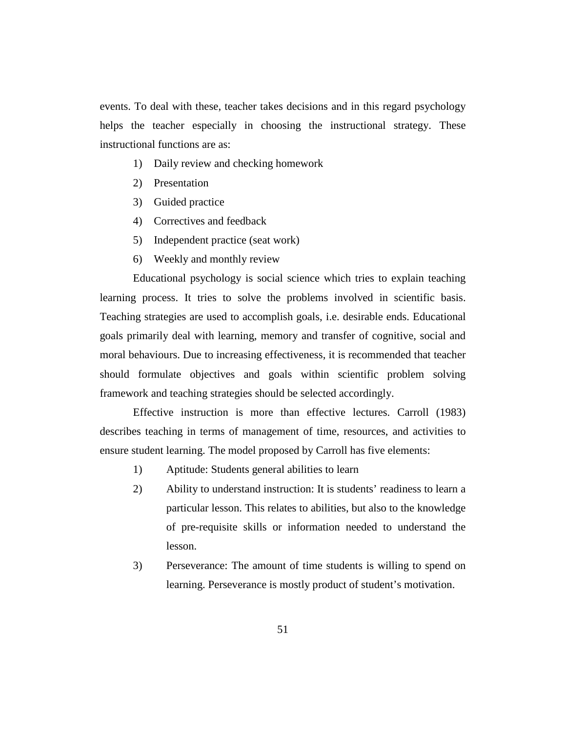events. To deal with these, teacher takes decisions and in this regard psychology helps the teacher especially in choosing the instructional strategy. These instructional functions are as:

1) Daily review and checking homework
2) Presentation
3) Guided practice
4) Correctives and feedback
5) Independent practice (seat work)
6) Weekly and monthly review

Educational psychology is social science which tries to explain teaching learning process. It tries to solve the problems involved in scientific basis. Teaching strategies are used to accomplish goals, i.e. desirable ends. Educational goals primarily deal with learning, memory and transfer of cognitive, social and moral behaviours. Due to increasing effectiveness, it is recommended that teacher should formulate objectives and goals within scientific problem solving framework and teaching strategies should be selected accordingly.

Effective instruction is more than effective lectures. Carroll (1983) describes teaching in terms of management of time, resources, and activities to ensure student learning. The model proposed by Carroll has five elements:

1) Aptitude: Students general abilities to learn
2) Ability to understand instruction: It is students' readiness to learn a particular lesson. This relates to abilities, but also to the knowledge of pre-requisite skills or information needed to understand the lesson.
3) Perseverance: The amount of time students is willing to spend on learning. Perseverance is mostly product of student's motivation.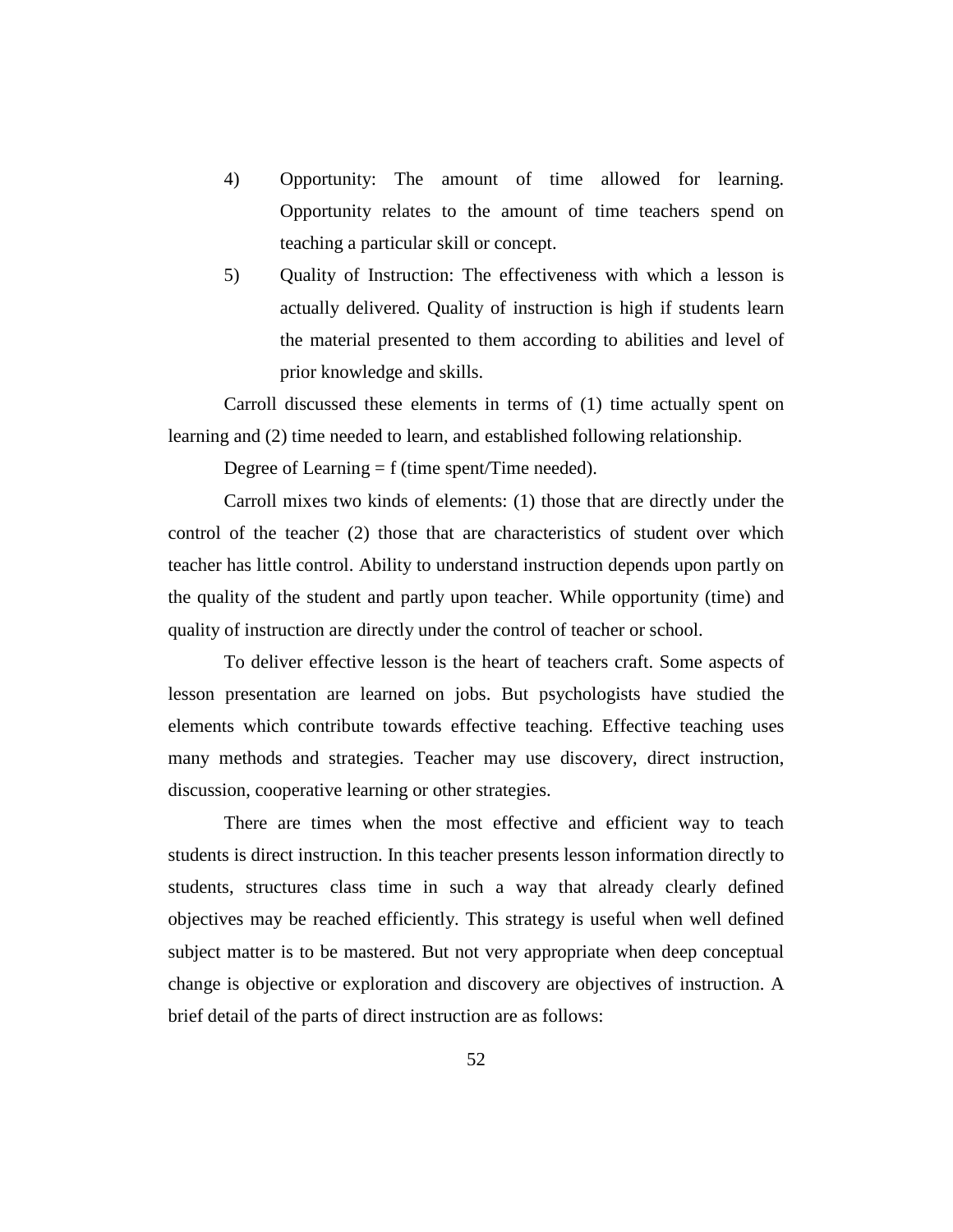4) Opportunity: The amount of time allowed for learning. Opportunity relates to the amount of time teachers spend on teaching a particular skill or concept.

5) Quality of Instruction: The effectiveness with which a lesson is actually delivered. Quality of instruction is high if students learn the material presented to them according to abilities and level of prior knowledge and skills.

Carroll discussed these elements in terms of (1) time actually spent on learning and (2) time needed to learn, and established following relationship.

Degree of Learning = f (time spent/Time needed).

Carroll mixes two kinds of elements: (1) those that are directly under the control of the teacher (2) those that are characteristics of student over which teacher has little control. Ability to understand instruction depends upon partly on the quality of the student and partly upon teacher. While opportunity (time) and quality of instruction are directly under the control of teacher or school.

To deliver effective lesson is the heart of teachers craft. Some aspects of lesson presentation are learned on jobs. But psychologists have studied the elements which contribute towards effective teaching. Effective teaching uses many methods and strategies. Teacher may use discovery, direct instruction, discussion, cooperative learning or other strategies.

There are times when the most effective and efficient way to teach students is direct instruction. In this teacher presents lesson information directly to students, structures class time in such a way that already clearly defined objectives may be reached efficiently. This strategy is useful when well defined subject matter is to be mastered. But not very appropriate when deep conceptual change is objective or exploration and discovery are objectives of instruction. A brief detail of the parts of direct instruction are as follows: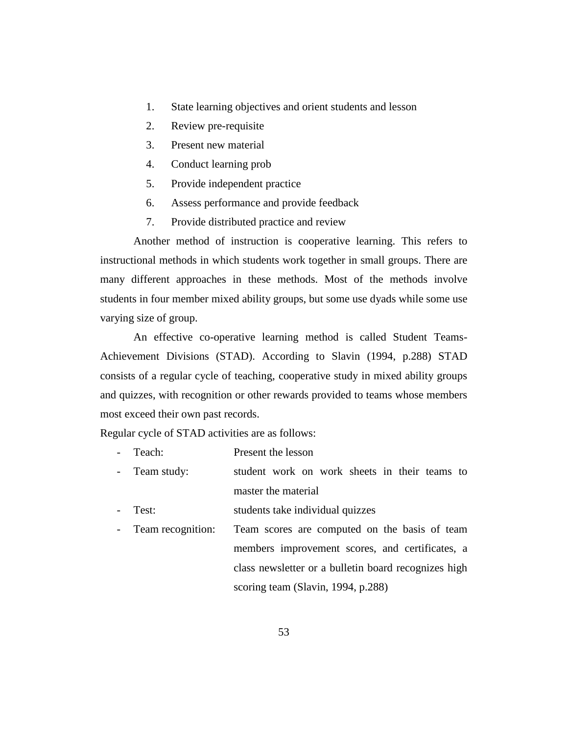1. State learning objectives and orient students and lesson
2. Review pre-requisite
3. Present new material
4. Conduct learning prob
5. Provide independent practice
6. Assess performance and provide feedback
7. Provide distributed practice and review

Another method of instruction is cooperative learning. This refers to instructional methods in which students work together in small groups. There are many different approaches in these methods. Most of the methods involve students in four member mixed ability groups, but some use dyads while some use varying size of group.

An effective co-operative learning method is called Student Teams-Achievement Divisions (STAD). According to Slavin (1994, p.288) STAD consists of a regular cycle of teaching, cooperative study in mixed ability groups and quizzes, with recognition or other rewards provided to teams whose members most exceed their own past records.

Regular cycle of STAD activities are as follows:

- Teach: Present the lesson
- Team study: student work on work sheets in their teams to master the material
- Test: students take individual quizzes
- Team recognition: Team scores are computed on the basis of team members improvement scores, and certificates, a class newsletter or a bulletin board recognizes high scoring team (Slavin, 1994, p.288)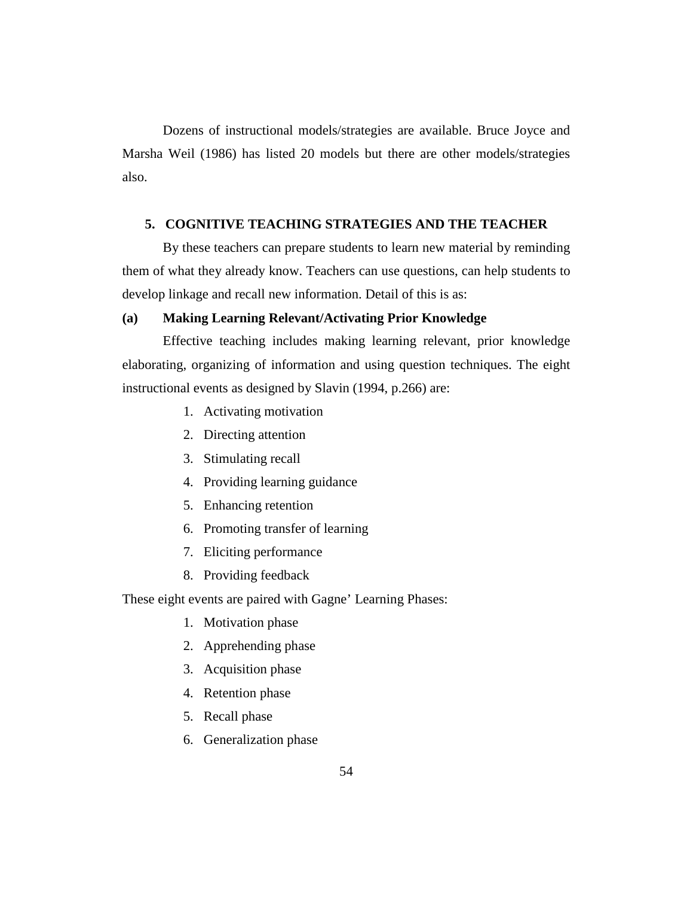Dozens of instructional models/strategies are available. Bruce Joyce and Marsha Weil (1986) has listed 20 models but there are other models/strategies also.

## 5. COGNITIVE TEACHING STRATEGIES AND THE TEACHER

By these teachers can prepare students to learn new material by reminding them of what they already know. Teachers can use questions, can help students to develop linkage and recall new information. Detail of this is as:

### (a) Making Learning Relevant/Activating Prior Knowledge

Effective teaching includes making learning relevant, prior knowledge elaborating, organizing of information and using question techniques. The eight instructional events as designed by Slavin (1994, p.266) are:

1. Activating motivation
2. Directing attention
3. Stimulating recall
4. Providing learning guidance
5. Enhancing retention
6. Promoting transfer of learning
7. Eliciting performance
8. Providing feedback

These eight events are paired with Gagne' Learning Phases:

1. Motivation phase
2. Apprehending phase
3. Acquisition phase
4. Retention phase
5. Recall phase
6. Generalization phase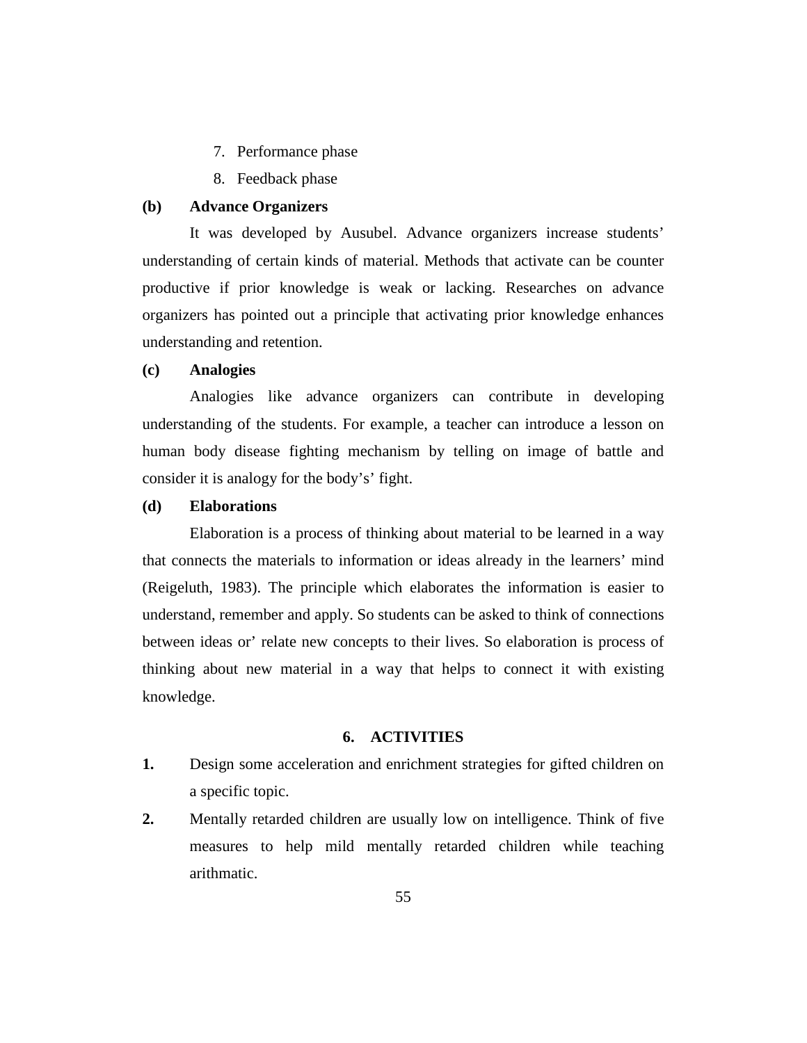7. Performance phase
8. Feedback phase

**(b) Advance Organizers**

It was developed by Ausubel. Advance organizers increase students' understanding of certain kinds of material. Methods that activate can be counter productive if prior knowledge is weak or lacking. Researches on advance organizers has pointed out a principle that activating prior knowledge enhances understanding and retention.

**(c) Analogies**

Analogies like advance organizers can contribute in developing understanding of the students. For example, a teacher can introduce a lesson on human body disease fighting mechanism by telling on image of battle and consider it is analogy for the body's' fight.

**(d) Elaborations**

Elaboration is a process of thinking about material to be learned in a way that connects the materials to information or ideas already in the learners' mind (Reigeluth, 1983). The principle which elaborates the information is easier to understand, remember and apply. So students can be asked to think of connections between ideas or' relate new concepts to their lives. So elaboration is process of thinking about new material in a way that helps to connect it with existing knowledge.

## 6. ACTIVITIES

**1.** Design some acceleration and enrichment strategies for gifted children on a specific topic.

**2.** Mentally retarded children are usually low on intelligence. Think of five measures to help mild mentally retarded children while teaching arithmatic.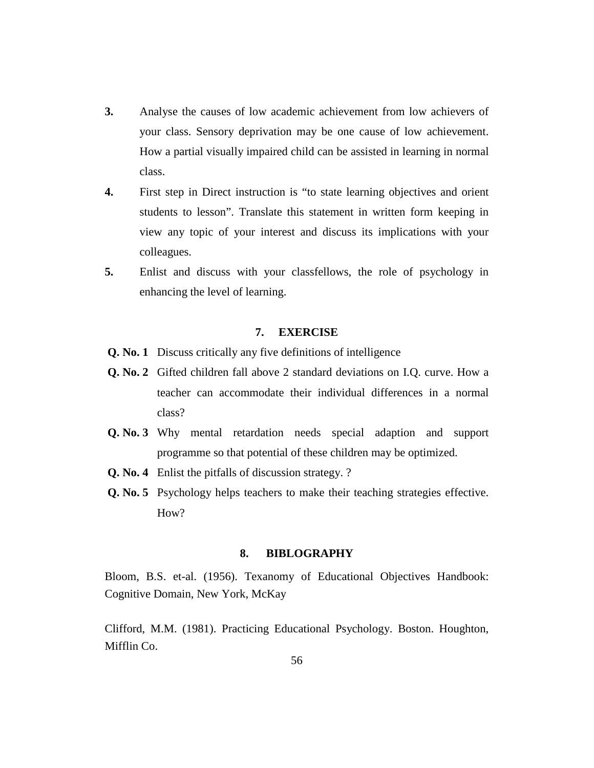3. Analyse the causes of low academic achievement from low achievers of your class. Sensory deprivation may be one cause of low achievement. How a partial visually impaired child can be assisted in learning in normal class.

4. First step in Direct instruction is "to state learning objectives and orient students to lesson". Translate this statement in written form keeping in view any topic of your interest and discuss its implications with your colleagues.

5. Enlist and discuss with your classfellows, the role of psychology in enhancing the level of learning.

## 7. EXERCISE

**Q. No. 1** Discuss critically any five definitions of intelligence

**Q. No. 2** Gifted children fall above 2 standard deviations on I.Q. curve. How a teacher can accommodate their individual differences in a normal class?

**Q. No. 3** Why mental retardation needs special adaption and support programme so that potential of these children may be optimized.

**Q. No. 4** Enlist the pitfalls of discussion strategy. ?

**Q. No. 5** Psychology helps teachers to make their teaching strategies effective. How?

## 8. BIBLOGRAPHY

Bloom, B.S. et-al. (1956). Texanomy of Educational Objectives Handbook: Cognitive Domain, New York, McKay

Clifford, M.M. (1981). Practicing Educational Psychology. Boston. Houghton, Mifflin Co.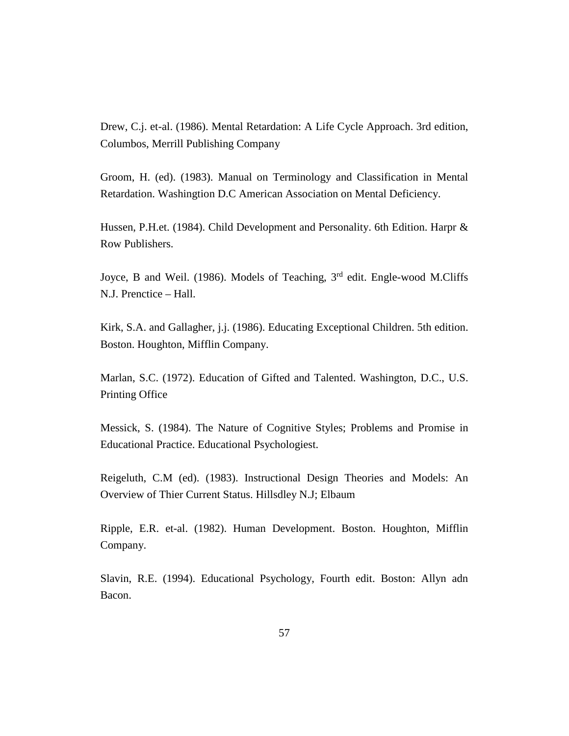Drew, C.j. et-al. (1986). Mental Retardation: A Life Cycle Approach. 3rd edition, Columbos, Merrill Publishing Company

Groom, H. (ed). (1983). Manual on Terminology and Classification in Mental Retardation. Washingtion D.C American Association on Mental Deficiency.

Hussen, P.H.et. (1984). Child Development and Personality. 6th Edition. Harpr & Row Publishers.

Joyce, B and Weil. (1986). Models of Teaching, 3rd edit. Engle-wood M.Cliffs N.J. Prenctice – Hall.

Kirk, S.A. and Gallagher, j.j. (1986). Educating Exceptional Children. 5th edition. Boston. Houghton, Mifflin Company.

Marlan, S.C. (1972). Education of Gifted and Talented. Washington, D.C., U.S. Printing Office

Messick, S. (1984). The Nature of Cognitive Styles; Problems and Promise in Educational Practice. Educational Psychologiest.

Reigeluth, C.M (ed). (1983). Instructional Design Theories and Models: An Overview of Thier Current Status. Hillsdley N.J; Elbaum

Ripple, E.R. et-al. (1982). Human Development. Boston. Houghton, Mifflin Company.

Slavin, R.E. (1994). Educational Psychology, Fourth edit. Boston: Allyn adn Bacon.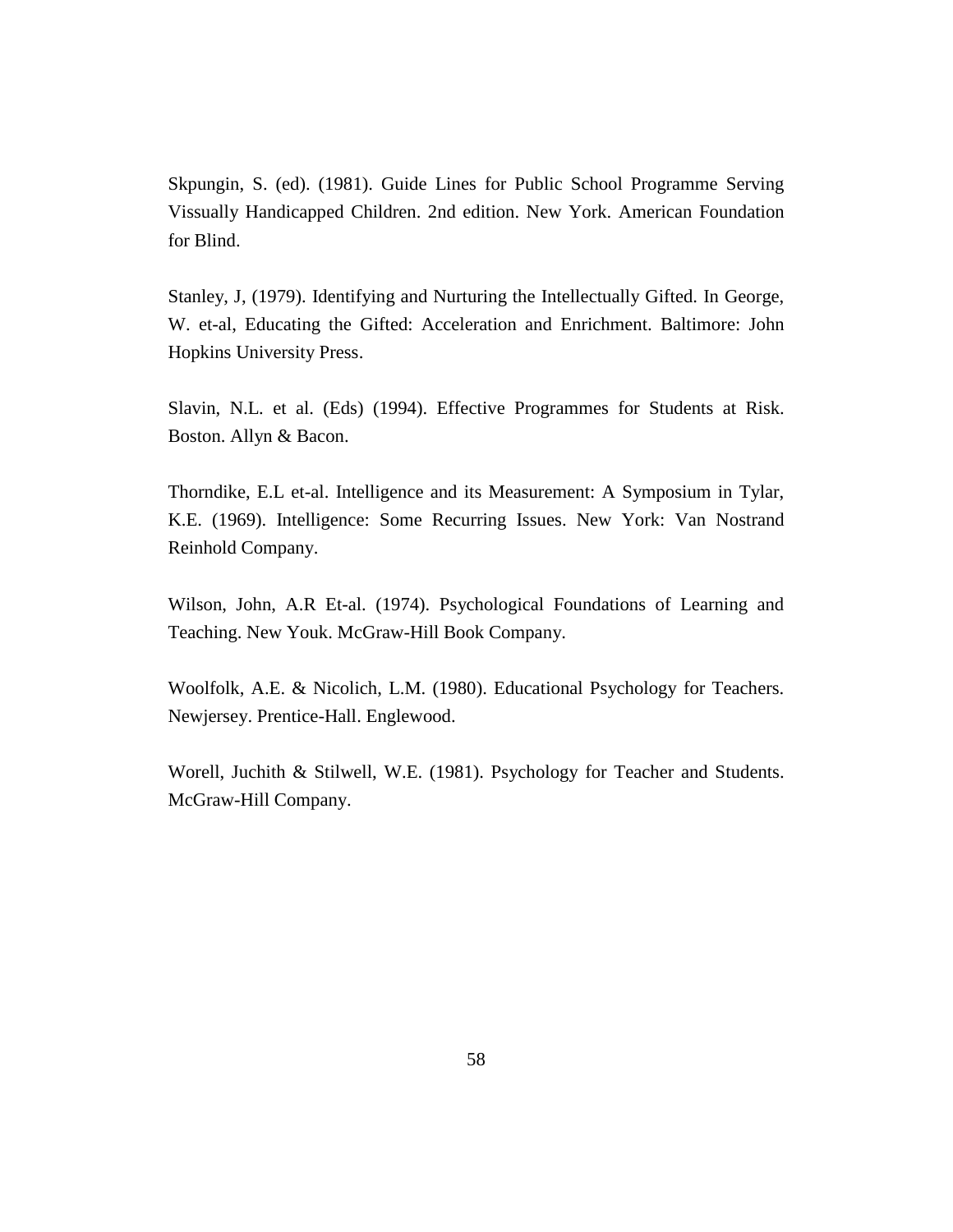Skpungin, S. (ed). (1981). Guide Lines for Public School Programme Serving Vissually Handicapped Children. 2nd edition. New York. American Foundation for Blind.

Stanley, J, (1979). Identifying and Nurturing the Intellectually Gifted. In George, W. et-al, Educating the Gifted: Acceleration and Enrichment. Baltimore: John Hopkins University Press.

Slavin, N.L. et al. (Eds) (1994). Effective Programmes for Students at Risk. Boston. Allyn & Bacon.

Thorndike, E.L et-al. Intelligence and its Measurement: A Symposium in Tylar, K.E. (1969). Intelligence: Some Recurring Issues. New York: Van Nostrand Reinhold Company.

Wilson, John, A.R Et-al. (1974). Psychological Foundations of Learning and Teaching. New Youk. McGraw-Hill Book Company.

Woolfolk, A.E. & Nicolich, L.M. (1980). Educational Psychology for Teachers. Newjersey. Prentice-Hall. Englewood.

Worell, Juchith & Stilwell, W.E. (1981). Psychology for Teacher and Students. McGraw-Hill Company.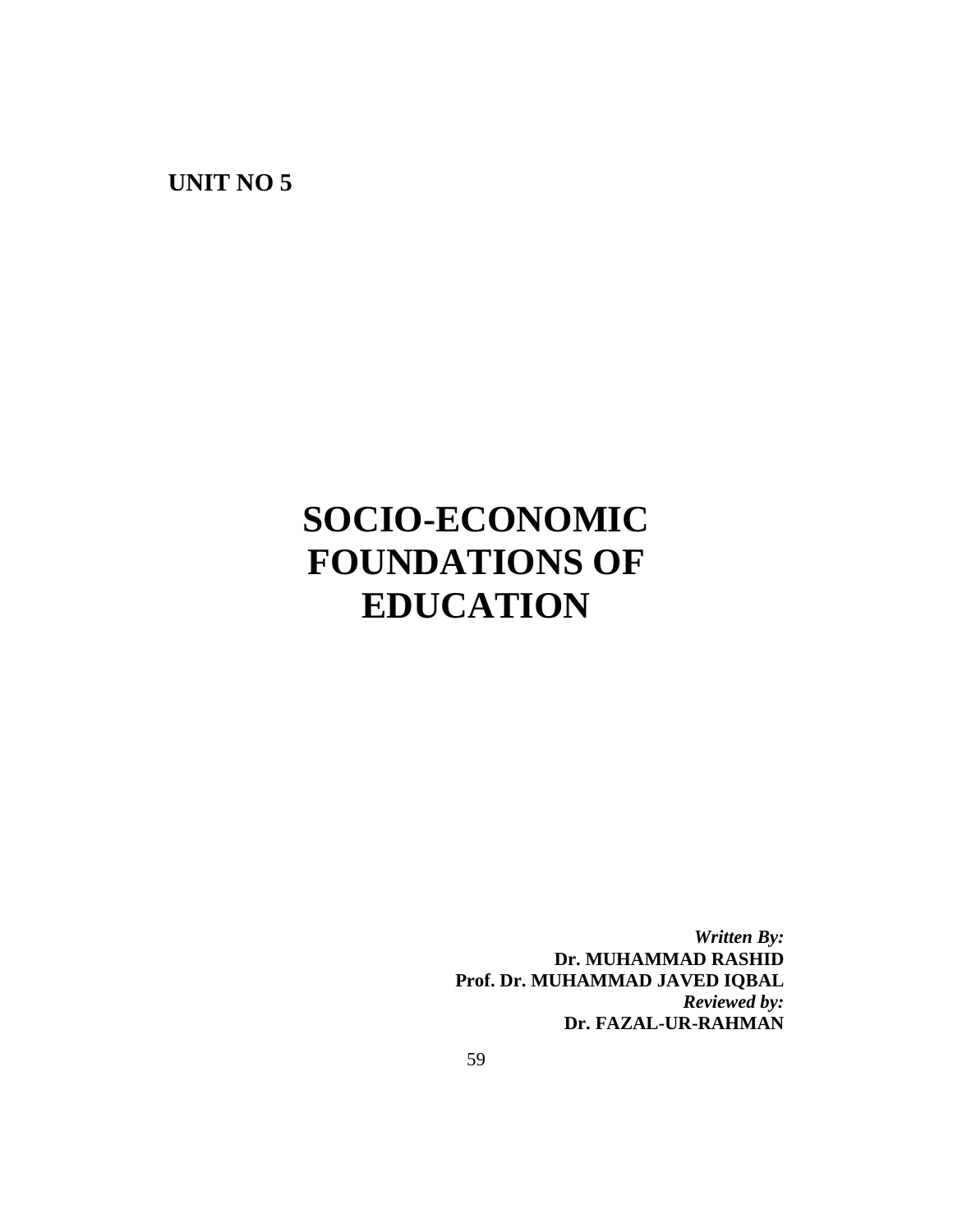**UNIT NO 5**

# SOCIO-ECONOMIC FOUNDATIONS OF EDUCATION

***Written By:***
**Dr. MUHAMMAD RASHID**
**Prof. Dr. MUHAMMAD JAVED IQBAL**
***Reviewed by:***
**Dr. FAZAL-UR-RAHMAN**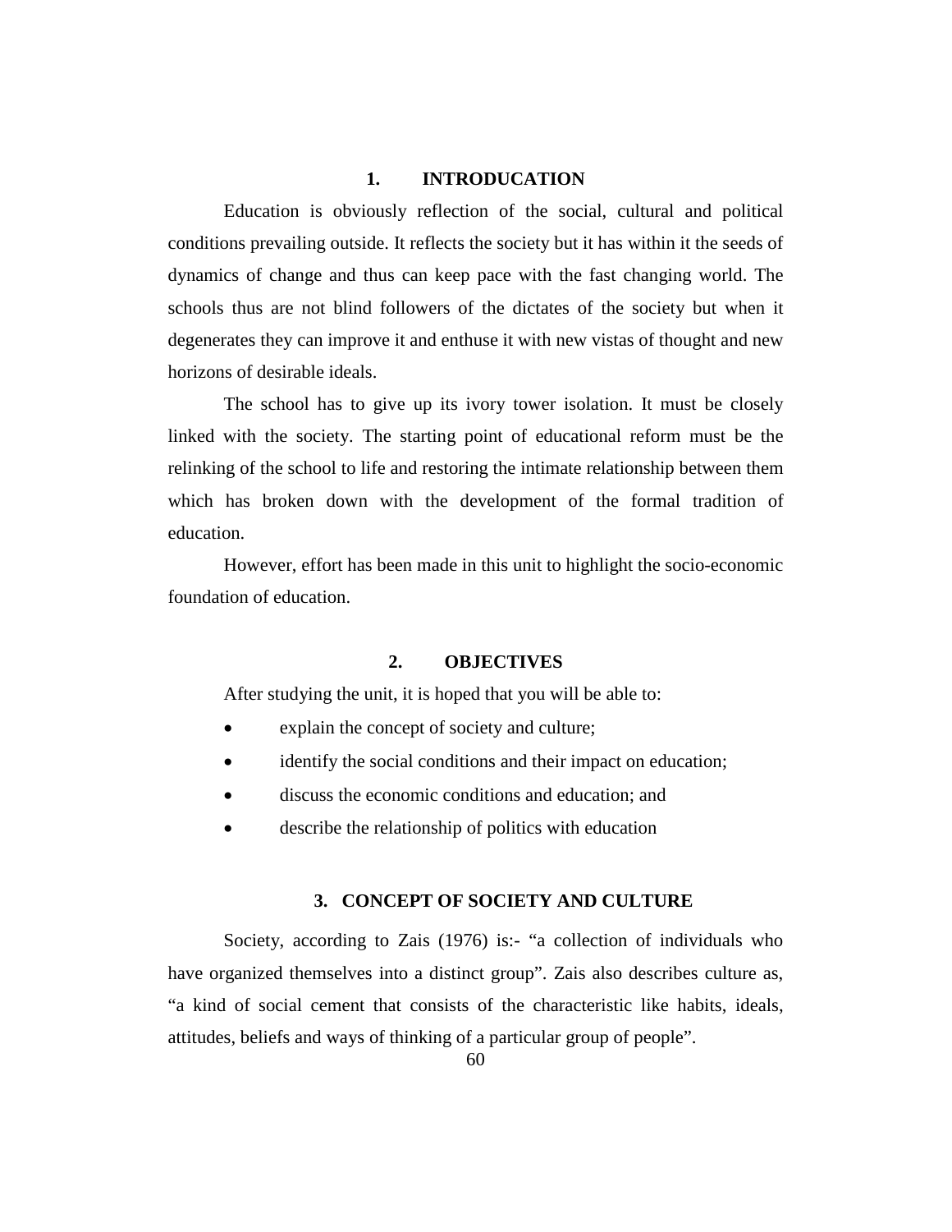## 1. INTRODUCATION

Education is obviously reflection of the social, cultural and political conditions prevailing outside. It reflects the society but it has within it the seeds of dynamics of change and thus can keep pace with the fast changing world. The schools thus are not blind followers of the dictates of the society but when it degenerates they can improve it and enthuse it with new vistas of thought and new horizons of desirable ideals.

The school has to give up its ivory tower isolation. It must be closely linked with the society. The starting point of educational reform must be the relinking of the school to life and restoring the intimate relationship between them which has broken down with the development of the formal tradition of education.

However, effort has been made in this unit to highlight the socio-economic foundation of education.

## 2. OBJECTIVES

After studying the unit, it is hoped that you will be able to:

- explain the concept of society and culture;
- identify the social conditions and their impact on education;
- discuss the economic conditions and education; and
- describe the relationship of politics with education

## 3. CONCEPT OF SOCIETY AND CULTURE

Society, according to Zais (1976) is:- "a collection of individuals who have organized themselves into a distinct group". Zais also describes culture as, "a kind of social cement that consists of the characteristic like habits, ideals, attitudes, beliefs and ways of thinking of a particular group of people".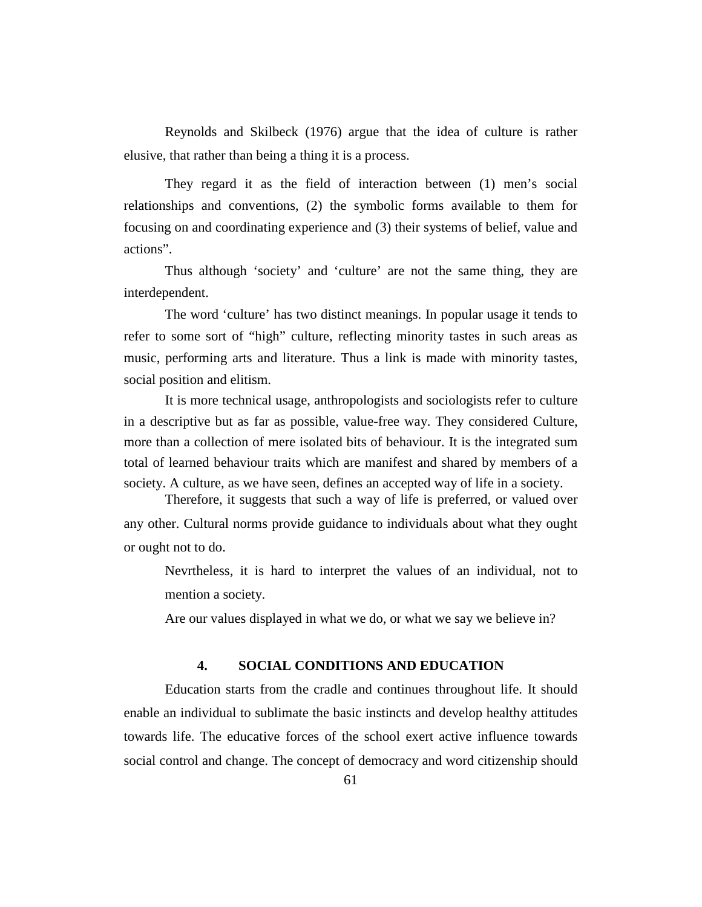Reynolds and Skilbeck (1976) argue that the idea of culture is rather elusive, that rather than being a thing it is a process.

They regard it as the field of interaction between (1) men's social relationships and conventions, (2) the symbolic forms available to them for focusing on and coordinating experience and (3) their systems of belief, value and actions".

Thus although 'society' and 'culture' are not the same thing, they are interdependent.

The word 'culture' has two distinct meanings. In popular usage it tends to refer to some sort of "high" culture, reflecting minority tastes in such areas as music, performing arts and literature. Thus a link is made with minority tastes, social position and elitism.

It is more technical usage, anthropologists and sociologists refer to culture in a descriptive but as far as possible, value-free way. They considered Culture, more than a collection of mere isolated bits of behaviour. It is the integrated sum total of learned behaviour traits which are manifest and shared by members of a society. A culture, as we have seen, defines an accepted way of life in a society.

Therefore, it suggests that such a way of life is preferred, or valued over any other. Cultural norms provide guidance to individuals about what they ought or ought not to do.

Nevrtheless, it is hard to interpret the values of an individual, not to mention a society.

Are our values displayed in what we do, or what we say we believe in?

## 4. SOCIAL CONDITIONS AND EDUCATION

Education starts from the cradle and continues throughout life. It should enable an individual to sublimate the basic instincts and develop healthy attitudes towards life. The educative forces of the school exert active influence towards social control and change. The concept of democracy and word citizenship should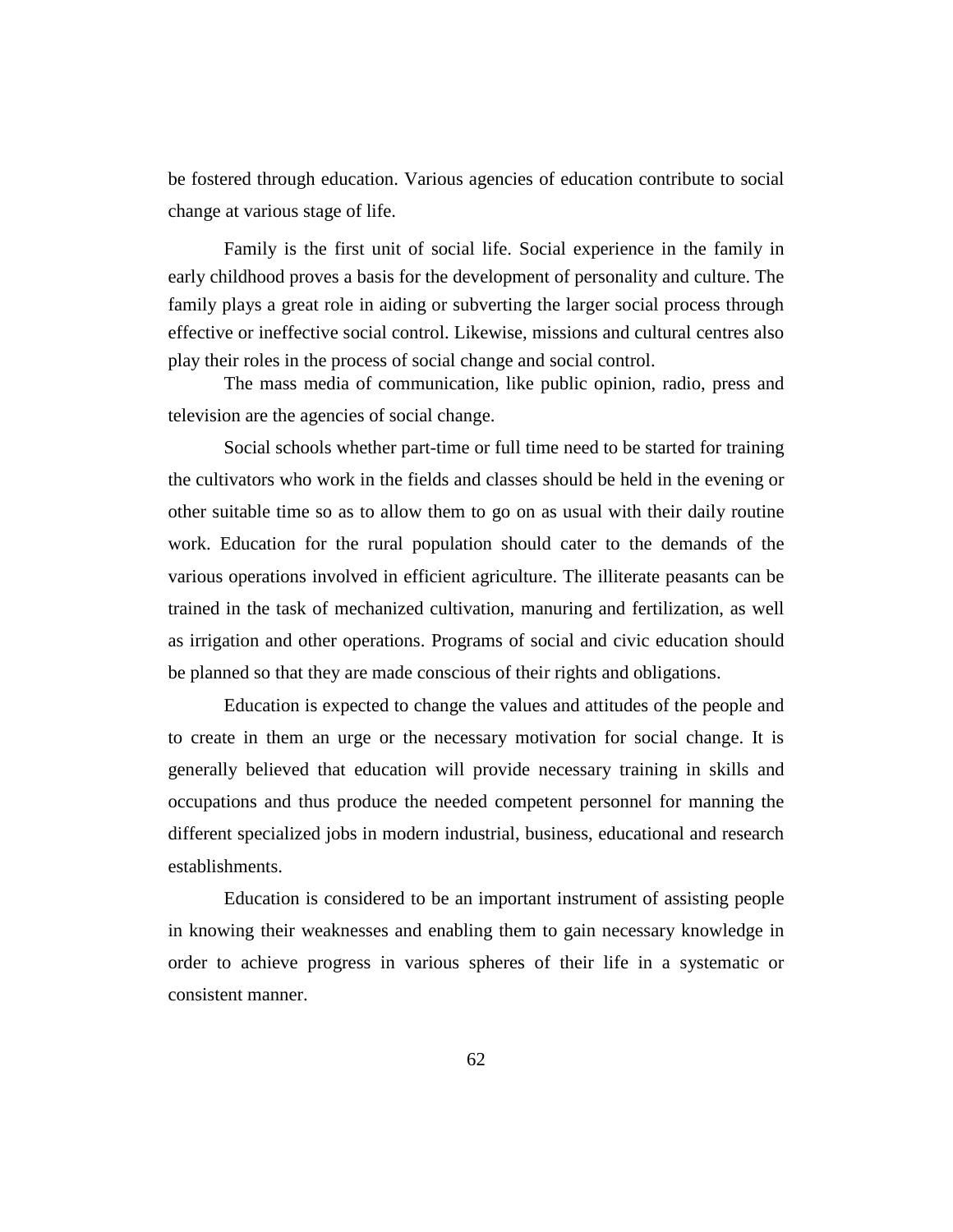be fostered through education. Various agencies of education contribute to social change at various stage of life.

Family is the first unit of social life. Social experience in the family in early childhood proves a basis for the development of personality and culture. The family plays a great role in aiding or subverting the larger social process through effective or ineffective social control. Likewise, missions and cultural centres also play their roles in the process of social change and social control.

The mass media of communication, like public opinion, radio, press and television are the agencies of social change.

Social schools whether part-time or full time need to be started for training the cultivators who work in the fields and classes should be held in the evening or other suitable time so as to allow them to go on as usual with their daily routine work. Education for the rural population should cater to the demands of the various operations involved in efficient agriculture. The illiterate peasants can be trained in the task of mechanized cultivation, manuring and fertilization, as well as irrigation and other operations. Programs of social and civic education should be planned so that they are made conscious of their rights and obligations.

Education is expected to change the values and attitudes of the people and to create in them an urge or the necessary motivation for social change. It is generally believed that education will provide necessary training in skills and occupations and thus produce the needed competent personnel for manning the different specialized jobs in modern industrial, business, educational and research establishments.

Education is considered to be an important instrument of assisting people in knowing their weaknesses and enabling them to gain necessary knowledge in order to achieve progress in various spheres of their life in a systematic or consistent manner.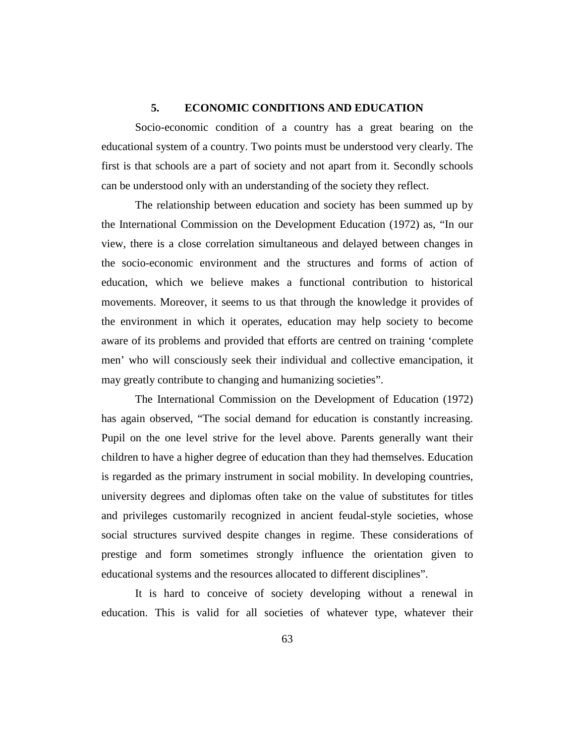## 5. ECONOMIC CONDITIONS AND EDUCATION

Socio-economic condition of a country has a great bearing on the educational system of a country. Two points must be understood very clearly. The first is that schools are a part of society and not apart from it. Secondly schools can be understood only with an understanding of the society they reflect.

The relationship between education and society has been summed up by the International Commission on the Development Education (1972) as, "In our view, there is a close correlation simultaneous and delayed between changes in the socio-economic environment and the structures and forms of action of education, which we believe makes a functional contribution to historical movements. Moreover, it seems to us that through the knowledge it provides of the environment in which it operates, education may help society to become aware of its problems and provided that efforts are centred on training 'complete men' who will consciously seek their individual and collective emancipation, it may greatly contribute to changing and humanizing societies".

The International Commission on the Development of Education (1972) has again observed, "The social demand for education is constantly increasing. Pupil on the one level strive for the level above. Parents generally want their children to have a higher degree of education than they had themselves. Education is regarded as the primary instrument in social mobility. In developing countries, university degrees and diplomas often take on the value of substitutes for titles and privileges customarily recognized in ancient feudal-style societies, whose social structures survived despite changes in regime. These considerations of prestige and form sometimes strongly influence the orientation given to educational systems and the resources allocated to different disciplines".

It is hard to conceive of society developing without a renewal in education. This is valid for all societies of whatever type, whatever their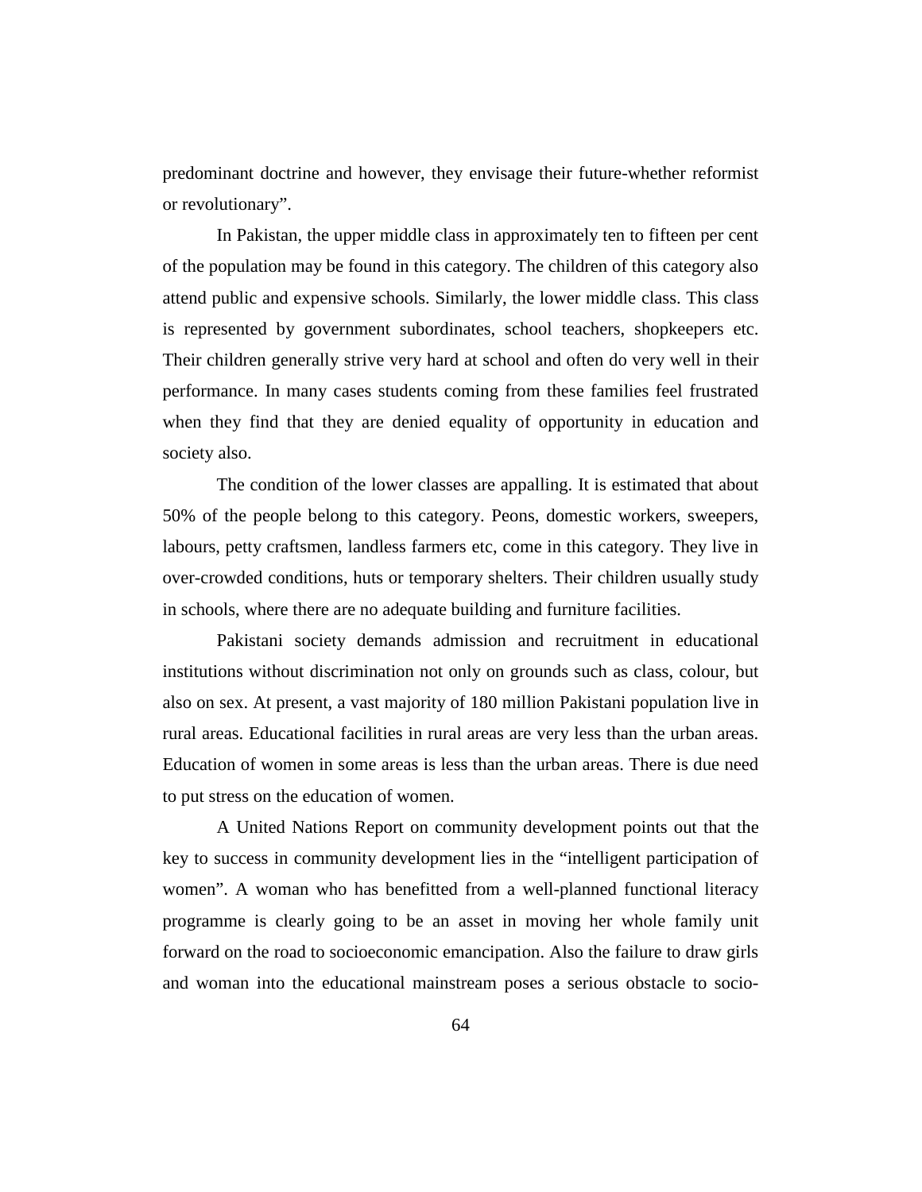predominant doctrine and however, they envisage their future-whether reformist or revolutionary".

In Pakistan, the upper middle class in approximately ten to fifteen per cent of the population may be found in this category. The children of this category also attend public and expensive schools. Similarly, the lower middle class. This class is represented by government subordinates, school teachers, shopkeepers etc. Their children generally strive very hard at school and often do very well in their performance. In many cases students coming from these families feel frustrated when they find that they are denied equality of opportunity in education and society also.

The condition of the lower classes are appalling. It is estimated that about 50% of the people belong to this category. Peons, domestic workers, sweepers, labours, petty craftsmen, landless farmers etc, come in this category. They live in over-crowded conditions, huts or temporary shelters. Their children usually study in schools, where there are no adequate building and furniture facilities.

Pakistani society demands admission and recruitment in educational institutions without discrimination not only on grounds such as class, colour, but also on sex. At present, a vast majority of 180 million Pakistani population live in rural areas. Educational facilities in rural areas are very less than the urban areas. Education of women in some areas is less than the urban areas. There is due need to put stress on the education of women.

A United Nations Report on community development points out that the key to success in community development lies in the "intelligent participation of women". A woman who has benefitted from a well-planned functional literacy programme is clearly going to be an asset in moving her whole family unit forward on the road to socioeconomic emancipation. Also the failure to draw girls and woman into the educational mainstream poses a serious obstacle to socio-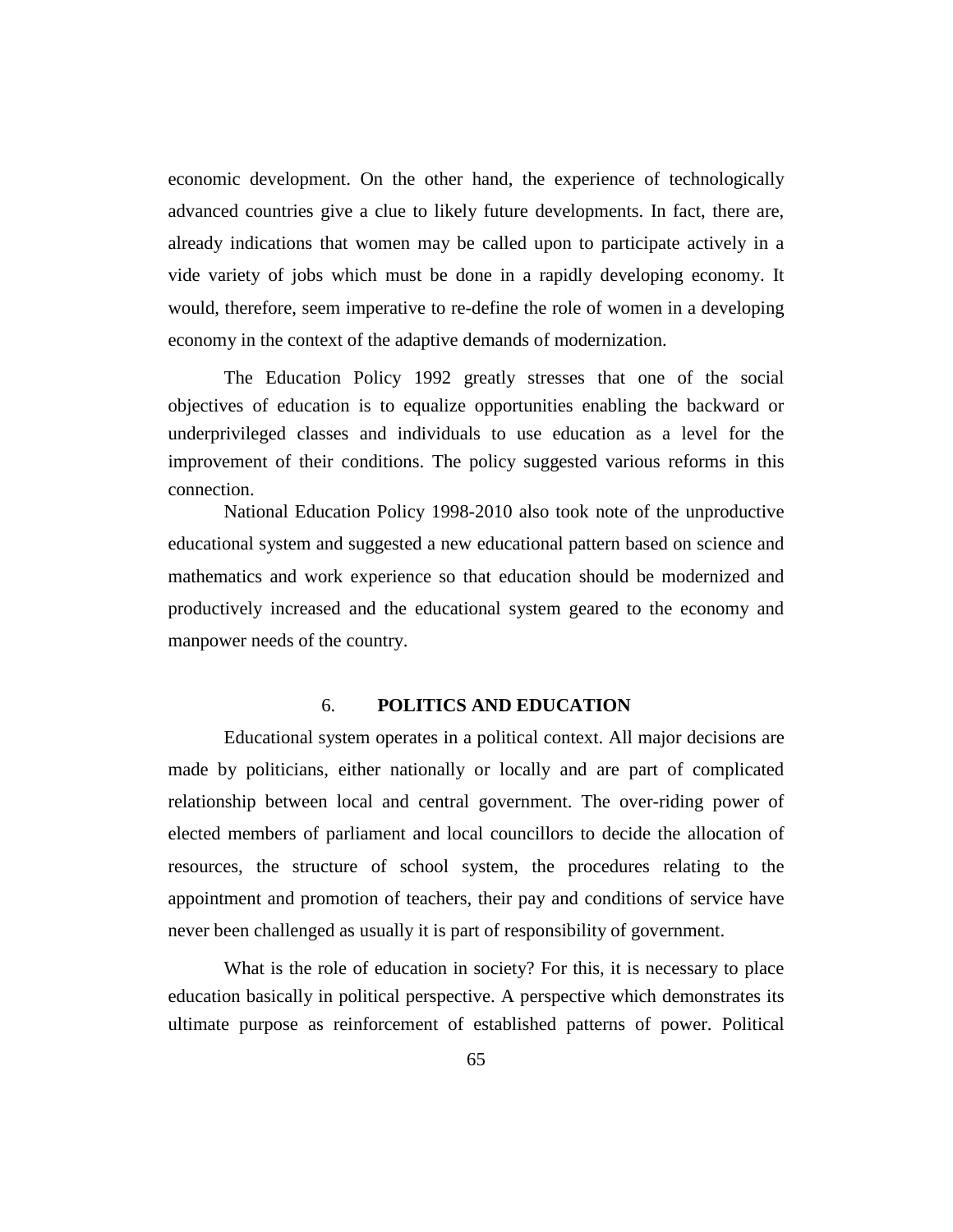economic development. On the other hand, the experience of technologically advanced countries give a clue to likely future developments. In fact, there are, already indications that women may be called upon to participate actively in a vide variety of jobs which must be done in a rapidly developing economy. It would, therefore, seem imperative to re-define the role of women in a developing economy in the context of the adaptive demands of modernization.

The Education Policy 1992 greatly stresses that one of the social objectives of education is to equalize opportunities enabling the backward or underprivileged classes and individuals to use education as a level for the improvement of their conditions. The policy suggested various reforms in this connection.

National Education Policy 1998-2010 also took note of the unproductive educational system and suggested a new educational pattern based on science and mathematics and work experience so that education should be modernized and productively increased and the educational system geared to the economy and manpower needs of the country.

## 6. POLITICS AND EDUCATION

Educational system operates in a political context. All major decisions are made by politicians, either nationally or locally and are part of complicated relationship between local and central government. The over-riding power of elected members of parliament and local councillors to decide the allocation of resources, the structure of school system, the procedures relating to the appointment and promotion of teachers, their pay and conditions of service have never been challenged as usually it is part of responsibility of government.

What is the role of education in society? For this, it is necessary to place education basically in political perspective. A perspective which demonstrates its ultimate purpose as reinforcement of established patterns of power. Political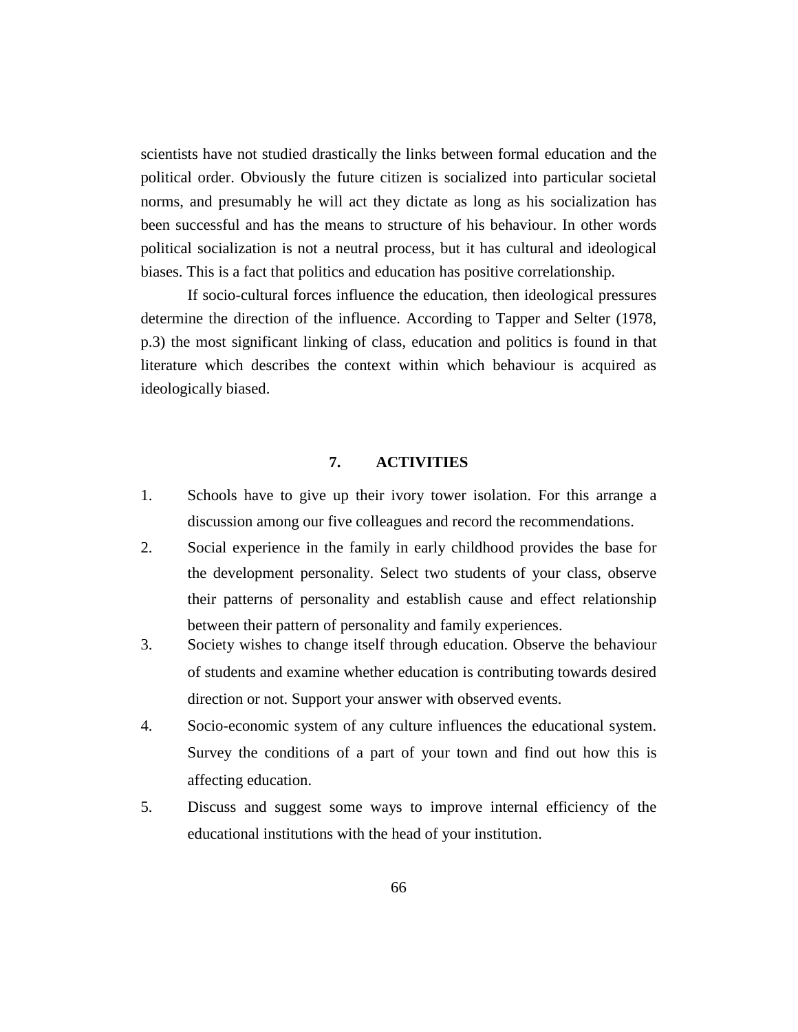scientists have not studied drastically the links between formal education and the political order. Obviously the future citizen is socialized into particular societal norms, and presumably he will act they dictate as long as his socialization has been successful and has the means to structure of his behaviour. In other words political socialization is not a neutral process, but it has cultural and ideological biases. This is a fact that politics and education has positive correlationship.

If socio-cultural forces influence the education, then ideological pressures determine the direction of the influence. According to Tapper and Selter (1978, p.3) the most significant linking of class, education and politics is found in that literature which describes the context within which behaviour is acquired as ideologically biased.

## 7. ACTIVITIES

1. Schools have to give up their ivory tower isolation. For this arrange a discussion among our five colleagues and record the recommendations.
2. Social experience in the family in early childhood provides the base for the development personality. Select two students of your class, observe their patterns of personality and establish cause and effect relationship between their pattern of personality and family experiences.
3. Society wishes to change itself through education. Observe the behaviour of students and examine whether education is contributing towards desired direction or not. Support your answer with observed events.
4. Socio-economic system of any culture influences the educational system. Survey the conditions of a part of your town and find out how this is affecting education.
5. Discuss and suggest some ways to improve internal efficiency of the educational institutions with the head of your institution.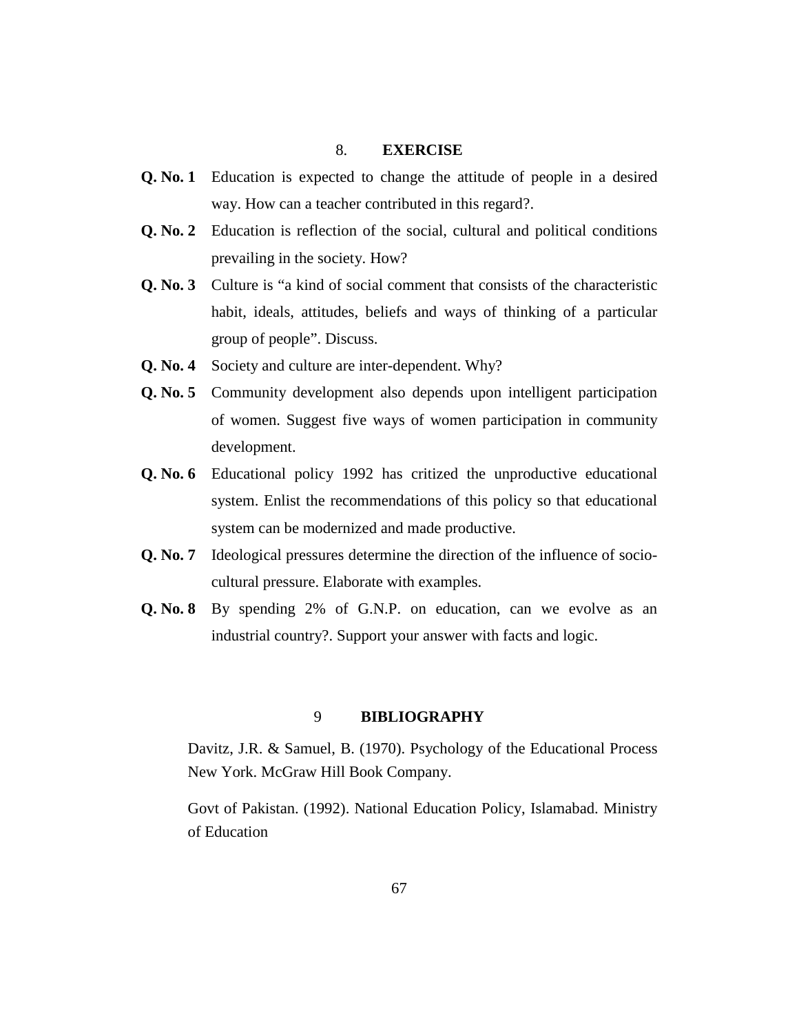## 8. EXERCISE

**Q. No. 1** Education is expected to change the attitude of people in a desired way. How can a teacher contributed in this regard?.

**Q. No. 2** Education is reflection of the social, cultural and political conditions prevailing in the society. How?

**Q. No. 3** Culture is "a kind of social comment that consists of the characteristic habit, ideals, attitudes, beliefs and ways of thinking of a particular group of people". Discuss.

**Q. No. 4** Society and culture are inter-dependent. Why?

**Q. No. 5** Community development also depends upon intelligent participation of women. Suggest five ways of women participation in community development.

**Q. No. 6** Educational policy 1992 has critized the unproductive educational system. Enlist the recommendations of this policy so that educational system can be modernized and made productive.

**Q. No. 7** Ideological pressures determine the direction of the influence of socio-cultural pressure. Elaborate with examples.

**Q. No. 8** By spending 2% of G.N.P. on education, can we evolve as an industrial country?. Support your answer with facts and logic.

## 9 BIBLIOGRAPHY

Davitz, J.R. & Samuel, B. (1970). Psychology of the Educational Process New York. McGraw Hill Book Company.

Govt of Pakistan. (1992). National Education Policy, Islamabad. Ministry of Education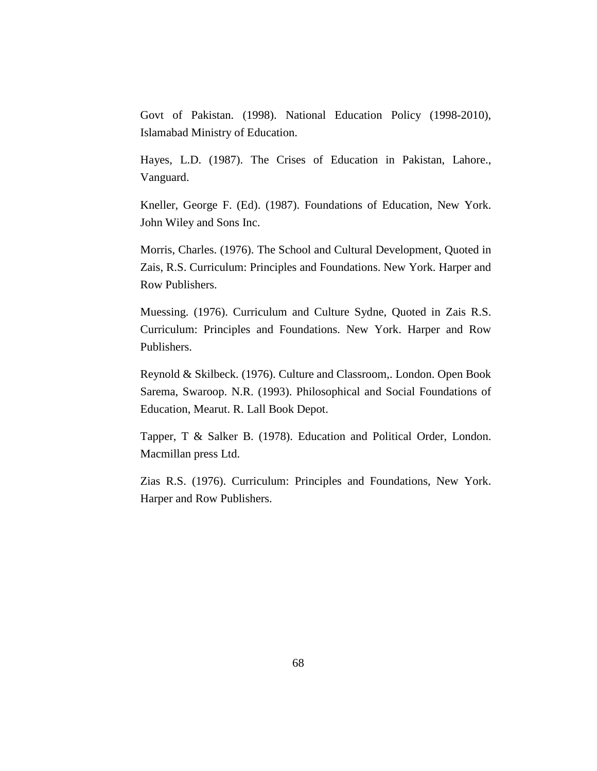Govt of Pakistan. (1998). National Education Policy (1998-2010), Islamabad Ministry of Education.

Hayes, L.D. (1987). The Crises of Education in Pakistan, Lahore., Vanguard.

Kneller, George F. (Ed). (1987). Foundations of Education, New York. John Wiley and Sons Inc.

Morris, Charles. (1976). The School and Cultural Development, Quoted in Zais, R.S. Curriculum: Principles and Foundations. New York. Harper and Row Publishers.

Muessing. (1976). Curriculum and Culture Sydne, Quoted in Zais R.S. Curriculum: Principles and Foundations. New York. Harper and Row Publishers.

Reynold & Skilbeck. (1976). Culture and Classroom,. London. Open Book Sarema, Swaroop. N.R. (1993). Philosophical and Social Foundations of Education, Mearut. R. Lall Book Depot.

Tapper, T & Salker B. (1978). Education and Political Order, London. Macmillan press Ltd.

Zias R.S. (1976). Curriculum: Principles and Foundations, New York. Harper and Row Publishers.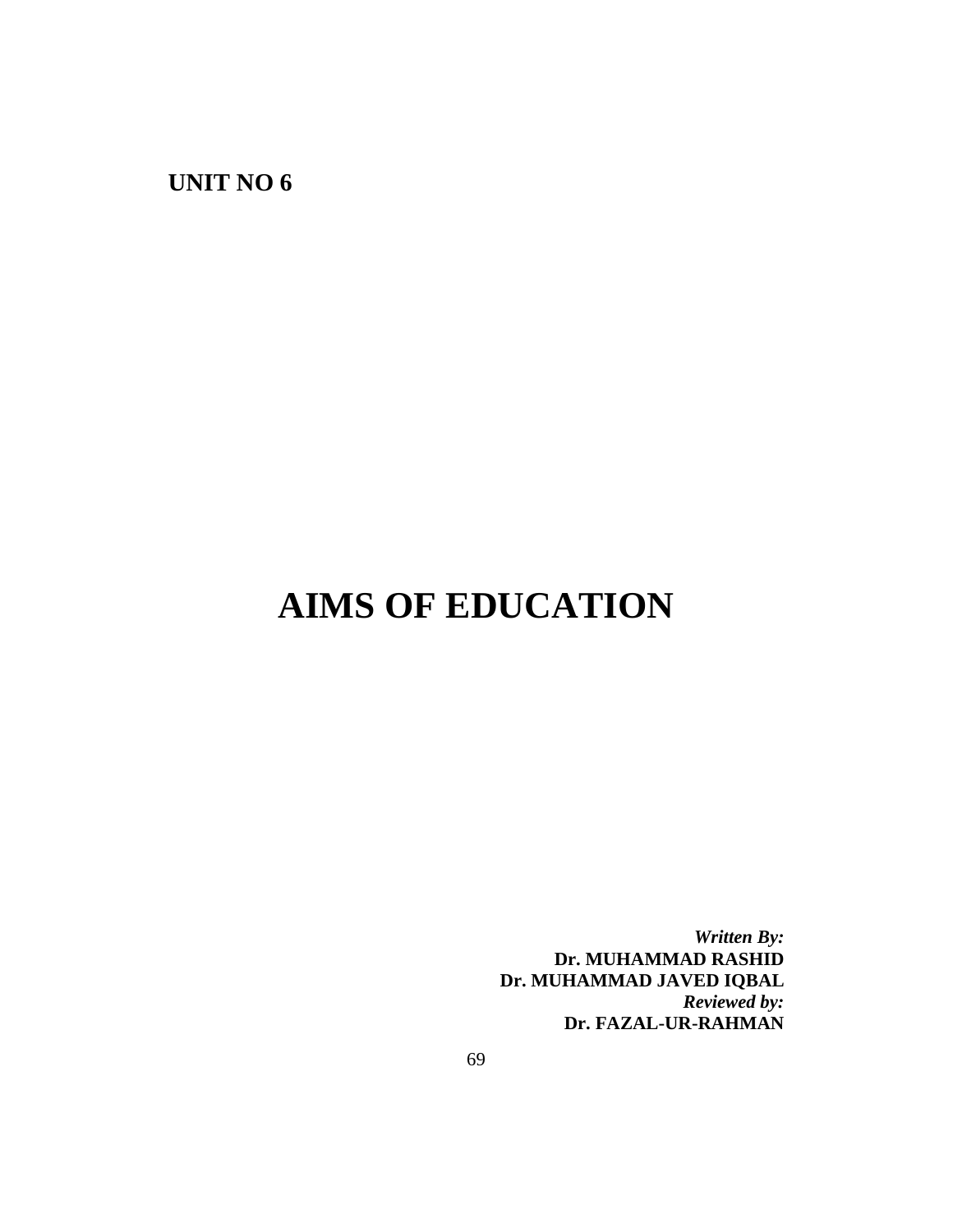**UNIT NO 6**

# AIMS OF EDUCATION

***Written By:***
**Dr. MUHAMMAD RASHID**
**Dr. MUHAMMAD JAVED IQBAL**
***Reviewed by:***
**Dr. FAZAL-UR-RAHMAN**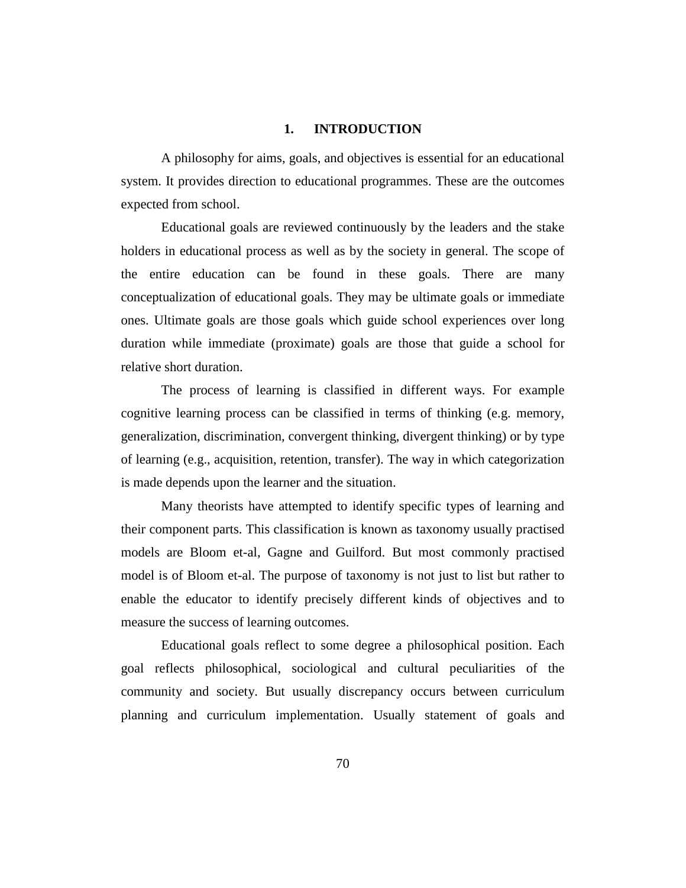# 1. INTRODUCTION

A philosophy for aims, goals, and objectives is essential for an educational system. It provides direction to educational programmes. These are the outcomes expected from school.

Educational goals are reviewed continuously by the leaders and the stake holders in educational process as well as by the society in general. The scope of the entire education can be found in these goals. There are many conceptualization of educational goals. They may be ultimate goals or immediate ones. Ultimate goals are those goals which guide school experiences over long duration while immediate (proximate) goals are those that guide a school for relative short duration.

The process of learning is classified in different ways. For example cognitive learning process can be classified in terms of thinking (e.g. memory, generalization, discrimination, convergent thinking, divergent thinking) or by type of learning (e.g., acquisition, retention, transfer). The way in which categorization is made depends upon the learner and the situation.

Many theorists have attempted to identify specific types of learning and their component parts. This classification is known as taxonomy usually practised models are Bloom et-al, Gagne and Guilford. But most commonly practised model is of Bloom et-al. The purpose of taxonomy is not just to list but rather to enable the educator to identify precisely different kinds of objectives and to measure the success of learning outcomes.

Educational goals reflect to some degree a philosophical position. Each goal reflects philosophical, sociological and cultural peculiarities of the community and society. But usually discrepancy occurs between curriculum planning and curriculum implementation. Usually statement of goals and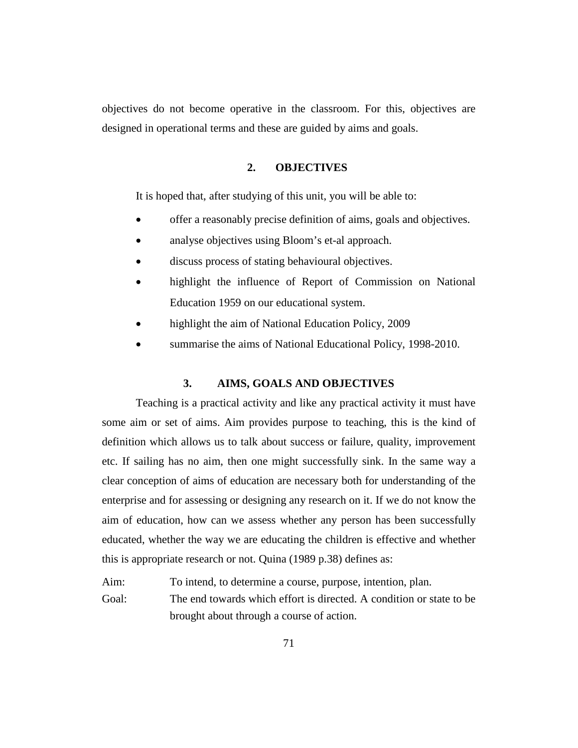objectives do not become operative in the classroom. For this, objectives are designed in operational terms and these are guided by aims and goals.

## 2. OBJECTIVES

It is hoped that, after studying of this unit, you will be able to:

- offer a reasonably precise definition of aims, goals and objectives.
- analyse objectives using Bloom's et-al approach.
- discuss process of stating behavioural objectives.
- highlight the influence of Report of Commission on National Education 1959 on our educational system.
- highlight the aim of National Education Policy, 2009
- summarise the aims of National Educational Policy, 1998-2010.

## 3. AIMS, GOALS AND OBJECTIVES

Teaching is a practical activity and like any practical activity it must have some aim or set of aims. Aim provides purpose to teaching, this is the kind of definition which allows us to talk about success or failure, quality, improvement etc. If sailing has no aim, then one might successfully sink. In the same way a clear conception of aims of education are necessary both for understanding of the enterprise and for assessing or designing any research on it. If we do not know the aim of education, how can we assess whether any person has been successfully educated, whether the way we are educating the children is effective and whether this is appropriate research or not. Quina (1989 p.38) defines as:

Aim: To intend, to determine a course, purpose, intention, plan.

Goal: The end towards which effort is directed. A condition or state to be brought about through a course of action.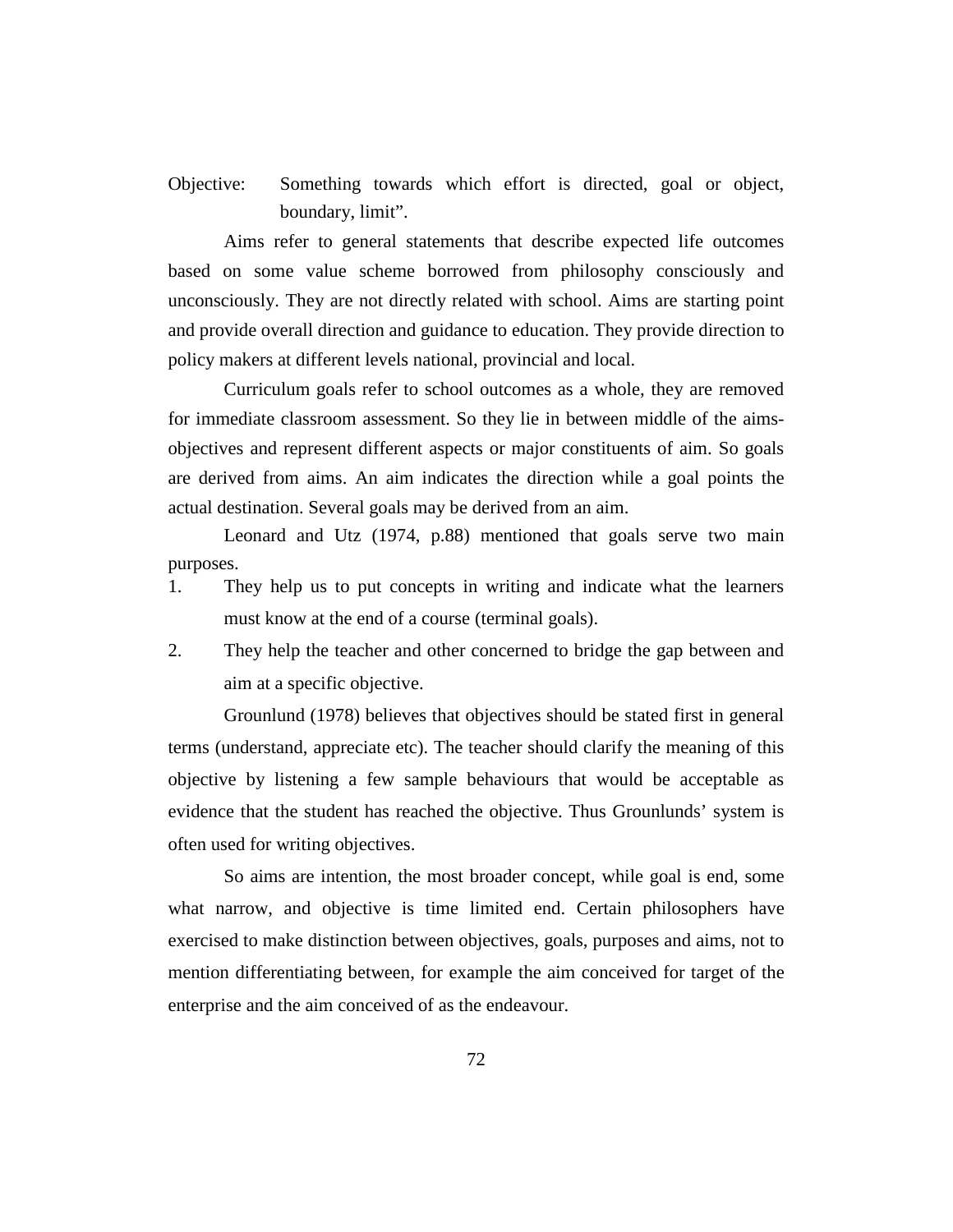Objective: Something towards which effort is directed, goal or object, boundary, limit".

Aims refer to general statements that describe expected life outcomes based on some value scheme borrowed from philosophy consciously and unconsciously. They are not directly related with school. Aims are starting point and provide overall direction and guidance to education. They provide direction to policy makers at different levels national, provincial and local.

Curriculum goals refer to school outcomes as a whole, they are removed for immediate classroom assessment. So they lie in between middle of the aims-objectives and represent different aspects or major constituents of aim. So goals are derived from aims. An aim indicates the direction while a goal points the actual destination. Several goals may be derived from an aim.

Leonard and Utz (1974, p.88) mentioned that goals serve two main purposes.

1. They help us to put concepts in writing and indicate what the learners must know at the end of a course (terminal goals).
2. They help the teacher and other concerned to bridge the gap between and aim at a specific objective.

Grounlund (1978) believes that objectives should be stated first in general terms (understand, appreciate etc). The teacher should clarify the meaning of this objective by listening a few sample behaviours that would be acceptable as evidence that the student has reached the objective. Thus Grounlunds' system is often used for writing objectives.

So aims are intention, the most broader concept, while goal is end, some what narrow, and objective is time limited end. Certain philosophers have exercised to make distinction between objectives, goals, purposes and aims, not to mention differentiating between, for example the aim conceived for target of the enterprise and the aim conceived of as the endeavour.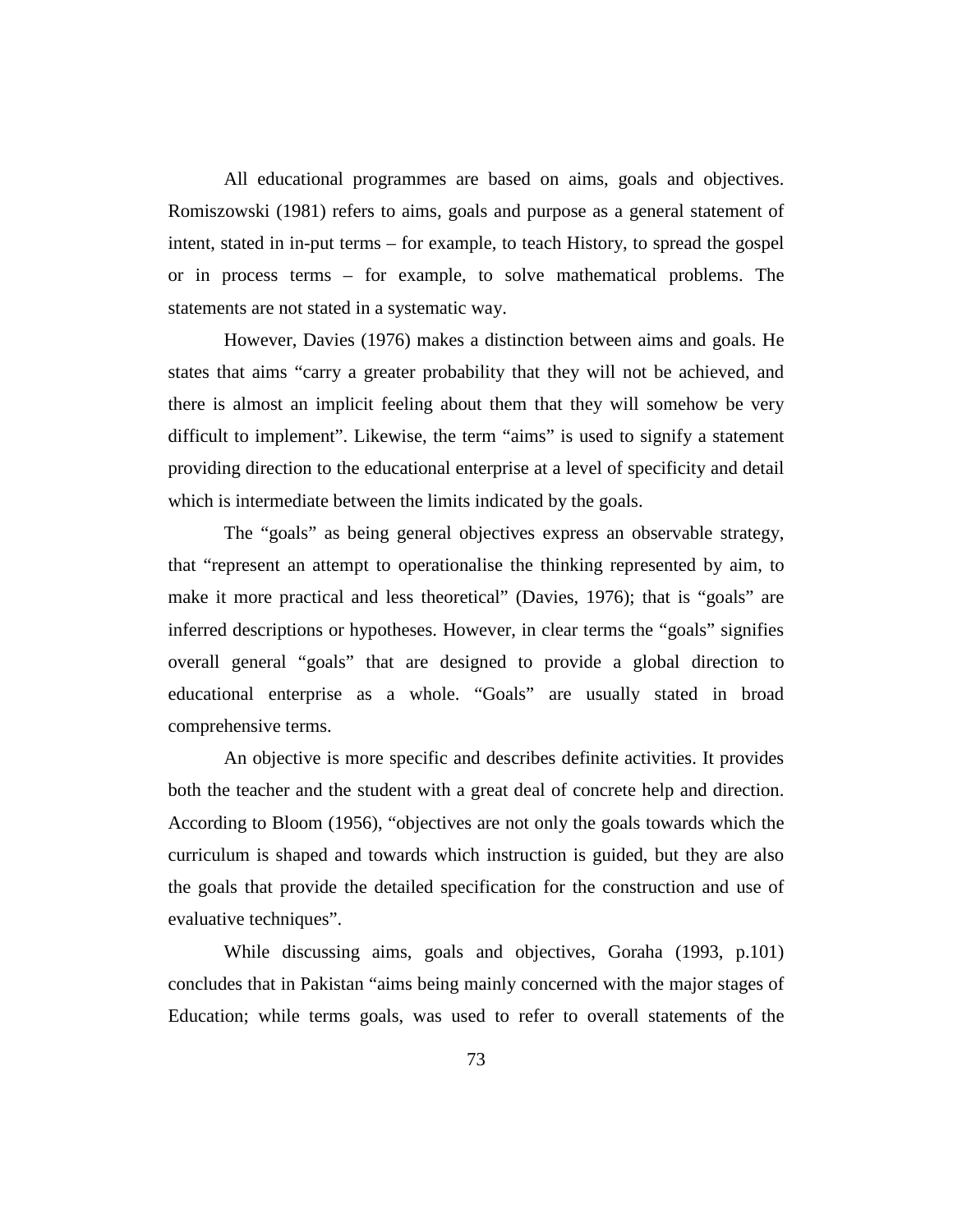All educational programmes are based on aims, goals and objectives. Romiszowski (1981) refers to aims, goals and purpose as a general statement of intent, stated in in-put terms – for example, to teach History, to spread the gospel or in process terms – for example, to solve mathematical problems. The statements are not stated in a systematic way.

However, Davies (1976) makes a distinction between aims and goals. He states that aims "carry a greater probability that they will not be achieved, and there is almost an implicit feeling about them that they will somehow be very difficult to implement". Likewise, the term "aims" is used to signify a statement providing direction to the educational enterprise at a level of specificity and detail which is intermediate between the limits indicated by the goals.

The "goals" as being general objectives express an observable strategy, that "represent an attempt to operationalise the thinking represented by aim, to make it more practical and less theoretical" (Davies, 1976); that is "goals" are inferred descriptions or hypotheses. However, in clear terms the "goals" signifies overall general "goals" that are designed to provide a global direction to educational enterprise as a whole. "Goals" are usually stated in broad comprehensive terms.

An objective is more specific and describes definite activities. It provides both the teacher and the student with a great deal of concrete help and direction. According to Bloom (1956), "objectives are not only the goals towards which the curriculum is shaped and towards which instruction is guided, but they are also the goals that provide the detailed specification for the construction and use of evaluative techniques".

While discussing aims, goals and objectives, Goraha (1993, p.101) concludes that in Pakistan "aims being mainly concerned with the major stages of Education; while terms goals, was used to refer to overall statements of the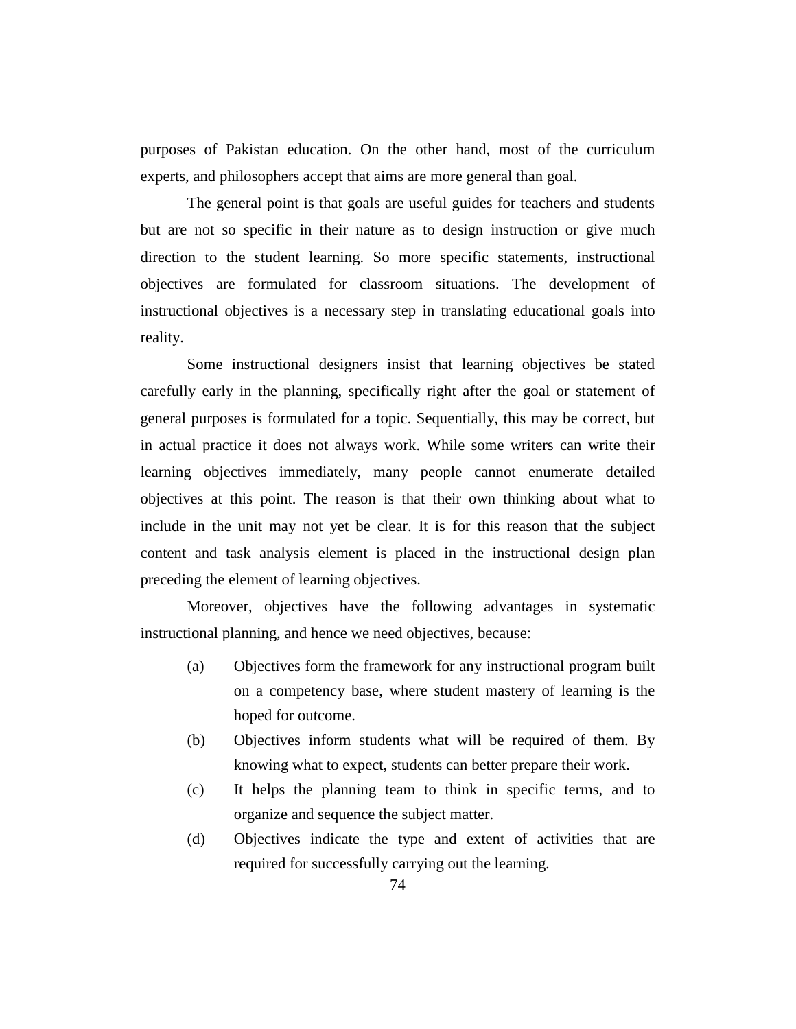purposes of Pakistan education. On the other hand, most of the curriculum experts, and philosophers accept that aims are more general than goal.

The general point is that goals are useful guides for teachers and students but are not so specific in their nature as to design instruction or give much direction to the student learning. So more specific statements, instructional objectives are formulated for classroom situations. The development of instructional objectives is a necessary step in translating educational goals into reality.

Some instructional designers insist that learning objectives be stated carefully early in the planning, specifically right after the goal or statement of general purposes is formulated for a topic. Sequentially, this may be correct, but in actual practice it does not always work. While some writers can write their learning objectives immediately, many people cannot enumerate detailed objectives at this point. The reason is that their own thinking about what to include in the unit may not yet be clear. It is for this reason that the subject content and task analysis element is placed in the instructional design plan preceding the element of learning objectives.

Moreover, objectives have the following advantages in systematic instructional planning, and hence we need objectives, because:

(a) Objectives form the framework for any instructional program built on a competency base, where student mastery of learning is the hoped for outcome.

(b) Objectives inform students what will be required of them. By knowing what to expect, students can better prepare their work.

(c) It helps the planning team to think in specific terms, and to organize and sequence the subject matter.

(d) Objectives indicate the type and extent of activities that are required for successfully carrying out the learning.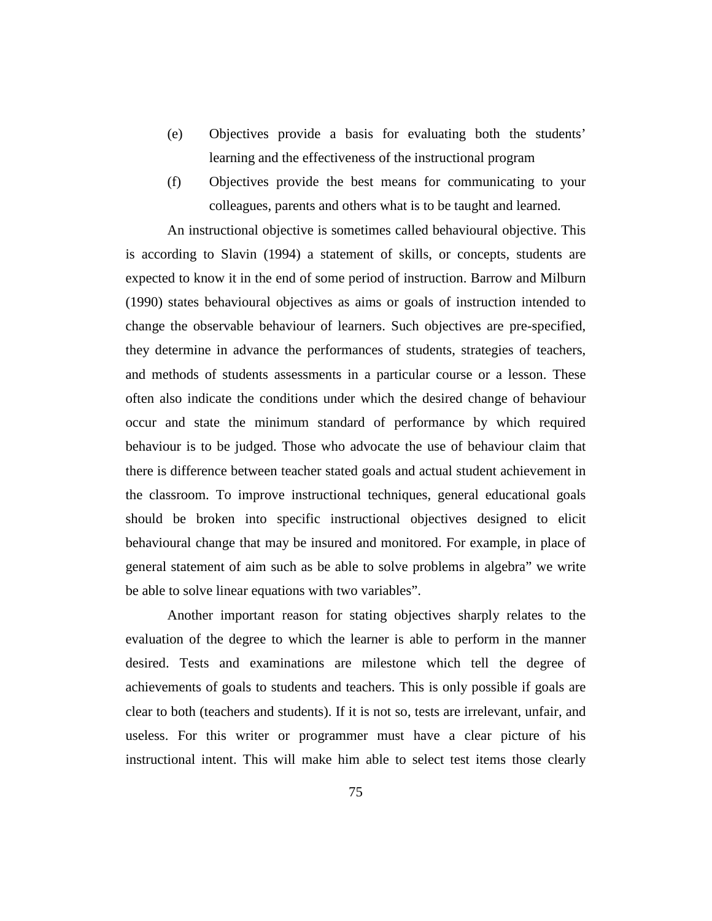(e) Objectives provide a basis for evaluating both the students' learning and the effectiveness of the instructional program

(f) Objectives provide the best means for communicating to your colleagues, parents and others what is to be taught and learned.

An instructional objective is sometimes called behavioural objective. This is according to Slavin (1994) a statement of skills, or concepts, students are expected to know it in the end of some period of instruction. Barrow and Milburn (1990) states behavioural objectives as aims or goals of instruction intended to change the observable behaviour of learners. Such objectives are pre-specified, they determine in advance the performances of students, strategies of teachers, and methods of students assessments in a particular course or a lesson. These often also indicate the conditions under which the desired change of behaviour occur and state the minimum standard of performance by which required behaviour is to be judged. Those who advocate the use of behaviour claim that there is difference between teacher stated goals and actual student achievement in the classroom. To improve instructional techniques, general educational goals should be broken into specific instructional objectives designed to elicit behavioural change that may be insured and monitored. For example, in place of general statement of aim such as be able to solve problems in algebra" we write be able to solve linear equations with two variables".

Another important reason for stating objectives sharply relates to the evaluation of the degree to which the learner is able to perform in the manner desired. Tests and examinations are milestone which tell the degree of achievements of goals to students and teachers. This is only possible if goals are clear to both (teachers and students). If it is not so, tests are irrelevant, unfair, and useless. For this writer or programmer must have a clear picture of his instructional intent. This will make him able to select test items those clearly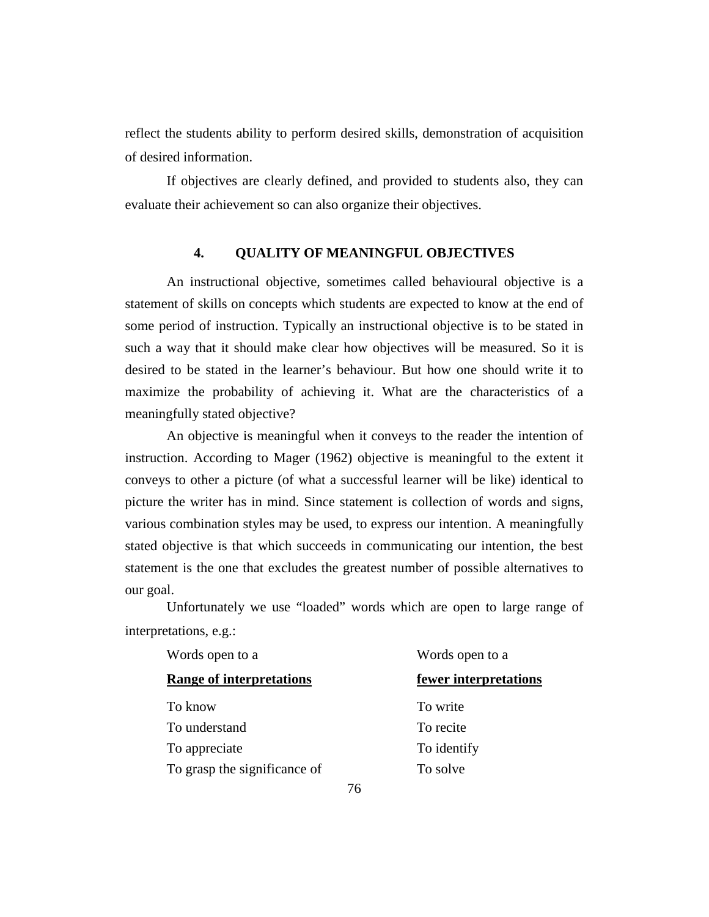reflect the students ability to perform desired skills, demonstration of acquisition of desired information.

If objectives are clearly defined, and provided to students also, they can evaluate their achievement so can also organize their objectives.

## 4. QUALITY OF MEANINGFUL OBJECTIVES

An instructional objective, sometimes called behavioural objective is a statement of skills on concepts which students are expected to know at the end of some period of instruction. Typically an instructional objective is to be stated in such a way that it should make clear how objectives will be measured. So it is desired to be stated in the learner's behaviour. But how one should write it to maximize the probability of achieving it. What are the characteristics of a meaningfully stated objective?

An objective is meaningful when it conveys to the reader the intention of instruction. According to Mager (1962) objective is meaningful to the extent it conveys to other a picture (of what a successful learner will be like) identical to picture the writer has in mind. Since statement is collection of words and signs, various combination styles may be used, to express our intention. A meaningfully stated objective is that which succeeds in communicating our intention, the best statement is the one that excludes the greatest number of possible alternatives to our goal.

Unfortunately we use "loaded" words which are open to large range of interpretations, e.g.:

| Words open to a **Range of interpretations** | Words open to a **fewer interpretations** |
|---|---|
| To know | To write |
| To understand | To recite |
| To appreciate | To identify |
| To grasp the significance of | To solve |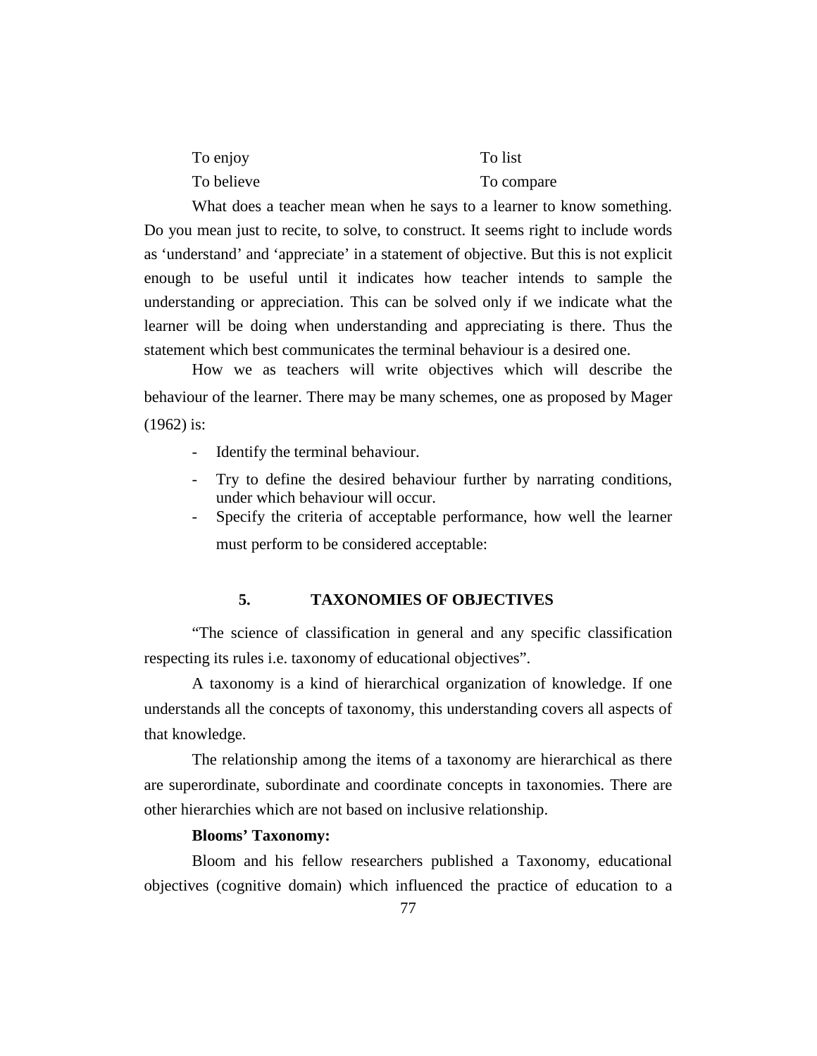| | |
|---|---|
| To enjoy | To list |
| To believe | To compare |

What does a teacher mean when he says to a learner to know something. Do you mean just to recite, to solve, to construct. It seems right to include words as 'understand' and 'appreciate' in a statement of objective. But this is not explicit enough to be useful until it indicates how teacher intends to sample the understanding or appreciation. This can be solved only if we indicate what the learner will be doing when understanding and appreciating is there. Thus the statement which best communicates the terminal behaviour is a desired one.

How we as teachers will write objectives which will describe the behaviour of the learner. There may be many schemes, one as proposed by Mager (1962) is:

- Identify the terminal behaviour.
- Try to define the desired behaviour further by narrating conditions, under which behaviour will occur.
- Specify the criteria of acceptable performance, how well the learner must perform to be considered acceptable:

## 5. TAXONOMIES OF OBJECTIVES

"The science of classification in general and any specific classification respecting its rules i.e. taxonomy of educational objectives".

A taxonomy is a kind of hierarchical organization of knowledge. If one understands all the concepts of taxonomy, this understanding covers all aspects of that knowledge.

The relationship among the items of a taxonomy are hierarchical as there are superordinate, subordinate and coordinate concepts in taxonomies. There are other hierarchies which are not based on inclusive relationship.

**Blooms' Taxonomy:**

Bloom and his fellow researchers published a Taxonomy, educational objectives (cognitive domain) which influenced the practice of education to a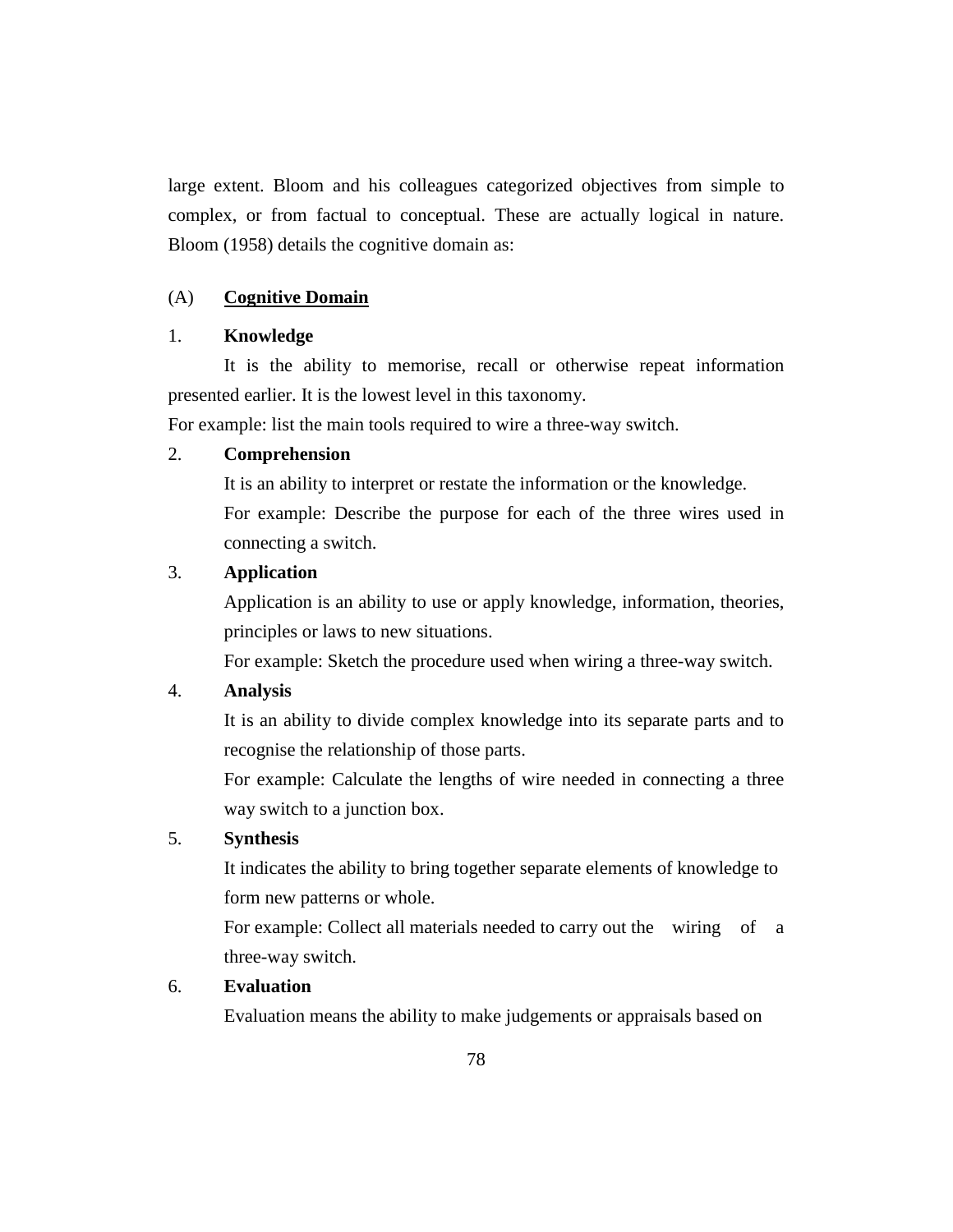large extent. Bloom and his colleagues categorized objectives from simple to complex, or from factual to conceptual. These are actually logical in nature. Bloom (1958) details the cognitive domain as:

(A) **Cognitive Domain**

1. **Knowledge**

   It is the ability to memorise, recall or otherwise repeat information presented earlier. It is the lowest level in this taxonomy.

   For example: list the main tools required to wire a three-way switch.

2. **Comprehension**

   It is an ability to interpret or restate the information or the knowledge.

   For example: Describe the purpose for each of the three wires used in connecting a switch.

3. **Application**

   Application is an ability to use or apply knowledge, information, theories, principles or laws to new situations.

   For example: Sketch the procedure used when wiring a three-way switch.

4. **Analysis**

   It is an ability to divide complex knowledge into its separate parts and to recognise the relationship of those parts.

   For example: Calculate the lengths of wire needed in connecting a three way switch to a junction box.

5. **Synthesis**

   It indicates the ability to bring together separate elements of knowledge to form new patterns or whole.

   For example: Collect all materials needed to carry out the wiring of a three-way switch.

6. **Evaluation**

   Evaluation means the ability to make judgements or appraisals based on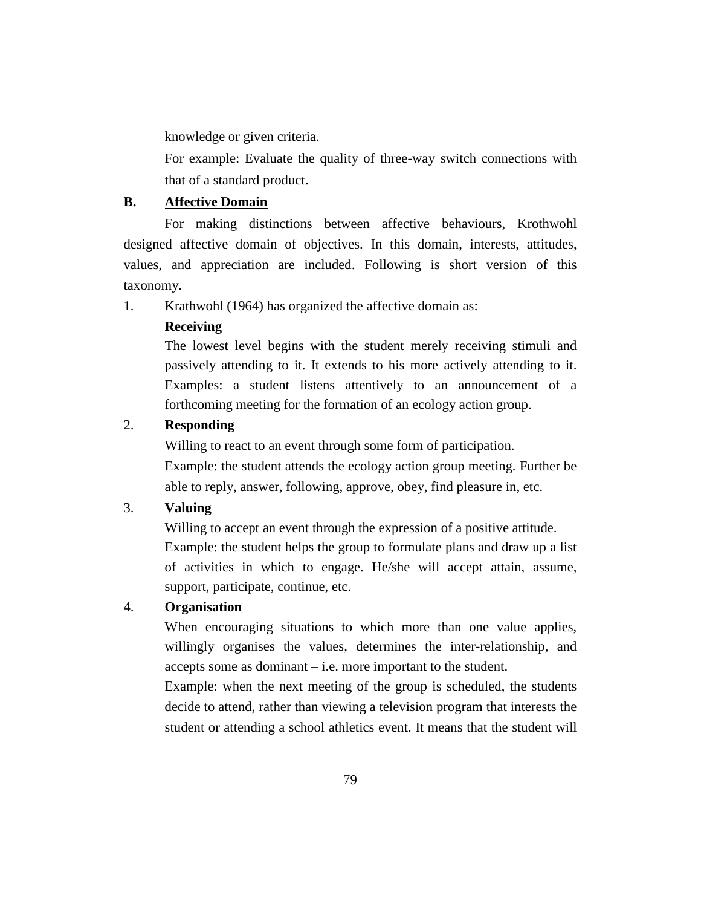knowledge or given criteria.

For example: Evaluate the quality of three-way switch connections with that of a standard product.

## B. Affective Domain

For making distinctions between affective behaviours, Krothwohl designed affective domain of objectives. In this domain, interests, attitudes, values, and appreciation are included. Following is short version of this taxonomy.

1. Krathwohl (1964) has organized the affective domain as:

   **Receiving**

   The lowest level begins with the student merely receiving stimuli and passively attending to it. It extends to his more actively attending to it. Examples: a student listens attentively to an announcement of a forthcoming meeting for the formation of an ecology action group.

2. **Responding**

   Willing to react to an event through some form of participation.

   Example: the student attends the ecology action group meeting. Further be able to reply, answer, following, approve, obey, find pleasure in, etc.

3. **Valuing**

   Willing to accept an event through the expression of a positive attitude.

   Example: the student helps the group to formulate plans and draw up a list of activities in which to engage. He/she will accept attain, assume, support, participate, continue, etc.

4. **Organisation**

   When encouraging situations to which more than one value applies, willingly organises the values, determines the inter-relationship, and accepts some as dominant – i.e. more important to the student.

   Example: when the next meeting of the group is scheduled, the students decide to attend, rather than viewing a television program that interests the student or attending a school athletics event. It means that the student will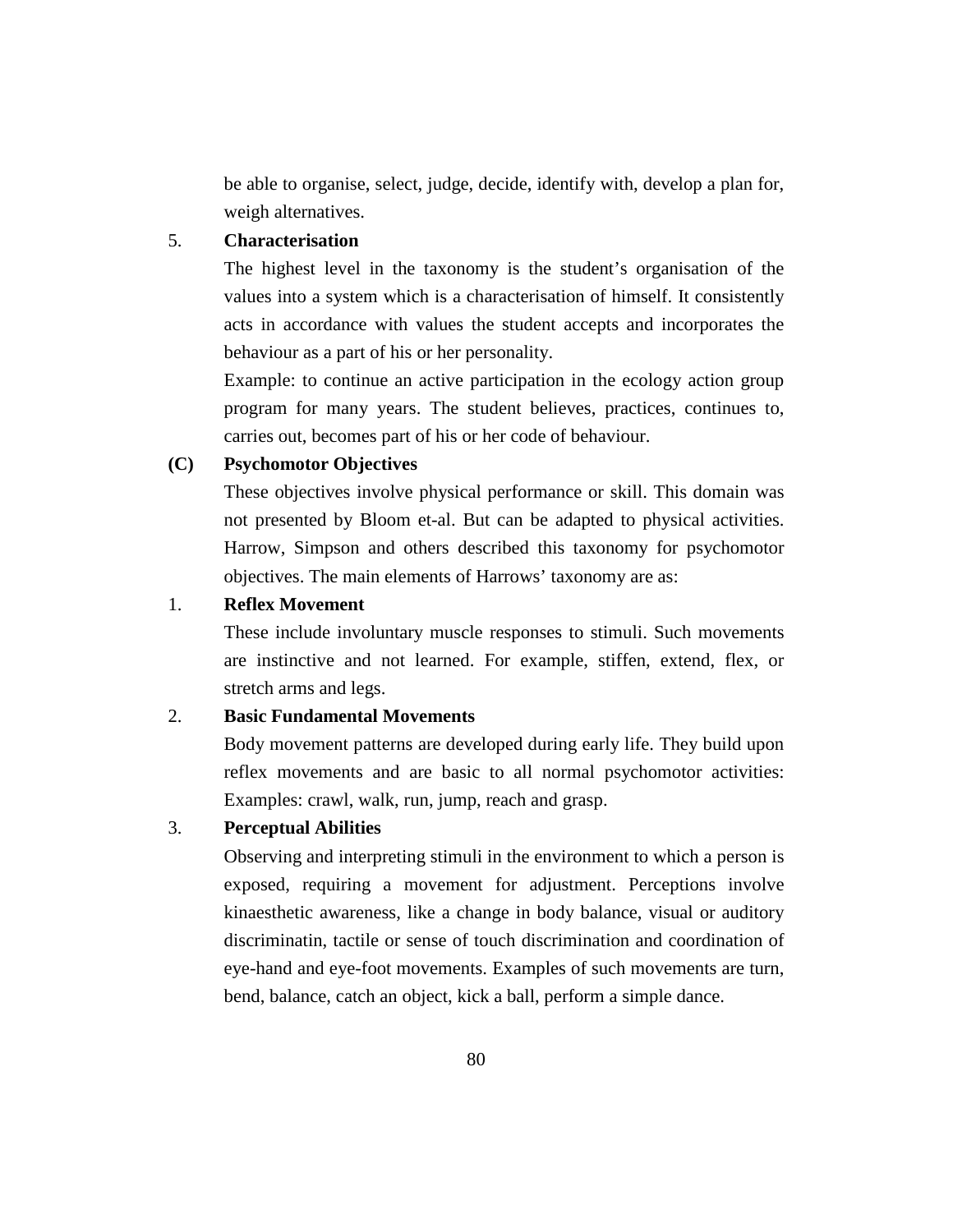be able to organise, select, judge, decide, identify with, develop a plan for, weigh alternatives.

5. **Characterisation**

The highest level in the taxonomy is the student's organisation of the values into a system which is a characterisation of himself. It consistently acts in accordance with values the student accepts and incorporates the behaviour as a part of his or her personality.

Example: to continue an active participation in the ecology action group program for many years. The student believes, practices, continues to, carries out, becomes part of his or her code of behaviour.

**(C) Psychomotor Objectives**

These objectives involve physical performance or skill. This domain was not presented by Bloom et-al. But can be adapted to physical activities. Harrow, Simpson and others described this taxonomy for psychomotor objectives. The main elements of Harrows' taxonomy are as:

1. **Reflex Movement**

These include involuntary muscle responses to stimuli. Such movements are instinctive and not learned. For example, stiffen, extend, flex, or stretch arms and legs.

2. **Basic Fundamental Movements**

Body movement patterns are developed during early life. They build upon reflex movements and are basic to all normal psychomotor activities: Examples: crawl, walk, run, jump, reach and grasp.

3. **Perceptual Abilities**

Observing and interpreting stimuli in the environment to which a person is exposed, requiring a movement for adjustment. Perceptions involve kinaesthetic awareness, like a change in body balance, visual or auditory discriminatin, tactile or sense of touch discrimination and coordination of eye-hand and eye-foot movements. Examples of such movements are turn, bend, balance, catch an object, kick a ball, perform a simple dance.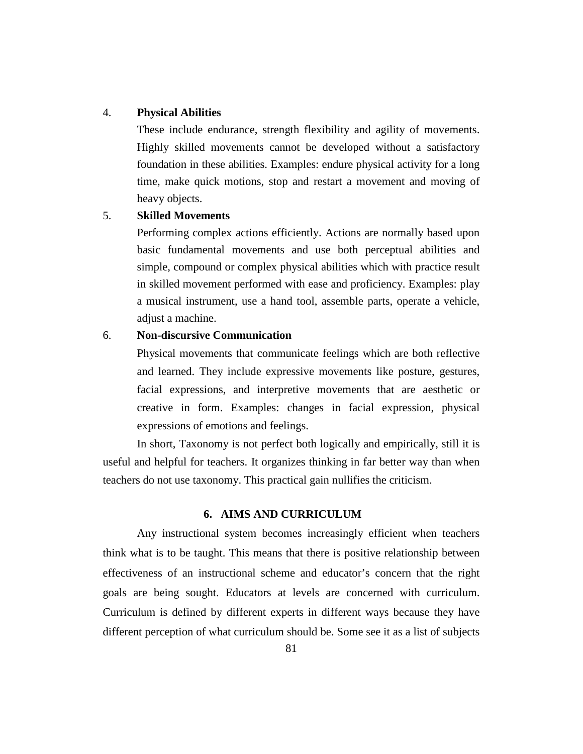4. **Physical Abilities**

   These include endurance, strength flexibility and agility of movements. Highly skilled movements cannot be developed without a satisfactory foundation in these abilities. Examples: endure physical activity for a long time, make quick motions, stop and restart a movement and moving of heavy objects.

5. **Skilled Movements**

   Performing complex actions efficiently. Actions are normally based upon basic fundamental movements and use both perceptual abilities and simple, compound or complex physical abilities which with practice result in skilled movement performed with ease and proficiency. Examples: play a musical instrument, use a hand tool, assemble parts, operate a vehicle, adjust a machine.

6. **Non-discursive Communication**

   Physical movements that communicate feelings which are both reflective and learned. They include expressive movements like posture, gestures, facial expressions, and interpretive movements that are aesthetic or creative in form. Examples: changes in facial expression, physical expressions of emotions and feelings.

In short, Taxonomy is not perfect both logically and empirically, still it is useful and helpful for teachers. It organizes thinking in far better way than when teachers do not use taxonomy. This practical gain nullifies the criticism.

## 6. AIMS AND CURRICULUM

Any instructional system becomes increasingly efficient when teachers think what is to be taught. This means that there is positive relationship between effectiveness of an instructional scheme and educator's concern that the right goals are being sought. Educators at levels are concerned with curriculum. Curriculum is defined by different experts in different ways because they have different perception of what curriculum should be. Some see it as a list of subjects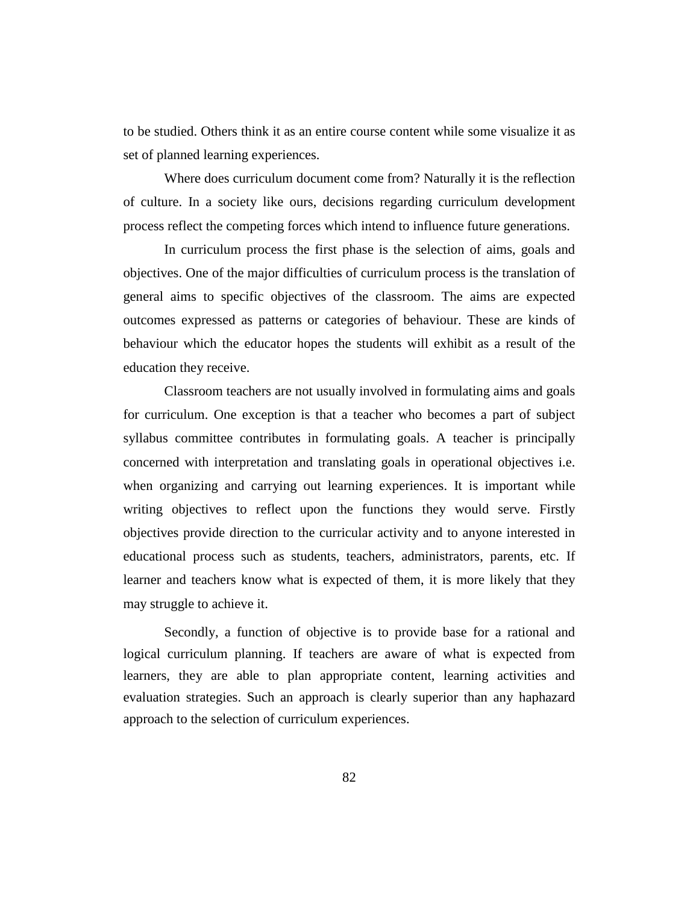to be studied. Others think it as an entire course content while some visualize it as set of planned learning experiences.

Where does curriculum document come from? Naturally it is the reflection of culture. In a society like ours, decisions regarding curriculum development process reflect the competing forces which intend to influence future generations.

In curriculum process the first phase is the selection of aims, goals and objectives. One of the major difficulties of curriculum process is the translation of general aims to specific objectives of the classroom. The aims are expected outcomes expressed as patterns or categories of behaviour. These are kinds of behaviour which the educator hopes the students will exhibit as a result of the education they receive.

Classroom teachers are not usually involved in formulating aims and goals for curriculum. One exception is that a teacher who becomes a part of subject syllabus committee contributes in formulating goals. A teacher is principally concerned with interpretation and translating goals in operational objectives i.e. when organizing and carrying out learning experiences. It is important while writing objectives to reflect upon the functions they would serve. Firstly objectives provide direction to the curricular activity and to anyone interested in educational process such as students, teachers, administrators, parents, etc. If learner and teachers know what is expected of them, it is more likely that they may struggle to achieve it.

Secondly, a function of objective is to provide base for a rational and logical curriculum planning. If teachers are aware of what is expected from learners, they are able to plan appropriate content, learning activities and evaluation strategies. Such an approach is clearly superior than any haphazard approach to the selection of curriculum experiences.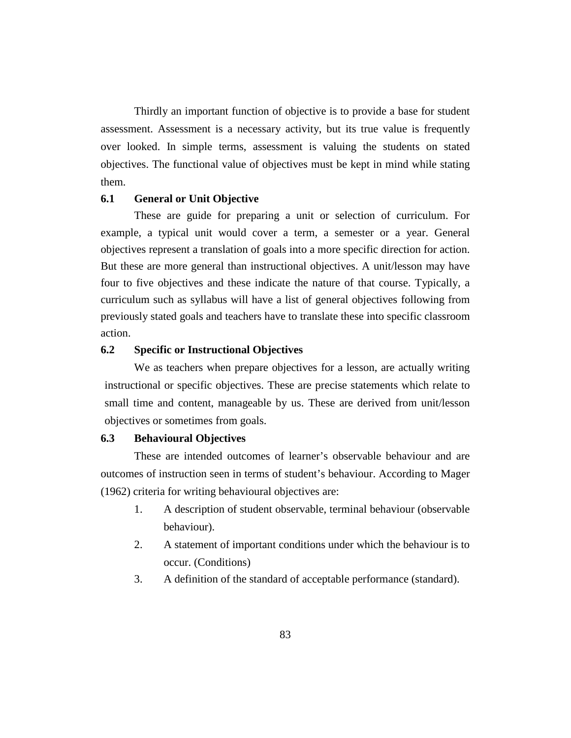Thirdly an important function of objective is to provide a base for student assessment. Assessment is a necessary activity, but its true value is frequently over looked. In simple terms, assessment is valuing the students on stated objectives. The functional value of objectives must be kept in mind while stating them.

### 6.1 General or Unit Objective

These are guide for preparing a unit or selection of curriculum. For example, a typical unit would cover a term, a semester or a year. General objectives represent a translation of goals into a more specific direction for action. But these are more general than instructional objectives. A unit/lesson may have four to five objectives and these indicate the nature of that course. Typically, a curriculum such as syllabus will have a list of general objectives following from previously stated goals and teachers have to translate these into specific classroom action.

### 6.2 Specific or Instructional Objectives

We as teachers when prepare objectives for a lesson, are actually writing instructional or specific objectives. These are precise statements which relate to small time and content, manageable by us. These are derived from unit/lesson objectives or sometimes from goals.

### 6.3 Behavioural Objectives

These are intended outcomes of learner's observable behaviour and are outcomes of instruction seen in terms of student's behaviour. According to Mager (1962) criteria for writing behavioural objectives are:

1. A description of student observable, terminal behaviour (observable behaviour).
2. A statement of important conditions under which the behaviour is to occur. (Conditions)
3. A definition of the standard of acceptable performance (standard).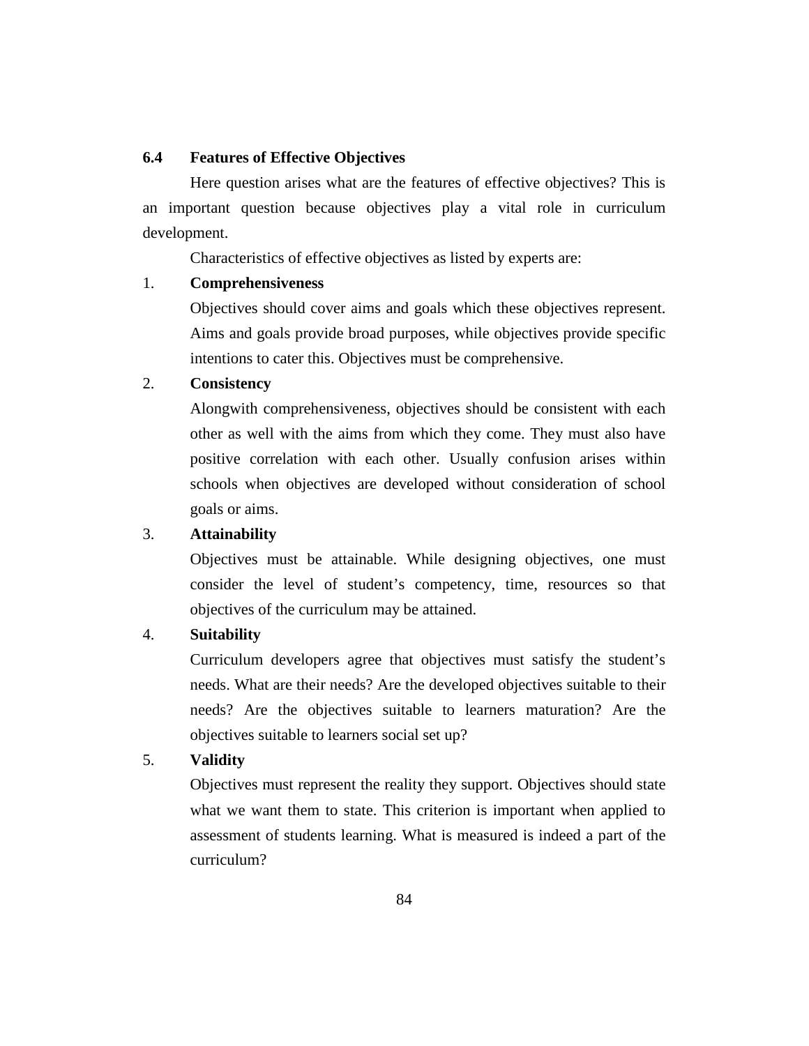## 6.4 Features of Effective Objectives

Here question arises what are the features of effective objectives? This is an important question because objectives play a vital role in curriculum development.

Characteristics of effective objectives as listed by experts are:

1. **Comprehensiveness**

   Objectives should cover aims and goals which these objectives represent. Aims and goals provide broad purposes, while objectives provide specific intentions to cater this. Objectives must be comprehensive.

2. **Consistency**

   Alongwith comprehensiveness, objectives should be consistent with each other as well with the aims from which they come. They must also have positive correlation with each other. Usually confusion arises within schools when objectives are developed without consideration of school goals or aims.

3. **Attainability**

   Objectives must be attainable. While designing objectives, one must consider the level of student's competency, time, resources so that objectives of the curriculum may be attained.

4. **Suitability**

   Curriculum developers agree that objectives must satisfy the student's needs. What are their needs? Are the developed objectives suitable to their needs? Are the objectives suitable to learners maturation? Are the objectives suitable to learners social set up?

5. **Validity**

   Objectives must represent the reality they support. Objectives should state what we want them to state. This criterion is important when applied to assessment of students learning. What is measured is indeed a part of the curriculum?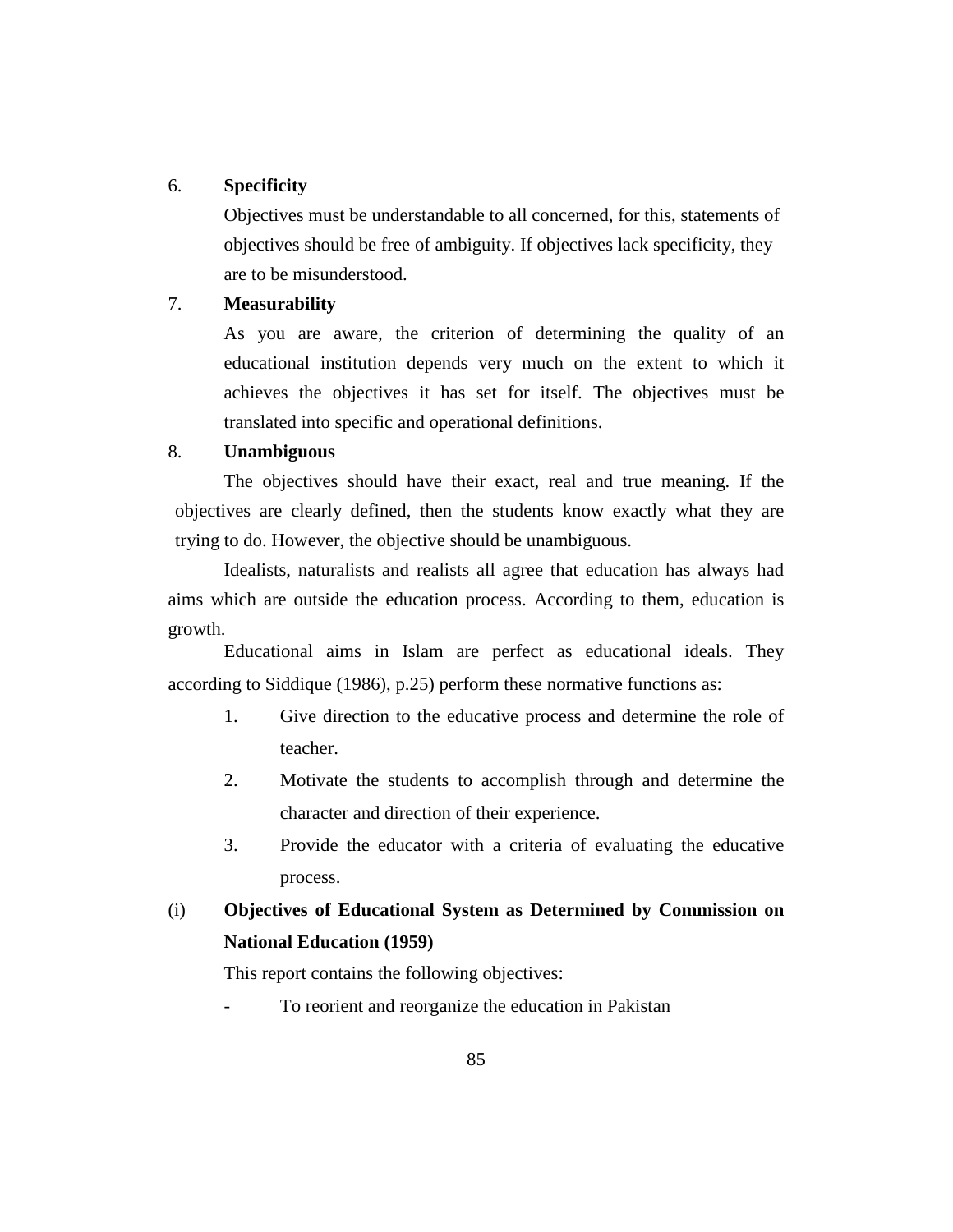6. **Specificity**

   Objectives must be understandable to all concerned, for this, statements of objectives should be free of ambiguity. If objectives lack specificity, they are to be misunderstood.

7. **Measurability**

   As you are aware, the criterion of determining the quality of an educational institution depends very much on the extent to which it achieves the objectives it has set for itself. The objectives must be translated into specific and operational definitions.

8. **Unambiguous**

   The objectives should have their exact, real and true meaning. If the objectives are clearly defined, then the students know exactly what they are trying to do. However, the objective should be unambiguous.

Idealists, naturalists and realists all agree that education has always had aims which are outside the education process. According to them, education is growth.

Educational aims in Islam are perfect as educational ideals. They according to Siddique (1986), p.25) perform these normative functions as:

1. Give direction to the educative process and determine the role of teacher.
2. Motivate the students to accomplish through and determine the character and direction of their experience.
3. Provide the educator with a criteria of evaluating the educative process.

(i) **Objectives of Educational System as Determined by Commission on National Education (1959)**

This report contains the following objectives:

- To reorient and reorganize the education in Pakistan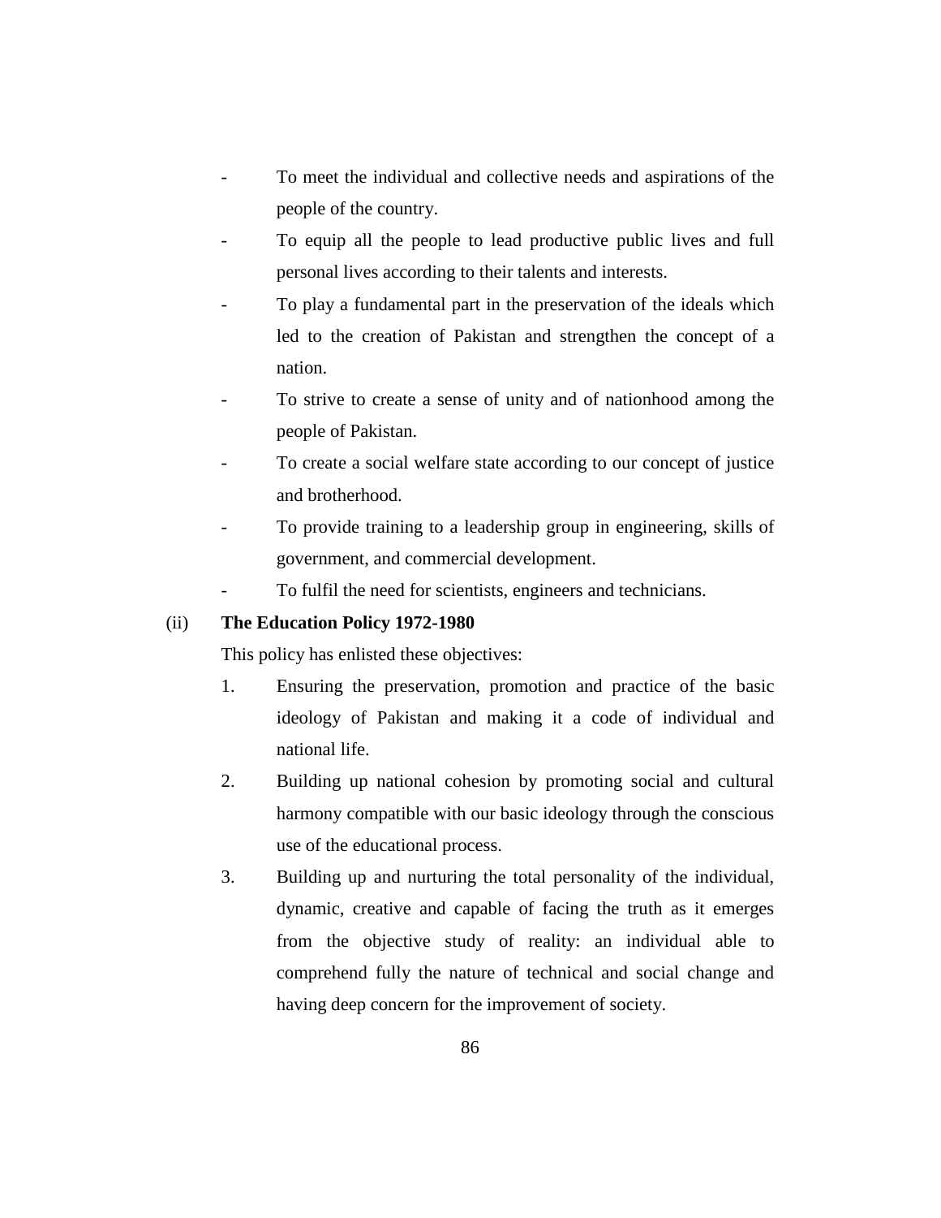- To meet the individual and collective needs and aspirations of the people of the country.
- To equip all the people to lead productive public lives and full personal lives according to their talents and interests.
- To play a fundamental part in the preservation of the ideals which led to the creation of Pakistan and strengthen the concept of a nation.
- To strive to create a sense of unity and of nationhood among the people of Pakistan.
- To create a social welfare state according to our concept of justice and brotherhood.
- To provide training to a leadership group in engineering, skills of government, and commercial development.
- To fulfil the need for scientists, engineers and technicians.

(ii) **The Education Policy 1972-1980**

This policy has enlisted these objectives:

1. Ensuring the preservation, promotion and practice of the basic ideology of Pakistan and making it a code of individual and national life.
2. Building up national cohesion by promoting social and cultural harmony compatible with our basic ideology through the conscious use of the educational process.
3. Building up and nurturing the total personality of the individual, dynamic, creative and capable of facing the truth as it emerges from the objective study of reality: an individual able to comprehend fully the nature of technical and social change and having deep concern for the improvement of society.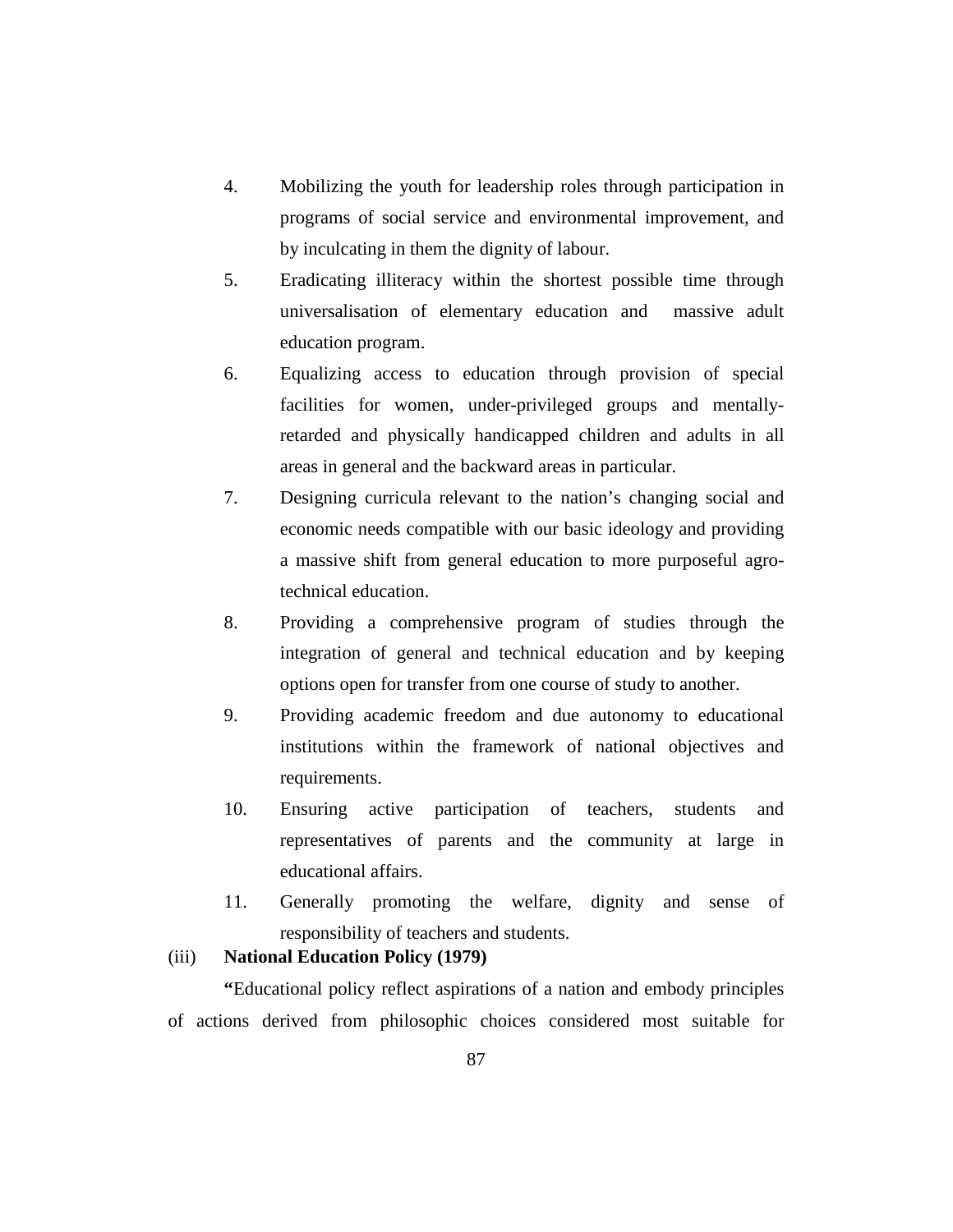4. Mobilizing the youth for leadership roles through participation in programs of social service and environmental improvement, and by inculcating in them the dignity of labour.
5. Eradicating illiteracy within the shortest possible time through universalisation of elementary education and massive adult education program.
6. Equalizing access to education through provision of special facilities for women, under-privileged groups and mentally-retarded and physically handicapped children and adults in all areas in general and the backward areas in particular.
7. Designing curricula relevant to the nation's changing social and economic needs compatible with our basic ideology and providing a massive shift from general education to more purposeful agro-technical education.
8. Providing a comprehensive program of studies through the integration of general and technical education and by keeping options open for transfer from one course of study to another.
9. Providing academic freedom and due autonomy to educational institutions within the framework of national objectives and requirements.
10. Ensuring active participation of teachers, students and representatives of parents and the community at large in educational affairs.
11. Generally promoting the welfare, dignity and sense of responsibility of teachers and students.

(iii) **National Education Policy (1979)**

**"**Educational policy reflect aspirations of a nation and embody principles of actions derived from philosophic choices considered most suitable for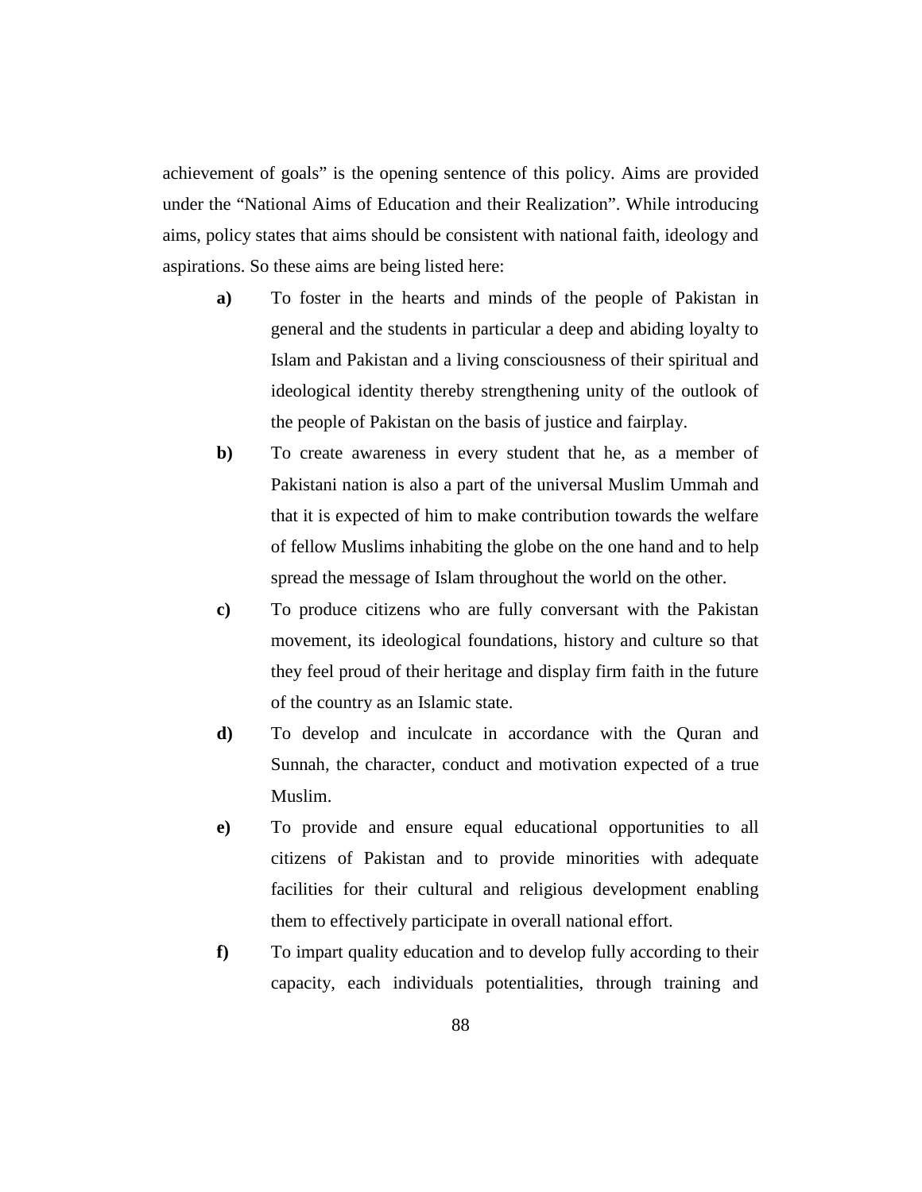achievement of goals" is the opening sentence of this policy. Aims are provided under the "National Aims of Education and their Realization". While introducing aims, policy states that aims should be consistent with national faith, ideology and aspirations. So these aims are being listed here:

**a)** To foster in the hearts and minds of the people of Pakistan in general and the students in particular a deep and abiding loyalty to Islam and Pakistan and a living consciousness of their spiritual and ideological identity thereby strengthening unity of the outlook of the people of Pakistan on the basis of justice and fairplay.

**b)** To create awareness in every student that he, as a member of Pakistani nation is also a part of the universal Muslim Ummah and that it is expected of him to make contribution towards the welfare of fellow Muslims inhabiting the globe on the one hand and to help spread the message of Islam throughout the world on the other.

**c)** To produce citizens who are fully conversant with the Pakistan movement, its ideological foundations, history and culture so that they feel proud of their heritage and display firm faith in the future of the country as an Islamic state.

**d)** To develop and inculcate in accordance with the Quran and Sunnah, the character, conduct and motivation expected of a true Muslim.

**e)** To provide and ensure equal educational opportunities to all citizens of Pakistan and to provide minorities with adequate facilities for their cultural and religious development enabling them to effectively participate in overall national effort.

**f)** To impart quality education and to develop fully according to their capacity, each individuals potentialities, through training and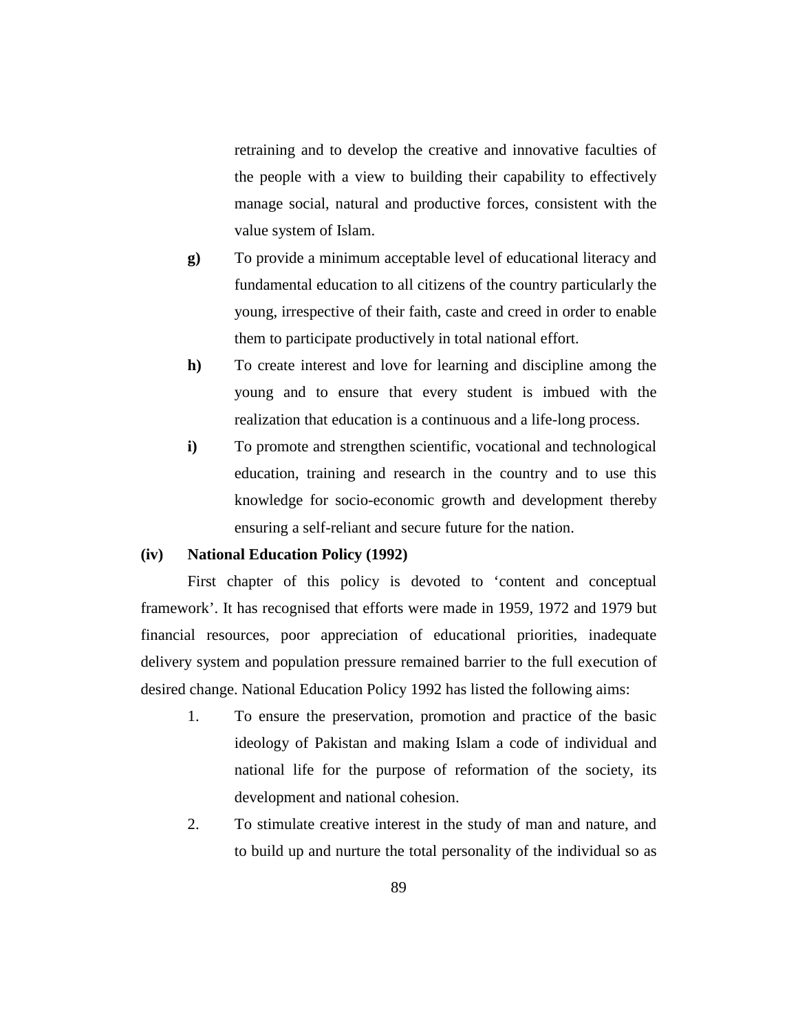retraining and to develop the creative and innovative faculties of the people with a view to building their capability to effectively manage social, natural and productive forces, consistent with the value system of Islam.

**g)** To provide a minimum acceptable level of educational literacy and fundamental education to all citizens of the country particularly the young, irrespective of their faith, caste and creed in order to enable them to participate productively in total national effort.

**h)** To create interest and love for learning and discipline among the young and to ensure that every student is imbued with the realization that education is a continuous and a life-long process.

**i)** To promote and strengthen scientific, vocational and technological education, training and research in the country and to use this knowledge for socio-economic growth and development thereby ensuring a self-reliant and secure future for the nation.

### (iv) National Education Policy (1992)

First chapter of this policy is devoted to 'content and conceptual framework'. It has recognised that efforts were made in 1959, 1972 and 1979 but financial resources, poor appreciation of educational priorities, inadequate delivery system and population pressure remained barrier to the full execution of desired change. National Education Policy 1992 has listed the following aims:

1. To ensure the preservation, promotion and practice of the basic ideology of Pakistan and making Islam a code of individual and national life for the purpose of reformation of the society, its development and national cohesion.
2. To stimulate creative interest in the study of man and nature, and to build up and nurture the total personality of the individual so as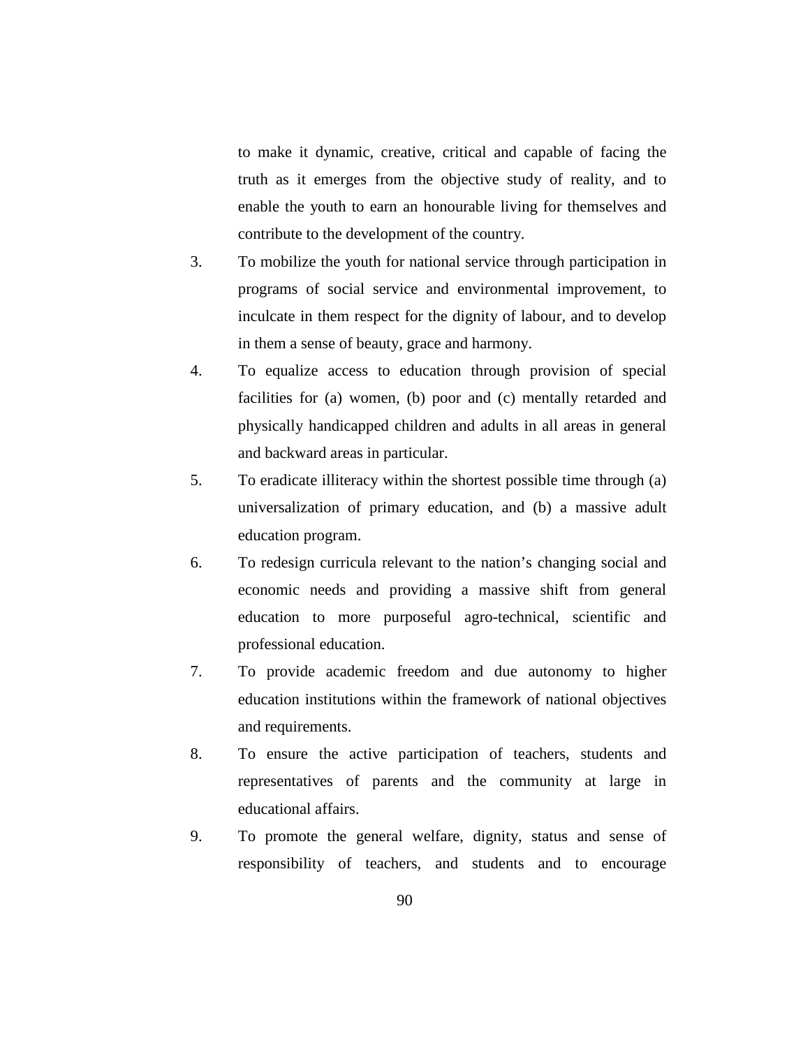to make it dynamic, creative, critical and capable of facing the truth as it emerges from the objective study of reality, and to enable the youth to earn an honourable living for themselves and contribute to the development of the country.

3. To mobilize the youth for national service through participation in programs of social service and environmental improvement, to inculcate in them respect for the dignity of labour, and to develop in them a sense of beauty, grace and harmony.
4. To equalize access to education through provision of special facilities for (a) women, (b) poor and (c) mentally retarded and physically handicapped children and adults in all areas in general and backward areas in particular.
5. To eradicate illiteracy within the shortest possible time through (a) universalization of primary education, and (b) a massive adult education program.
6. To redesign curricula relevant to the nation's changing social and economic needs and providing a massive shift from general education to more purposeful agro-technical, scientific and professional education.
7. To provide academic freedom and due autonomy to higher education institutions within the framework of national objectives and requirements.
8. To ensure the active participation of teachers, students and representatives of parents and the community at large in educational affairs.
9. To promote the general welfare, dignity, status and sense of responsibility of teachers, and students and to encourage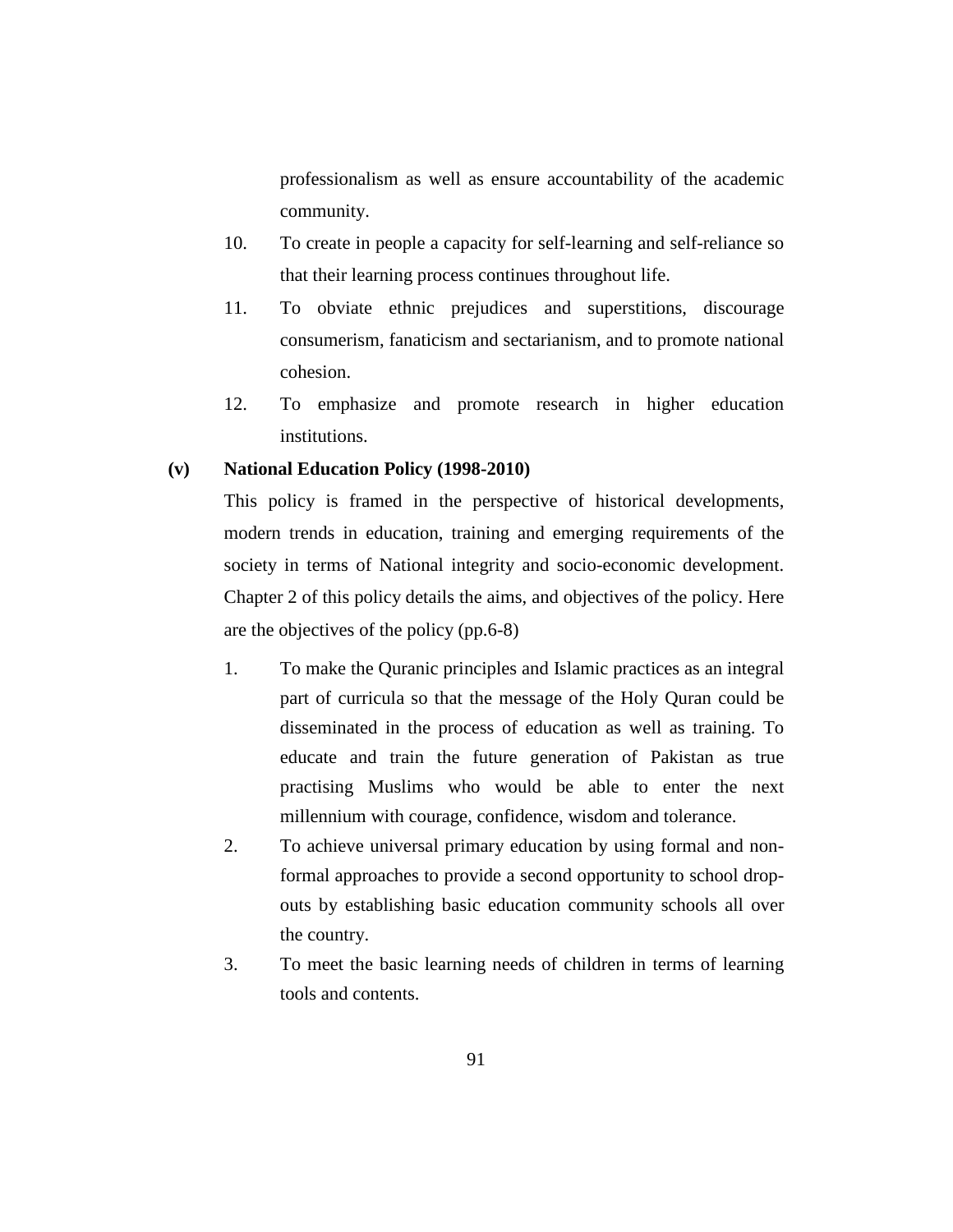professionalism as well as ensure accountability of the academic community.

10. To create in people a capacity for self-learning and self-reliance so that their learning process continues throughout life.
11. To obviate ethnic prejudices and superstitions, discourage consumerism, fanaticism and sectarianism, and to promote national cohesion.
12. To emphasize and promote research in higher education institutions.

**(v) National Education Policy (1998-2010)**

This policy is framed in the perspective of historical developments, modern trends in education, training and emerging requirements of the society in terms of National integrity and socio-economic development. Chapter 2 of this policy details the aims, and objectives of the policy. Here are the objectives of the policy (pp.6-8)

1. To make the Quranic principles and Islamic practices as an integral part of curricula so that the message of the Holy Quran could be disseminated in the process of education as well as training. To educate and train the future generation of Pakistan as true practising Muslims who would be able to enter the next millennium with courage, confidence, wisdom and tolerance.
2. To achieve universal primary education by using formal and non-formal approaches to provide a second opportunity to school drop-outs by establishing basic education community schools all over the country.
3. To meet the basic learning needs of children in terms of learning tools and contents.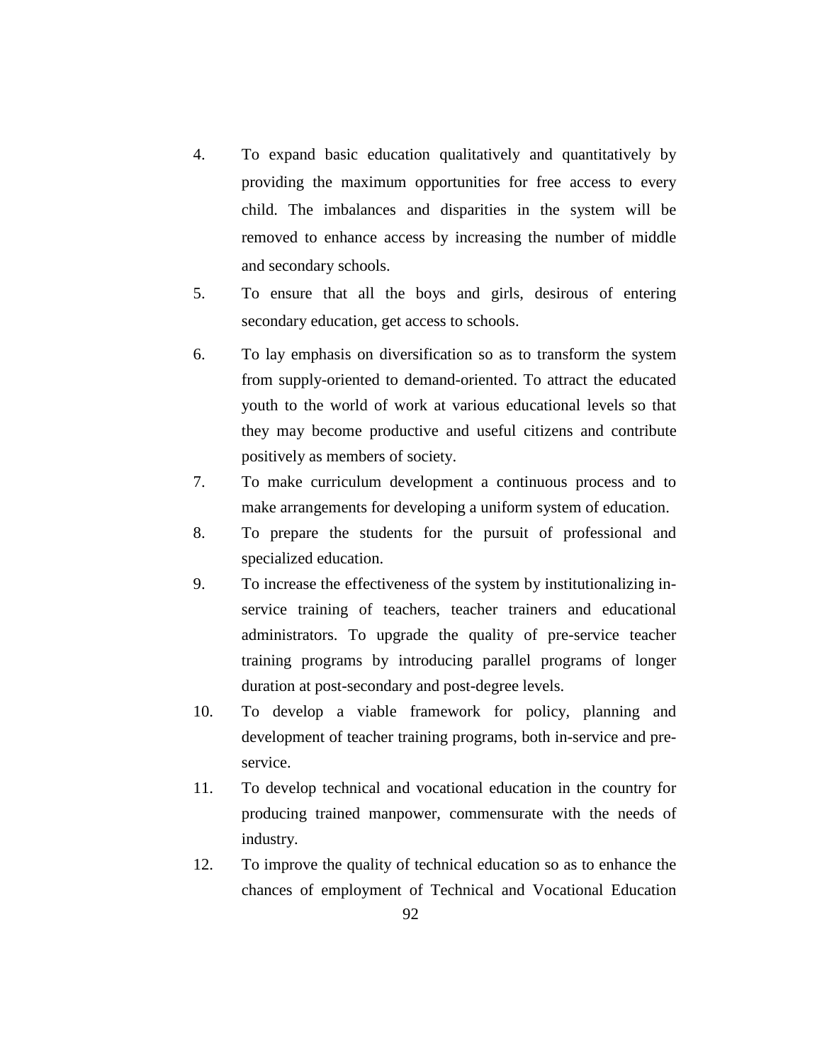4. To expand basic education qualitatively and quantitatively by providing the maximum opportunities for free access to every child. The imbalances and disparities in the system will be removed to enhance access by increasing the number of middle and secondary schools.
5. To ensure that all the boys and girls, desirous of entering secondary education, get access to schools.
6. To lay emphasis on diversification so as to transform the system from supply-oriented to demand-oriented. To attract the educated youth to the world of work at various educational levels so that they may become productive and useful citizens and contribute positively as members of society.
7. To make curriculum development a continuous process and to make arrangements for developing a uniform system of education.
8. To prepare the students for the pursuit of professional and specialized education.
9. To increase the effectiveness of the system by institutionalizing in-service training of teachers, teacher trainers and educational administrators. To upgrade the quality of pre-service teacher training programs by introducing parallel programs of longer duration at post-secondary and post-degree levels.
10. To develop a viable framework for policy, planning and development of teacher training programs, both in-service and pre-service.
11. To develop technical and vocational education in the country for producing trained manpower, commensurate with the needs of industry.
12. To improve the quality of technical education so as to enhance the chances of employment of Technical and Vocational Education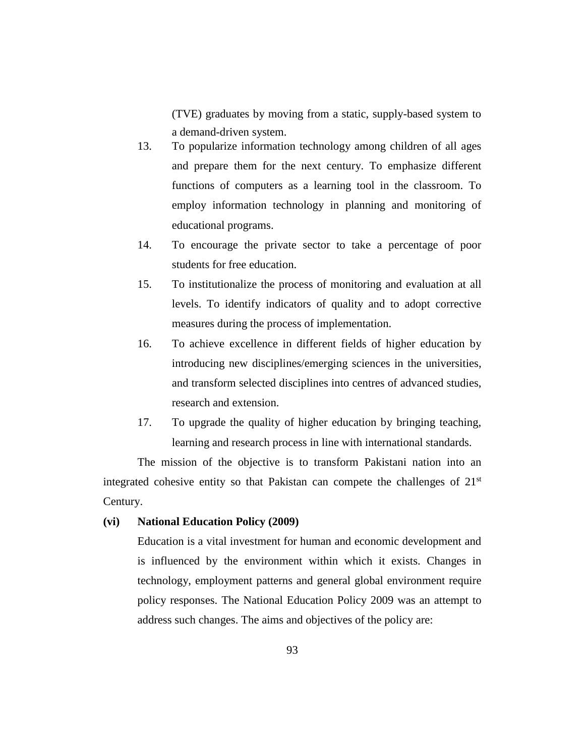(TVE) graduates by moving from a static, supply-based system to a demand-driven system.

13. To popularize information technology among children of all ages and prepare them for the next century. To emphasize different functions of computers as a learning tool in the classroom. To employ information technology in planning and monitoring of educational programs.
14. To encourage the private sector to take a percentage of poor students for free education.
15. To institutionalize the process of monitoring and evaluation at all levels. To identify indicators of quality and to adopt corrective measures during the process of implementation.
16. To achieve excellence in different fields of higher education by introducing new disciplines/emerging sciences in the universities, and transform selected disciplines into centres of advanced studies, research and extension.
17. To upgrade the quality of higher education by bringing teaching, learning and research process in line with international standards.

The mission of the objective is to transform Pakistani nation into an integrated cohesive entity so that Pakistan can compete the challenges of 21st Century.

**(vi) National Education Policy (2009)**

Education is a vital investment for human and economic development and is influenced by the environment within which it exists. Changes in technology, employment patterns and general global environment require policy responses. The National Education Policy 2009 was an attempt to address such changes. The aims and objectives of the policy are: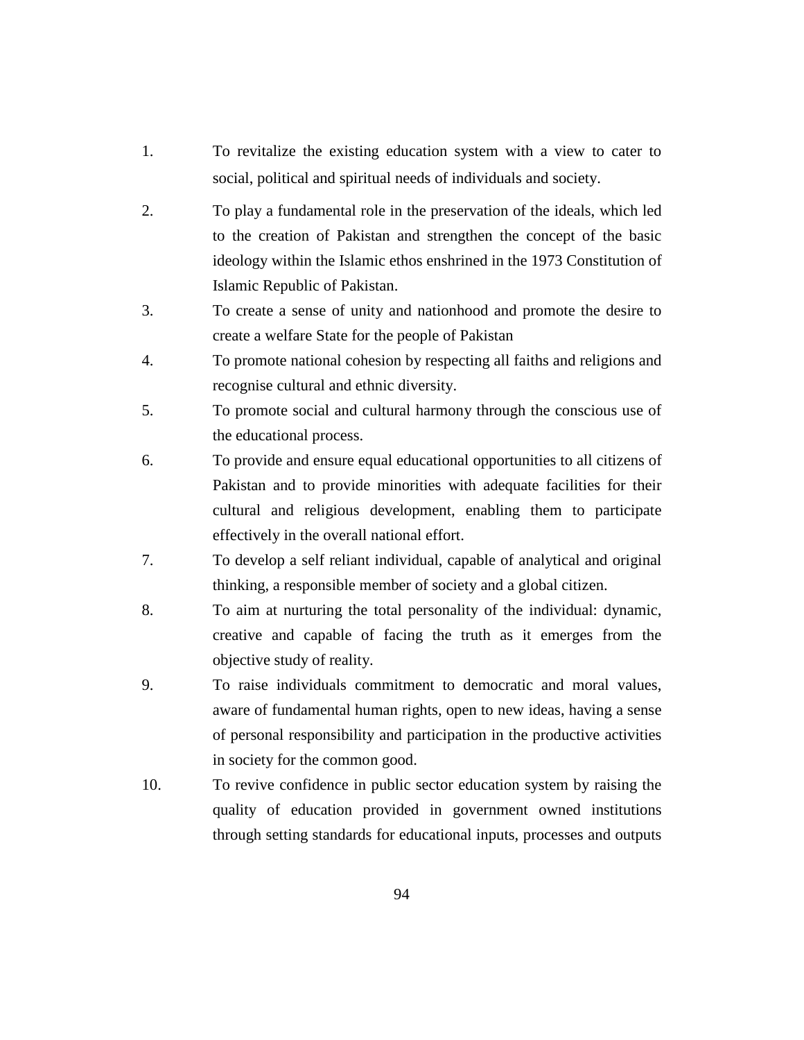1. To revitalize the existing education system with a view to cater to social, political and spiritual needs of individuals and society.
2. To play a fundamental role in the preservation of the ideals, which led to the creation of Pakistan and strengthen the concept of the basic ideology within the Islamic ethos enshrined in the 1973 Constitution of Islamic Republic of Pakistan.
3. To create a sense of unity and nationhood and promote the desire to create a welfare State for the people of Pakistan
4. To promote national cohesion by respecting all faiths and religions and recognise cultural and ethnic diversity.
5. To promote social and cultural harmony through the conscious use of the educational process.
6. To provide and ensure equal educational opportunities to all citizens of Pakistan and to provide minorities with adequate facilities for their cultural and religious development, enabling them to participate effectively in the overall national effort.
7. To develop a self reliant individual, capable of analytical and original thinking, a responsible member of society and a global citizen.
8. To aim at nurturing the total personality of the individual: dynamic, creative and capable of facing the truth as it emerges from the objective study of reality.
9. To raise individuals commitment to democratic and moral values, aware of fundamental human rights, open to new ideas, having a sense of personal responsibility and participation in the productive activities in society for the common good.
10. To revive confidence in public sector education system by raising the quality of education provided in government owned institutions through setting standards for educational inputs, processes and outputs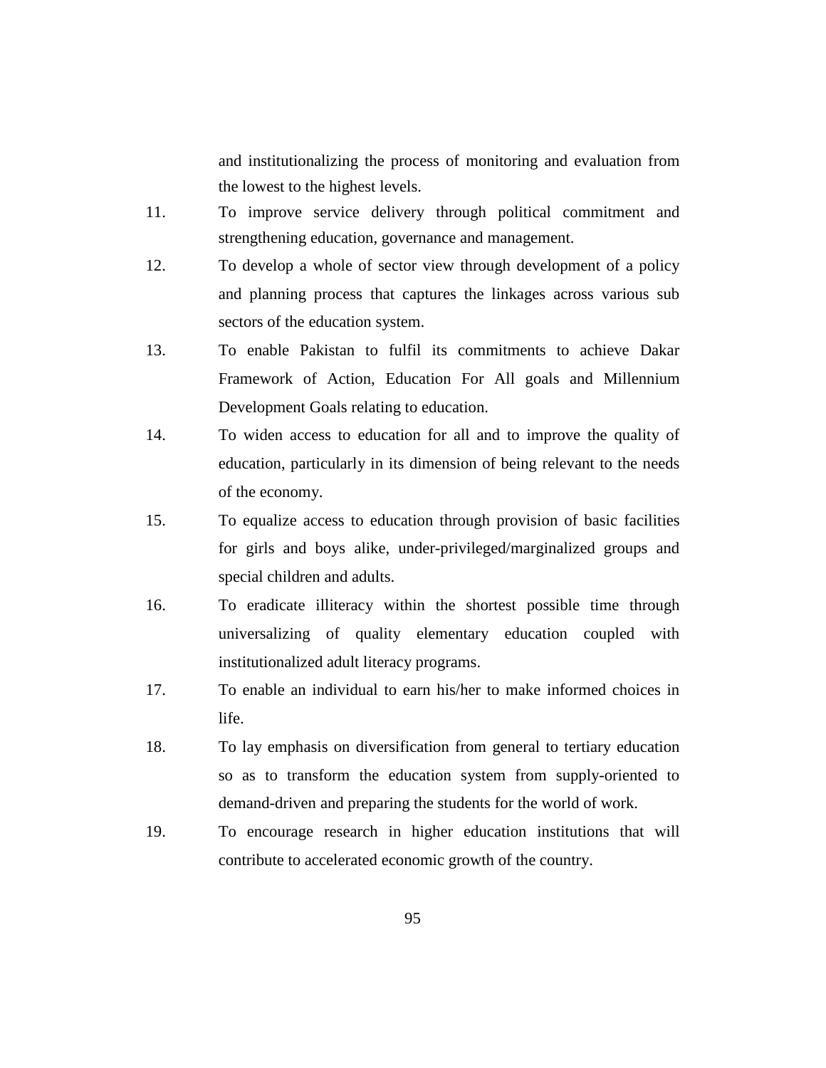and institutionalizing the process of monitoring and evaluation from the lowest to the highest levels.

11. To improve service delivery through political commitment and strengthening education, governance and management.
12. To develop a whole of sector view through development of a policy and planning process that captures the linkages across various sub sectors of the education system.
13. To enable Pakistan to fulfil its commitments to achieve Dakar Framework of Action, Education For All goals and Millennium Development Goals relating to education.
14. To widen access to education for all and to improve the quality of education, particularly in its dimension of being relevant to the needs of the economy.
15. To equalize access to education through provision of basic facilities for girls and boys alike, under-privileged/marginalized groups and special children and adults.
16. To eradicate illiteracy within the shortest possible time through universalizing of quality elementary education coupled with institutionalized adult literacy programs.
17. To enable an individual to earn his/her to make informed choices in life.
18. To lay emphasis on diversification from general to tertiary education so as to transform the education system from supply-oriented to demand-driven and preparing the students for the world of work.
19. To encourage research in higher education institutions that will contribute to accelerated economic growth of the country.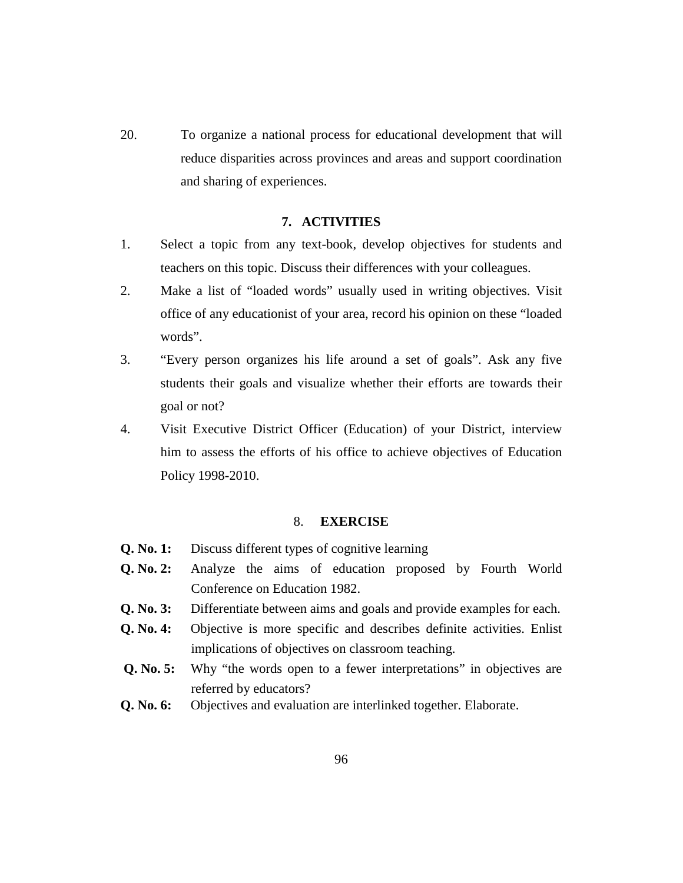20. To organize a national process for educational development that will reduce disparities across provinces and areas and support coordination and sharing of experiences.

## 7. ACTIVITIES

1. Select a topic from any text-book, develop objectives for students and teachers on this topic. Discuss their differences with your colleagues.
2. Make a list of "loaded words" usually used in writing objectives. Visit office of any educationist of your area, record his opinion on these "loaded words".
3. "Every person organizes his life around a set of goals". Ask any five students their goals and visualize whether their efforts are towards their goal or not?
4. Visit Executive District Officer (Education) of your District, interview him to assess the efforts of his office to achieve objectives of Education Policy 1998-2010.

## 8. EXERCISE

**Q. No. 1:** Discuss different types of cognitive learning

**Q. No. 2:** Analyze the aims of education proposed by Fourth World Conference on Education 1982.

**Q. No. 3:** Differentiate between aims and goals and provide examples for each.

**Q. No. 4:** Objective is more specific and describes definite activities. Enlist implications of objectives on classroom teaching.

**Q. No. 5:** Why "the words open to a fewer interpretations" in objectives are referred by educators?

**Q. No. 6:** Objectives and evaluation are interlinked together. Elaborate.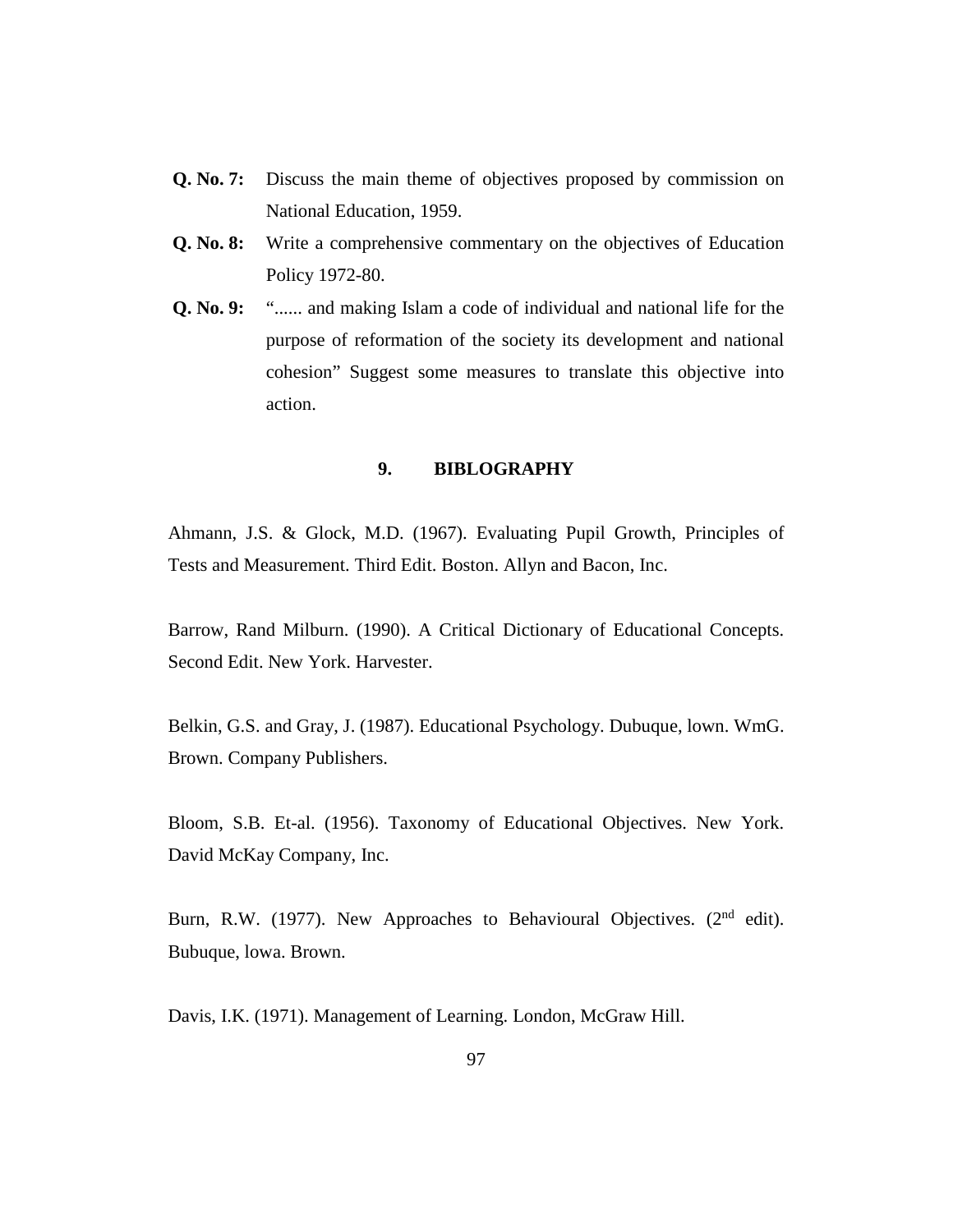**Q. No. 7:** Discuss the main theme of objectives proposed by commission on National Education, 1959.

**Q. No. 8:** Write a comprehensive commentary on the objectives of Education Policy 1972-80.

**Q. No. 9:** "...... and making Islam a code of individual and national life for the purpose of reformation of the society its development and national cohesion" Suggest some measures to translate this objective into action.

## 9. BIBLOGRAPHY

Ahmann, J.S. & Glock, M.D. (1967). Evaluating Pupil Growth, Principles of Tests and Measurement. Third Edit. Boston. Allyn and Bacon, Inc.

Barrow, Rand Milburn. (1990). A Critical Dictionary of Educational Concepts. Second Edit. New York. Harvester.

Belkin, G.S. and Gray, J. (1987). Educational Psychology. Dubuque, lown. WmG. Brown. Company Publishers.

Bloom, S.B. Et-al. (1956). Taxonomy of Educational Objectives. New York. David McKay Company, Inc.

Burn, R.W. (1977). New Approaches to Behavioural Objectives. (2nd edit). Bubuque, lowa. Brown.

Davis, I.K. (1971). Management of Learning. London, McGraw Hill.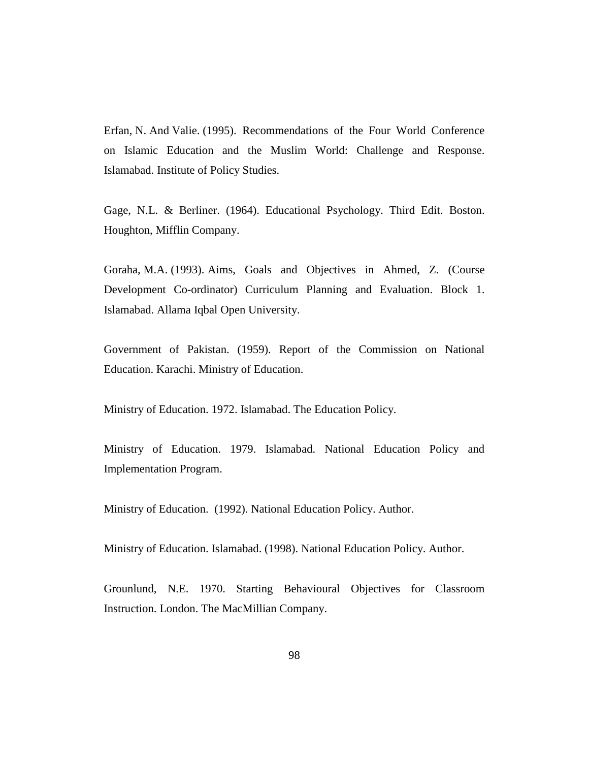Erfan, N. And Valie. (1995). Recommendations of the Four World Conference on Islamic Education and the Muslim World: Challenge and Response. Islamabad. Institute of Policy Studies.

Gage, N.L. & Berliner. (1964). Educational Psychology. Third Edit. Boston. Houghton, Mifflin Company.

Goraha, M.A. (1993). Aims, Goals and Objectives in Ahmed, Z. (Course Development Co-ordinator) Curriculum Planning and Evaluation. Block 1. Islamabad. Allama Iqbal Open University.

Government of Pakistan. (1959). Report of the Commission on National Education. Karachi. Ministry of Education.

Ministry of Education. 1972. Islamabad. The Education Policy.

Ministry of Education. 1979. Islamabad. National Education Policy and Implementation Program.

Ministry of Education. (1992). National Education Policy. Author.

Ministry of Education. Islamabad. (1998). National Education Policy. Author.

Grounlund, N.E. 1970. Starting Behavioural Objectives for Classroom Instruction. London. The MacMillian Company.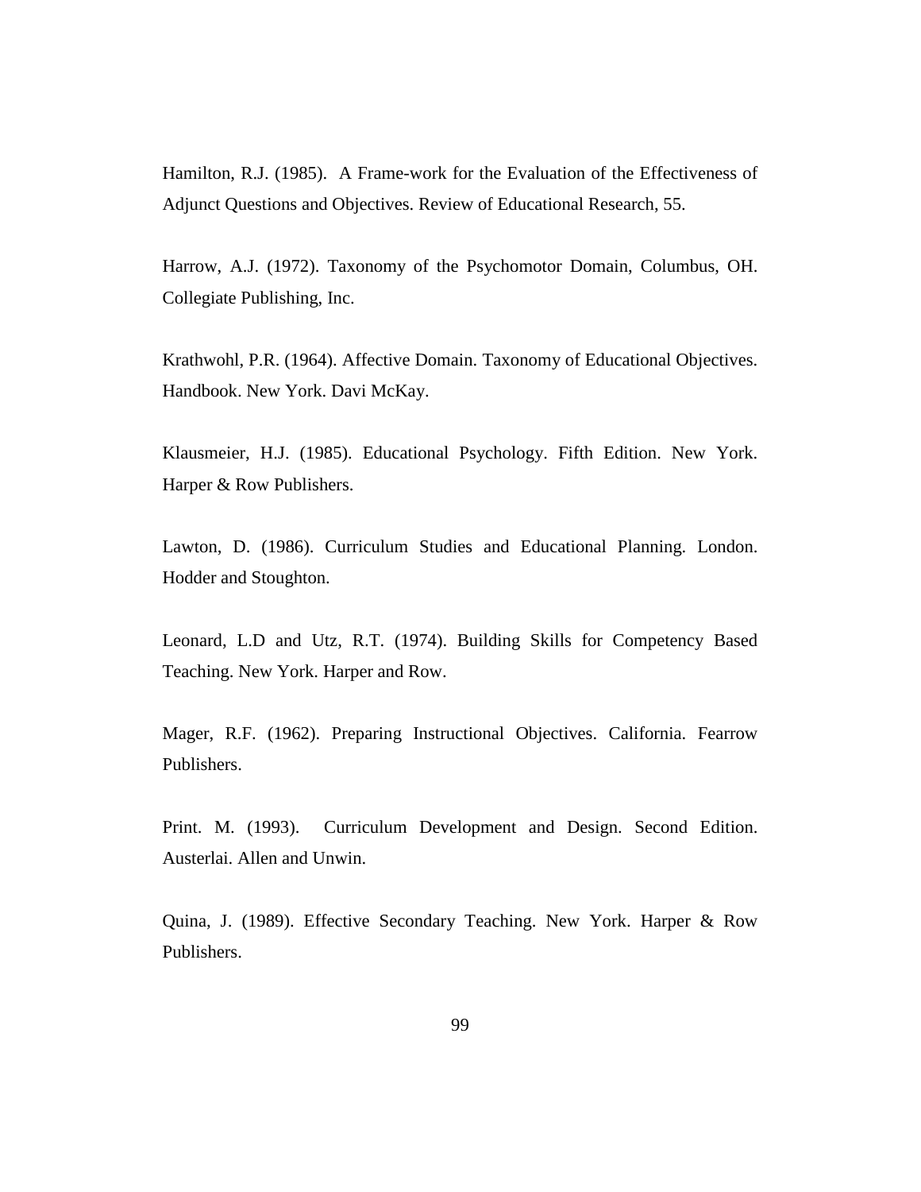Hamilton, R.J. (1985). A Frame-work for the Evaluation of the Effectiveness of Adjunct Questions and Objectives. Review of Educational Research, 55.

Harrow, A.J. (1972). Taxonomy of the Psychomotor Domain, Columbus, OH. Collegiate Publishing, Inc.

Krathwohl, P.R. (1964). Affective Domain. Taxonomy of Educational Objectives. Handbook. New York. Davi McKay.

Klausmeier, H.J. (1985). Educational Psychology. Fifth Edition. New York. Harper & Row Publishers.

Lawton, D. (1986). Curriculum Studies and Educational Planning. London. Hodder and Stoughton.

Leonard, L.D and Utz, R.T. (1974). Building Skills for Competency Based Teaching. New York. Harper and Row.

Mager, R.F. (1962). Preparing Instructional Objectives. California. Fearrow Publishers.

Print. M. (1993). Curriculum Development and Design. Second Edition. Austerlai. Allen and Unwin.

Quina, J. (1989). Effective Secondary Teaching. New York. Harper & Row Publishers.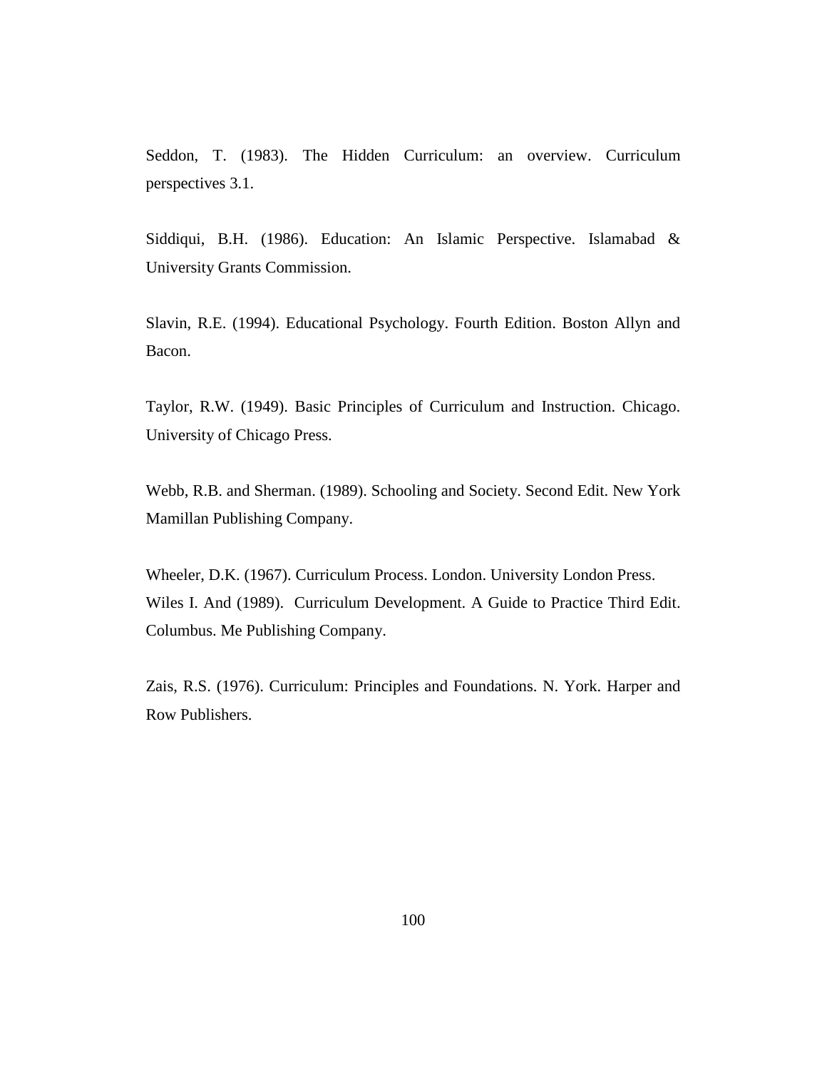Seddon, T. (1983). The Hidden Curriculum: an overview. Curriculum perspectives 3.1.

Siddiqui, B.H. (1986). Education: An Islamic Perspective. Islamabad & University Grants Commission.

Slavin, R.E. (1994). Educational Psychology. Fourth Edition. Boston Allyn and Bacon.

Taylor, R.W. (1949). Basic Principles of Curriculum and Instruction. Chicago. University of Chicago Press.

Webb, R.B. and Sherman. (1989). Schooling and Society. Second Edit. New York Mamillan Publishing Company.

Wheeler, D.K. (1967). Curriculum Process. London. University London Press.
Wiles I. And (1989). Curriculum Development. A Guide to Practice Third Edit. Columbus. Me Publishing Company.

Zais, R.S. (1976). Curriculum: Principles and Foundations. N. York. Harper and Row Publishers.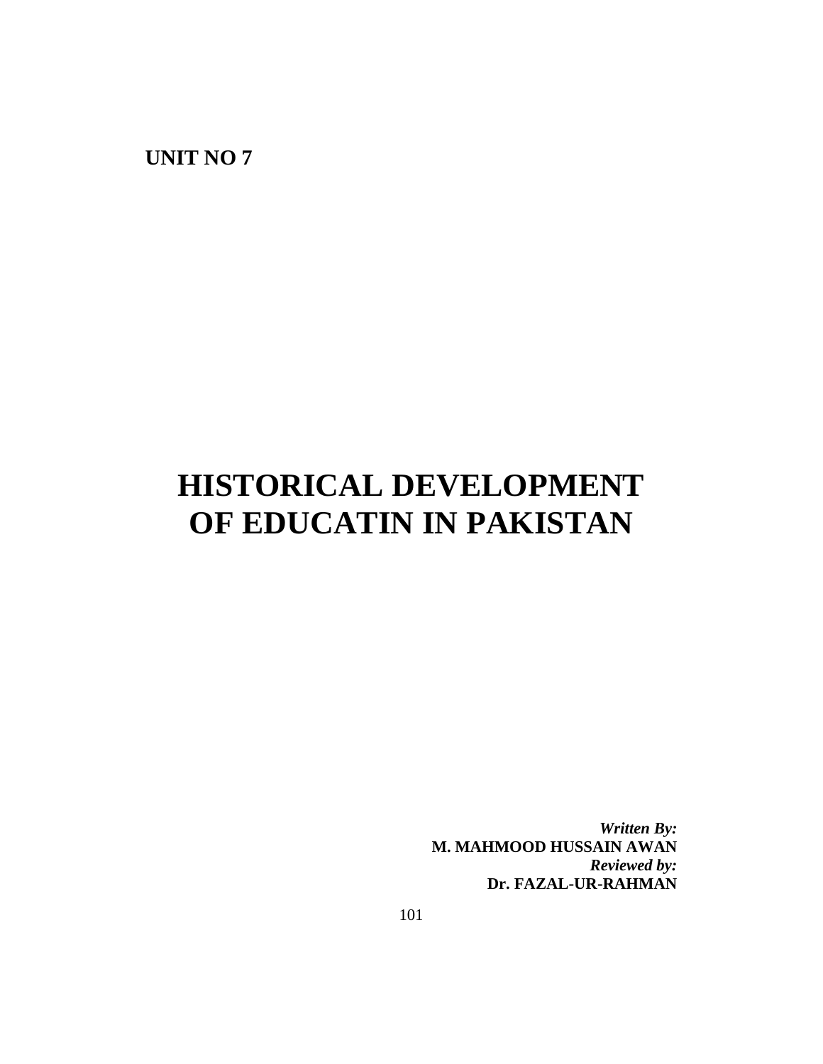**UNIT NO 7**

# HISTORICAL DEVELOPMENT OF EDUCATIN IN PAKISTAN

***Written By:***
**M. MAHMOOD HUSSAIN AWAN**
***Reviewed by:***
**Dr. FAZAL-UR-RAHMAN**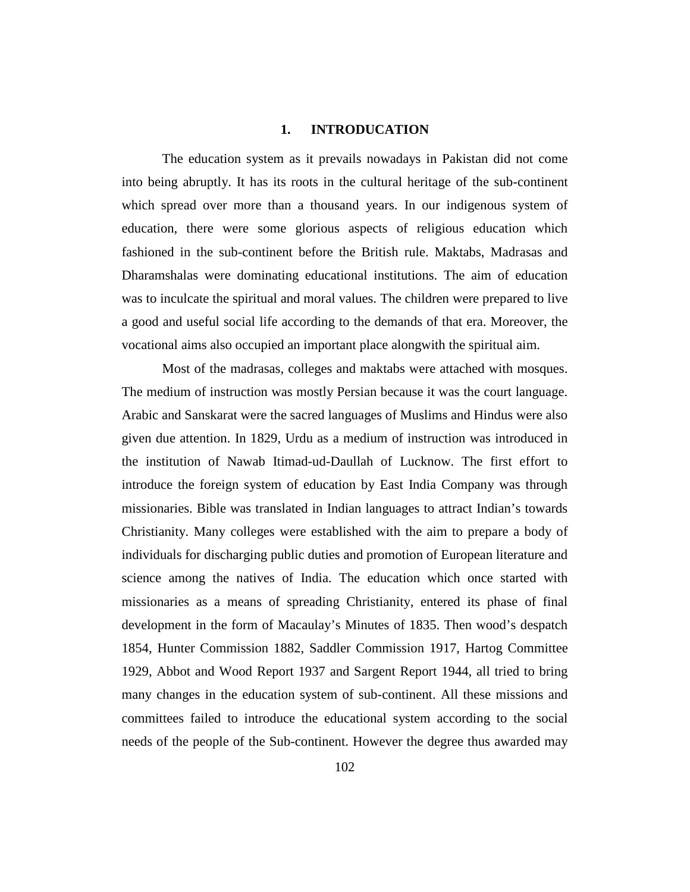# 1. INTRODUCATION

The education system as it prevails nowadays in Pakistan did not come into being abruptly. It has its roots in the cultural heritage of the sub-continent which spread over more than a thousand years. In our indigenous system of education, there were some glorious aspects of religious education which fashioned in the sub-continent before the British rule. Maktabs, Madrasas and Dharamshalas were dominating educational institutions. The aim of education was to inculcate the spiritual and moral values. The children were prepared to live a good and useful social life according to the demands of that era. Moreover, the vocational aims also occupied an important place alongwith the spiritual aim.

Most of the madrasas, colleges and maktabs were attached with mosques. The medium of instruction was mostly Persian because it was the court language. Arabic and Sanskarat were the sacred languages of Muslims and Hindus were also given due attention. In 1829, Urdu as a medium of instruction was introduced in the institution of Nawab Itimad-ud-Daullah of Lucknow. The first effort to introduce the foreign system of education by East India Company was through missionaries. Bible was translated in Indian languages to attract Indian's towards Christianity. Many colleges were established with the aim to prepare a body of individuals for discharging public duties and promotion of European literature and science among the natives of India. The education which once started with missionaries as a means of spreading Christianity, entered its phase of final development in the form of Macaulay's Minutes of 1835. Then wood's despatch 1854, Hunter Commission 1882, Saddler Commission 1917, Hartog Committee 1929, Abbot and Wood Report 1937 and Sargent Report 1944, all tried to bring many changes in the education system of sub-continent. All these missions and committees failed to introduce the educational system according to the social needs of the people of the Sub-continent. However the degree thus awarded may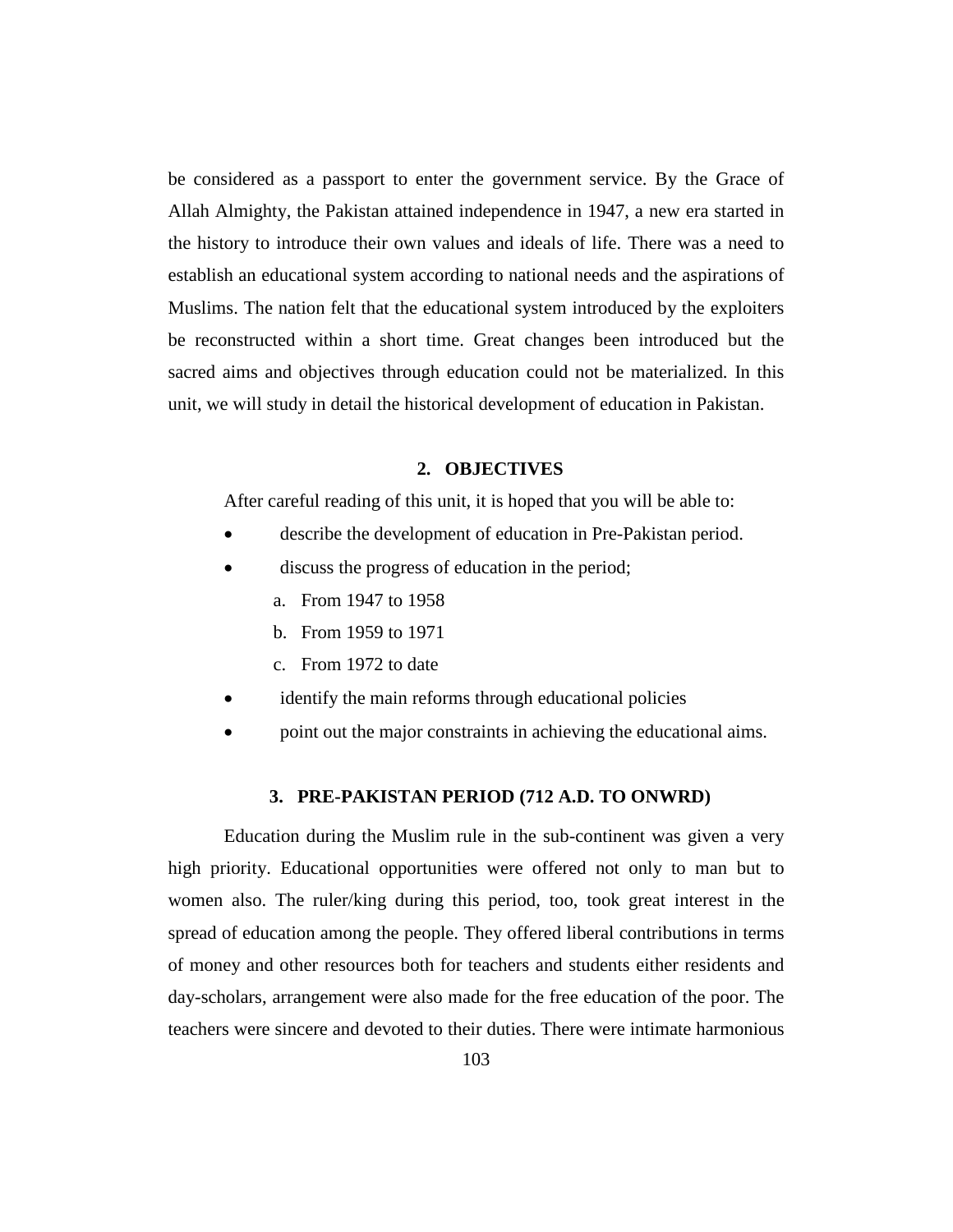be considered as a passport to enter the government service. By the Grace of Allah Almighty, the Pakistan attained independence in 1947, a new era started in the history to introduce their own values and ideals of life. There was a need to establish an educational system according to national needs and the aspirations of Muslims. The nation felt that the educational system introduced by the exploiters be reconstructed within a short time. Great changes been introduced but the sacred aims and objectives through education could not be materialized. In this unit, we will study in detail the historical development of education in Pakistan.

## 2. OBJECTIVES

After careful reading of this unit, it is hoped that you will be able to:

- describe the development of education in Pre-Pakistan period.
- discuss the progress of education in the period;
  a. From 1947 to 1958
  b. From 1959 to 1971
  c. From 1972 to date
- identify the main reforms through educational policies
- point out the major constraints in achieving the educational aims.

## 3. PRE-PAKISTAN PERIOD (712 A.D. TO ONWRD)

Education during the Muslim rule in the sub-continent was given a very high priority. Educational opportunities were offered not only to man but to women also. The ruler/king during this period, too, took great interest in the spread of education among the people. They offered liberal contributions in terms of money and other resources both for teachers and students either residents and day-scholars, arrangement were also made for the free education of the poor. The teachers were sincere and devoted to their duties. There were intimate harmonious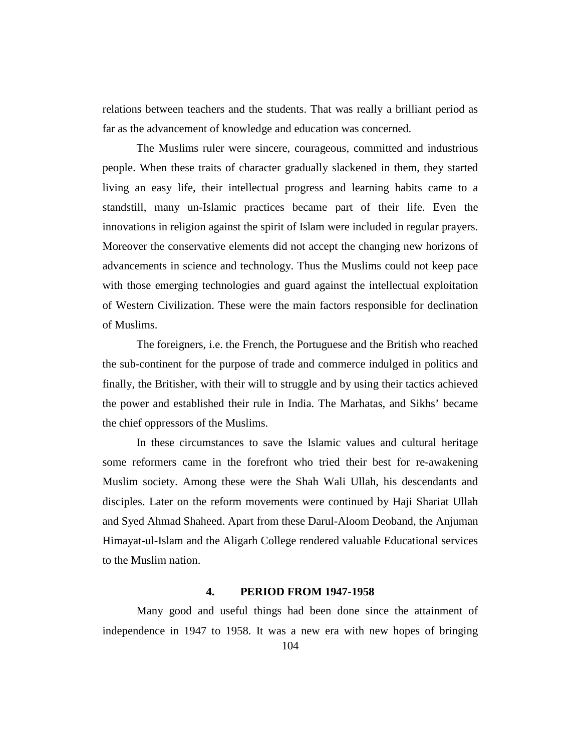relations between teachers and the students. That was really a brilliant period as far as the advancement of knowledge and education was concerned.

The Muslims ruler were sincere, courageous, committed and industrious people. When these traits of character gradually slackened in them, they started living an easy life, their intellectual progress and learning habits came to a standstill, many un-Islamic practices became part of their life. Even the innovations in religion against the spirit of Islam were included in regular prayers. Moreover the conservative elements did not accept the changing new horizons of advancements in science and technology. Thus the Muslims could not keep pace with those emerging technologies and guard against the intellectual exploitation of Western Civilization. These were the main factors responsible for declination of Muslims.

The foreigners, i.e. the French, the Portuguese and the British who reached the sub-continent for the purpose of trade and commerce indulged in politics and finally, the Britisher, with their will to struggle and by using their tactics achieved the power and established their rule in India. The Marhatas, and Sikhs' became the chief oppressors of the Muslims.

In these circumstances to save the Islamic values and cultural heritage some reformers came in the forefront who tried their best for re-awakening Muslim society. Among these were the Shah Wali Ullah, his descendants and disciples. Later on the reform movements were continued by Haji Shariat Ullah and Syed Ahmad Shaheed. Apart from these Darul-Aloom Deoband, the Anjuman Himayat-ul-Islam and the Aligarh College rendered valuable Educational services to the Muslim nation.

## 4. PERIOD FROM 1947-1958

Many good and useful things had been done since the attainment of independence in 1947 to 1958. It was a new era with new hopes of bringing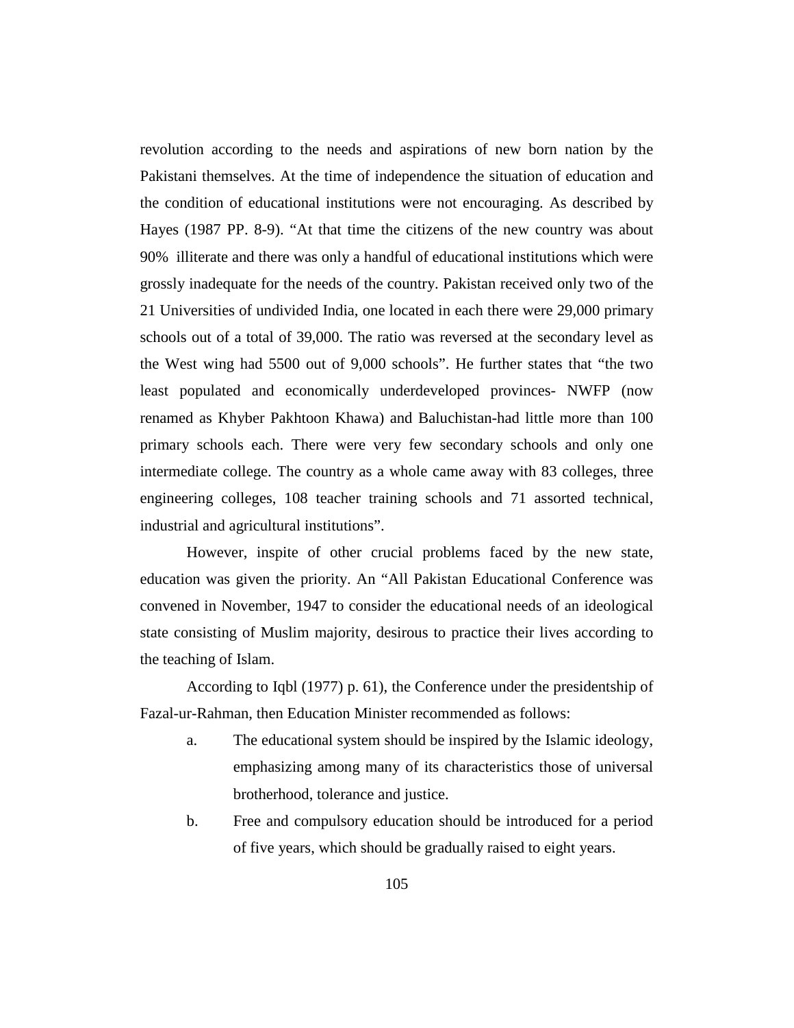revolution according to the needs and aspirations of new born nation by the Pakistani themselves. At the time of independence the situation of education and the condition of educational institutions were not encouraging. As described by Hayes (1987 PP. 8-9). "At that time the citizens of the new country was about 90% illiterate and there was only a handful of educational institutions which were grossly inadequate for the needs of the country. Pakistan received only two of the 21 Universities of undivided India, one located in each there were 29,000 primary schools out of a total of 39,000. The ratio was reversed at the secondary level as the West wing had 5500 out of 9,000 schools". He further states that "the two least populated and economically underdeveloped provinces- NWFP (now renamed as Khyber Pakhtoon Khawa) and Baluchistan-had little more than 100 primary schools each. There were very few secondary schools and only one intermediate college. The country as a whole came away with 83 colleges, three engineering colleges, 108 teacher training schools and 71 assorted technical, industrial and agricultural institutions".

However, inspite of other crucial problems faced by the new state, education was given the priority. An "All Pakistan Educational Conference was convened in November, 1947 to consider the educational needs of an ideological state consisting of Muslim majority, desirous to practice their lives according to the teaching of Islam.

According to Iqbl (1977) p. 61), the Conference under the presidentship of Fazal-ur-Rahman, then Education Minister recommended as follows:

a. The educational system should be inspired by the Islamic ideology, emphasizing among many of its characteristics those of universal brotherhood, tolerance and justice.

b. Free and compulsory education should be introduced for a period of five years, which should be gradually raised to eight years.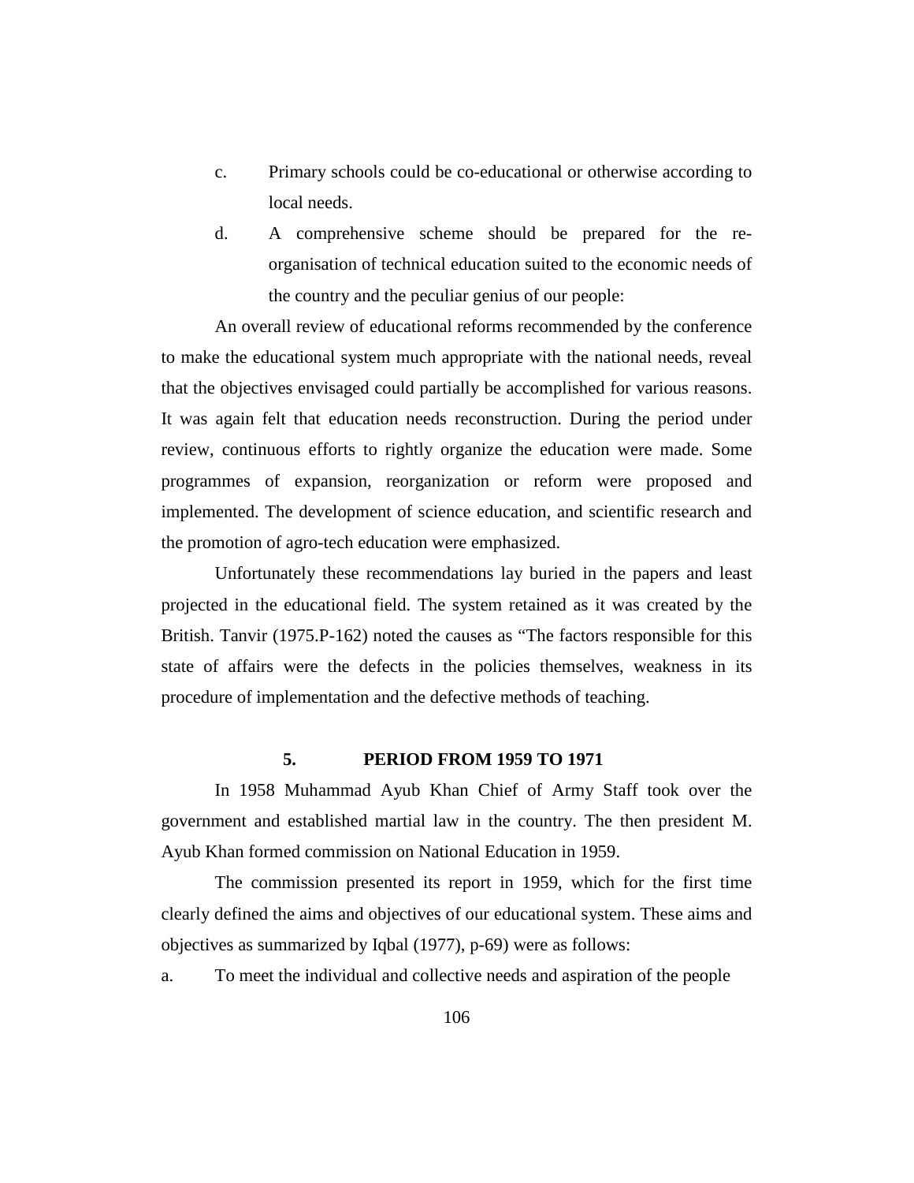c. Primary schools could be co-educational or otherwise according to local needs.

d. A comprehensive scheme should be prepared for the re-organisation of technical education suited to the economic needs of the country and the peculiar genius of our people:

An overall review of educational reforms recommended by the conference to make the educational system much appropriate with the national needs, reveal that the objectives envisaged could partially be accomplished for various reasons. It was again felt that education needs reconstruction. During the period under review, continuous efforts to rightly organize the education were made. Some programmes of expansion, reorganization or reform were proposed and implemented. The development of science education, and scientific research and the promotion of agro-tech education were emphasized.

Unfortunately these recommendations lay buried in the papers and least projected in the educational field. The system retained as it was created by the British. Tanvir (1975.P-162) noted the causes as "The factors responsible for this state of affairs were the defects in the policies themselves, weakness in its procedure of implementation and the defective methods of teaching.

## 5. PERIOD FROM 1959 TO 1971

In 1958 Muhammad Ayub Khan Chief of Army Staff took over the government and established martial law in the country. The then president M. Ayub Khan formed commission on National Education in 1959.

The commission presented its report in 1959, which for the first time clearly defined the aims and objectives of our educational system. These aims and objectives as summarized by Iqbal (1977), p-69) were as follows:

a. To meet the individual and collective needs and aspiration of the people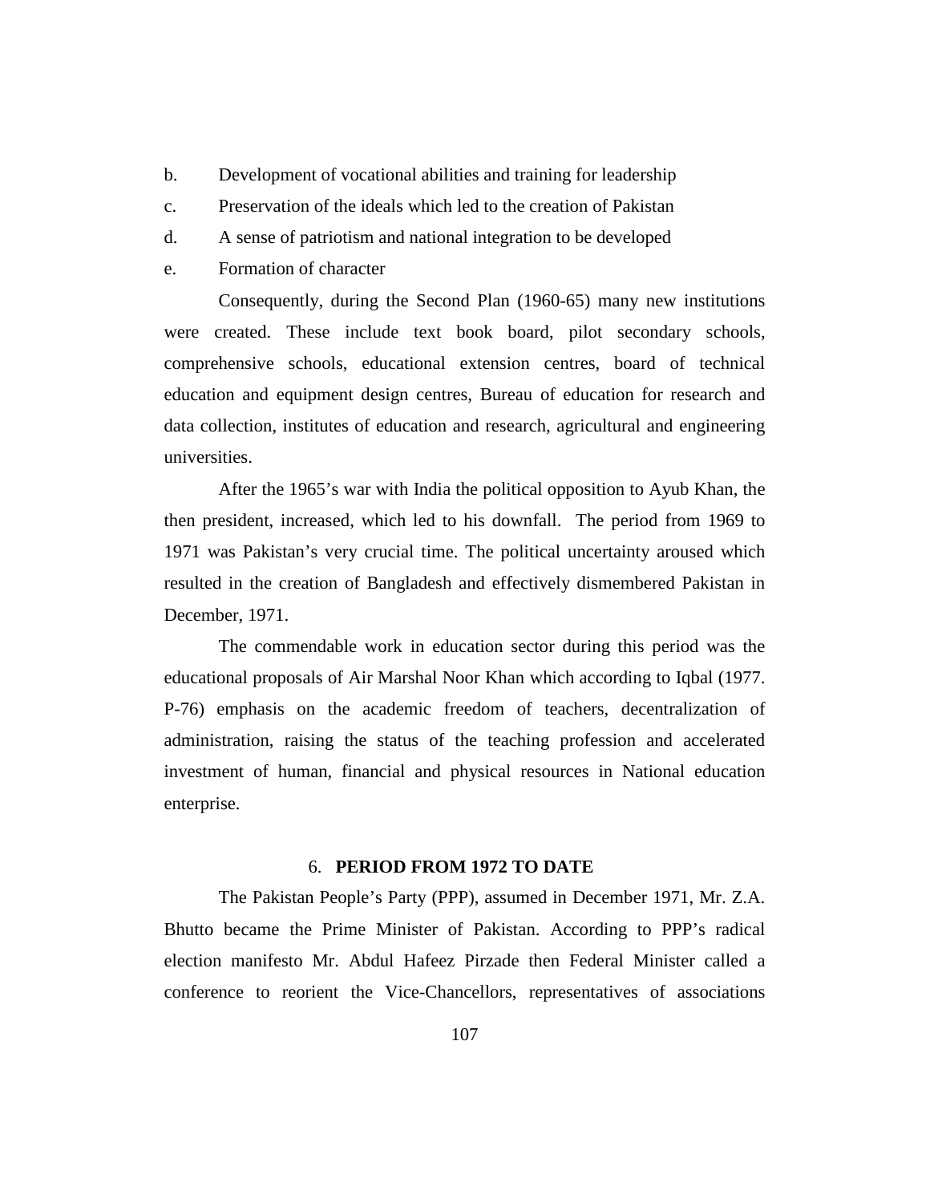b. Development of vocational abilities and training for leadership

c. Preservation of the ideals which led to the creation of Pakistan

d. A sense of patriotism and national integration to be developed

e. Formation of character

Consequently, during the Second Plan (1960-65) many new institutions were created. These include text book board, pilot secondary schools, comprehensive schools, educational extension centres, board of technical education and equipment design centres, Bureau of education for research and data collection, institutes of education and research, agricultural and engineering universities.

After the 1965's war with India the political opposition to Ayub Khan, the then president, increased, which led to his downfall. The period from 1969 to 1971 was Pakistan's very crucial time. The political uncertainty aroused which resulted in the creation of Bangladesh and effectively dismembered Pakistan in December, 1971.

The commendable work in education sector during this period was the educational proposals of Air Marshal Noor Khan which according to Iqbal (1977. P-76) emphasis on the academic freedom of teachers, decentralization of administration, raising the status of the teaching profession and accelerated investment of human, financial and physical resources in National education enterprise.

## 6. PERIOD FROM 1972 TO DATE

The Pakistan People's Party (PPP), assumed in December 1971, Mr. Z.A. Bhutto became the Prime Minister of Pakistan. According to PPP's radical election manifesto Mr. Abdul Hafeez Pirzade then Federal Minister called a conference to reorient the Vice-Chancellors, representatives of associations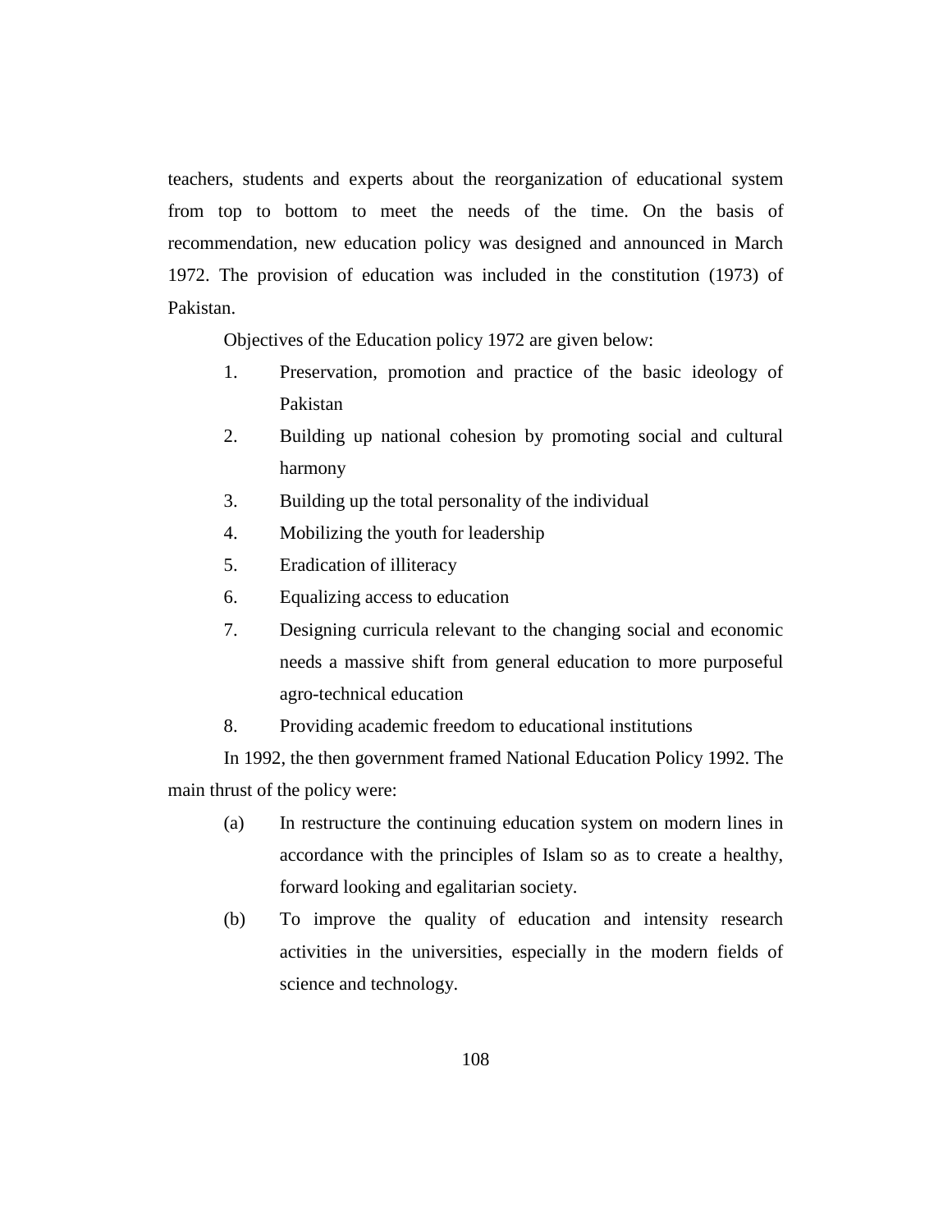teachers, students and experts about the reorganization of educational system from top to bottom to meet the needs of the time. On the basis of recommendation, new education policy was designed and announced in March 1972. The provision of education was included in the constitution (1973) of Pakistan.

Objectives of the Education policy 1972 are given below:

1. Preservation, promotion and practice of the basic ideology of Pakistan
2. Building up national cohesion by promoting social and cultural harmony
3. Building up the total personality of the individual
4. Mobilizing the youth for leadership
5. Eradication of illiteracy
6. Equalizing access to education
7. Designing curricula relevant to the changing social and economic needs a massive shift from general education to more purposeful agro-technical education
8. Providing academic freedom to educational institutions

In 1992, the then government framed National Education Policy 1992. The main thrust of the policy were:

(a) In restructure the continuing education system on modern lines in accordance with the principles of Islam so as to create a healthy, forward looking and egalitarian society.

(b) To improve the quality of education and intensity research activities in the universities, especially in the modern fields of science and technology.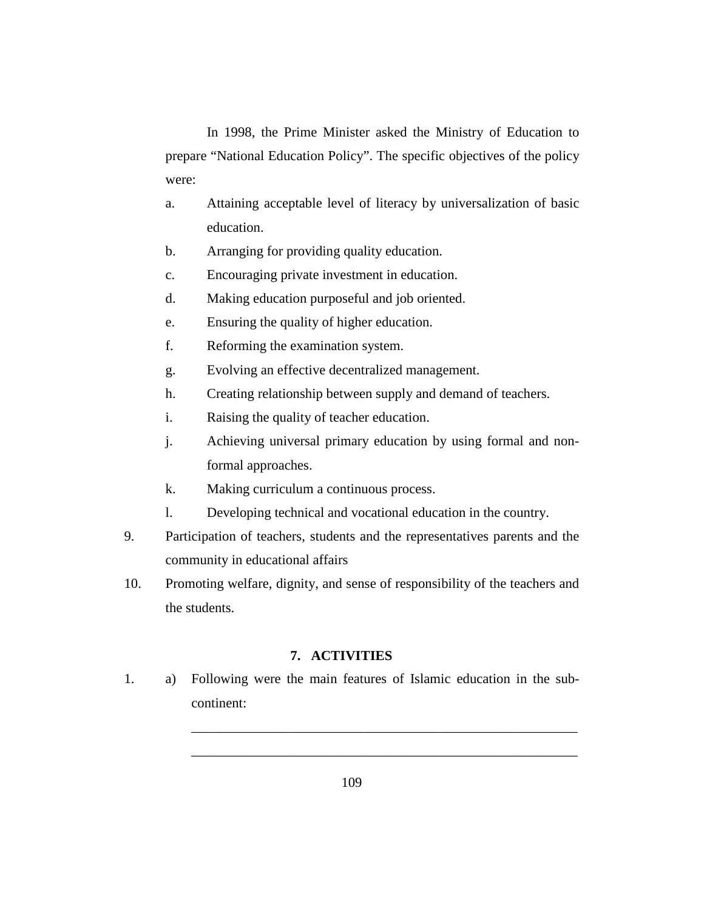In 1998, the Prime Minister asked the Ministry of Education to prepare "National Education Policy". The specific objectives of the policy were:

a. Attaining acceptable level of literacy by universalization of basic education.

b. Arranging for providing quality education.

c. Encouraging private investment in education.

d. Making education purposeful and job oriented.

e. Ensuring the quality of higher education.

f. Reforming the examination system.

g. Evolving an effective decentralized management.

h. Creating relationship between supply and demand of teachers.

i. Raising the quality of teacher education.

j. Achieving universal primary education by using formal and non-formal approaches.

k. Making curriculum a continuous process.

l. Developing technical and vocational education in the country.

9. Participation of teachers, students and the representatives parents and the community in educational affairs

10. Promoting welfare, dignity, and sense of responsibility of the teachers and the students.

## 7. ACTIVITIES

1. a) Following were the main features of Islamic education in the sub-continent:

 ____________________________________________________________

 ____________________________________________________________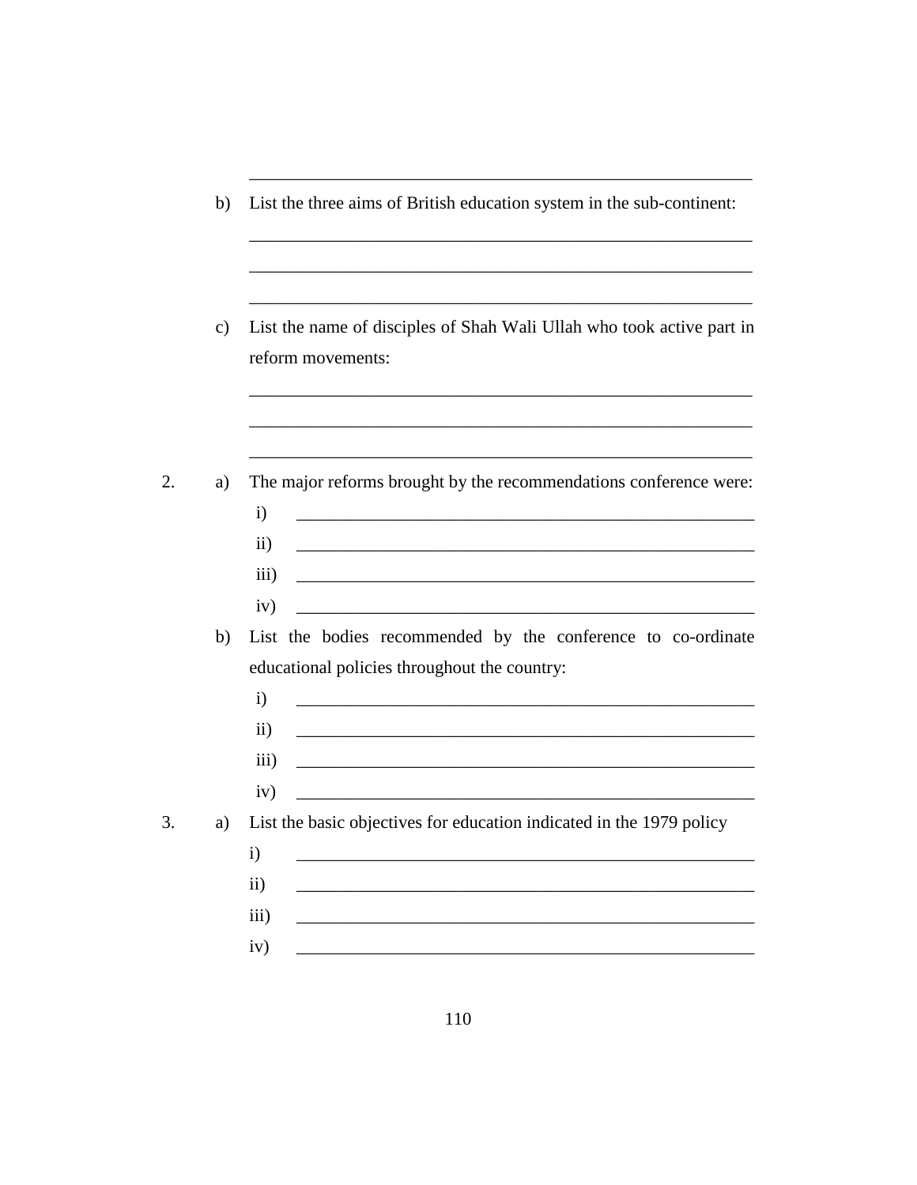\_\_\_\_\_\_\_\_\_\_\_\_\_\_\_\_\_\_\_\_\_\_\_\_\_\_\_\_\_\_\_\_\_\_\_\_\_\_\_\_\_\_\_\_\_\_\_\_\_\_\_\_\_\_\_\_\_\_

b) List the three aims of British education system in the sub-continent:

\_\_\_\_\_\_\_\_\_\_\_\_\_\_\_\_\_\_\_\_\_\_\_\_\_\_\_\_\_\_\_\_\_\_\_\_\_\_\_\_\_\_\_\_\_\_\_\_\_\_\_\_\_\_\_\_\_\_

\_\_\_\_\_\_\_\_\_\_\_\_\_\_\_\_\_\_\_\_\_\_\_\_\_\_\_\_\_\_\_\_\_\_\_\_\_\_\_\_\_\_\_\_\_\_\_\_\_\_\_\_\_\_\_\_\_\_

\_\_\_\_\_\_\_\_\_\_\_\_\_\_\_\_\_\_\_\_\_\_\_\_\_\_\_\_\_\_\_\_\_\_\_\_\_\_\_\_\_\_\_\_\_\_\_\_\_\_\_\_\_\_\_\_\_\_

c) List the name of disciples of Shah Wali Ullah who took active part in reform movements:

\_\_\_\_\_\_\_\_\_\_\_\_\_\_\_\_\_\_\_\_\_\_\_\_\_\_\_\_\_\_\_\_\_\_\_\_\_\_\_\_\_\_\_\_\_\_\_\_\_\_\_\_\_\_\_\_\_\_

\_\_\_\_\_\_\_\_\_\_\_\_\_\_\_\_\_\_\_\_\_\_\_\_\_\_\_\_\_\_\_\_\_\_\_\_\_\_\_\_\_\_\_\_\_\_\_\_\_\_\_\_\_\_\_\_\_\_

\_\_\_\_\_\_\_\_\_\_\_\_\_\_\_\_\_\_\_\_\_\_\_\_\_\_\_\_\_\_\_\_\_\_\_\_\_\_\_\_\_\_\_\_\_\_\_\_\_\_\_\_\_\_\_\_\_\_

2. a) The major reforms brought by the recommendations conference were:

   i) \_\_\_\_\_\_\_\_\_\_\_\_\_\_\_\_\_\_\_\_\_\_\_\_\_\_\_\_\_\_\_\_\_\_\_\_\_\_\_\_\_\_\_\_\_\_\_\_\_\_\_\_

   ii) \_\_\_\_\_\_\_\_\_\_\_\_\_\_\_\_\_\_\_\_\_\_\_\_\_\_\_\_\_\_\_\_\_\_\_\_\_\_\_\_\_\_\_\_\_\_\_\_\_\_\_\_

   iii) \_\_\_\_\_\_\_\_\_\_\_\_\_\_\_\_\_\_\_\_\_\_\_\_\_\_\_\_\_\_\_\_\_\_\_\_\_\_\_\_\_\_\_\_\_\_\_\_\_\_\_\_

   iv) \_\_\_\_\_\_\_\_\_\_\_\_\_\_\_\_\_\_\_\_\_\_\_\_\_\_\_\_\_\_\_\_\_\_\_\_\_\_\_\_\_\_\_\_\_\_\_\_\_\_\_\_

   b) List the bodies recommended by the conference to co-ordinate educational policies throughout the country:

   i) \_\_\_\_\_\_\_\_\_\_\_\_\_\_\_\_\_\_\_\_\_\_\_\_\_\_\_\_\_\_\_\_\_\_\_\_\_\_\_\_\_\_\_\_\_\_\_\_\_\_\_\_

   ii) \_\_\_\_\_\_\_\_\_\_\_\_\_\_\_\_\_\_\_\_\_\_\_\_\_\_\_\_\_\_\_\_\_\_\_\_\_\_\_\_\_\_\_\_\_\_\_\_\_\_\_\_

   iii) \_\_\_\_\_\_\_\_\_\_\_\_\_\_\_\_\_\_\_\_\_\_\_\_\_\_\_\_\_\_\_\_\_\_\_\_\_\_\_\_\_\_\_\_\_\_\_\_\_\_\_\_

   iv) \_\_\_\_\_\_\_\_\_\_\_\_\_\_\_\_\_\_\_\_\_\_\_\_\_\_\_\_\_\_\_\_\_\_\_\_\_\_\_\_\_\_\_\_\_\_\_\_\_\_\_\_

3. a) List the basic objectives for education indicated in the 1979 policy

   i) \_\_\_\_\_\_\_\_\_\_\_\_\_\_\_\_\_\_\_\_\_\_\_\_\_\_\_\_\_\_\_\_\_\_\_\_\_\_\_\_\_\_\_\_\_\_\_\_\_\_\_\_

   ii) \_\_\_\_\_\_\_\_\_\_\_\_\_\_\_\_\_\_\_\_\_\_\_\_\_\_\_\_\_\_\_\_\_\_\_\_\_\_\_\_\_\_\_\_\_\_\_\_\_\_\_\_

   iii) \_\_\_\_\_\_\_\_\_\_\_\_\_\_\_\_\_\_\_\_\_\_\_\_\_\_\_\_\_\_\_\_\_\_\_\_\_\_\_\_\_\_\_\_\_\_\_\_\_\_\_\_

   iv) \_\_\_\_\_\_\_\_\_\_\_\_\_\_\_\_\_\_\_\_\_\_\_\_\_\_\_\_\_\_\_\_\_\_\_\_\_\_\_\_\_\_\_\_\_\_\_\_\_\_\_\_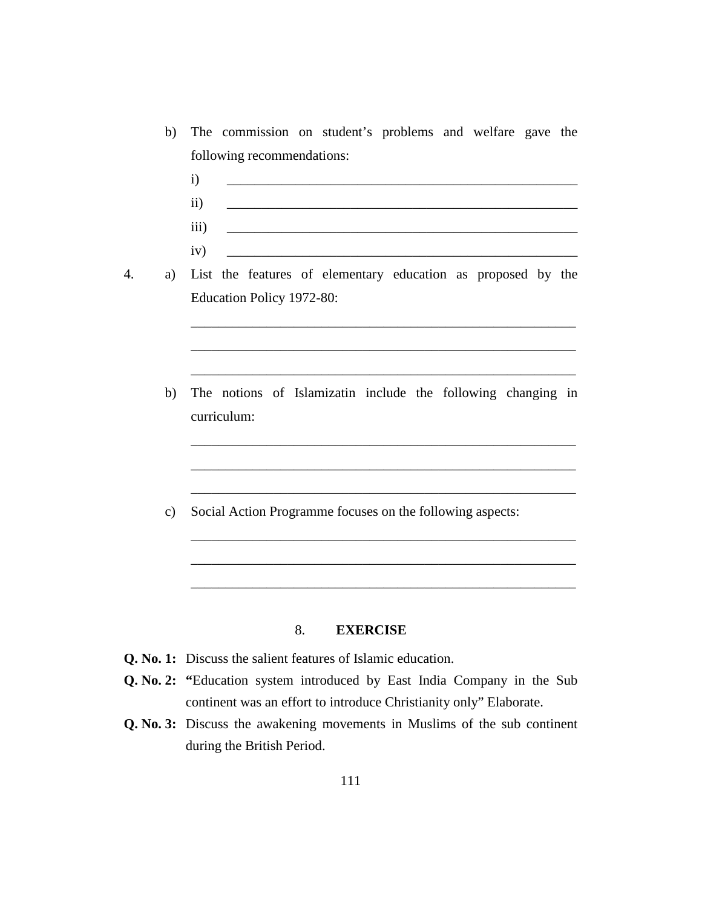b) The commission on student's problems and welfare gave the following recommendations:

   i) _______________________________________________

   ii) _______________________________________________

   iii) _______________________________________________

   iv) _______________________________________________

4. a) List the features of elementary education as proposed by the Education Policy 1972-80:

   _______________________________________________

   _______________________________________________

   _______________________________________________

   b) The notions of Islamizatin include the following changing in curriculum:

   _______________________________________________

   _______________________________________________

   _______________________________________________

   c) Social Action Programme focuses on the following aspects:

   _______________________________________________

   _______________________________________________

   _______________________________________________

## 8. EXERCISE

**Q. No. 1:** Discuss the salient features of Islamic education.

**Q. No. 2:** "Education system introduced by East India Company in the Sub continent was an effort to introduce Christianity only" Elaborate.

**Q. No. 3:** Discuss the awakening movements in Muslims of the sub continent during the British Period.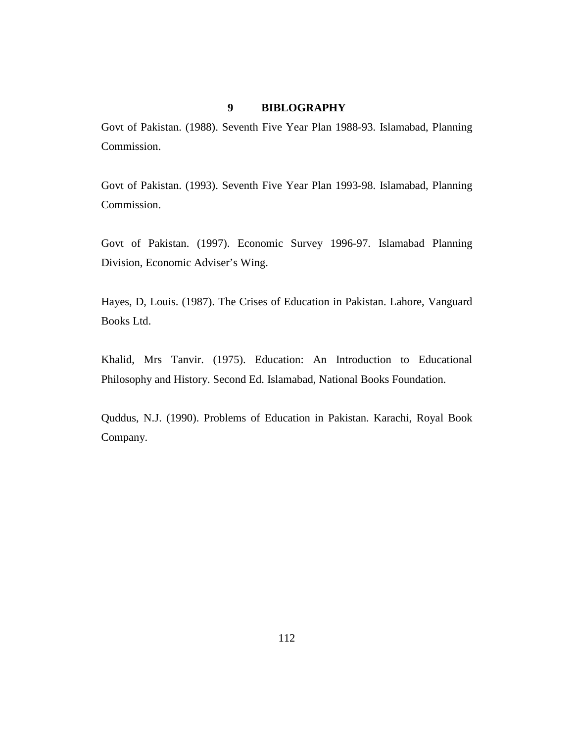# 9 BIBLOGRAPHY

Govt of Pakistan. (1988). Seventh Five Year Plan 1988-93. Islamabad, Planning Commission.

Govt of Pakistan. (1993). Seventh Five Year Plan 1993-98. Islamabad, Planning Commission.

Govt of Pakistan. (1997). Economic Survey 1996-97. Islamabad Planning Division, Economic Adviser's Wing.

Hayes, D, Louis. (1987). The Crises of Education in Pakistan. Lahore, Vanguard Books Ltd.

Khalid, Mrs Tanvir. (1975). Education: An Introduction to Educational Philosophy and History. Second Ed. Islamabad, National Books Foundation.

Quddus, N.J. (1990). Problems of Education in Pakistan. Karachi, Royal Book Company.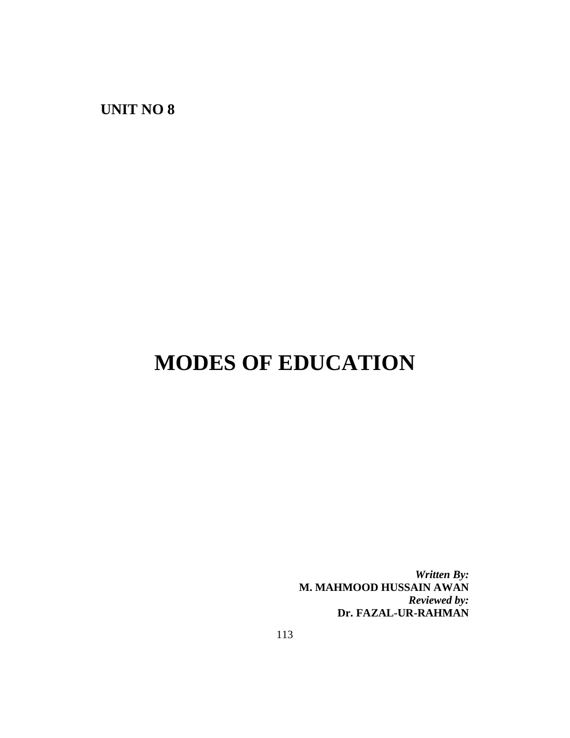**UNIT NO 8**

# MODES OF EDUCATION

*Written By:*
**M. MAHMOOD HUSSAIN AWAN**
*Reviewed by:*
**Dr. FAZAL-UR-RAHMAN**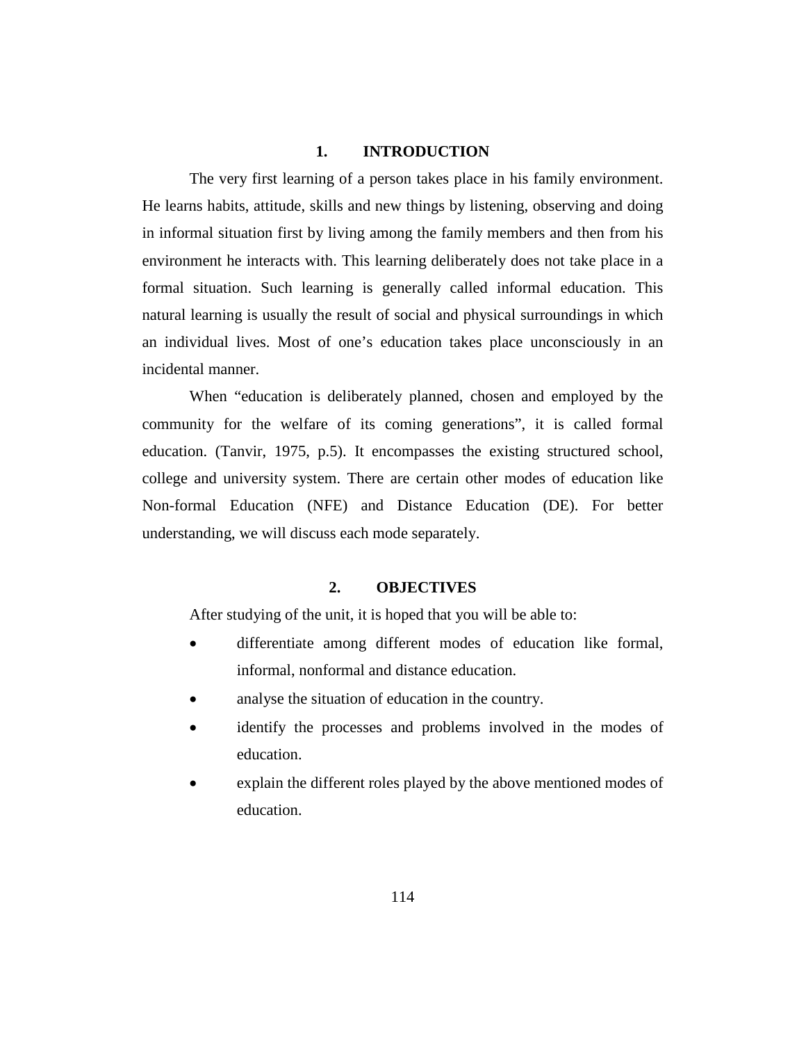## 1. INTRODUCTION

The very first learning of a person takes place in his family environment. He learns habits, attitude, skills and new things by listening, observing and doing in informal situation first by living among the family members and then from his environment he interacts with. This learning deliberately does not take place in a formal situation. Such learning is generally called informal education. This natural learning is usually the result of social and physical surroundings in which an individual lives. Most of one's education takes place unconsciously in an incidental manner.

When "education is deliberately planned, chosen and employed by the community for the welfare of its coming generations", it is called formal education. (Tanvir, 1975, p.5). It encompasses the existing structured school, college and university system. There are certain other modes of education like Non-formal Education (NFE) and Distance Education (DE). For better understanding, we will discuss each mode separately.

## 2. OBJECTIVES

After studying of the unit, it is hoped that you will be able to:

- differentiate among different modes of education like formal, informal, nonformal and distance education.
- analyse the situation of education in the country.
- identify the processes and problems involved in the modes of education.
- explain the different roles played by the above mentioned modes of education.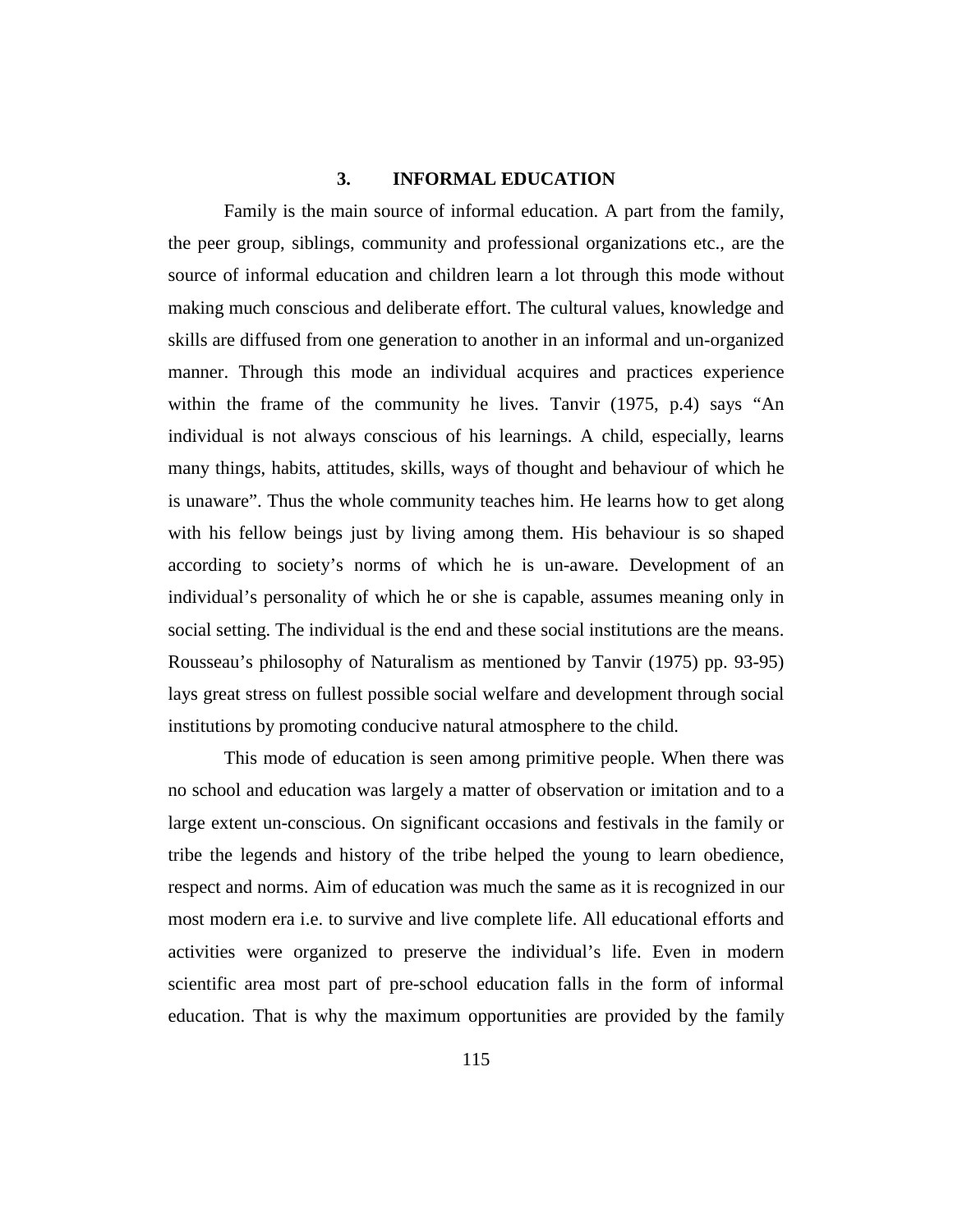## 3. INFORMAL EDUCATION

Family is the main source of informal education. A part from the family, the peer group, siblings, community and professional organizations etc., are the source of informal education and children learn a lot through this mode without making much conscious and deliberate effort. The cultural values, knowledge and skills are diffused from one generation to another in an informal and un-organized manner. Through this mode an individual acquires and practices experience within the frame of the community he lives. Tanvir (1975, p.4) says "An individual is not always conscious of his learnings. A child, especially, learns many things, habits, attitudes, skills, ways of thought and behaviour of which he is unaware". Thus the whole community teaches him. He learns how to get along with his fellow beings just by living among them. His behaviour is so shaped according to society's norms of which he is un-aware. Development of an individual's personality of which he or she is capable, assumes meaning only in social setting. The individual is the end and these social institutions are the means. Rousseau's philosophy of Naturalism as mentioned by Tanvir (1975) pp. 93-95) lays great stress on fullest possible social welfare and development through social institutions by promoting conducive natural atmosphere to the child.

This mode of education is seen among primitive people. When there was no school and education was largely a matter of observation or imitation and to a large extent un-conscious. On significant occasions and festivals in the family or tribe the legends and history of the tribe helped the young to learn obedience, respect and norms. Aim of education was much the same as it is recognized in our most modern era i.e. to survive and live complete life. All educational efforts and activities were organized to preserve the individual's life. Even in modern scientific area most part of pre-school education falls in the form of informal education. That is why the maximum opportunities are provided by the family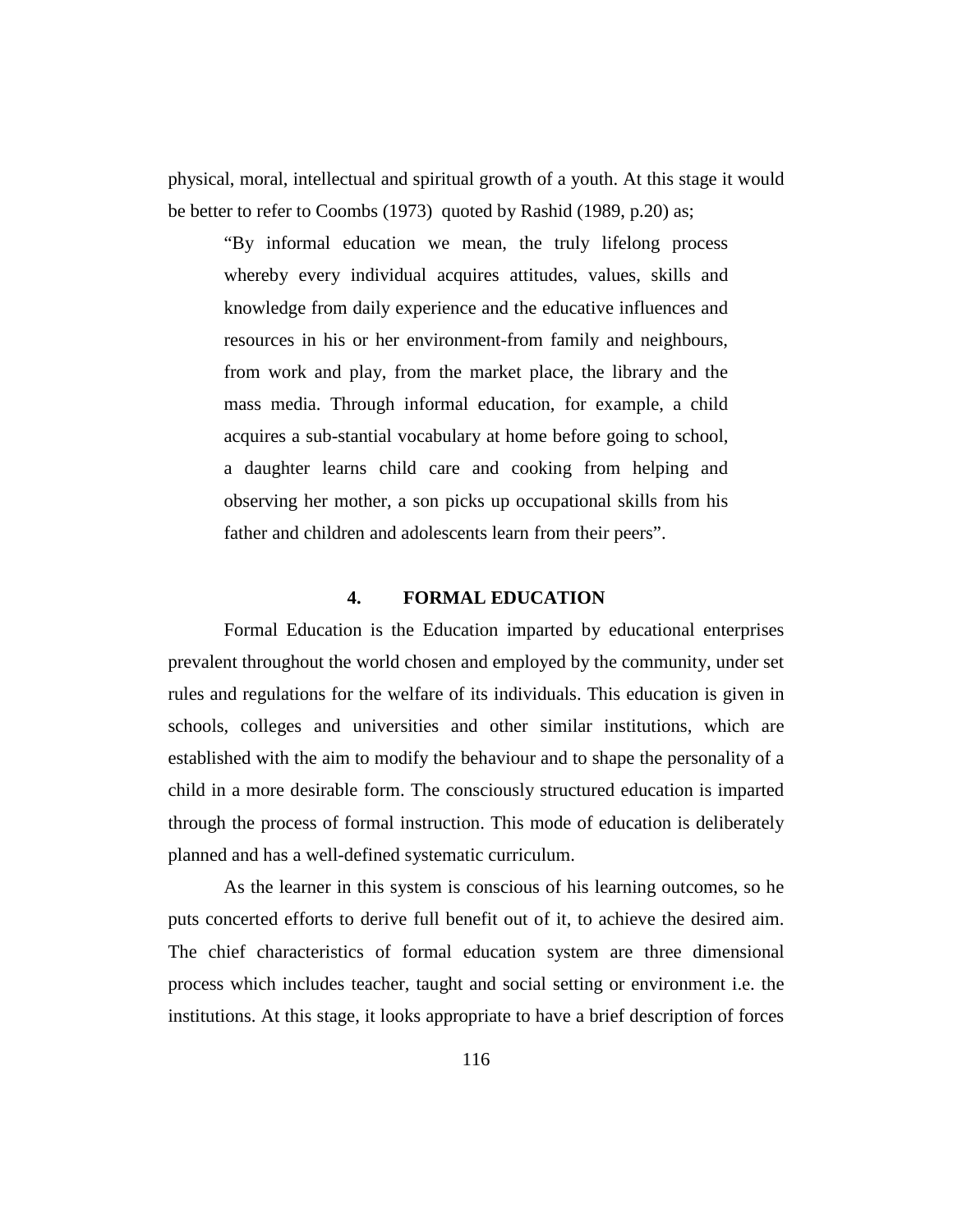physical, moral, intellectual and spiritual growth of a youth. At this stage it would be better to refer to Coombs (1973) quoted by Rashid (1989, p.20) as;

> "By informal education we mean, the truly lifelong process whereby every individual acquires attitudes, values, skills and knowledge from daily experience and the educative influences and resources in his or her environment-from family and neighbours, from work and play, from the market place, the library and the mass media. Through informal education, for example, a child acquires a sub-stantial vocabulary at home before going to school, a daughter learns child care and cooking from helping and observing her mother, a son picks up occupational skills from his father and children and adolescents learn from their peers".

## 4. FORMAL EDUCATION

Formal Education is the Education imparted by educational enterprises prevalent throughout the world chosen and employed by the community, under set rules and regulations for the welfare of its individuals. This education is given in schools, colleges and universities and other similar institutions, which are established with the aim to modify the behaviour and to shape the personality of a child in a more desirable form. The consciously structured education is imparted through the process of formal instruction. This mode of education is deliberately planned and has a well-defined systematic curriculum.

As the learner in this system is conscious of his learning outcomes, so he puts concerted efforts to derive full benefit out of it, to achieve the desired aim. The chief characteristics of formal education system are three dimensional process which includes teacher, taught and social setting or environment i.e. the institutions. At this stage, it looks appropriate to have a brief description of forces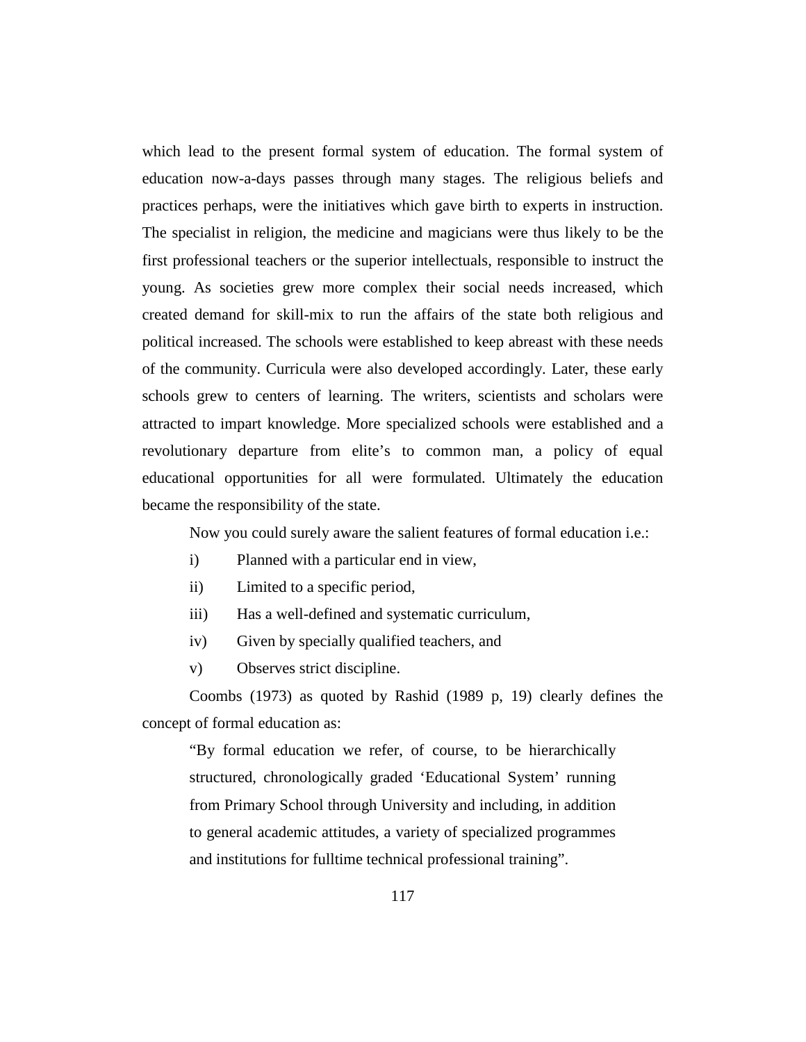which lead to the present formal system of education. The formal system of education now-a-days passes through many stages. The religious beliefs and practices perhaps, were the initiatives which gave birth to experts in instruction. The specialist in religion, the medicine and magicians were thus likely to be the first professional teachers or the superior intellectuals, responsible to instruct the young. As societies grew more complex their social needs increased, which created demand for skill-mix to run the affairs of the state both religious and political increased. The schools were established to keep abreast with these needs of the community. Curricula were also developed accordingly. Later, these early schools grew to centers of learning. The writers, scientists and scholars were attracted to impart knowledge. More specialized schools were established and a revolutionary departure from elite's to common man, a policy of equal educational opportunities for all were formulated. Ultimately the education became the responsibility of the state.

Now you could surely aware the salient features of formal education i.e.:

i) Planned with a particular end in view,

ii) Limited to a specific period,

iii) Has a well-defined and systematic curriculum,

iv) Given by specially qualified teachers, and

v) Observes strict discipline.

Coombs (1973) as quoted by Rashid (1989 p, 19) clearly defines the concept of formal education as:

> "By formal education we refer, of course, to be hierarchically structured, chronologically graded 'Educational System' running from Primary School through University and including, in addition to general academic attitudes, a variety of specialized programmes and institutions for fulltime technical professional training".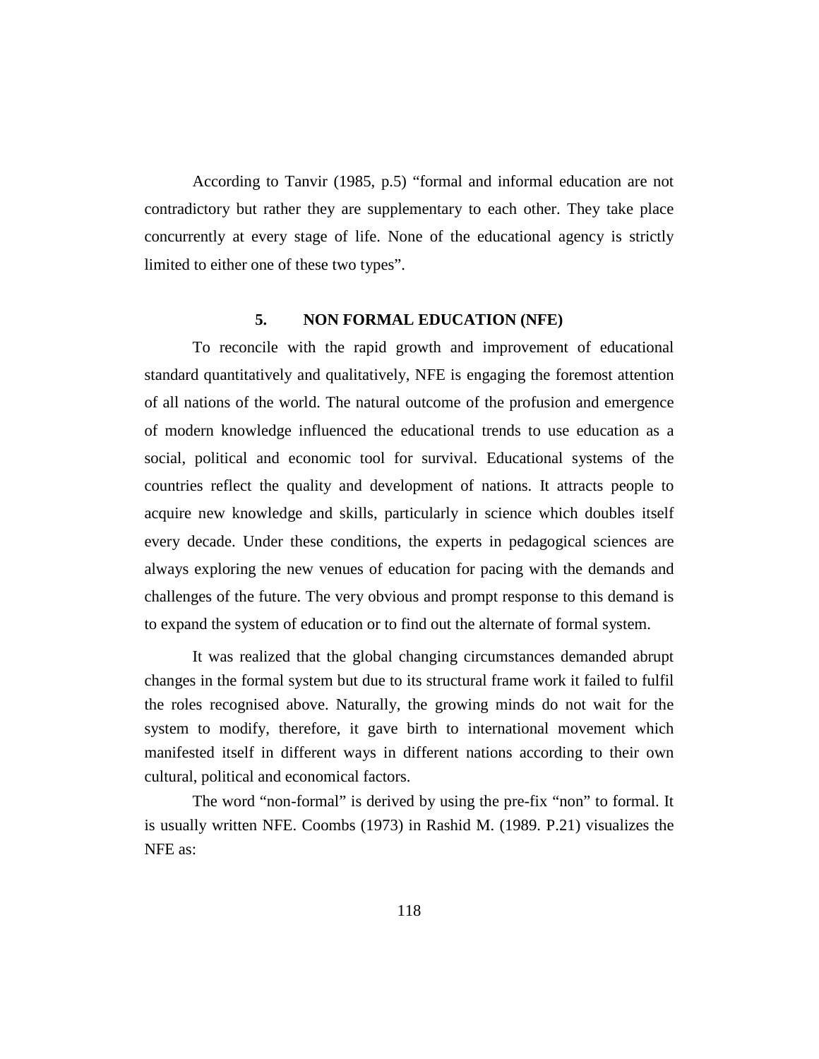According to Tanvir (1985, p.5) "formal and informal education are not contradictory but rather they are supplementary to each other. They take place concurrently at every stage of life. None of the educational agency is strictly limited to either one of these two types".

## 5. NON FORMAL EDUCATION (NFE)

To reconcile with the rapid growth and improvement of educational standard quantitatively and qualitatively, NFE is engaging the foremost attention of all nations of the world. The natural outcome of the profusion and emergence of modern knowledge influenced the educational trends to use education as a social, political and economic tool for survival. Educational systems of the countries reflect the quality and development of nations. It attracts people to acquire new knowledge and skills, particularly in science which doubles itself every decade. Under these conditions, the experts in pedagogical sciences are always exploring the new venues of education for pacing with the demands and challenges of the future. The very obvious and prompt response to this demand is to expand the system of education or to find out the alternate of formal system.

It was realized that the global changing circumstances demanded abrupt changes in the formal system but due to its structural frame work it failed to fulfil the roles recognised above. Naturally, the growing minds do not wait for the system to modify, therefore, it gave birth to international movement which manifested itself in different ways in different nations according to their own cultural, political and economical factors.

The word "non-formal" is derived by using the pre-fix "non" to formal. It is usually written NFE. Coombs (1973) in Rashid M. (1989. P.21) visualizes the NFE as: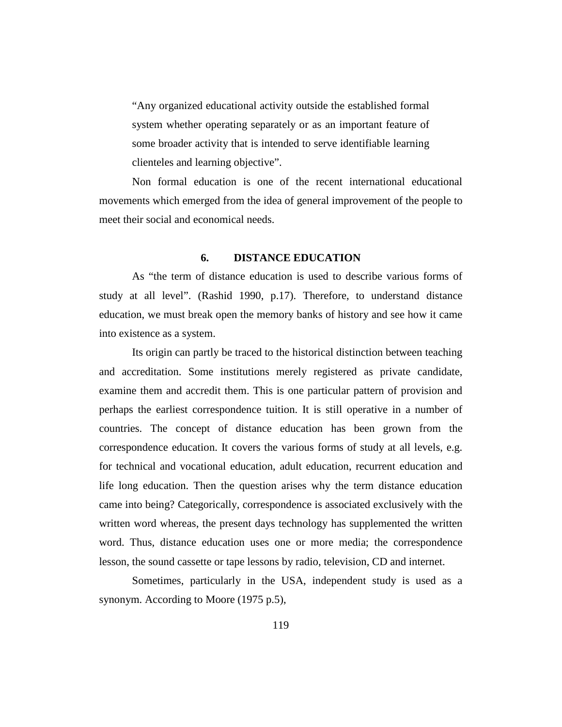> "Any organized educational activity outside the established formal system whether operating separately or as an important feature of some broader activity that is intended to serve identifiable learning clienteles and learning objective".

Non formal education is one of the recent international educational movements which emerged from the idea of general improvement of the people to meet their social and economical needs.

## 6. DISTANCE EDUCATION

As "the term of distance education is used to describe various forms of study at all level". (Rashid 1990, p.17). Therefore, to understand distance education, we must break open the memory banks of history and see how it came into existence as a system.

Its origin can partly be traced to the historical distinction between teaching and accreditation. Some institutions merely registered as private candidate, examine them and accredit them. This is one particular pattern of provision and perhaps the earliest correspondence tuition. It is still operative in a number of countries. The concept of distance education has been grown from the correspondence education. It covers the various forms of study at all levels, e.g. for technical and vocational education, adult education, recurrent education and life long education. Then the question arises why the term distance education came into being? Categorically, correspondence is associated exclusively with the written word whereas, the present days technology has supplemented the written word. Thus, distance education uses one or more media; the correspondence lesson, the sound cassette or tape lessons by radio, television, CD and internet.

Sometimes, particularly in the USA, independent study is used as a synonym. According to Moore (1975 p.5),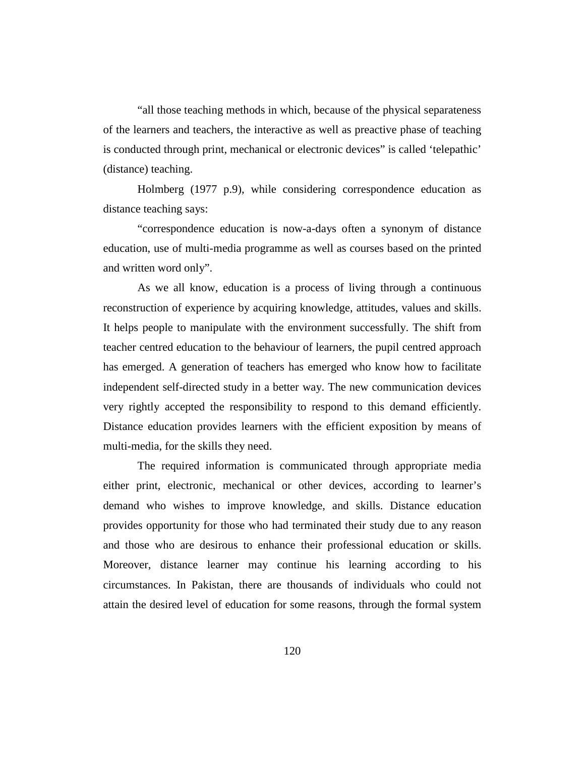"all those teaching methods in which, because of the physical separateness of the learners and teachers, the interactive as well as preactive phase of teaching is conducted through print, mechanical or electronic devices" is called 'telepathic' (distance) teaching.

Holmberg (1977 p.9), while considering correspondence education as distance teaching says:

"correspondence education is now-a-days often a synonym of distance education, use of multi-media programme as well as courses based on the printed and written word only".

As we all know, education is a process of living through a continuous reconstruction of experience by acquiring knowledge, attitudes, values and skills. It helps people to manipulate with the environment successfully. The shift from teacher centred education to the behaviour of learners, the pupil centred approach has emerged. A generation of teachers has emerged who know how to facilitate independent self-directed study in a better way. The new communication devices very rightly accepted the responsibility to respond to this demand efficiently. Distance education provides learners with the efficient exposition by means of multi-media, for the skills they need.

The required information is communicated through appropriate media either print, electronic, mechanical or other devices, according to learner's demand who wishes to improve knowledge, and skills. Distance education provides opportunity for those who had terminated their study due to any reason and those who are desirous to enhance their professional education or skills. Moreover, distance learner may continue his learning according to his circumstances. In Pakistan, there are thousands of individuals who could not attain the desired level of education for some reasons, through the formal system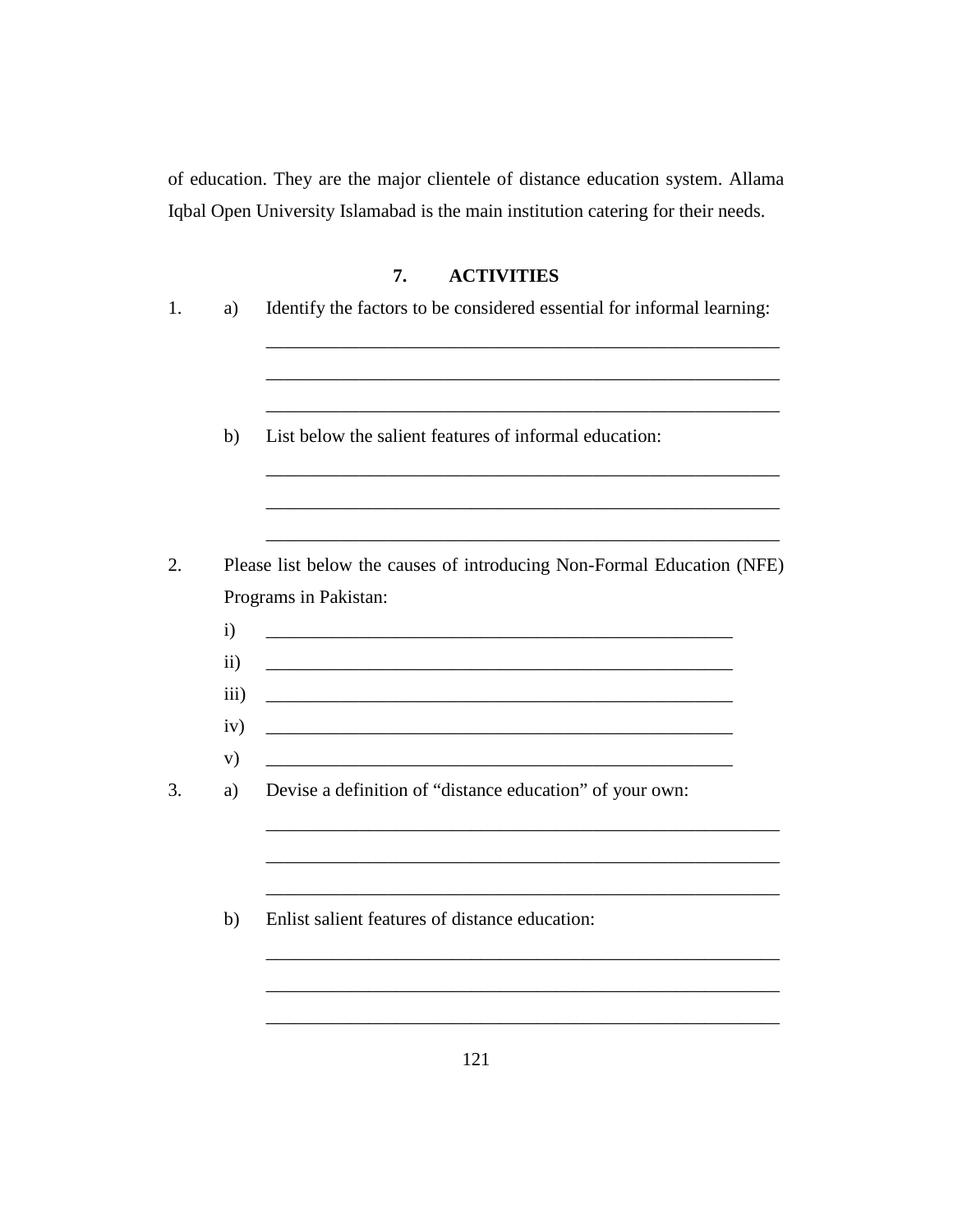of education. They are the major clientele of distance education system. Allama Iqbal Open University Islamabad is the main institution catering for their needs.

## 7. ACTIVITIES

1. a) Identify the factors to be considered essential for informal learning:

   ________________________________________________________

   ________________________________________________________

   ________________________________________________________

   b) List below the salient features of informal education:

   ________________________________________________________

   ________________________________________________________

   ________________________________________________________

2. Please list below the causes of introducing Non-Formal Education (NFE) Programs in Pakistan:

   i) ________________________________________________

   ii) ________________________________________________

   iii) ________________________________________________

   iv) ________________________________________________

   v) ________________________________________________

3. a) Devise a definition of "distance education" of your own:

   ________________________________________________________

   ________________________________________________________

   ________________________________________________________

   b) Enlist salient features of distance education:

   ________________________________________________________

   ________________________________________________________

   ________________________________________________________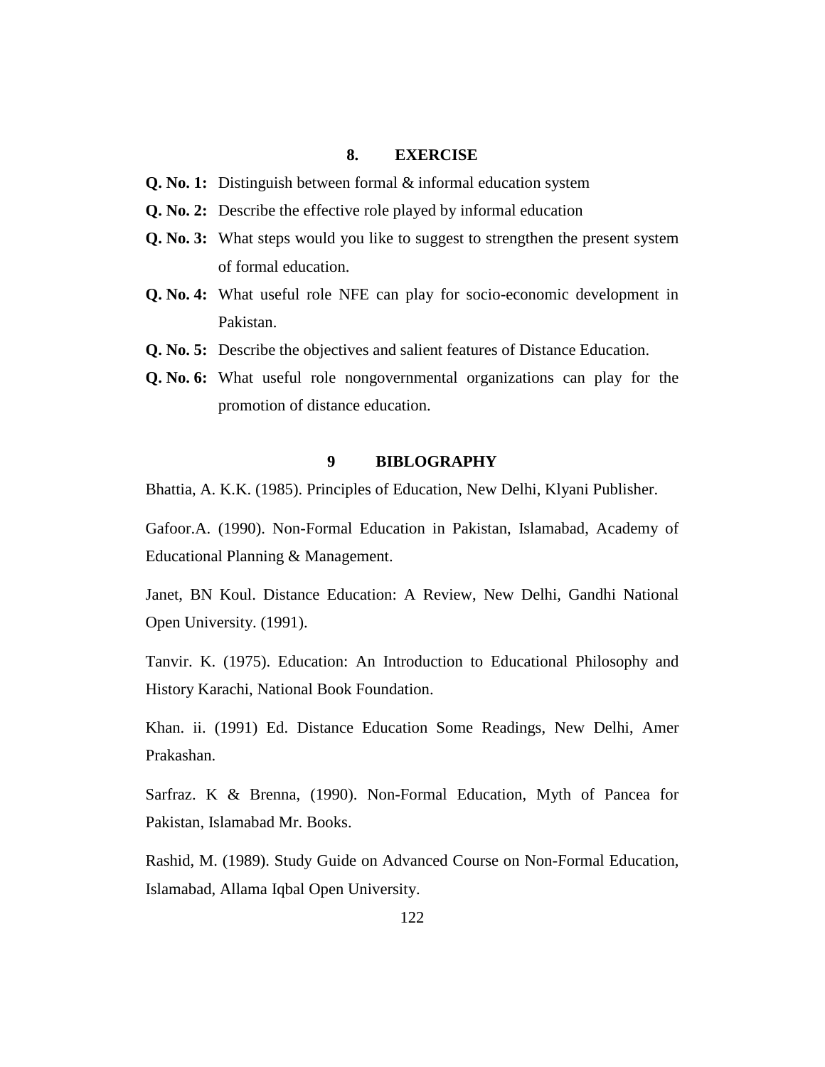## 8. EXERCISE

**Q. No. 1:** Distinguish between formal & informal education system

**Q. No. 2:** Describe the effective role played by informal education

**Q. No. 3:** What steps would you like to suggest to strengthen the present system of formal education.

**Q. No. 4:** What useful role NFE can play for socio-economic development in Pakistan.

**Q. No. 5:** Describe the objectives and salient features of Distance Education.

**Q. No. 6:** What useful role nongovernmental organizations can play for the promotion of distance education.

## 9 BIBLOGRAPHY

Bhattia, A. K.K. (1985). Principles of Education, New Delhi, Klyani Publisher.

Gafoor.A. (1990). Non-Formal Education in Pakistan, Islamabad, Academy of Educational Planning & Management.

Janet, BN Koul. Distance Education: A Review, New Delhi, Gandhi National Open University. (1991).

Tanvir. K. (1975). Education: An Introduction to Educational Philosophy and History Karachi, National Book Foundation.

Khan. ii. (1991) Ed. Distance Education Some Readings, New Delhi, Amer Prakashan.

Sarfraz. K & Brenna, (1990). Non-Formal Education, Myth of Pancea for Pakistan, Islamabad Mr. Books.

Rashid, M. (1989). Study Guide on Advanced Course on Non-Formal Education, Islamabad, Allama Iqbal Open University.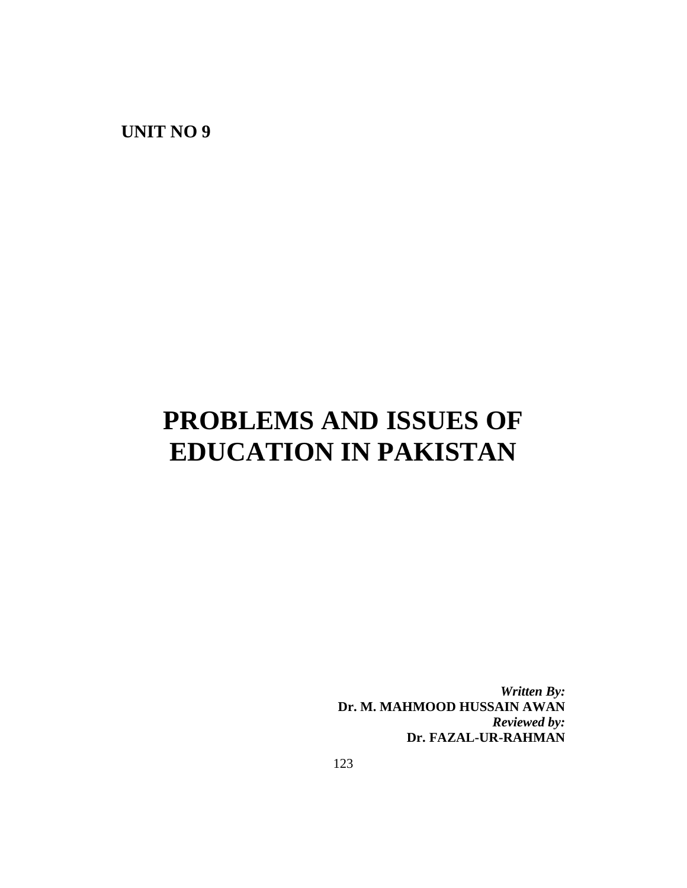**UNIT NO 9**

# PROBLEMS AND ISSUES OF EDUCATION IN PAKISTAN

***Written By:***
**Dr. M. MAHMOOD HUSSAIN AWAN**
***Reviewed by:***
**Dr. FAZAL-UR-RAHMAN**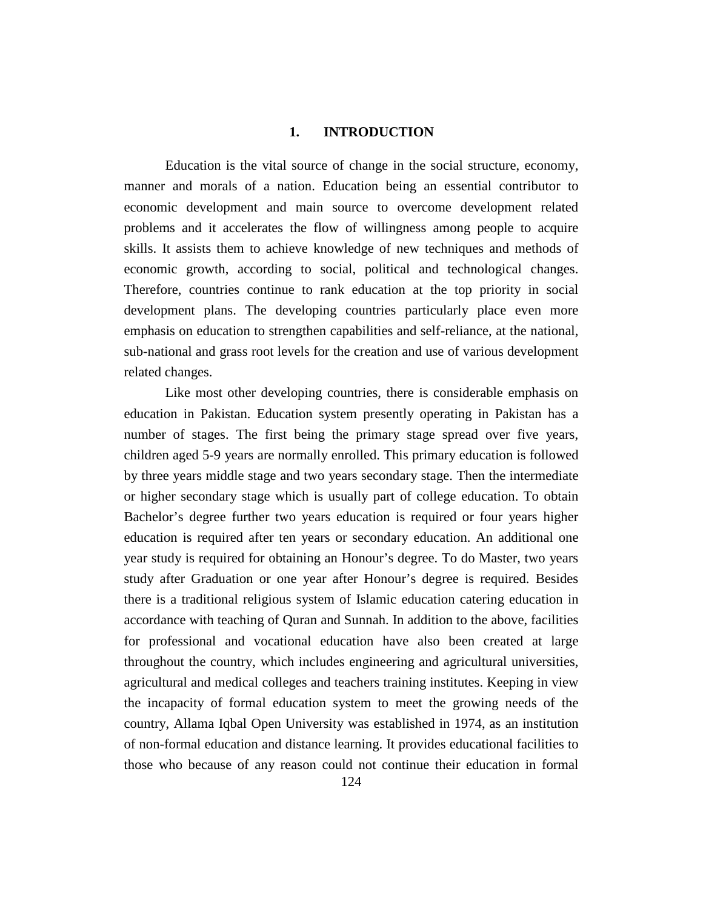# 1. INTRODUCTION

Education is the vital source of change in the social structure, economy, manner and morals of a nation. Education being an essential contributor to economic development and main source to overcome development related problems and it accelerates the flow of willingness among people to acquire skills. It assists them to achieve knowledge of new techniques and methods of economic growth, according to social, political and technological changes. Therefore, countries continue to rank education at the top priority in social development plans. The developing countries particularly place even more emphasis on education to strengthen capabilities and self-reliance, at the national, sub-national and grass root levels for the creation and use of various development related changes.

Like most other developing countries, there is considerable emphasis on education in Pakistan. Education system presently operating in Pakistan has a number of stages. The first being the primary stage spread over five years, children aged 5-9 years are normally enrolled. This primary education is followed by three years middle stage and two years secondary stage. Then the intermediate or higher secondary stage which is usually part of college education. To obtain Bachelor's degree further two years education is required or four years higher education is required after ten years or secondary education. An additional one year study is required for obtaining an Honour's degree. To do Master, two years study after Graduation or one year after Honour's degree is required. Besides there is a traditional religious system of Islamic education catering education in accordance with teaching of Quran and Sunnah. In addition to the above, facilities for professional and vocational education have also been created at large throughout the country, which includes engineering and agricultural universities, agricultural and medical colleges and teachers training institutes. Keeping in view the incapacity of formal education system to meet the growing needs of the country, Allama Iqbal Open University was established in 1974, as an institution of non-formal education and distance learning. It provides educational facilities to those who because of any reason could not continue their education in formal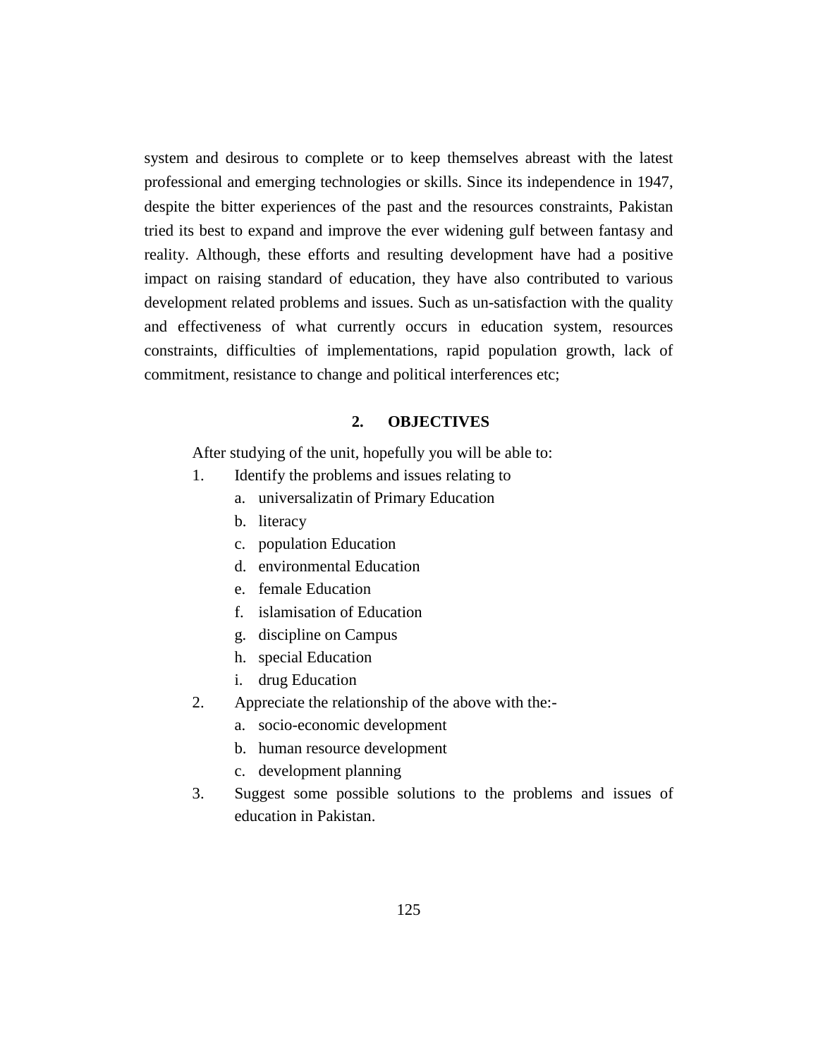system and desirous to complete or to keep themselves abreast with the latest professional and emerging technologies or skills. Since its independence in 1947, despite the bitter experiences of the past and the resources constraints, Pakistan tried its best to expand and improve the ever widening gulf between fantasy and reality. Although, these efforts and resulting development have had a positive impact on raising standard of education, they have also contributed to various development related problems and issues. Such as un-satisfaction with the quality and effectiveness of what currently occurs in education system, resources constraints, difficulties of implementations, rapid population growth, lack of commitment, resistance to change and political interferences etc;

## 2. OBJECTIVES

After studying of the unit, hopefully you will be able to:

1. Identify the problems and issues relating to
   a. universalizatin of Primary Education
   b. literacy
   c. population Education
   d. environmental Education
   e. female Education
   f. islamisation of Education
   g. discipline on Campus
   h. special Education
   i. drug Education
2. Appreciate the relationship of the above with the:-
   a. socio-economic development
   b. human resource development
   c. development planning
3. Suggest some possible solutions to the problems and issues of education in Pakistan.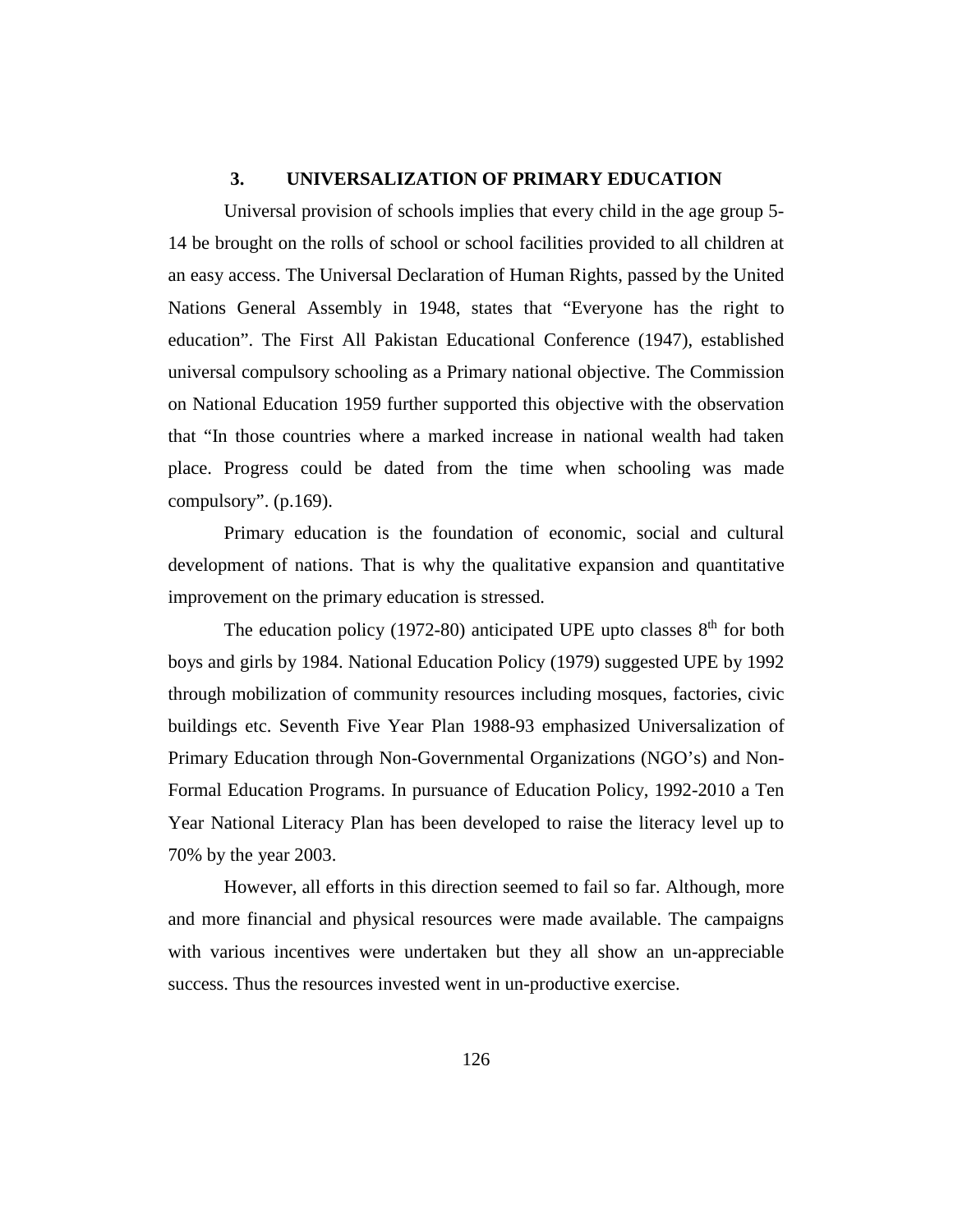## 3. UNIVERSALIZATION OF PRIMARY EDUCATION

Universal provision of schools implies that every child in the age group 5-14 be brought on the rolls of school or school facilities provided to all children at an easy access. The Universal Declaration of Human Rights, passed by the United Nations General Assembly in 1948, states that "Everyone has the right to education". The First All Pakistan Educational Conference (1947), established universal compulsory schooling as a Primary national objective. The Commission on National Education 1959 further supported this objective with the observation that "In those countries where a marked increase in national wealth had taken place. Progress could be dated from the time when schooling was made compulsory". (p.169).

Primary education is the foundation of economic, social and cultural development of nations. That is why the qualitative expansion and quantitative improvement on the primary education is stressed.

The education policy (1972-80) anticipated UPE upto classes 8th for both boys and girls by 1984. National Education Policy (1979) suggested UPE by 1992 through mobilization of community resources including mosques, factories, civic buildings etc. Seventh Five Year Plan 1988-93 emphasized Universalization of Primary Education through Non-Governmental Organizations (NGO's) and Non-Formal Education Programs. In pursuance of Education Policy, 1992-2010 a Ten Year National Literacy Plan has been developed to raise the literacy level up to 70% by the year 2003.

However, all efforts in this direction seemed to fail so far. Although, more and more financial and physical resources were made available. The campaigns with various incentives were undertaken but they all show an un-appreciable success. Thus the resources invested went in un-productive exercise.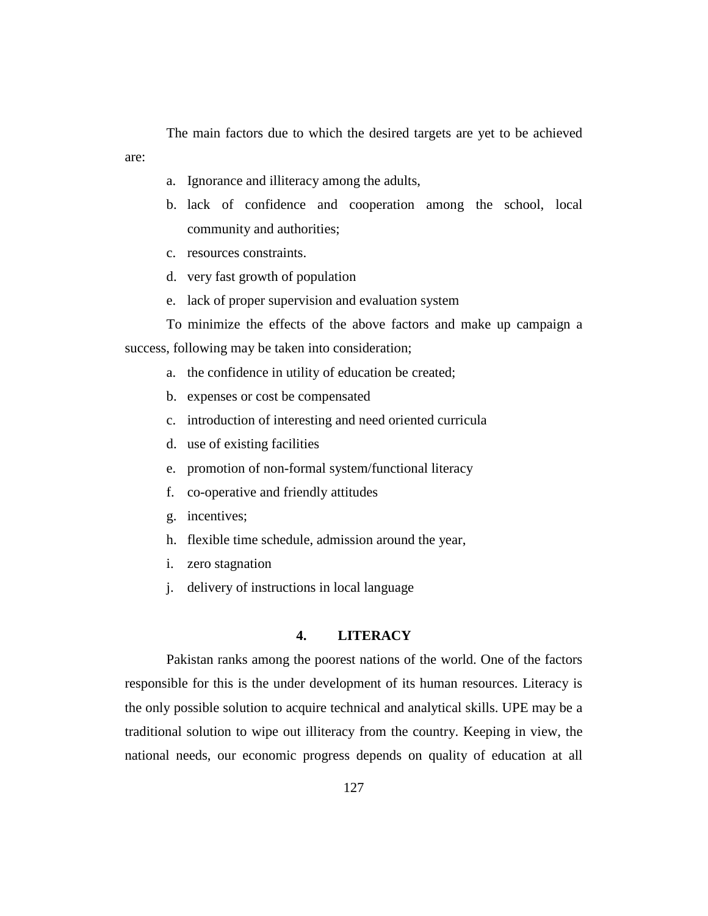The main factors due to which the desired targets are yet to be achieved are:

a. Ignorance and illiteracy among the adults,
b. lack of confidence and cooperation among the school, local community and authorities;
c. resources constraints.
d. very fast growth of population
e. lack of proper supervision and evaluation system

To minimize the effects of the above factors and make up campaign a success, following may be taken into consideration;

a. the confidence in utility of education be created;
b. expenses or cost be compensated
c. introduction of interesting and need oriented curricula
d. use of existing facilities
e. promotion of non-formal system/functional literacy
f. co-operative and friendly attitudes
g. incentives;
h. flexible time schedule, admission around the year,
i. zero stagnation
j. delivery of instructions in local language

## 4. LITERACY

Pakistan ranks among the poorest nations of the world. One of the factors responsible for this is the under development of its human resources. Literacy is the only possible solution to acquire technical and analytical skills. UPE may be a traditional solution to wipe out illiteracy from the country. Keeping in view, the national needs, our economic progress depends on quality of education at all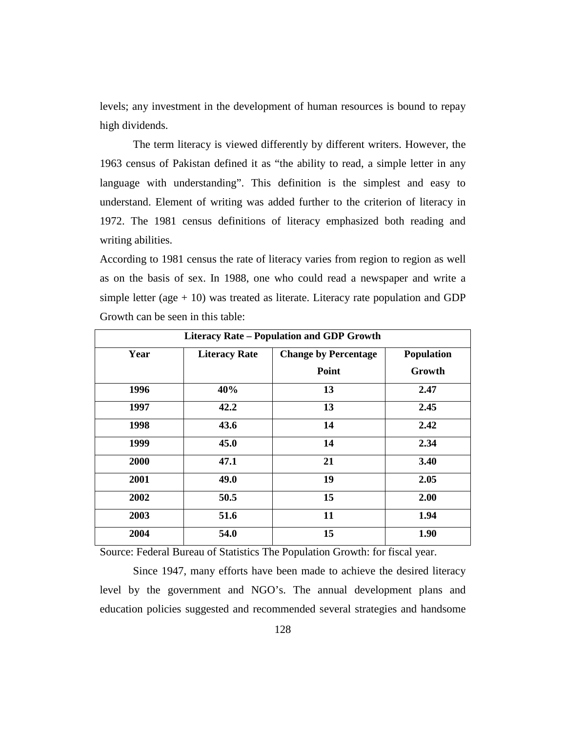levels; any investment in the development of human resources is bound to repay high dividends.

The term literacy is viewed differently by different writers. However, the 1963 census of Pakistan defined it as "the ability to read, a simple letter in any language with understanding". This definition is the simplest and easy to understand. Element of writing was added further to the criterion of literacy in 1972. The 1981 census definitions of literacy emphasized both reading and writing abilities.

According to 1981 census the rate of literacy varies from region to region as well as on the basis of sex. In 1988, one who could read a newspaper and write a simple letter (age + 10) was treated as literate. Literacy rate population and GDP Growth can be seen in this table:

| **Literacy Rate – Population and GDP Growth** | | | |
|---|---|---|---|
| **Year** | **Literacy Rate** | **Change by Percentage Point** | **Population Growth** |
| **1996** | **40%** | **13** | **2.47** |
| **1997** | **42.2** | **13** | **2.45** |
| **1998** | **43.6** | **14** | **2.42** |
| **1999** | **45.0** | **14** | **2.34** |
| **2000** | **47.1** | **21** | **3.40** |
| **2001** | **49.0** | **19** | **2.05** |
| **2002** | **50.5** | **15** | **2.00** |
| **2003** | **51.6** | **11** | **1.94** |
| **2004** | **54.0** | **15** | **1.90** |

Source: Federal Bureau of Statistics The Population Growth: for fiscal year.

Since 1947, many efforts have been made to achieve the desired literacy level by the government and NGO's. The annual development plans and education policies suggested and recommended several strategies and handsome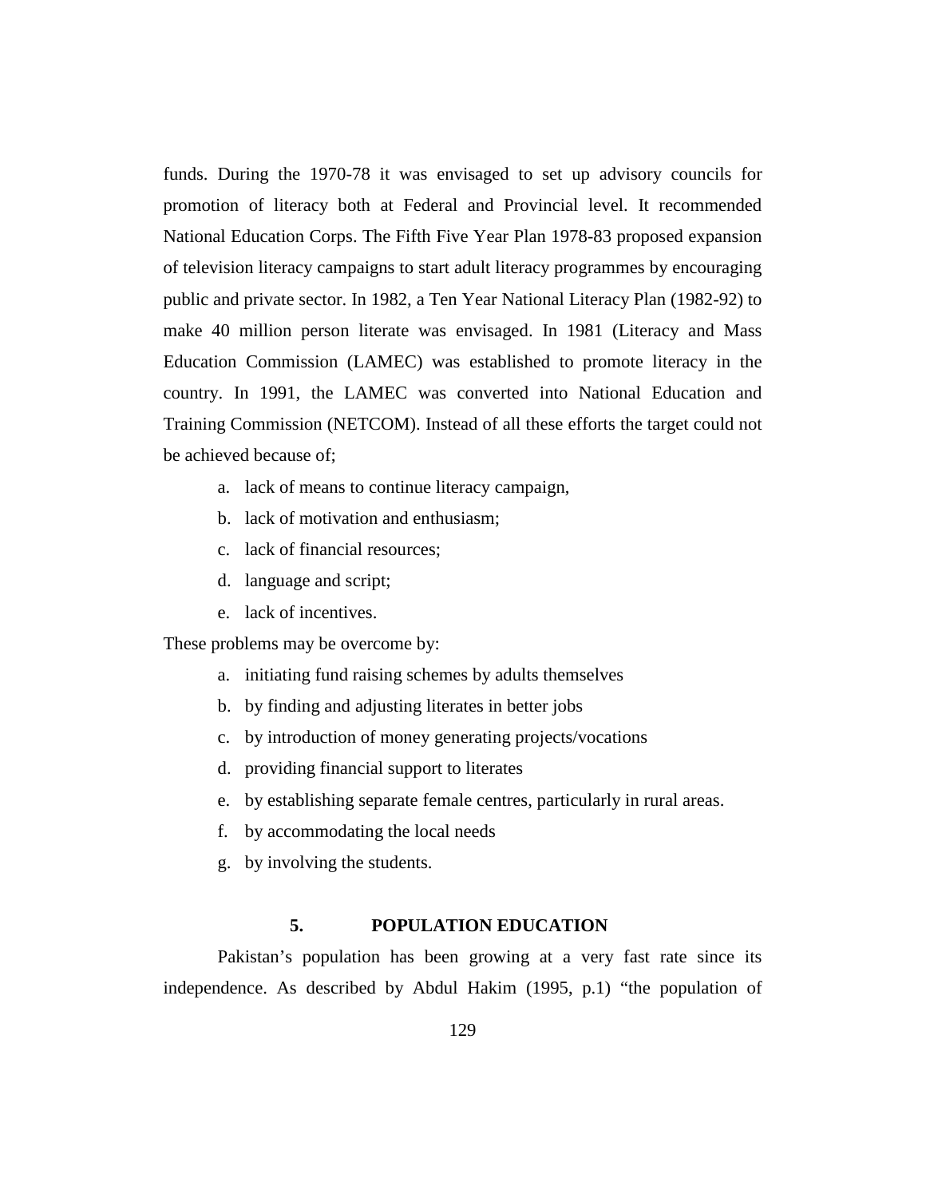funds. During the 1970-78 it was envisaged to set up advisory councils for promotion of literacy both at Federal and Provincial level. It recommended National Education Corps. The Fifth Five Year Plan 1978-83 proposed expansion of television literacy campaigns to start adult literacy programmes by encouraging public and private sector. In 1982, a Ten Year National Literacy Plan (1982-92) to make 40 million person literate was envisaged. In 1981 (Literacy and Mass Education Commission (LAMEC) was established to promote literacy in the country. In 1991, the LAMEC was converted into National Education and Training Commission (NETCOM). Instead of all these efforts the target could not be achieved because of;

a. lack of means to continue literacy campaign,
b. lack of motivation and enthusiasm;
c. lack of financial resources;
d. language and script;
e. lack of incentives.

These problems may be overcome by:

a. initiating fund raising schemes by adults themselves
b. by finding and adjusting literates in better jobs
c. by introduction of money generating projects/vocations
d. providing financial support to literates
e. by establishing separate female centres, particularly in rural areas.
f. by accommodating the local needs
g. by involving the students.

## 5. POPULATION EDUCATION

Pakistan's population has been growing at a very fast rate since its independence. As described by Abdul Hakim (1995, p.1) "the population of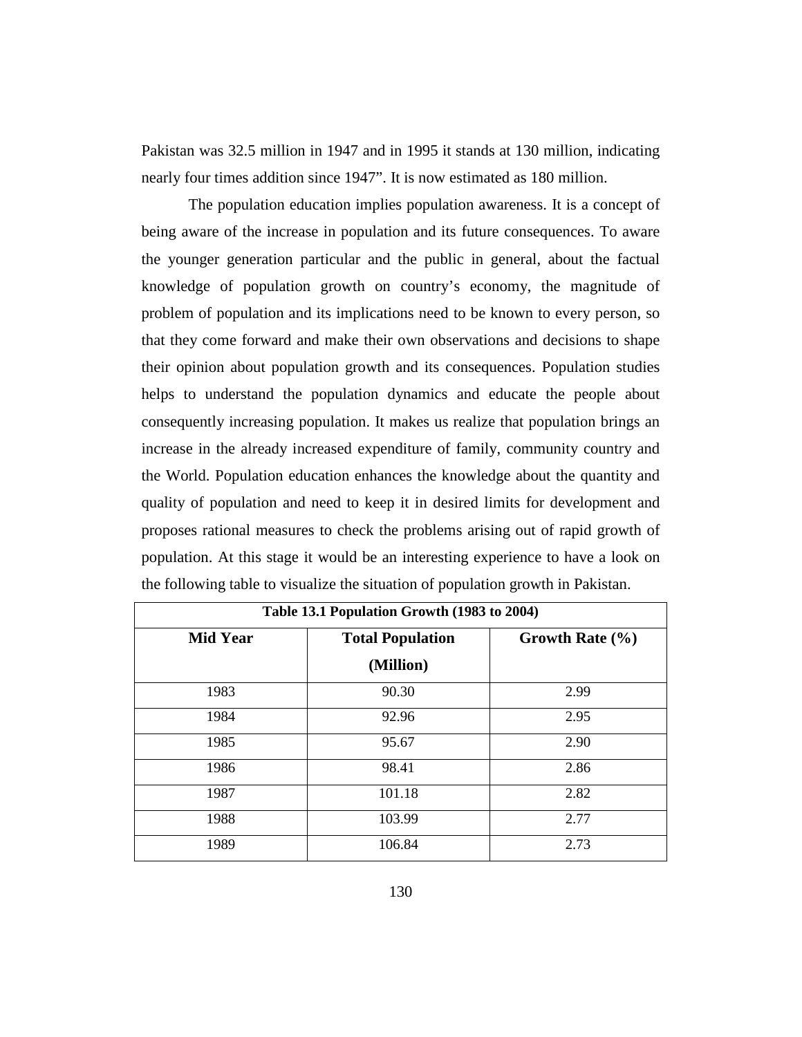Pakistan was 32.5 million in 1947 and in 1995 it stands at 130 million, indicating nearly four times addition since 1947". It is now estimated as 180 million.

The population education implies population awareness. It is a concept of being aware of the increase in population and its future consequences. To aware the younger generation particular and the public in general, about the factual knowledge of population growth on country's economy, the magnitude of problem of population and its implications need to be known to every person, so that they come forward and make their own observations and decisions to shape their opinion about population growth and its consequences. Population studies helps to understand the population dynamics and educate the people about consequently increasing population. It makes us realize that population brings an increase in the already increased expenditure of family, community country and the World. Population education enhances the knowledge about the quantity and quality of population and need to keep it in desired limits for development and proposes rational measures to check the problems arising out of rapid growth of population. At this stage it would be an interesting experience to have a look on the following table to visualize the situation of population growth in Pakistan.

**Table 13.1 Population Growth (1983 to 2004)**

| Mid Year | Total Population (Million) | Growth Rate (%) |
|---|---|---|
| 1983 | 90.30 | 2.99 |
| 1984 | 92.96 | 2.95 |
| 1985 | 95.67 | 2.90 |
| 1986 | 98.41 | 2.86 |
| 1987 | 101.18 | 2.82 |
| 1988 | 103.99 | 2.77 |
| 1989 | 106.84 | 2.73 |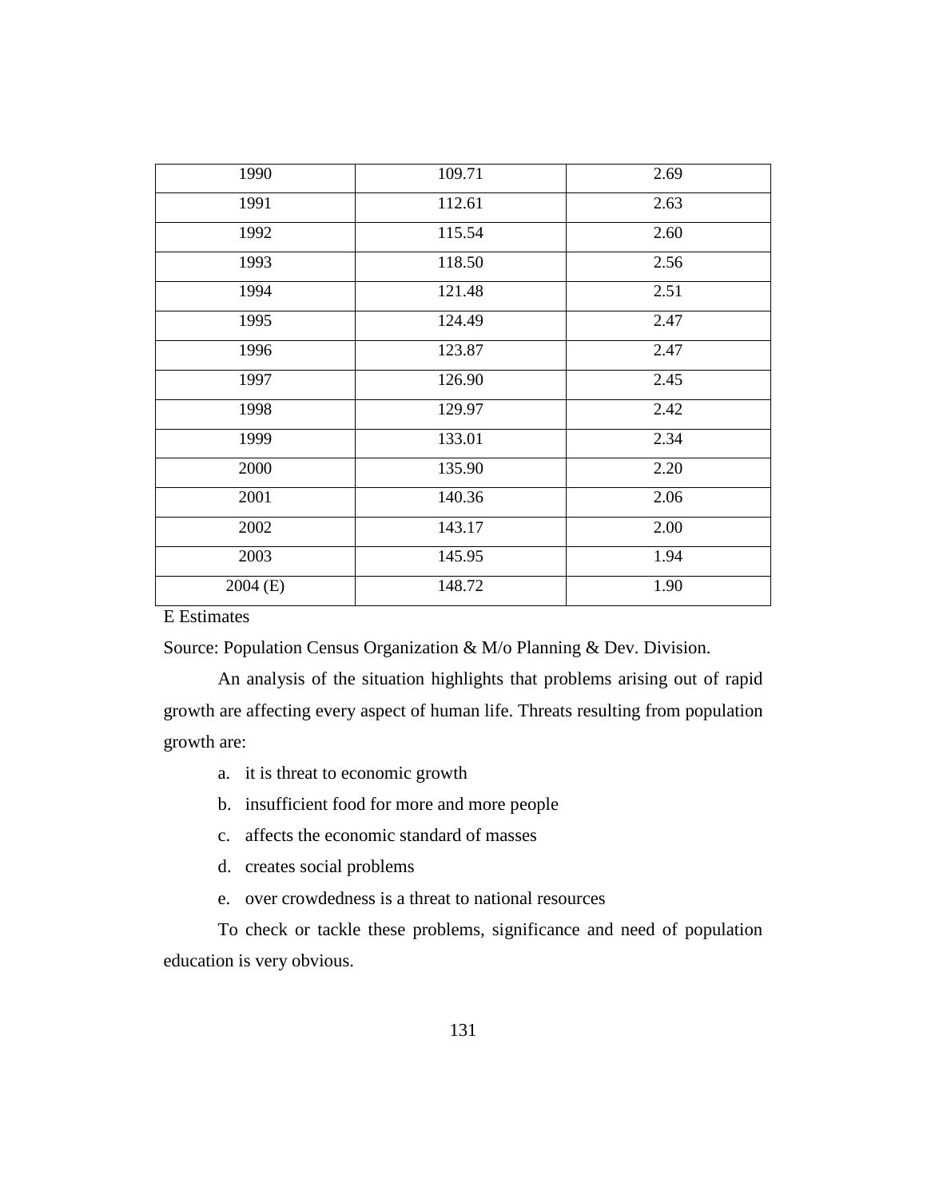| 1990 | 109.71 | 2.69 |
|---|---|---|
| 1991 | 112.61 | 2.63 |
| 1992 | 115.54 | 2.60 |
| 1993 | 118.50 | 2.56 |
| 1994 | 121.48 | 2.51 |
| 1995 | 124.49 | 2.47 |
| 1996 | 123.87 | 2.47 |
| 1997 | 126.90 | 2.45 |
| 1998 | 129.97 | 2.42 |
| 1999 | 133.01 | 2.34 |
| 2000 | 135.90 | 2.20 |
| 2001 | 140.36 | 2.06 |
| 2002 | 143.17 | 2.00 |
| 2003 | 145.95 | 1.94 |
| 2004 (E) | 148.72 | 1.90 |

E Estimates

Source: Population Census Organization & M/o Planning & Dev. Division.

An analysis of the situation highlights that problems arising out of rapid growth are affecting every aspect of human life. Threats resulting from population growth are:

a. it is threat to economic growth
b. insufficient food for more and more people
c. affects the economic standard of masses
d. creates social problems
e. over crowdedness is a threat to national resources

To check or tackle these problems, significance and need of population education is very obvious.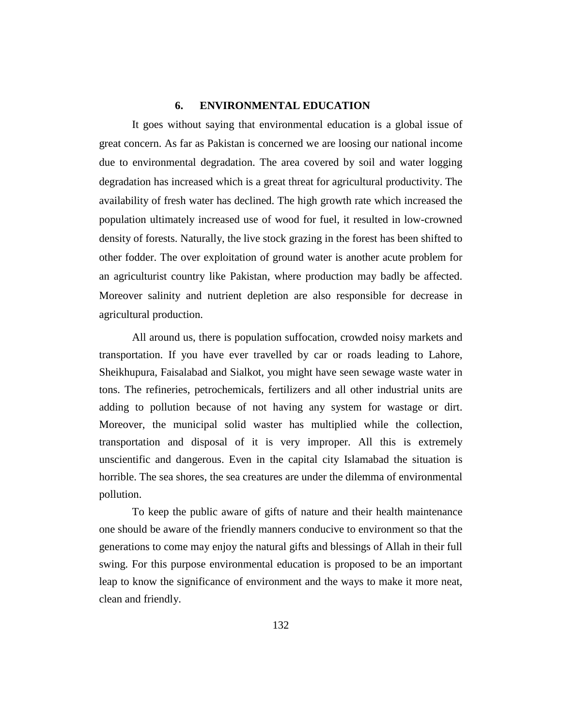## 6. ENVIRONMENTAL EDUCATION

It goes without saying that environmental education is a global issue of great concern. As far as Pakistan is concerned we are loosing our national income due to environmental degradation. The area covered by soil and water logging degradation has increased which is a great threat for agricultural productivity. The availability of fresh water has declined. The high growth rate which increased the population ultimately increased use of wood for fuel, it resulted in low-crowned density of forests. Naturally, the live stock grazing in the forest has been shifted to other fodder. The over exploitation of ground water is another acute problem for an agriculturist country like Pakistan, where production may badly be affected. Moreover salinity and nutrient depletion are also responsible for decrease in agricultural production.

All around us, there is population suffocation, crowded noisy markets and transportation. If you have ever travelled by car or roads leading to Lahore, Sheikhupura, Faisalabad and Sialkot, you might have seen sewage waste water in tons. The refineries, petrochemicals, fertilizers and all other industrial units are adding to pollution because of not having any system for wastage or dirt. Moreover, the municipal solid waster has multiplied while the collection, transportation and disposal of it is very improper. All this is extremely unscientific and dangerous. Even in the capital city Islamabad the situation is horrible. The sea shores, the sea creatures are under the dilemma of environmental pollution.

To keep the public aware of gifts of nature and their health maintenance one should be aware of the friendly manners conducive to environment so that the generations to come may enjoy the natural gifts and blessings of Allah in their full swing. For this purpose environmental education is proposed to be an important leap to know the significance of environment and the ways to make it more neat, clean and friendly.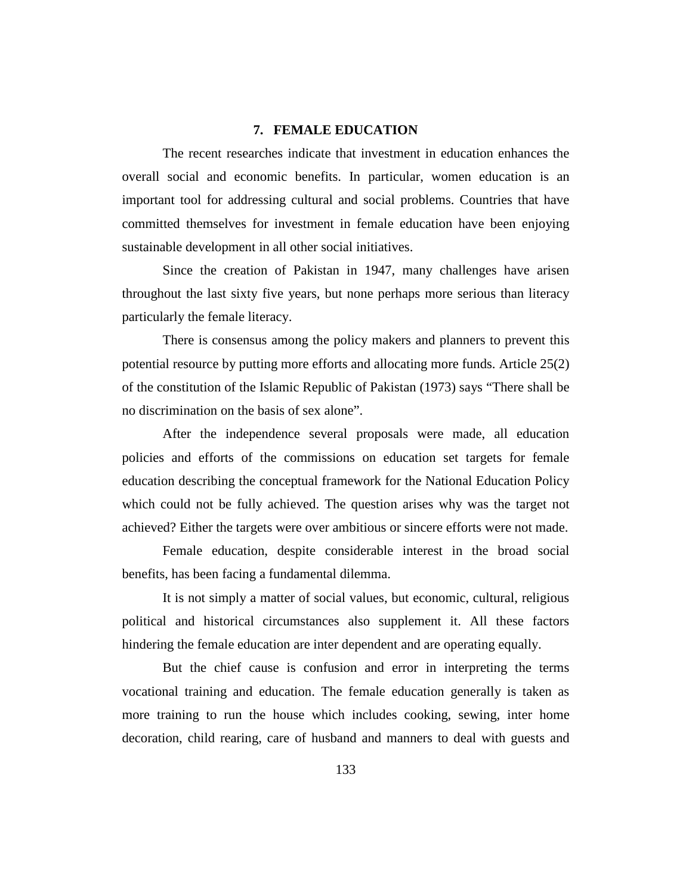## 7. FEMALE EDUCATION

The recent researches indicate that investment in education enhances the overall social and economic benefits. In particular, women education is an important tool for addressing cultural and social problems. Countries that have committed themselves for investment in female education have been enjoying sustainable development in all other social initiatives.

Since the creation of Pakistan in 1947, many challenges have arisen throughout the last sixty five years, but none perhaps more serious than literacy particularly the female literacy.

There is consensus among the policy makers and planners to prevent this potential resource by putting more efforts and allocating more funds. Article 25(2) of the constitution of the Islamic Republic of Pakistan (1973) says "There shall be no discrimination on the basis of sex alone".

After the independence several proposals were made, all education policies and efforts of the commissions on education set targets for female education describing the conceptual framework for the National Education Policy which could not be fully achieved. The question arises why was the target not achieved? Either the targets were over ambitious or sincere efforts were not made.

Female education, despite considerable interest in the broad social benefits, has been facing a fundamental dilemma.

It is not simply a matter of social values, but economic, cultural, religious political and historical circumstances also supplement it. All these factors hindering the female education are inter dependent and are operating equally.

But the chief cause is confusion and error in interpreting the terms vocational training and education. The female education generally is taken as more training to run the house which includes cooking, sewing, inter home decoration, child rearing, care of husband and manners to deal with guests and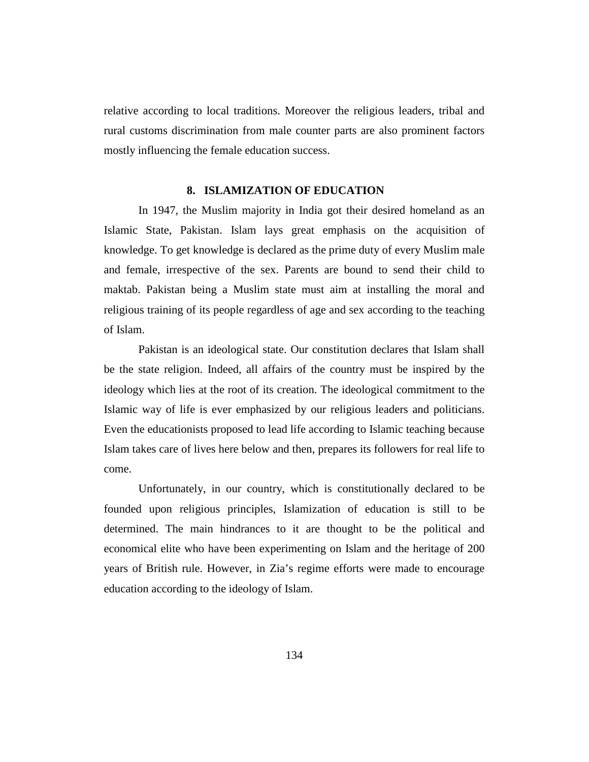relative according to local traditions. Moreover the religious leaders, tribal and rural customs discrimination from male counter parts are also prominent factors mostly influencing the female education success.

## 8. ISLAMIZATION OF EDUCATION

In 1947, the Muslim majority in India got their desired homeland as an Islamic State, Pakistan. Islam lays great emphasis on the acquisition of knowledge. To get knowledge is declared as the prime duty of every Muslim male and female, irrespective of the sex. Parents are bound to send their child to maktab. Pakistan being a Muslim state must aim at installing the moral and religious training of its people regardless of age and sex according to the teaching of Islam.

Pakistan is an ideological state. Our constitution declares that Islam shall be the state religion. Indeed, all affairs of the country must be inspired by the ideology which lies at the root of its creation. The ideological commitment to the Islamic way of life is ever emphasized by our religious leaders and politicians. Even the educationists proposed to lead life according to Islamic teaching because Islam takes care of lives here below and then, prepares its followers for real life to come.

Unfortunately, in our country, which is constitutionally declared to be founded upon religious principles, Islamization of education is still to be determined. The main hindrances to it are thought to be the political and economical elite who have been experimenting on Islam and the heritage of 200 years of British rule. However, in Zia's regime efforts were made to encourage education according to the ideology of Islam.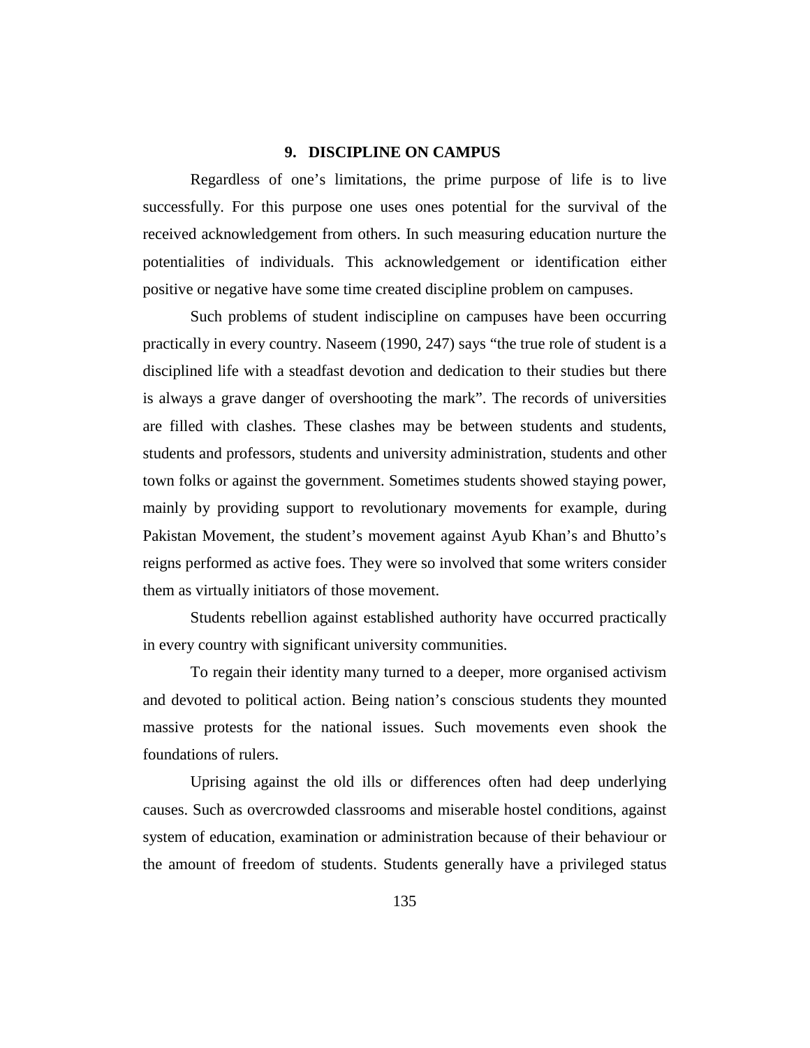## 9. DISCIPLINE ON CAMPUS

Regardless of one's limitations, the prime purpose of life is to live successfully. For this purpose one uses ones potential for the survival of the received acknowledgement from others. In such measuring education nurture the potentialities of individuals. This acknowledgement or identification either positive or negative have some time created discipline problem on campuses.

Such problems of student indiscipline on campuses have been occurring practically in every country. Naseem (1990, 247) says "the true role of student is a disciplined life with a steadfast devotion and dedication to their studies but there is always a grave danger of overshooting the mark". The records of universities are filled with clashes. These clashes may be between students and students, students and professors, students and university administration, students and other town folks or against the government. Sometimes students showed staying power, mainly by providing support to revolutionary movements for example, during Pakistan Movement, the student's movement against Ayub Khan's and Bhutto's reigns performed as active foes. They were so involved that some writers consider them as virtually initiators of those movement.

Students rebellion against established authority have occurred practically in every country with significant university communities.

To regain their identity many turned to a deeper, more organised activism and devoted to political action. Being nation's conscious students they mounted massive protests for the national issues. Such movements even shook the foundations of rulers.

Uprising against the old ills or differences often had deep underlying causes. Such as overcrowded classrooms and miserable hostel conditions, against system of education, examination or administration because of their behaviour or the amount of freedom of students. Students generally have a privileged status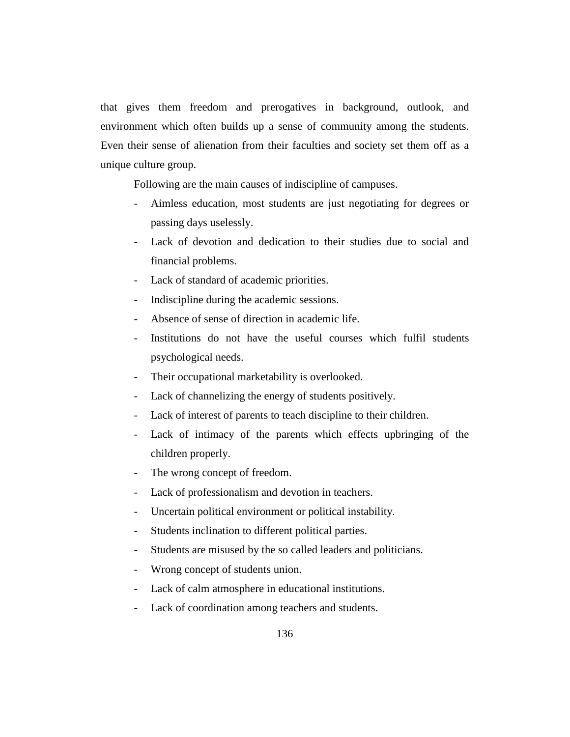that gives them freedom and prerogatives in background, outlook, and environment which often builds up a sense of community among the students. Even their sense of alienation from their faculties and society set them off as a unique culture group.

Following are the main causes of indiscipline of campuses.

- Aimless education, most students are just negotiating for degrees or passing days uselessly.
- Lack of devotion and dedication to their studies due to social and financial problems.
- Lack of standard of academic priorities.
- Indiscipline during the academic sessions.
- Absence of sense of direction in academic life.
- Institutions do not have the useful courses which fulfil students psychological needs.
- Their occupational marketability is overlooked.
- Lack of channelizing the energy of students positively.
- Lack of interest of parents to teach discipline to their children.
- Lack of intimacy of the parents which effects upbringing of the children properly.
- The wrong concept of freedom.
- Lack of professionalism and devotion in teachers.
- Uncertain political environment or political instability.
- Students inclination to different political parties.
- Students are misused by the so called leaders and politicians.
- Wrong concept of students union.
- Lack of calm atmosphere in educational institutions.
- Lack of coordination among teachers and students.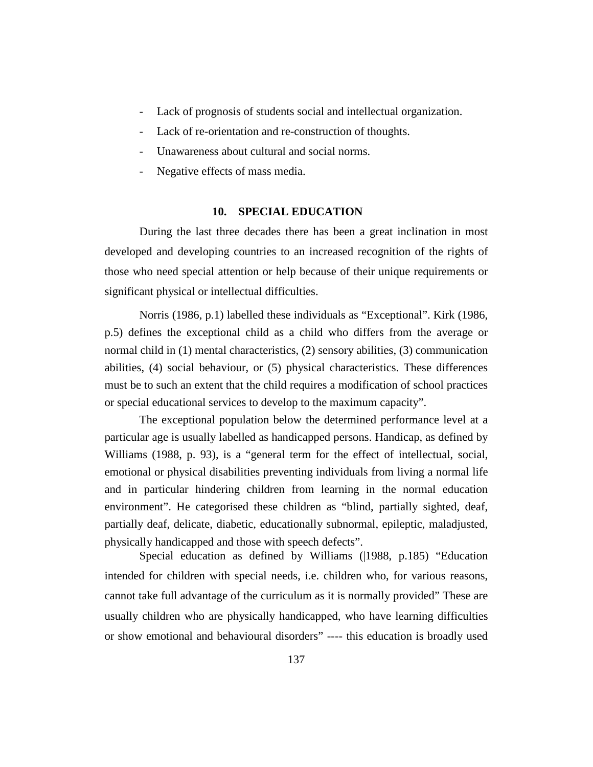- Lack of prognosis of students social and intellectual organization.
- Lack of re-orientation and re-construction of thoughts.
- Unawareness about cultural and social norms.
- Negative effects of mass media.

## 10. SPECIAL EDUCATION

During the last three decades there has been a great inclination in most developed and developing countries to an increased recognition of the rights of those who need special attention or help because of their unique requirements or significant physical or intellectual difficulties.

Norris (1986, p.1) labelled these individuals as "Exceptional". Kirk (1986, p.5) defines the exceptional child as a child who differs from the average or normal child in (1) mental characteristics, (2) sensory abilities, (3) communication abilities, (4) social behaviour, or (5) physical characteristics. These differences must be to such an extent that the child requires a modification of school practices or special educational services to develop to the maximum capacity".

The exceptional population below the determined performance level at a particular age is usually labelled as handicapped persons. Handicap, as defined by Williams (1988, p. 93), is a "general term for the effect of intellectual, social, emotional or physical disabilities preventing individuals from living a normal life and in particular hindering children from learning in the normal education environment". He categorised these children as "blind, partially sighted, deaf, partially deaf, delicate, diabetic, educationally subnormal, epileptic, maladjusted, physically handicapped and those with speech defects".

Special education as defined by Williams (|1988, p.185) "Education intended for children with special needs, i.e. children who, for various reasons, cannot take full advantage of the curriculum as it is normally provided" These are usually children who are physically handicapped, who have learning difficulties or show emotional and behavioural disorders" ---- this education is broadly used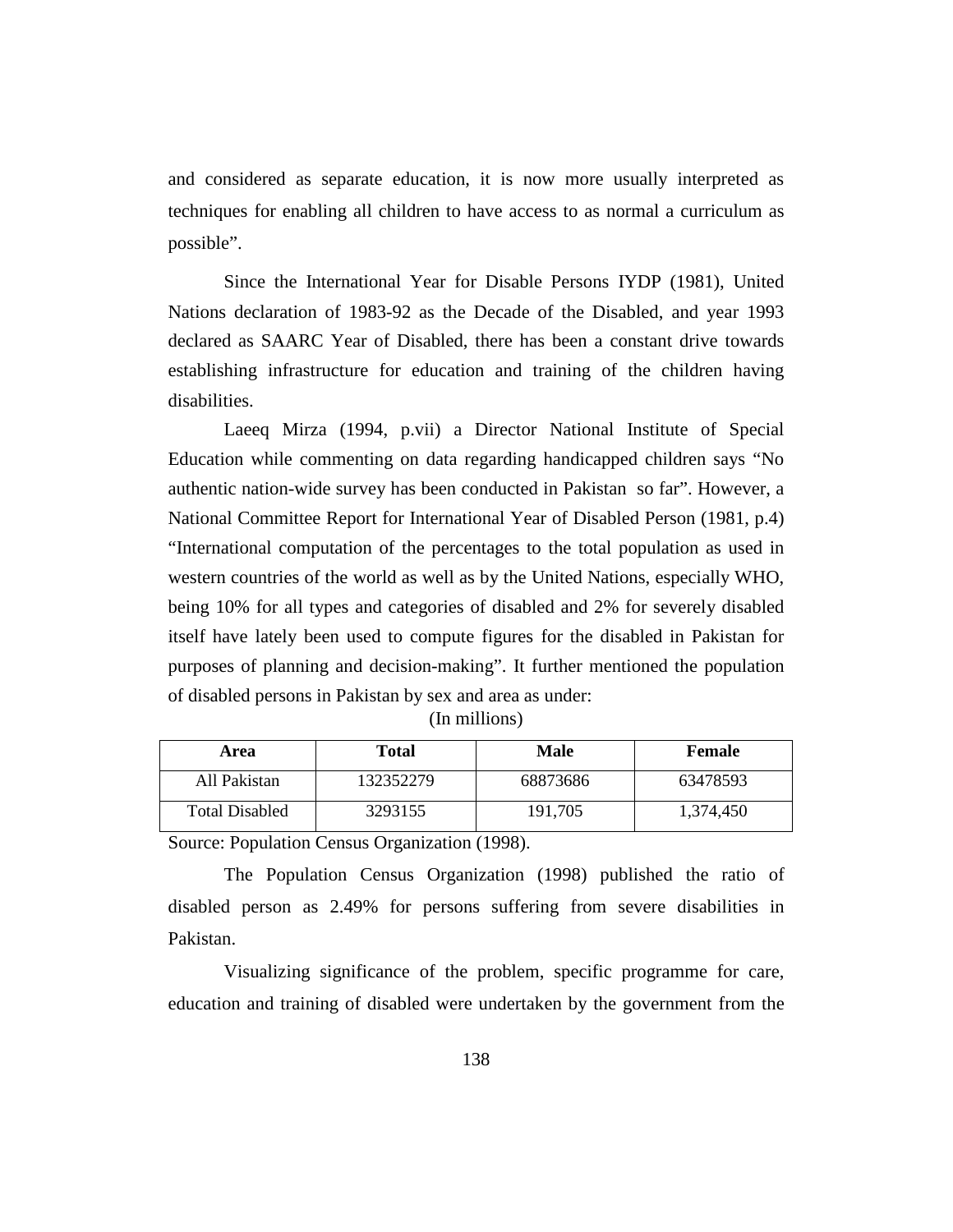and considered as separate education, it is now more usually interpreted as techniques for enabling all children to have access to as normal a curriculum as possible".

Since the International Year for Disable Persons IYDP (1981), United Nations declaration of 1983-92 as the Decade of the Disabled, and year 1993 declared as SAARC Year of Disabled, there has been a constant drive towards establishing infrastructure for education and training of the children having disabilities.

Laeeq Mirza (1994, p.vii) a Director National Institute of Special Education while commenting on data regarding handicapped children says "No authentic nation-wide survey has been conducted in Pakistan so far". However, a National Committee Report for International Year of Disabled Person (1981, p.4) "International computation of the percentages to the total population as used in western countries of the world as well as by the United Nations, especially WHO, being 10% for all types and categories of disabled and 2% for severely disabled itself have lately been used to compute figures for the disabled in Pakistan for purposes of planning and decision-making". It further mentioned the population of disabled persons in Pakistan by sex and area as under:

(In millions)

| Area | Total | Male | Female |
|---|---|---|---|
| All Pakistan | 132352279 | 68873686 | 63478593 |
| Total Disabled | 3293155 | 191,705 | 1,374,450 |

Source: Population Census Organization (1998).

The Population Census Organization (1998) published the ratio of disabled person as 2.49% for persons suffering from severe disabilities in Pakistan.

Visualizing significance of the problem, specific programme for care, education and training of disabled were undertaken by the government from the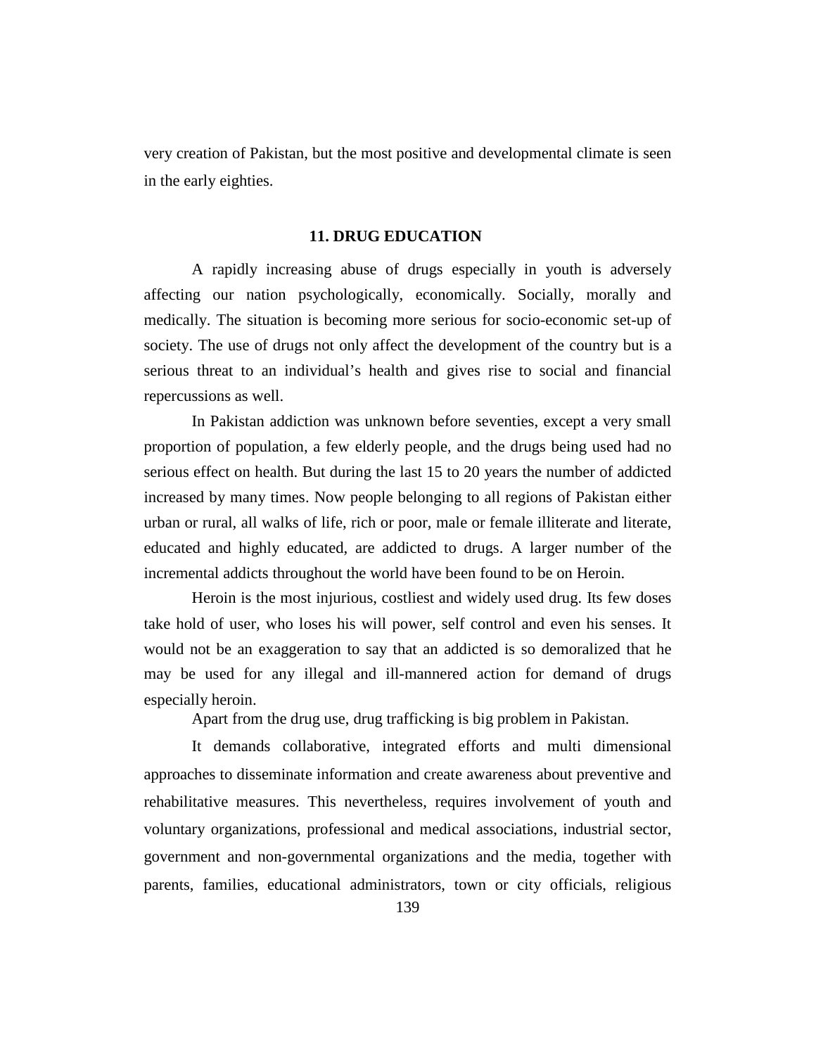very creation of Pakistan, but the most positive and developmental climate is seen in the early eighties.

## 11. DRUG EDUCATION

A rapidly increasing abuse of drugs especially in youth is adversely affecting our nation psychologically, economically. Socially, morally and medically. The situation is becoming more serious for socio-economic set-up of society. The use of drugs not only affect the development of the country but is a serious threat to an individual's health and gives rise to social and financial repercussions as well.

In Pakistan addiction was unknown before seventies, except a very small proportion of population, a few elderly people, and the drugs being used had no serious effect on health. But during the last 15 to 20 years the number of addicted increased by many times. Now people belonging to all regions of Pakistan either urban or rural, all walks of life, rich or poor, male or female illiterate and literate, educated and highly educated, are addicted to drugs. A larger number of the incremental addicts throughout the world have been found to be on Heroin.

Heroin is the most injurious, costliest and widely used drug. Its few doses take hold of user, who loses his will power, self control and even his senses. It would not be an exaggeration to say that an addicted is so demoralized that he may be used for any illegal and ill-mannered action for demand of drugs especially heroin.

Apart from the drug use, drug trafficking is big problem in Pakistan.

It demands collaborative, integrated efforts and multi dimensional approaches to disseminate information and create awareness about preventive and rehabilitative measures. This nevertheless, requires involvement of youth and voluntary organizations, professional and medical associations, industrial sector, government and non-governmental organizations and the media, together with parents, families, educational administrators, town or city officials, religious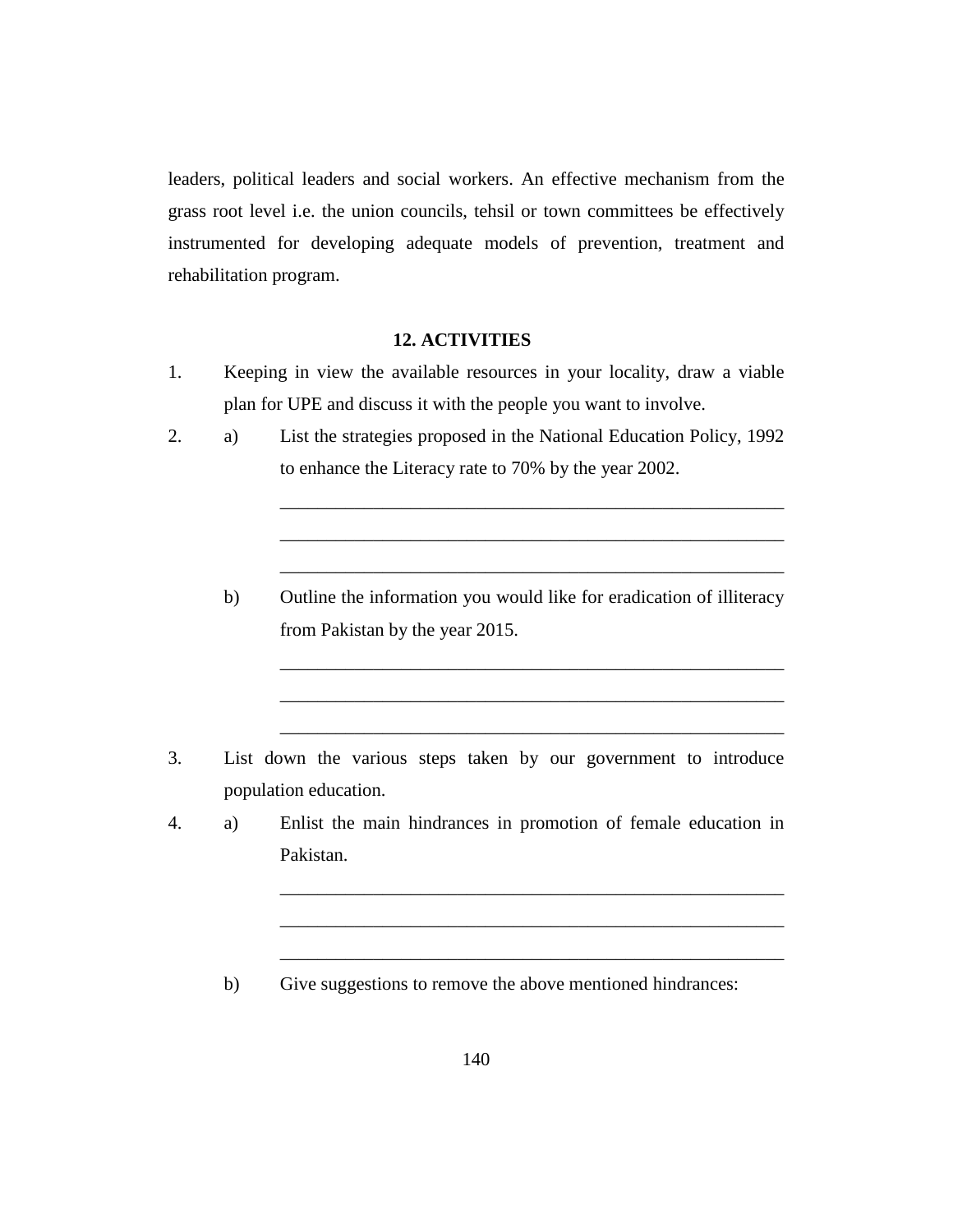leaders, political leaders and social workers. An effective mechanism from the grass root level i.e. the union councils, tehsil or town committees be effectively instrumented for developing adequate models of prevention, treatment and rehabilitation program.

## 12. ACTIVITIES

1. Keeping in view the available resources in your locality, draw a viable plan for UPE and discuss it with the people you want to involve.

2. a) List the strategies proposed in the National Education Policy, 1992 to enhance the Literacy rate to 70% by the year 2002.

   _______________________________________________________

   _______________________________________________________

   _______________________________________________________

   b) Outline the information you would like for eradication of illiteracy from Pakistan by the year 2015.

   _______________________________________________________

   _______________________________________________________

   _______________________________________________________

3. List down the various steps taken by our government to introduce population education.

4. a) Enlist the main hindrances in promotion of female education in Pakistan.

   _______________________________________________________

   _______________________________________________________

   _______________________________________________________

   b) Give suggestions to remove the above mentioned hindrances: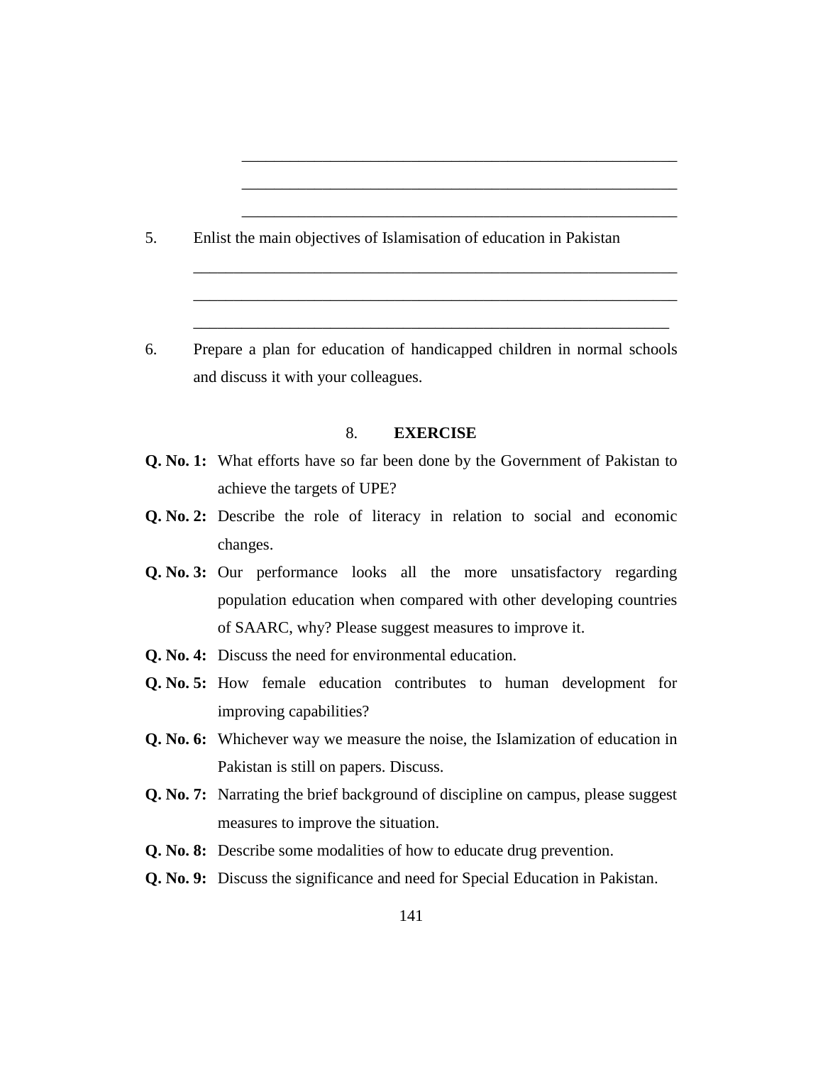\_\_\_\_\_\_\_\_\_\_\_\_\_\_\_\_\_\_\_\_\_\_\_\_\_\_\_\_\_\_\_\_\_\_\_\_\_\_\_\_\_\_\_\_\_\_\_\_\_\_\_\_\_\_

\_\_\_\_\_\_\_\_\_\_\_\_\_\_\_\_\_\_\_\_\_\_\_\_\_\_\_\_\_\_\_\_\_\_\_\_\_\_\_\_\_\_\_\_\_\_\_\_\_\_\_\_\_\_

\_\_\_\_\_\_\_\_\_\_\_\_\_\_\_\_\_\_\_\_\_\_\_\_\_\_\_\_\_\_\_\_\_\_\_\_\_\_\_\_\_\_\_\_\_\_\_\_\_\_\_\_\_\_

5. Enlist the main objectives of Islamisation of education in Pakistan

   \_\_\_\_\_\_\_\_\_\_\_\_\_\_\_\_\_\_\_\_\_\_\_\_\_\_\_\_\_\_\_\_\_\_\_\_\_\_\_\_\_\_\_\_\_\_\_\_\_\_\_\_\_\_

   \_\_\_\_\_\_\_\_\_\_\_\_\_\_\_\_\_\_\_\_\_\_\_\_\_\_\_\_\_\_\_\_\_\_\_\_\_\_\_\_\_\_\_\_\_\_\_\_\_\_\_\_\_\_

   \_\_\_\_\_\_\_\_\_\_\_\_\_\_\_\_\_\_\_\_\_\_\_\_\_\_\_\_\_\_\_\_\_\_\_\_\_\_\_\_\_\_\_\_\_\_\_\_\_\_\_\_\_\_

6. Prepare a plan for education of handicapped children in normal schools and discuss it with your colleagues.

## 8. EXERCISE

**Q. No. 1:** What efforts have so far been done by the Government of Pakistan to achieve the targets of UPE?

**Q. No. 2:** Describe the role of literacy in relation to social and economic changes.

**Q. No. 3:** Our performance looks all the more unsatisfactory regarding population education when compared with other developing countries of SAARC, why? Please suggest measures to improve it.

**Q. No. 4:** Discuss the need for environmental education.

**Q. No. 5:** How female education contributes to human development for improving capabilities?

**Q. No. 6:** Whichever way we measure the noise, the Islamization of education in Pakistan is still on papers. Discuss.

**Q. No. 7:** Narrating the brief background of discipline on campus, please suggest measures to improve the situation.

**Q. No. 8:** Describe some modalities of how to educate drug prevention.

**Q. No. 9:** Discuss the significance and need for Special Education in Pakistan.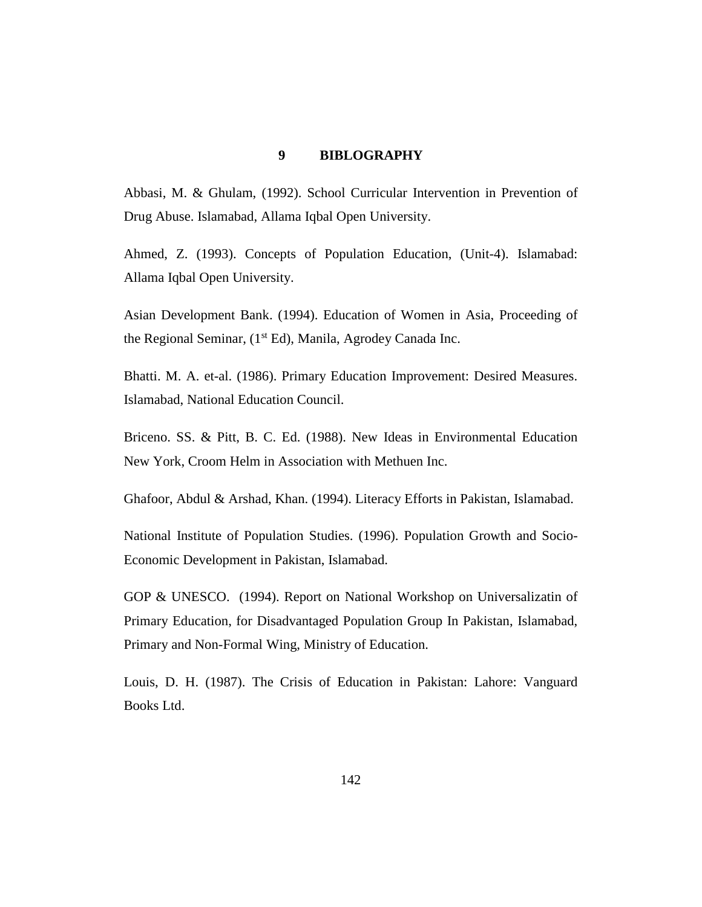# 9 BIBLOGRAPHY

Abbasi, M. & Ghulam, (1992). School Curricular Intervention in Prevention of Drug Abuse. Islamabad, Allama Iqbal Open University.

Ahmed, Z. (1993). Concepts of Population Education, (Unit-4). Islamabad: Allama Iqbal Open University.

Asian Development Bank. (1994). Education of Women in Asia, Proceeding of the Regional Seminar, (1st Ed), Manila, Agrodey Canada Inc.

Bhatti. M. A. et-al. (1986). Primary Education Improvement: Desired Measures. Islamabad, National Education Council.

Briceno. SS. & Pitt, B. C. Ed. (1988). New Ideas in Environmental Education New York, Croom Helm in Association with Methuen Inc.

Ghafoor, Abdul & Arshad, Khan. (1994). Literacy Efforts in Pakistan, Islamabad.

National Institute of Population Studies. (1996). Population Growth and Socio-Economic Development in Pakistan, Islamabad.

GOP & UNESCO. (1994). Report on National Workshop on Universalizatin of Primary Education, for Disadvantaged Population Group In Pakistan, Islamabad, Primary and Non-Formal Wing, Ministry of Education.

Louis, D. H. (1987). The Crisis of Education in Pakistan: Lahore: Vanguard Books Ltd.